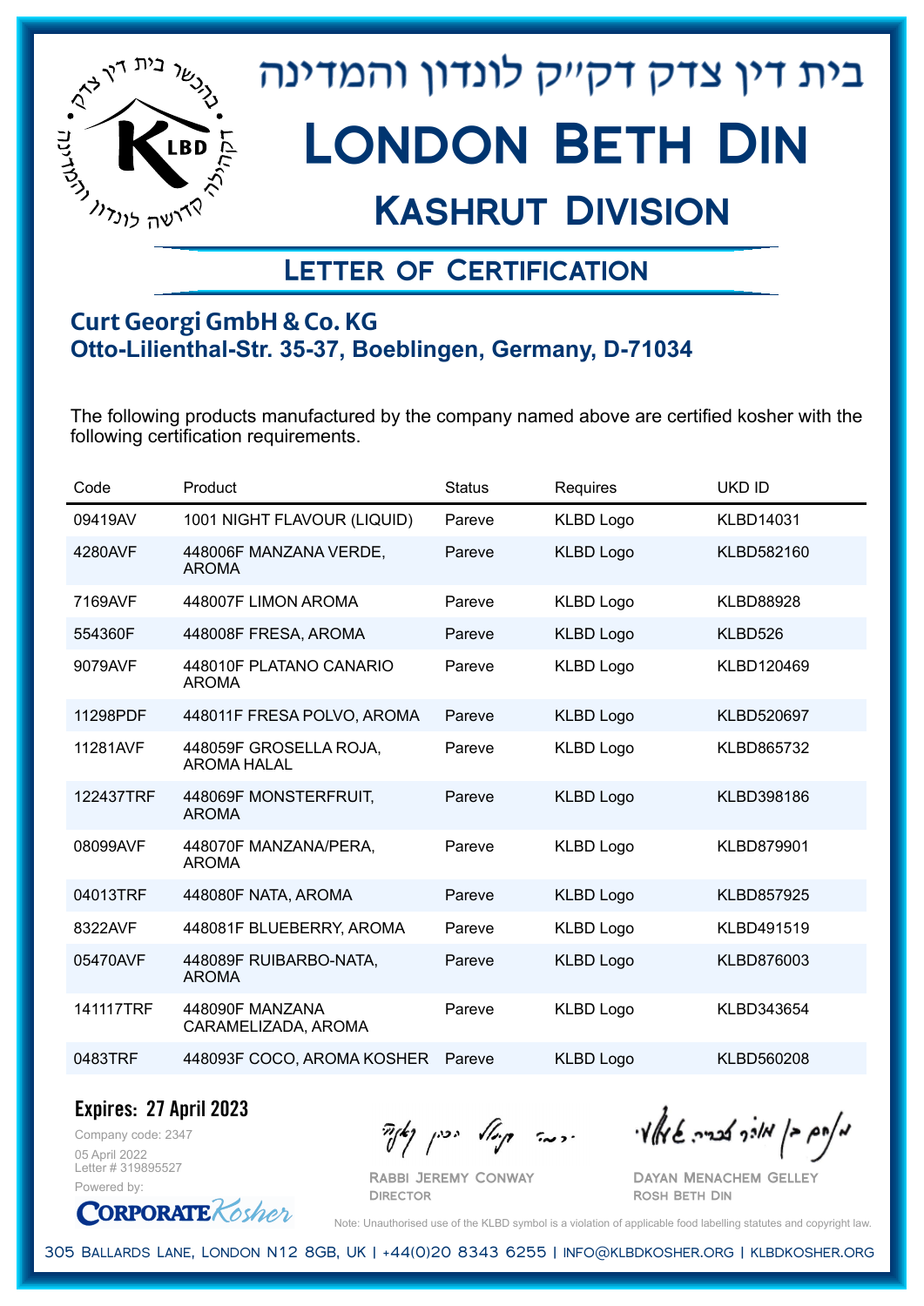# בית דין צדק דקייק לונדון והמדינה

# London Beth Din

## Kashrut Division

### Letter of Certification

**Curt Georgi GmbH & Co. KG**
**Otto-Lilienthal-Str. 35-37, Boeblingen, Germany, D-71034**

The following products manufactured by the company named above are certified kosher with the following certification requirements.

| Code | Product | Status | Requires | UKD ID |
|---|---|---|---|---|
| 09419AV | 1001 NIGHT FLAVOUR (LIQUID) | Pareve | KLBD Logo | KLBD14031 |
| 4280AVF | 448006F MANZANA VERDE, AROMA | Pareve | KLBD Logo | KLBD582160 |
| 7169AVF | 448007F LIMON AROMA | Pareve | KLBD Logo | KLBD88928 |
| 554360F | 448008F FRESA, AROMA | Pareve | KLBD Logo | KLBD526 |
| 9079AVF | 448010F PLATANO CANARIO AROMA | Pareve | KLBD Logo | KLBD120469 |
| 11298PDF | 448011F FRESA POLVO, AROMA | Pareve | KLBD Logo | KLBD520697 |
| 11281AVF | 448059F GROSELLA ROJA, AROMA HALAL | Pareve | KLBD Logo | KLBD865732 |
| 122437TRF | 448069F MONSTERFRUIT, AROMA | Pareve | KLBD Logo | KLBD398186 |
| 08099AVF | 448070F MANZANA/PERA, AROMA | Pareve | KLBD Logo | KLBD879901 |
| 04013TRF | 448080F NATA, AROMA | Pareve | KLBD Logo | KLBD857925 |
| 8322AVF | 448081F BLUEBERRY, AROMA | Pareve | KLBD Logo | KLBD491519 |
| 05470AVF | 448089F RUIBARBO-NATA, AROMA | Pareve | KLBD Logo | KLBD876003 |
| 141117TRF | 448090F MANZANA CARAMELIZADA, AROMA | Pareve | KLBD Logo | KLBD343654 |
| 0483TRF | 448093F COCO, AROMA KOSHER | Pareve | KLBD Logo | KLBD560208 |

**Expires: 27 April 2023**

Company code: 2347
05 April 2022
Letter # 319895527
Powered by: CorporateKosher

Rabbi Jeremy Conway
Director

Dayan Menachem Gelley
Rosh Beth Din

Note: Unauthorised use of the KLBD symbol is a violation of applicable food labelling statutes and copyright law.

305 Ballards Lane, London N12 8GB, UK | +44(0)20 8343 6255 | info@klbdkosher.org | klbdkosher.org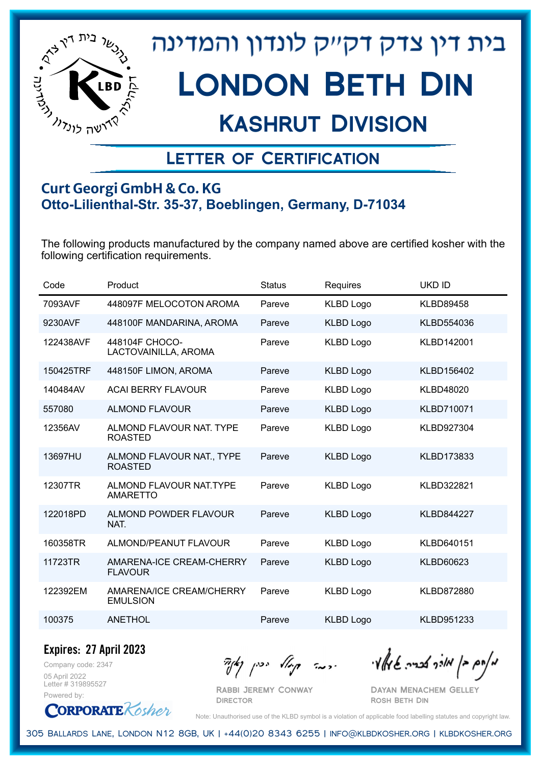בית דין צדק דקי"ק לונדון והמדינה

# London Beth Din

## Kashrut Division

### Letter of Certification

**Curt Georgi GmbH & Co. KG**
**Otto-Lilienthal-Str. 35-37, Boeblingen, Germany, D-71034**

The following products manufactured by the company named above are certified kosher with the following certification requirements.

| Code | Product | Status | Requires | UKD ID |
|---|---|---|---|---|
| 7093AVF | 448097F MELOCOTON AROMA | Pareve | KLBD Logo | KLBD89458 |
| 9230AVF | 448100F MANDARINA, AROMA | Pareve | KLBD Logo | KLBD554036 |
| 122438AVF | 448104F CHOCO-LACTOVAINILLA, AROMA | Pareve | KLBD Logo | KLBD142001 |
| 150425TRF | 448150F LIMON, AROMA | Pareve | KLBD Logo | KLBD156402 |
| 140484AV | ACAI BERRY FLAVOUR | Pareve | KLBD Logo | KLBD48020 |
| 557080 | ALMOND FLAVOUR | Pareve | KLBD Logo | KLBD710071 |
| 12356AV | ALMOND FLAVOUR NAT. TYPE ROASTED | Pareve | KLBD Logo | KLBD927304 |
| 13697HU | ALMOND FLAVOUR NAT., TYPE ROASTED | Pareve | KLBD Logo | KLBD173833 |
| 12307TR | ALMOND FLAVOUR NAT.TYPE AMARETTO | Pareve | KLBD Logo | KLBD322821 |
| 122018PD | ALMOND POWDER FLAVOUR NAT. | Pareve | KLBD Logo | KLBD844227 |
| 160358TR | ALMOND/PEANUT FLAVOUR | Pareve | KLBD Logo | KLBD640151 |
| 11723TR | AMARENA-ICE CREAM-CHERRY FLAVOUR | Pareve | KLBD Logo | KLBD60623 |
| 122392EM | AMARENA/ICE CREAM/CHERRY EMULSION | Pareve | KLBD Logo | KLBD872880 |
| 100375 | ANETHOL | Pareve | KLBD Logo | KLBD951233 |

**Expires: 27 April 2023**

Company code: 2347
05 April 2022
Letter # 319895527
Powered by: CorporateKosher

Rabbi Jeremy Conway
Director

Dayan Menachem Gelley
Rosh Beth Din

Note: Unauthorised use of the KLBD symbol is a violation of applicable food labelling statutes and copyright law.

305 Ballards Lane, London N12 8GB, UK | +44(0)20 8343 6255 | info@klbdkosher.org | klbdkosher.org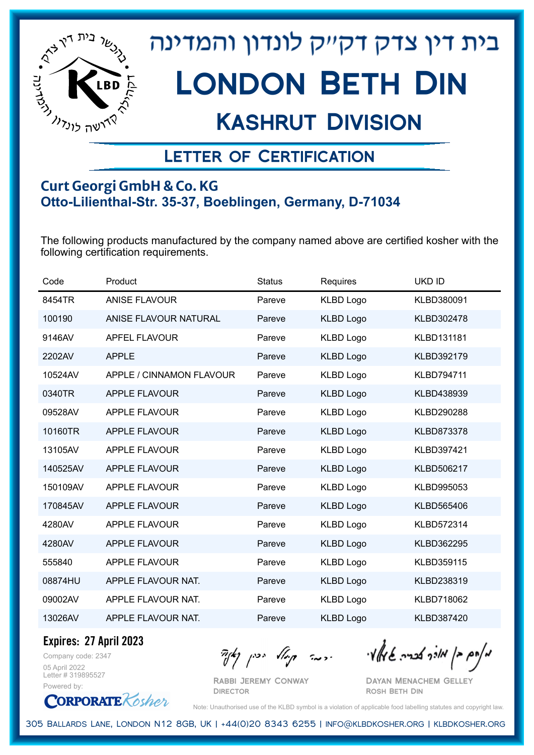בית דין צדק דקי"ק לונדון והמדינה

# London Beth Din

## Kashrut Division

### Letter of Certification

**Curt Georgi GmbH & Co. KG**
**Otto-Lilienthal-Str. 35-37, Boeblingen, Germany, D-71034**

The following products manufactured by the company named above are certified kosher with the following certification requirements.

| Code | Product | Status | Requires | UKD ID |
|---|---|---|---|---|
| 8454TR | ANISE FLAVOUR | Pareve | KLBD Logo | KLBD380091 |
| 100190 | ANISE FLAVOUR NATURAL | Pareve | KLBD Logo | KLBD302478 |
| 9146AV | APFEL FLAVOUR | Pareve | KLBD Logo | KLBD131181 |
| 2202AV | APPLE | Pareve | KLBD Logo | KLBD392179 |
| 10524AV | APPLE / CINNAMON FLAVOUR | Pareve | KLBD Logo | KLBD794711 |
| 0340TR | APPLE FLAVOUR | Pareve | KLBD Logo | KLBD438939 |
| 09528AV | APPLE FLAVOUR | Pareve | KLBD Logo | KLBD290288 |
| 10160TR | APPLE FLAVOUR | Pareve | KLBD Logo | KLBD873378 |
| 13105AV | APPLE FLAVOUR | Pareve | KLBD Logo | KLBD397421 |
| 140525AV | APPLE FLAVOUR | Pareve | KLBD Logo | KLBD506217 |
| 150109AV | APPLE FLAVOUR | Pareve | KLBD Logo | KLBD995053 |
| 170845AV | APPLE FLAVOUR | Pareve | KLBD Logo | KLBD565406 |
| 4280AV | APPLE FLAVOUR | Pareve | KLBD Logo | KLBD572314 |
| 4280AV | APPLE FLAVOUR | Pareve | KLBD Logo | KLBD362295 |
| 555840 | APPLE FLAVOUR | Pareve | KLBD Logo | KLBD359115 |
| 08874HU | APPLE FLAVOUR NAT. | Pareve | KLBD Logo | KLBD238319 |
| 09002AV | APPLE FLAVOUR NAT. | Pareve | KLBD Logo | KLBD718062 |
| 13026AV | APPLE FLAVOUR NAT. | Pareve | KLBD Logo | KLBD387420 |

**Expires: 27 April 2023**

Company code: 2347
05 April 2022
Letter # 319895527
Powered by: CorporateKosher

Rabbi Jeremy Conway
Director

Dayan Menachem Gelley
Rosh Beth Din

Note: Unauthorised use of the KLBD symbol is a violation of applicable food labelling statutes and copyright law.

305 Ballards Lane, London N12 8GB, UK | +44(0)20 8343 6255 | info@klbdkosher.org | klbdkosher.org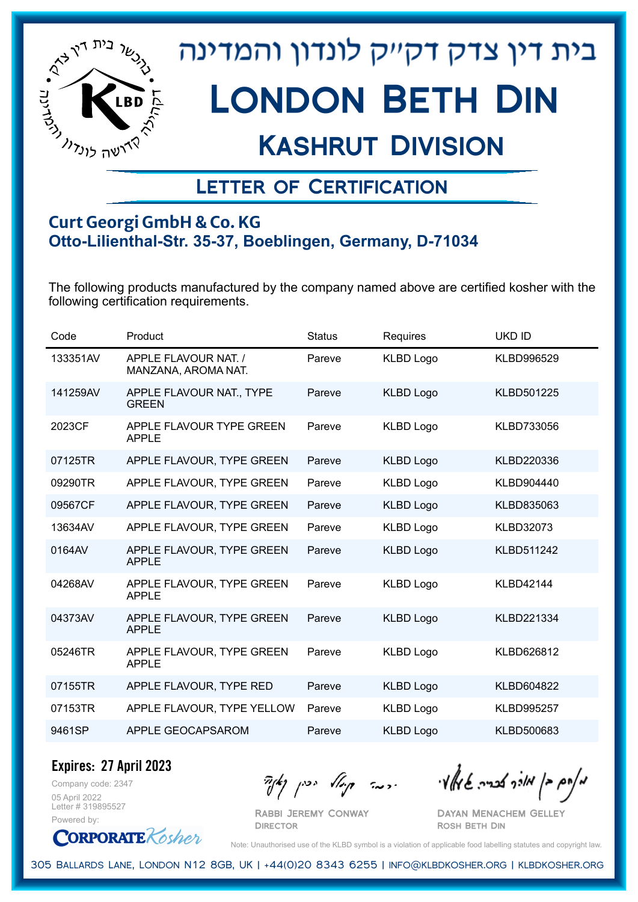# בית דין צדק דק"ק לונדון והמדינה

# London Beth Din

## Kashrut Division

### Letter of Certification

**Curt Georgi GmbH & Co. KG**
**Otto-Lilienthal-Str. 35-37, Boeblingen, Germany, D-71034**

The following products manufactured by the company named above are certified kosher with the following certification requirements.

| Code | Product | Status | Requires | UKD ID |
|---|---|---|---|---|
| 133351AV | APPLE FLAVOUR NAT. / MANZANA, AROMA NAT. | Pareve | KLBD Logo | KLBD996529 |
| 141259AV | APPLE FLAVOUR NAT., TYPE GREEN | Pareve | KLBD Logo | KLBD501225 |
| 2023CF | APPLE FLAVOUR TYPE GREEN APPLE | Pareve | KLBD Logo | KLBD733056 |
| 07125TR | APPLE FLAVOUR, TYPE GREEN | Pareve | KLBD Logo | KLBD220336 |
| 09290TR | APPLE FLAVOUR, TYPE GREEN | Pareve | KLBD Logo | KLBD904440 |
| 09567CF | APPLE FLAVOUR, TYPE GREEN | Pareve | KLBD Logo | KLBD835063 |
| 13634AV | APPLE FLAVOUR, TYPE GREEN | Pareve | KLBD Logo | KLBD32073 |
| 0164AV | APPLE FLAVOUR, TYPE GREEN APPLE | Pareve | KLBD Logo | KLBD511242 |
| 04268AV | APPLE FLAVOUR, TYPE GREEN APPLE | Pareve | KLBD Logo | KLBD42144 |
| 04373AV | APPLE FLAVOUR, TYPE GREEN APPLE | Pareve | KLBD Logo | KLBD221334 |
| 05246TR | APPLE FLAVOUR, TYPE GREEN APPLE | Pareve | KLBD Logo | KLBD626812 |
| 07155TR | APPLE FLAVOUR, TYPE RED | Pareve | KLBD Logo | KLBD604822 |
| 07153TR | APPLE FLAVOUR, TYPE YELLOW | Pareve | KLBD Logo | KLBD995257 |
| 9461SP | APPLE GEOCAPSAROM | Pareve | KLBD Logo | KLBD500683 |

**Expires: 27 April 2023**

Company code: 2347
05 April 2022
Letter # 319895527
Powered by: CorporateKosher

Rabbi Jeremy Conway
Director

Dayan Menachem Gelley
Rosh Beth Din

Note: Unauthorised use of the KLBD symbol is a violation of applicable food labelling statutes and copyright law.

305 Ballards Lane, London N12 8GB, UK | +44(0)20 8343 6255 | info@klbdkosher.org | klbdkosher.org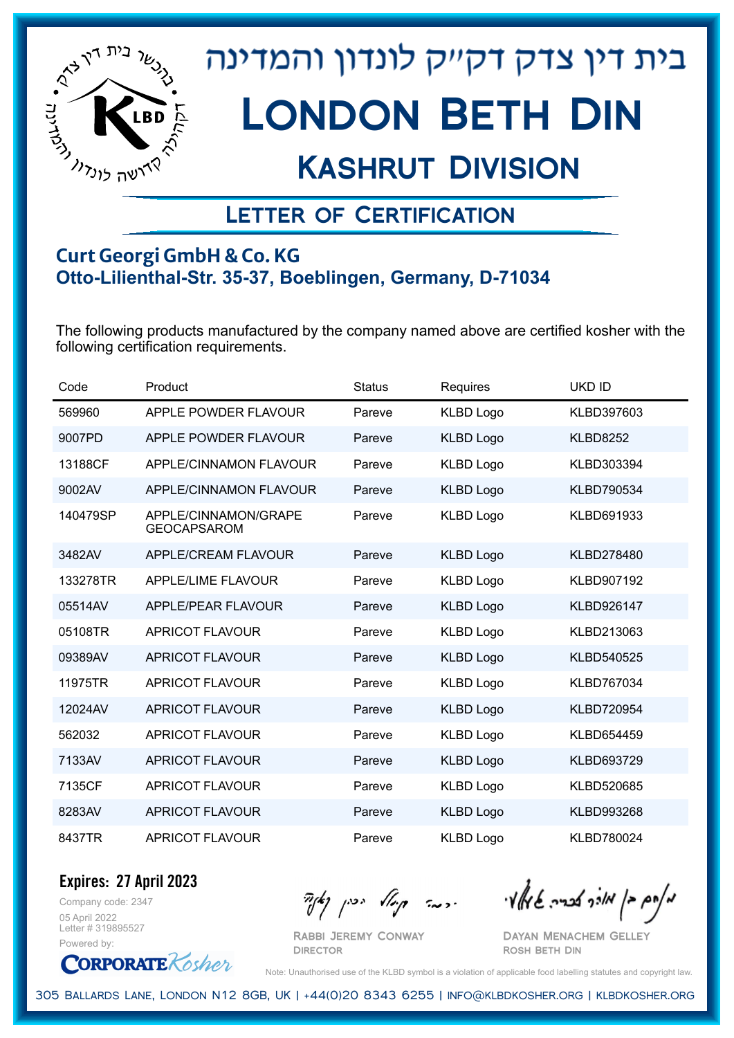# בית דין צדק דק"ק לונדון והמדינה

# London Beth Din

## Kashrut Division

### Letter of Certification

**Curt Georgi GmbH & Co. KG**
**Otto-Lilienthal-Str. 35-37, Boeblingen, Germany, D-71034**

The following products manufactured by the company named above are certified kosher with the following certification requirements.

| Code | Product | Status | Requires | UKD ID |
|---|---|---|---|---|
| 569960 | APPLE POWDER FLAVOUR | Pareve | KLBD Logo | KLBD397603 |
| 9007PD | APPLE POWDER FLAVOUR | Pareve | KLBD Logo | KLBD8252 |
| 13188CF | APPLE/CINNAMON FLAVOUR | Pareve | KLBD Logo | KLBD303394 |
| 9002AV | APPLE/CINNAMON FLAVOUR | Pareve | KLBD Logo | KLBD790534 |
| 140479SP | APPLE/CINNAMON/GRAPE GEOCAPSAROM | Pareve | KLBD Logo | KLBD691933 |
| 3482AV | APPLE/CREAM FLAVOUR | Pareve | KLBD Logo | KLBD278480 |
| 133278TR | APPLE/LIME FLAVOUR | Pareve | KLBD Logo | KLBD907192 |
| 05514AV | APPLE/PEAR FLAVOUR | Pareve | KLBD Logo | KLBD926147 |
| 05108TR | APRICOT FLAVOUR | Pareve | KLBD Logo | KLBD213063 |
| 09389AV | APRICOT FLAVOUR | Pareve | KLBD Logo | KLBD540525 |
| 11975TR | APRICOT FLAVOUR | Pareve | KLBD Logo | KLBD767034 |
| 12024AV | APRICOT FLAVOUR | Pareve | KLBD Logo | KLBD720954 |
| 562032 | APRICOT FLAVOUR | Pareve | KLBD Logo | KLBD654459 |
| 7133AV | APRICOT FLAVOUR | Pareve | KLBD Logo | KLBD693729 |
| 7135CF | APRICOT FLAVOUR | Pareve | KLBD Logo | KLBD520685 |
| 8283AV | APRICOT FLAVOUR | Pareve | KLBD Logo | KLBD993268 |
| 8437TR | APRICOT FLAVOUR | Pareve | KLBD Logo | KLBD780024 |

**Expires: 27 April 2023**

Company code: 2347
05 April 2022
Letter # 319895527
Powered by: CorporateKosher

Rabbi Jeremy Conway
Director

Dayan Menachem Gelley
Rosh Beth Din

Note: Unauthorised use of the KLBD symbol is a violation of applicable food labelling statutes and copyright law.

305 Ballards Lane, London N12 8GB, UK | +44(0)20 8343 6255 | info@klbdkosher.org | klbdkosher.org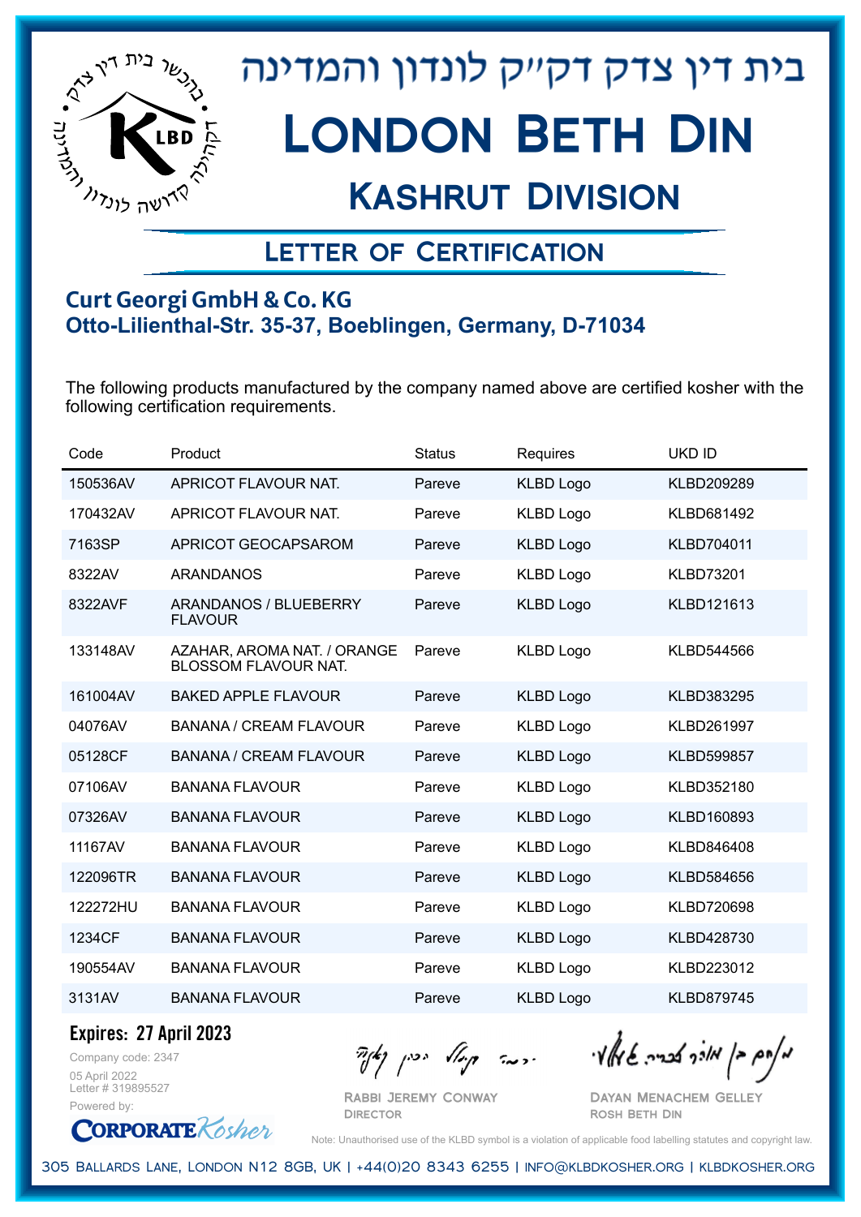# בית דין צדק דקייק לונדון והמדינה

# London Beth Din

## Kashrut Division

### Letter of Certification

**Curt Georgi GmbH & Co. KG**
**Otto-Lilienthal-Str. 35-37, Boeblingen, Germany, D-71034**

The following products manufactured by the company named above are certified kosher with the following certification requirements.

| Code | Product | Status | Requires | UKD ID |
|---|---|---|---|---|
| 150536AV | APRICOT FLAVOUR NAT. | Pareve | KLBD Logo | KLBD209289 |
| 170432AV | APRICOT FLAVOUR NAT. | Pareve | KLBD Logo | KLBD681492 |
| 7163SP | APRICOT GEOCAPSAROM | Pareve | KLBD Logo | KLBD704011 |
| 8322AV | ARANDANOS | Pareve | KLBD Logo | KLBD73201 |
| 8322AVF | ARANDANOS / BLUEBERRY FLAVOUR | Pareve | KLBD Logo | KLBD121613 |
| 133148AV | AZAHAR, AROMA NAT. / ORANGE BLOSSOM FLAVOUR NAT. | Pareve | KLBD Logo | KLBD544566 |
| 161004AV | BAKED APPLE FLAVOUR | Pareve | KLBD Logo | KLBD383295 |
| 04076AV | BANANA / CREAM FLAVOUR | Pareve | KLBD Logo | KLBD261997 |
| 05128CF | BANANA / CREAM FLAVOUR | Pareve | KLBD Logo | KLBD599857 |
| 07106AV | BANANA FLAVOUR | Pareve | KLBD Logo | KLBD352180 |
| 07326AV | BANANA FLAVOUR | Pareve | KLBD Logo | KLBD160893 |
| 11167AV | BANANA FLAVOUR | Pareve | KLBD Logo | KLBD846408 |
| 122096TR | BANANA FLAVOUR | Pareve | KLBD Logo | KLBD584656 |
| 122272HU | BANANA FLAVOUR | Pareve | KLBD Logo | KLBD720698 |
| 1234CF | BANANA FLAVOUR | Pareve | KLBD Logo | KLBD428730 |
| 190554AV | BANANA FLAVOUR | Pareve | KLBD Logo | KLBD223012 |
| 3131AV | BANANA FLAVOUR | Pareve | KLBD Logo | KLBD879745 |

**Expires: 27 April 2023**

Company code: 2347
05 April 2022
Letter # 319895527
Powered by: CorporateKosher

Rabbi Jeremy Conway
Director

Dayan Menachem Gelley
Rosh Beth Din

Note: Unauthorised use of the KLBD symbol is a violation of applicable food labelling statutes and copyright law.

305 Ballards Lane, London N12 8GB, UK | +44(0)20 8343 6255 | info@klbdkosher.org | klbdkosher.org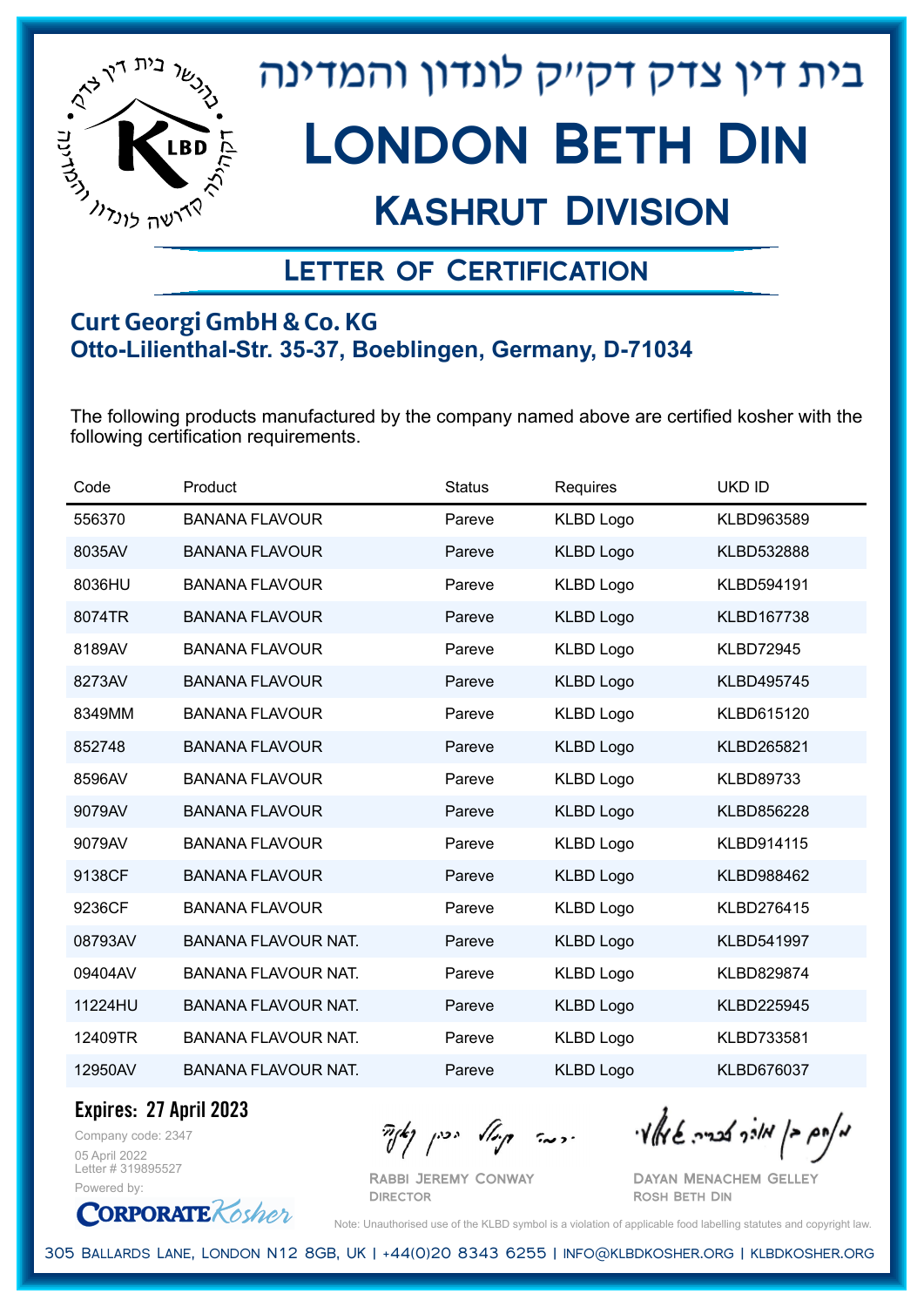בית דין צדק דקי״ק לונדון והמדינה

# London Beth Din

## Kashrut Division

### Letter of Certification

**Curt Georgi GmbH & Co. KG**
**Otto-Lilienthal-Str. 35-37, Boeblingen, Germany, D-71034**

The following products manufactured by the company named above are certified kosher with the following certification requirements.

| Code | Product | Status | Requires | UKD ID |
|---|---|---|---|---|
| 556370 | BANANA FLAVOUR | Pareve | KLBD Logo | KLBD963589 |
| 8035AV | BANANA FLAVOUR | Pareve | KLBD Logo | KLBD532888 |
| 8036HU | BANANA FLAVOUR | Pareve | KLBD Logo | KLBD594191 |
| 8074TR | BANANA FLAVOUR | Pareve | KLBD Logo | KLBD167738 |
| 8189AV | BANANA FLAVOUR | Pareve | KLBD Logo | KLBD72945 |
| 8273AV | BANANA FLAVOUR | Pareve | KLBD Logo | KLBD495745 |
| 8349MM | BANANA FLAVOUR | Pareve | KLBD Logo | KLBD615120 |
| 852748 | BANANA FLAVOUR | Pareve | KLBD Logo | KLBD265821 |
| 8596AV | BANANA FLAVOUR | Pareve | KLBD Logo | KLBD89733 |
| 9079AV | BANANA FLAVOUR | Pareve | KLBD Logo | KLBD856228 |
| 9079AV | BANANA FLAVOUR | Pareve | KLBD Logo | KLBD914115 |
| 9138CF | BANANA FLAVOUR | Pareve | KLBD Logo | KLBD988462 |
| 9236CF | BANANA FLAVOUR | Pareve | KLBD Logo | KLBD276415 |
| 08793AV | BANANA FLAVOUR NAT. | Pareve | KLBD Logo | KLBD541997 |
| 09404AV | BANANA FLAVOUR NAT. | Pareve | KLBD Logo | KLBD829874 |
| 11224HU | BANANA FLAVOUR NAT. | Pareve | KLBD Logo | KLBD225945 |
| 12409TR | BANANA FLAVOUR NAT. | Pareve | KLBD Logo | KLBD733581 |
| 12950AV | BANANA FLAVOUR NAT. | Pareve | KLBD Logo | KLBD676037 |

**Expires: 27 April 2023**

Company code: 2347
05 April 2022
Letter # 319895527
Powered by: CorporateKosher

Rabbi Jeremy Conway
Director

Dayan Menachem Gelley
Rosh Beth Din

Note: Unauthorised use of the KLBD symbol is a violation of applicable food labelling statutes and copyright law.

305 Ballards Lane, London N12 8GB, UK | +44(0)20 8343 6255 | info@klbdkosher.org | klbdkosher.org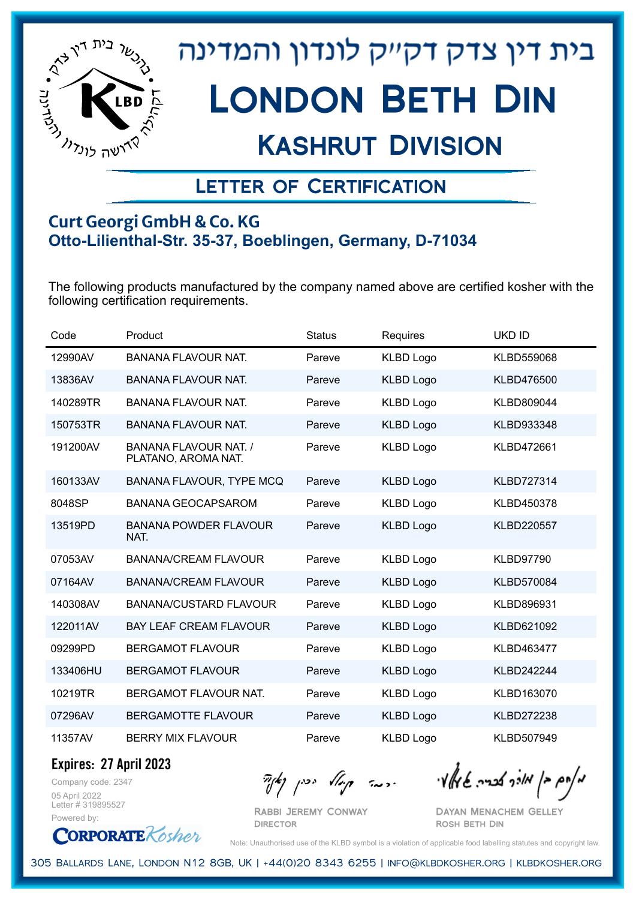# בית דין צדק דקײק לונדון והמדינה

# London Beth Din

## Kashrut Division

### Letter of Certification

**Curt Georgi GmbH & Co. KG**
**Otto-Lilienthal-Str. 35-37, Boeblingen, Germany, D-71034**

The following products manufactured by the company named above are certified kosher with the following certification requirements.

| Code | Product | Status | Requires | UKD ID |
|---|---|---|---|---|
| 12990AV | BANANA FLAVOUR NAT. | Pareve | KLBD Logo | KLBD559068 |
| 13836AV | BANANA FLAVOUR NAT. | Pareve | KLBD Logo | KLBD476500 |
| 140289TR | BANANA FLAVOUR NAT. | Pareve | KLBD Logo | KLBD809044 |
| 150753TR | BANANA FLAVOUR NAT. | Pareve | KLBD Logo | KLBD933348 |
| 191200AV | BANANA FLAVOUR NAT. / PLATANO, AROMA NAT. | Pareve | KLBD Logo | KLBD472661 |
| 160133AV | BANANA FLAVOUR, TYPE MCQ | Pareve | KLBD Logo | KLBD727314 |
| 8048SP | BANANA GEOCAPSAROM | Pareve | KLBD Logo | KLBD450378 |
| 13519PD | BANANA POWDER FLAVOUR NAT. | Pareve | KLBD Logo | KLBD220557 |
| 07053AV | BANANA/CREAM FLAVOUR | Pareve | KLBD Logo | KLBD97790 |
| 07164AV | BANANA/CREAM FLAVOUR | Pareve | KLBD Logo | KLBD570084 |
| 140308AV | BANANA/CUSTARD FLAVOUR | Pareve | KLBD Logo | KLBD896931 |
| 122011AV | BAY LEAF CREAM FLAVOUR | Pareve | KLBD Logo | KLBD621092 |
| 09299PD | BERGAMOT FLAVOUR | Pareve | KLBD Logo | KLBD463477 |
| 133406HU | BERGAMOT FLAVOUR | Pareve | KLBD Logo | KLBD242244 |
| 10219TR | BERGAMOT FLAVOUR NAT. | Pareve | KLBD Logo | KLBD163070 |
| 07296AV | BERGAMOTTE FLAVOUR | Pareve | KLBD Logo | KLBD272238 |
| 11357AV | BERRY MIX FLAVOUR | Pareve | KLBD Logo | KLBD507949 |

**Expires: 27 April 2023**

Company code: 2347
05 April 2022
Letter # 319895527
Powered by: Corporate Kosher

Rabbi Jeremy Conway
Director

Dayan Menachem Gelley
Rosh Beth Din

Note: Unauthorised use of the KLBD symbol is a violation of applicable food labelling statutes and copyright law.

305 Ballards Lane, London N12 8GB, UK | +44(0)20 8343 6255 | info@klbdkosher.org | klbdkosher.org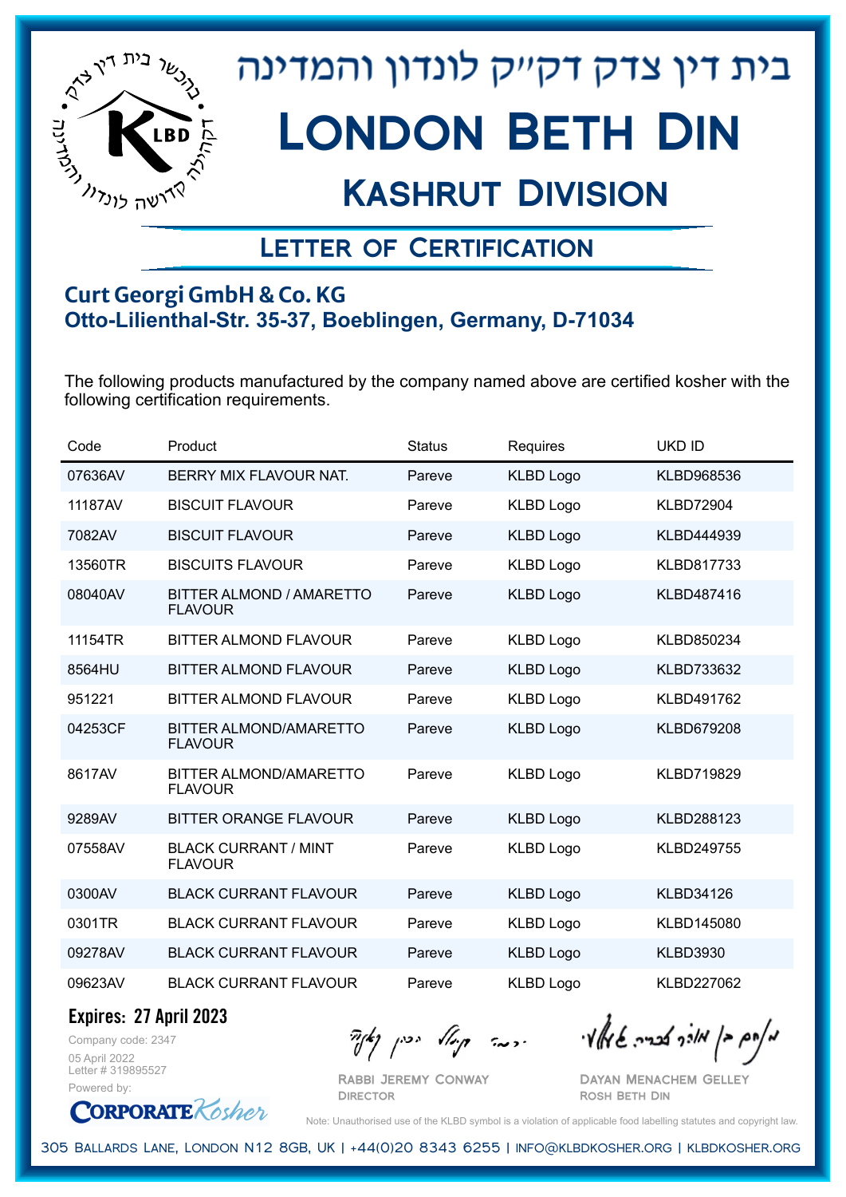# בית דין צדק דקייק לונדון והמדינה

# London Beth Din

## Kashrut Division

### Letter of Certification

**Curt Georgi GmbH & Co. KG**
**Otto-Lilienthal-Str. 35-37, Boeblingen, Germany, D-71034**

The following products manufactured by the company named above are certified kosher with the following certification requirements.

| Code | Product | Status | Requires | UKD ID |
|---|---|---|---|---|
| 07636AV | BERRY MIX FLAVOUR NAT. | Pareve | KLBD Logo | KLBD968536 |
| 11187AV | BISCUIT FLAVOUR | Pareve | KLBD Logo | KLBD72904 |
| 7082AV | BISCUIT FLAVOUR | Pareve | KLBD Logo | KLBD444939 |
| 13560TR | BISCUITS FLAVOUR | Pareve | KLBD Logo | KLBD817733 |
| 08040AV | BITTER ALMOND / AMARETTO FLAVOUR | Pareve | KLBD Logo | KLBD487416 |
| 11154TR | BITTER ALMOND FLAVOUR | Pareve | KLBD Logo | KLBD850234 |
| 8564HU | BITTER ALMOND FLAVOUR | Pareve | KLBD Logo | KLBD733632 |
| 951221 | BITTER ALMOND FLAVOUR | Pareve | KLBD Logo | KLBD491762 |
| 04253CF | BITTER ALMOND/AMARETTO FLAVOUR | Pareve | KLBD Logo | KLBD679208 |
| 8617AV | BITTER ALMOND/AMARETTO FLAVOUR | Pareve | KLBD Logo | KLBD719829 |
| 9289AV | BITTER ORANGE FLAVOUR | Pareve | KLBD Logo | KLBD288123 |
| 07558AV | BLACK CURRANT / MINT FLAVOUR | Pareve | KLBD Logo | KLBD249755 |
| 0300AV | BLACK CURRANT FLAVOUR | Pareve | KLBD Logo | KLBD34126 |
| 0301TR | BLACK CURRANT FLAVOUR | Pareve | KLBD Logo | KLBD145080 |
| 09278AV | BLACK CURRANT FLAVOUR | Pareve | KLBD Logo | KLBD3930 |
| 09623AV | BLACK CURRANT FLAVOUR | Pareve | KLBD Logo | KLBD227062 |

**Expires: 27 April 2023**

Company code: 2347
05 April 2022
Letter # 319895527
Powered by: CorporateKosher

Rabbi Jeremy Conway
Director

Dayan Menachem Gelley
Rosh Beth Din

Note: Unauthorised use of the KLBD symbol is a violation of applicable food labelling statutes and copyright law.

305 Ballards Lane, London N12 8GB, UK | +44(0)20 8343 6255 | info@klbdkosher.org | klbdkosher.org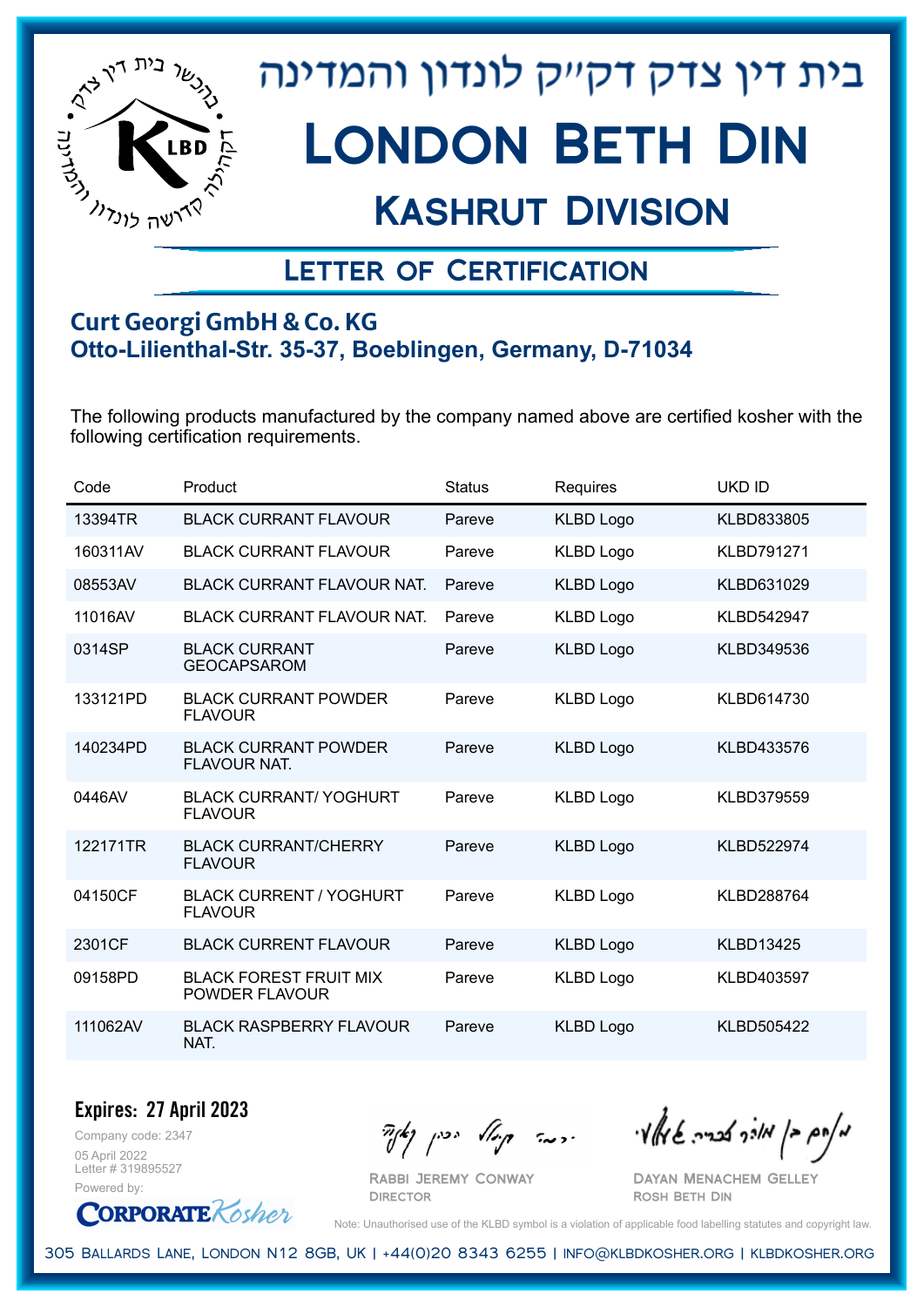# בית דין צדק דקייק לונדון והמדינה

# London Beth Din

## Kashrut Division

### Letter of Certification

**Curt Georgi GmbH & Co. KG**
**Otto-Lilienthal-Str. 35-37, Boeblingen, Germany, D-71034**

The following products manufactured by the company named above are certified kosher with the following certification requirements.

| Code | Product | Status | Requires | UKD ID |
|---|---|---|---|---|
| 13394TR | BLACK CURRANT FLAVOUR | Pareve | KLBD Logo | KLBD833805 |
| 160311AV | BLACK CURRANT FLAVOUR | Pareve | KLBD Logo | KLBD791271 |
| 08553AV | BLACK CURRANT FLAVOUR NAT. | Pareve | KLBD Logo | KLBD631029 |
| 11016AV | BLACK CURRANT FLAVOUR NAT. | Pareve | KLBD Logo | KLBD542947 |
| 0314SP | BLACK CURRANT GEOCAPSAROM | Pareve | KLBD Logo | KLBD349536 |
| 133121PD | BLACK CURRANT POWDER FLAVOUR | Pareve | KLBD Logo | KLBD614730 |
| 140234PD | BLACK CURRANT POWDER FLAVOUR NAT. | Pareve | KLBD Logo | KLBD433576 |
| 0446AV | BLACK CURRANT/ YOGHURT FLAVOUR | Pareve | KLBD Logo | KLBD379559 |
| 122171TR | BLACK CURRANT/CHERRY FLAVOUR | Pareve | KLBD Logo | KLBD522974 |
| 04150CF | BLACK CURRENT / YOGHURT FLAVOUR | Pareve | KLBD Logo | KLBD288764 |
| 2301CF | BLACK CURRENT FLAVOUR | Pareve | KLBD Logo | KLBD13425 |
| 09158PD | BLACK FOREST FRUIT MIX POWDER FLAVOUR | Pareve | KLBD Logo | KLBD403597 |
| 111062AV | BLACK RASPBERRY FLAVOUR NAT. | Pareve | KLBD Logo | KLBD505422 |

**Expires: 27 April 2023**

Company code: 2347
05 April 2022
Letter # 319895527
Powered by: CorporateKosher

Rabbi Jeremy Conway
Director

Dayan Menachem Gelley
Rosh Beth Din

Note: Unauthorised use of the KLBD symbol is a violation of applicable food labelling statutes and copyright law.

305 Ballards Lane, London N12 8GB, UK | +44(0)20 8343 6255 | info@klbdkosher.org | klbdkosher.org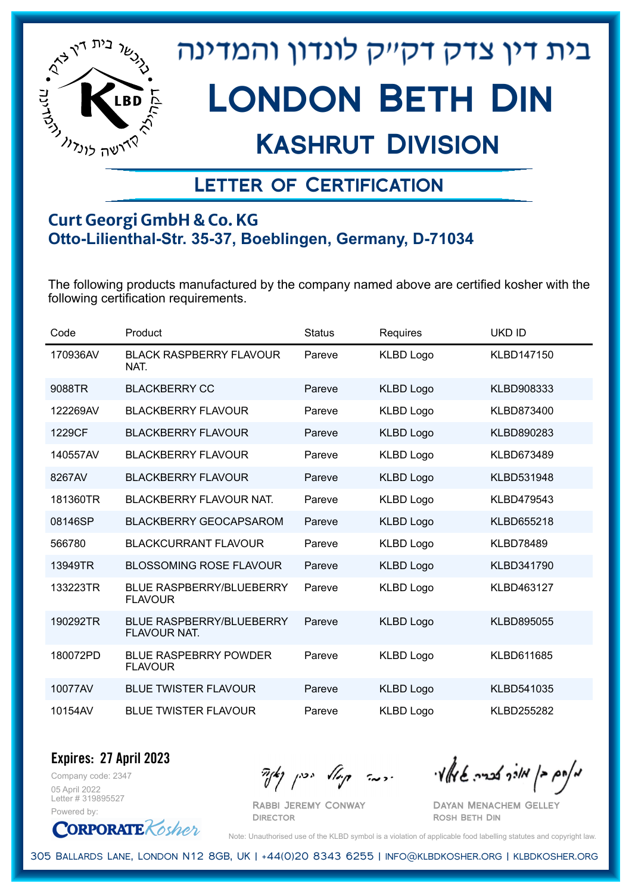# בית דין צדק דק"ק לונדון והמדינה

# London Beth Din

## Kashrut Division

### Letter of Certification

**Curt Georgi GmbH & Co. KG**
**Otto-Lilienthal-Str. 35-37, Boeblingen, Germany, D-71034**

The following products manufactured by the company named above are certified kosher with the following certification requirements.

| Code | Product | Status | Requires | UKD ID |
|---|---|---|---|---|
| 170936AV | BLACK RASPBERRY FLAVOUR NAT. | Pareve | KLBD Logo | KLBD147150 |
| 9088TR | BLACKBERRY CC | Pareve | KLBD Logo | KLBD908333 |
| 122269AV | BLACKBERRY FLAVOUR | Pareve | KLBD Logo | KLBD873400 |
| 1229CF | BLACKBERRY FLAVOUR | Pareve | KLBD Logo | KLBD890283 |
| 140557AV | BLACKBERRY FLAVOUR | Pareve | KLBD Logo | KLBD673489 |
| 8267AV | BLACKBERRY FLAVOUR | Pareve | KLBD Logo | KLBD531948 |
| 181360TR | BLACKBERRY FLAVOUR NAT. | Pareve | KLBD Logo | KLBD479543 |
| 08146SP | BLACKBERRY GEOCAPSAROM | Pareve | KLBD Logo | KLBD655218 |
| 566780 | BLACKCURRANT FLAVOUR | Pareve | KLBD Logo | KLBD78489 |
| 13949TR | BLOSSOMING ROSE FLAVOUR | Pareve | KLBD Logo | KLBD341790 |
| 133223TR | BLUE RASPBERRY/BLUEBERRY FLAVOUR | Pareve | KLBD Logo | KLBD463127 |
| 190292TR | BLUE RASPBERRY/BLUEBERRY FLAVOUR NAT. | Pareve | KLBD Logo | KLBD895055 |
| 180072PD | BLUE RASPEBRRY POWDER FLAVOUR | Pareve | KLBD Logo | KLBD611685 |
| 10077AV | BLUE TWISTER FLAVOUR | Pareve | KLBD Logo | KLBD541035 |
| 10154AV | BLUE TWISTER FLAVOUR | Pareve | KLBD Logo | KLBD255282 |

**Expires: 27 April 2023**

Company code: 2347
05 April 2022
Letter # 319895527
Powered by: CorporateKosher

Rabbi Jeremy Conway
Director

Dayan Menachem Gelley
Rosh Beth Din

Note: Unauthorised use of the KLBD symbol is a violation of applicable food labelling statutes and copyright law.

305 Ballards Lane, London N12 8GB, UK | +44(0)20 8343 6255 | info@klbdkosher.org | klbdkosher.org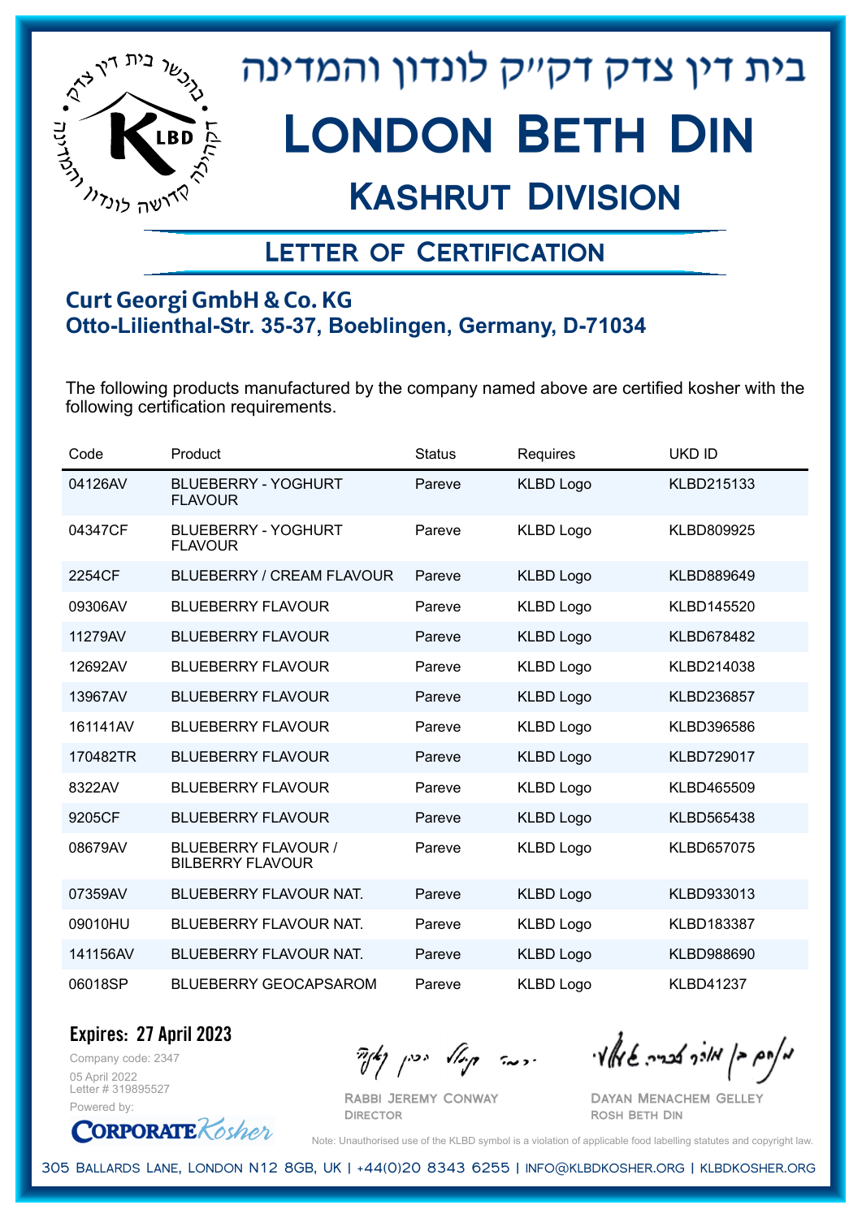בית דין צדק דקי"ק לונדון והמדינה

# London Beth Din

## Kashrut Division

### Letter of Certification

**Curt Georgi GmbH & Co. KG**
**Otto-Lilienthal-Str. 35-37, Boeblingen, Germany, D-71034**

The following products manufactured by the company named above are certified kosher with the following certification requirements.

| Code | Product | Status | Requires | UKD ID |
|---|---|---|---|---|
| 04126AV | BLUEBERRY - YOGHURT FLAVOUR | Pareve | KLBD Logo | KLBD215133 |
| 04347CF | BLUEBERRY - YOGHURT FLAVOUR | Pareve | KLBD Logo | KLBD809925 |
| 2254CF | BLUEBERRY / CREAM FLAVOUR | Pareve | KLBD Logo | KLBD889649 |
| 09306AV | BLUEBERRY FLAVOUR | Pareve | KLBD Logo | KLBD145520 |
| 11279AV | BLUEBERRY FLAVOUR | Pareve | KLBD Logo | KLBD678482 |
| 12692AV | BLUEBERRY FLAVOUR | Pareve | KLBD Logo | KLBD214038 |
| 13967AV | BLUEBERRY FLAVOUR | Pareve | KLBD Logo | KLBD236857 |
| 161141AV | BLUEBERRY FLAVOUR | Pareve | KLBD Logo | KLBD396586 |
| 170482TR | BLUEBERRY FLAVOUR | Pareve | KLBD Logo | KLBD729017 |
| 8322AV | BLUEBERRY FLAVOUR | Pareve | KLBD Logo | KLBD465509 |
| 9205CF | BLUEBERRY FLAVOUR | Pareve | KLBD Logo | KLBD565438 |
| 08679AV | BLUEBERRY FLAVOUR / BILBERRY FLAVOUR | Pareve | KLBD Logo | KLBD657075 |
| 07359AV | BLUEBERRY FLAVOUR NAT. | Pareve | KLBD Logo | KLBD933013 |
| 09010HU | BLUEBERRY FLAVOUR NAT. | Pareve | KLBD Logo | KLBD183387 |
| 141156AV | BLUEBERRY FLAVOUR NAT. | Pareve | KLBD Logo | KLBD988690 |
| 06018SP | BLUEBERRY GEOCAPSAROM | Pareve | KLBD Logo | KLBD41237 |

**Expires: 27 April 2023**

Company code: 2347
05 April 2022
Letter # 319895527
Powered by: CorporateKosher

Rabbi Jeremy Conway
Director

Dayan Menachem Gelley
Rosh Beth Din

Note: Unauthorised use of the KLBD symbol is a violation of applicable food labelling statutes and copyright law.

305 Ballards Lane, London N12 8GB, UK | +44(0)20 8343 6255 | info@klbdkosher.org | klbdkosher.org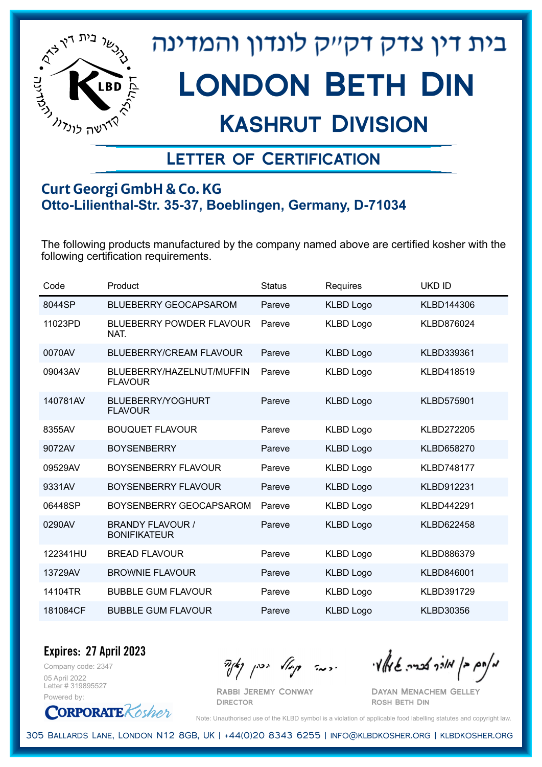# בית דין צדק דק"ק לונדון והמדינה

# London Beth Din

## Kashrut Division

### Letter of Certification

**Curt Georgi GmbH & Co. KG**
**Otto-Lilienthal-Str. 35-37, Boeblingen, Germany, D-71034**

The following products manufactured by the company named above are certified kosher with the following certification requirements.

| Code | Product | Status | Requires | UKD ID |
|---|---|---|---|---|
| 8044SP | BLUEBERRY GEOCAPSAROM | Pareve | KLBD Logo | KLBD144306 |
| 11023PD | BLUEBERRY POWDER FLAVOUR NAT. | Pareve | KLBD Logo | KLBD876024 |
| 0070AV | BLUEBERRY/CREAM FLAVOUR | Pareve | KLBD Logo | KLBD339361 |
| 09043AV | BLUEBERRY/HAZELNUT/MUFFIN FLAVOUR | Pareve | KLBD Logo | KLBD418519 |
| 140781AV | BLUEBERRY/YOGHURT FLAVOUR | Pareve | KLBD Logo | KLBD575901 |
| 8355AV | BOUQUET FLAVOUR | Pareve | KLBD Logo | KLBD272205 |
| 9072AV | BOYSENBERRY | Pareve | KLBD Logo | KLBD658270 |
| 09529AV | BOYSENBERRY FLAVOUR | Pareve | KLBD Logo | KLBD748177 |
| 9331AV | BOYSENBERRY FLAVOUR | Pareve | KLBD Logo | KLBD912231 |
| 06448SP | BOYSENBERRY GEOCAPSAROM | Pareve | KLBD Logo | KLBD442291 |
| 0290AV | BRANDY FLAVOUR / BONIFIKATEUR | Pareve | KLBD Logo | KLBD622458 |
| 122341HU | BREAD FLAVOUR | Pareve | KLBD Logo | KLBD886379 |
| 13729AV | BROWNIE FLAVOUR | Pareve | KLBD Logo | KLBD846001 |
| 14104TR | BUBBLE GUM FLAVOUR | Pareve | KLBD Logo | KLBD391729 |
| 181084CF | BUBBLE GUM FLAVOUR | Pareve | KLBD Logo | KLBD30356 |

**Expires: 27 April 2023**

Company code: 2347
05 April 2022
Letter # 319895527
Powered by: CorporateKosher

Rabbi Jeremy Conway
Director

Dayan Menachem Gelley
Rosh Beth Din

Note: Unauthorised use of the KLBD symbol is a violation of applicable food labelling statutes and copyright law.

305 Ballards Lane, London N12 8GB, UK | +44(0)20 8343 6255 | info@klbdkosher.org | klbdkosher.org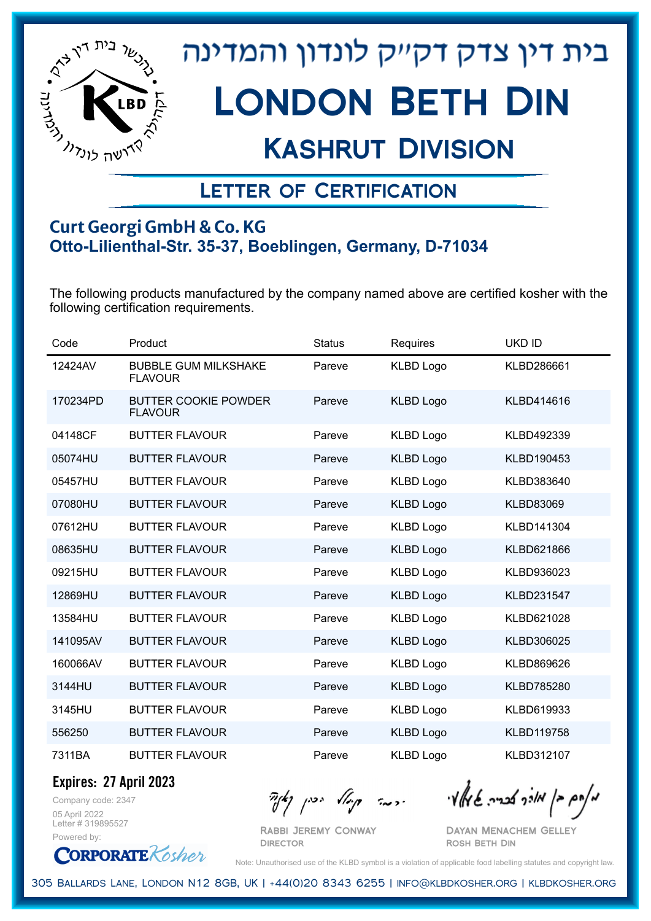# בית דין צדק דקי"ק לונדון והמדינה

# London Beth Din

## Kashrut Division

### Letter of Certification

**Curt Georgi GmbH & Co. KG**
**Otto-Lilienthal-Str. 35-37, Boeblingen, Germany, D-71034**

The following products manufactured by the company named above are certified kosher with the following certification requirements.

| Code | Product | Status | Requires | UKD ID |
|---|---|---|---|---|
| 12424AV | BUBBLE GUM MILKSHAKE FLAVOUR | Pareve | KLBD Logo | KLBD286661 |
| 170234PD | BUTTER COOKIE POWDER FLAVOUR | Pareve | KLBD Logo | KLBD414616 |
| 04148CF | BUTTER FLAVOUR | Pareve | KLBD Logo | KLBD492339 |
| 05074HU | BUTTER FLAVOUR | Pareve | KLBD Logo | KLBD190453 |
| 05457HU | BUTTER FLAVOUR | Pareve | KLBD Logo | KLBD383640 |
| 07080HU | BUTTER FLAVOUR | Pareve | KLBD Logo | KLBD83069 |
| 07612HU | BUTTER FLAVOUR | Pareve | KLBD Logo | KLBD141304 |
| 08635HU | BUTTER FLAVOUR | Pareve | KLBD Logo | KLBD621866 |
| 09215HU | BUTTER FLAVOUR | Pareve | KLBD Logo | KLBD936023 |
| 12869HU | BUTTER FLAVOUR | Pareve | KLBD Logo | KLBD231547 |
| 13584HU | BUTTER FLAVOUR | Pareve | KLBD Logo | KLBD621028 |
| 141095AV | BUTTER FLAVOUR | Pareve | KLBD Logo | KLBD306025 |
| 160066AV | BUTTER FLAVOUR | Pareve | KLBD Logo | KLBD869626 |
| 3144HU | BUTTER FLAVOUR | Pareve | KLBD Logo | KLBD785280 |
| 3145HU | BUTTER FLAVOUR | Pareve | KLBD Logo | KLBD619933 |
| 556250 | BUTTER FLAVOUR | Pareve | KLBD Logo | KLBD119758 |
| 7311BA | BUTTER FLAVOUR | Pareve | KLBD Logo | KLBD312107 |

**Expires: 27 April 2023**

Company code: 2347
05 April 2022
Letter # 319895527
Powered by: CorporateKosher

Rabbi Jeremy Conway
Director

Dayan Menachem Gelley
Rosh Beth Din

Note: Unauthorised use of the KLBD symbol is a violation of applicable food labelling statutes and copyright law.

305 Ballards Lane, London N12 8GB, UK | +44(0)20 8343 6255 | info@klbdkosher.org | klbdkosher.org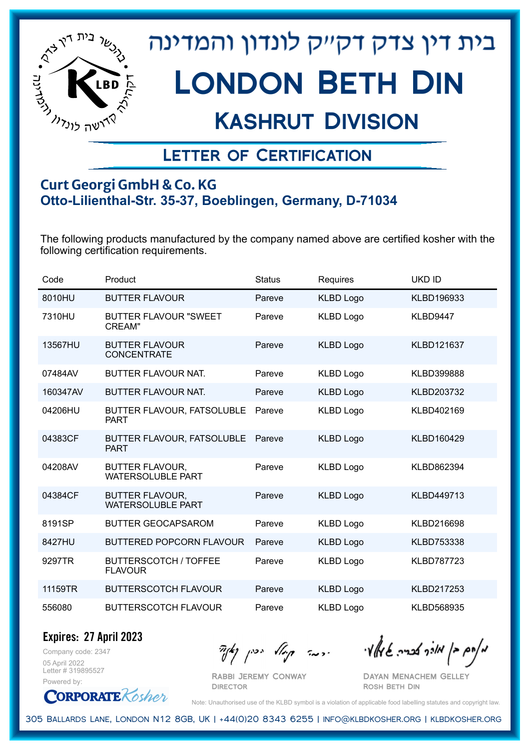בית דין צדק דקייק לונדון והמדינה

# London Beth Din

## Kashrut Division

### Letter of Certification

**Curt Georgi GmbH & Co. KG**
**Otto-Lilienthal-Str. 35-37, Boeblingen, Germany, D-71034**

The following products manufactured by the company named above are certified kosher with the following certification requirements.

| Code | Product | Status | Requires | UKD ID |
|---|---|---|---|---|
| 8010HU | BUTTER FLAVOUR | Pareve | KLBD Logo | KLBD196933 |
| 7310HU | BUTTER FLAVOUR "SWEET CREAM" | Pareve | KLBD Logo | KLBD9447 |
| 13567HU | BUTTER FLAVOUR CONCENTRATE | Pareve | KLBD Logo | KLBD121637 |
| 07484AV | BUTTER FLAVOUR NAT. | Pareve | KLBD Logo | KLBD399888 |
| 160347AV | BUTTER FLAVOUR NAT. | Pareve | KLBD Logo | KLBD203732 |
| 04206HU | BUTTER FLAVOUR, FATSOLUBLE PART | Pareve | KLBD Logo | KLBD402169 |
| 04383CF | BUTTER FLAVOUR, FATSOLUBLE PART | Pareve | KLBD Logo | KLBD160429 |
| 04208AV | BUTTER FLAVOUR, WATERSOLUBLE PART | Pareve | KLBD Logo | KLBD862394 |
| 04384CF | BUTTER FLAVOUR, WATERSOLUBLE PART | Pareve | KLBD Logo | KLBD449713 |
| 8191SP | BUTTER GEOCAPSAROM | Pareve | KLBD Logo | KLBD216698 |
| 8427HU | BUTTERED POPCORN FLAVOUR | Pareve | KLBD Logo | KLBD753338 |
| 9297TR | BUTTERSCOTCH / TOFFEE FLAVOUR | Pareve | KLBD Logo | KLBD787723 |
| 11159TR | BUTTERSCOTCH FLAVOUR | Pareve | KLBD Logo | KLBD217253 |
| 556080 | BUTTERSCOTCH FLAVOUR | Pareve | KLBD Logo | KLBD568935 |

**Expires: 27 April 2023**

Company code: 2347
05 April 2022
Letter # 319895527
Powered by: CorporateKosher

Rabbi Jeremy Conway
Director

Dayan Menachem Gelley
Rosh Beth Din

Note: Unauthorised use of the KLBD symbol is a violation of applicable food labelling statutes and copyright law.

305 Ballards Lane, London N12 8GB, UK | +44(0)20 8343 6255 | info@klbdkosher.org | klbdkosher.org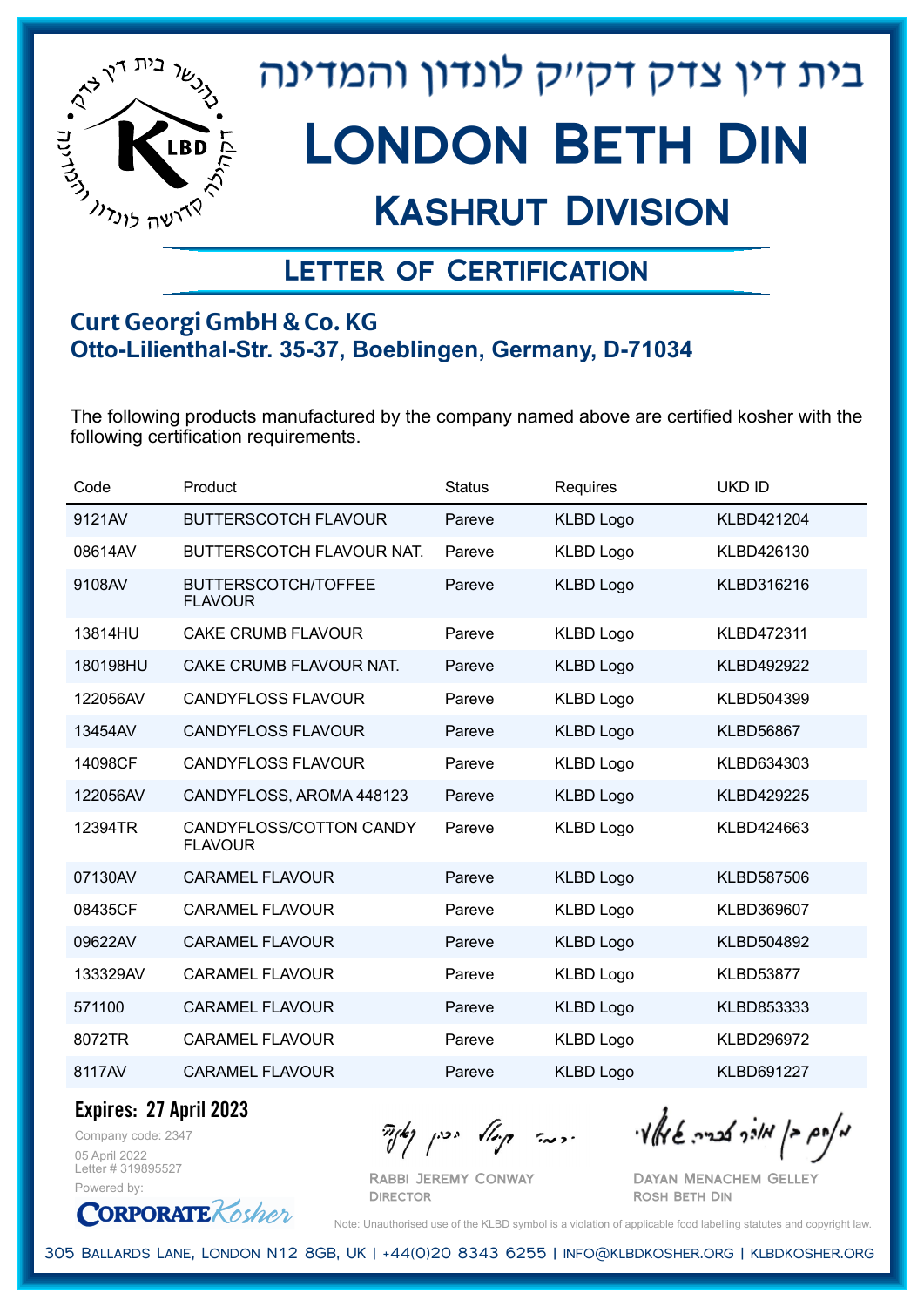# בית דין צדק דקייק לונדון והמדינה

# London Beth Din

## Kashrut Division

### Letter of Certification

**Curt Georgi GmbH & Co. KG**
**Otto-Lilienthal-Str. 35-37, Boeblingen, Germany, D-71034**

The following products manufactured by the company named above are certified kosher with the following certification requirements.

| Code | Product | Status | Requires | UKD ID |
|---|---|---|---|---|
| 9121AV | BUTTERSCOTCH FLAVOUR | Pareve | KLBD Logo | KLBD421204 |
| 08614AV | BUTTERSCOTCH FLAVOUR NAT. | Pareve | KLBD Logo | KLBD426130 |
| 9108AV | BUTTERSCOTCH/TOFFEE FLAVOUR | Pareve | KLBD Logo | KLBD316216 |
| 13814HU | CAKE CRUMB FLAVOUR | Pareve | KLBD Logo | KLBD472311 |
| 180198HU | CAKE CRUMB FLAVOUR NAT. | Pareve | KLBD Logo | KLBD492922 |
| 122056AV | CANDYFLOSS FLAVOUR | Pareve | KLBD Logo | KLBD504399 |
| 13454AV | CANDYFLOSS FLAVOUR | Pareve | KLBD Logo | KLBD56867 |
| 14098CF | CANDYFLOSS FLAVOUR | Pareve | KLBD Logo | KLBD634303 |
| 122056AV | CANDYFLOSS, AROMA 448123 | Pareve | KLBD Logo | KLBD429225 |
| 12394TR | CANDYFLOSS/COTTON CANDY FLAVOUR | Pareve | KLBD Logo | KLBD424663 |
| 07130AV | CARAMEL FLAVOUR | Pareve | KLBD Logo | KLBD587506 |
| 08435CF | CARAMEL FLAVOUR | Pareve | KLBD Logo | KLBD369607 |
| 09622AV | CARAMEL FLAVOUR | Pareve | KLBD Logo | KLBD504892 |
| 133329AV | CARAMEL FLAVOUR | Pareve | KLBD Logo | KLBD53877 |
| 571100 | CARAMEL FLAVOUR | Pareve | KLBD Logo | KLBD853333 |
| 8072TR | CARAMEL FLAVOUR | Pareve | KLBD Logo | KLBD296972 |
| 8117AV | CARAMEL FLAVOUR | Pareve | KLBD Logo | KLBD691227 |

**Expires: 27 April 2023**

Company code: 2347
05 April 2022
Letter # 319895527
Powered by: CorporateKosher

Rabbi Jeremy Conway
Director

Dayan Menachem Gelley
Rosh Beth Din

Note: Unauthorised use of the KLBD symbol is a violation of applicable food labelling statutes and copyright law.

305 Ballards Lane, London N12 8GB, UK | +44(0)20 8343 6255 | info@klbdkosher.org | klbdkosher.org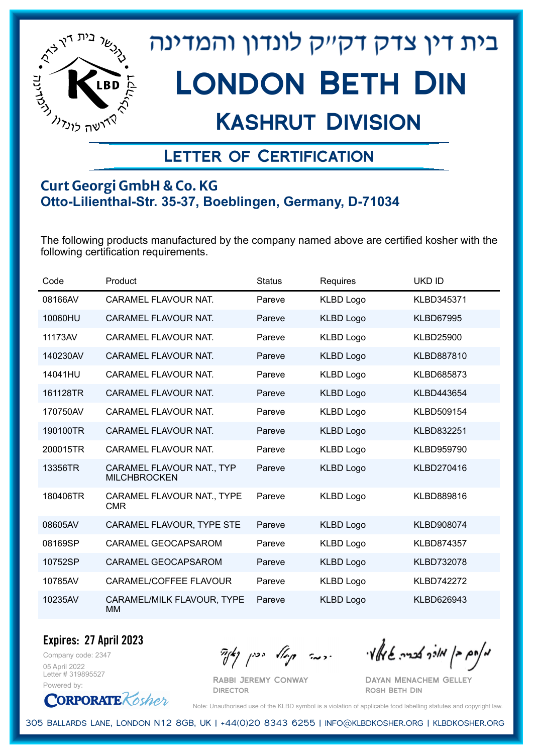# בית דין צדק דק״ק לונדון והמדינה

# London Beth Din

## Kashrut Division

### Letter of Certification

**Curt Georgi GmbH & Co. KG**
**Otto-Lilienthal-Str. 35-37, Boeblingen, Germany, D-71034**

The following products manufactured by the company named above are certified kosher with the following certification requirements.

| Code | Product | Status | Requires | UKD ID |
|---|---|---|---|---|
| 08166AV | CARAMEL FLAVOUR NAT. | Pareve | KLBD Logo | KLBD345371 |
| 10060HU | CARAMEL FLAVOUR NAT. | Pareve | KLBD Logo | KLBD67995 |
| 11173AV | CARAMEL FLAVOUR NAT. | Pareve | KLBD Logo | KLBD25900 |
| 140230AV | CARAMEL FLAVOUR NAT. | Pareve | KLBD Logo | KLBD887810 |
| 14041HU | CARAMEL FLAVOUR NAT. | Pareve | KLBD Logo | KLBD685873 |
| 161128TR | CARAMEL FLAVOUR NAT. | Pareve | KLBD Logo | KLBD443654 |
| 170750AV | CARAMEL FLAVOUR NAT. | Pareve | KLBD Logo | KLBD509154 |
| 190100TR | CARAMEL FLAVOUR NAT. | Pareve | KLBD Logo | KLBD832251 |
| 200015TR | CARAMEL FLAVOUR NAT. | Pareve | KLBD Logo | KLBD959790 |
| 13356TR | CARAMEL FLAVOUR NAT., TYP MILCHBROCKEN | Pareve | KLBD Logo | KLBD270416 |
| 180406TR | CARAMEL FLAVOUR NAT., TYPE CMR | Pareve | KLBD Logo | KLBD889816 |
| 08605AV | CARAMEL FLAVOUR, TYPE STE | Pareve | KLBD Logo | KLBD908074 |
| 08169SP | CARAMEL GEOCAPSAROM | Pareve | KLBD Logo | KLBD874357 |
| 10752SP | CARAMEL GEOCAPSAROM | Pareve | KLBD Logo | KLBD732078 |
| 10785AV | CARAMEL/COFFEE FLAVOUR | Pareve | KLBD Logo | KLBD742272 |
| 10235AV | CARAMEL/MILK FLAVOUR, TYPE MM | Pareve | KLBD Logo | KLBD626943 |

**Expires: 27 April 2023**

Company code: 2347
05 April 2022
Letter # 319895527
Powered by: CorporateKosher

Rabbi Jeremy Conway
Director

Dayan Menachem Gelley
Rosh Beth Din

Note: Unauthorised use of the KLBD symbol is a violation of applicable food labelling statutes and copyright law.

305 Ballards Lane, London N12 8GB, UK | +44(0)20 8343 6255 | info@klbdkosher.org | klbdkosher.org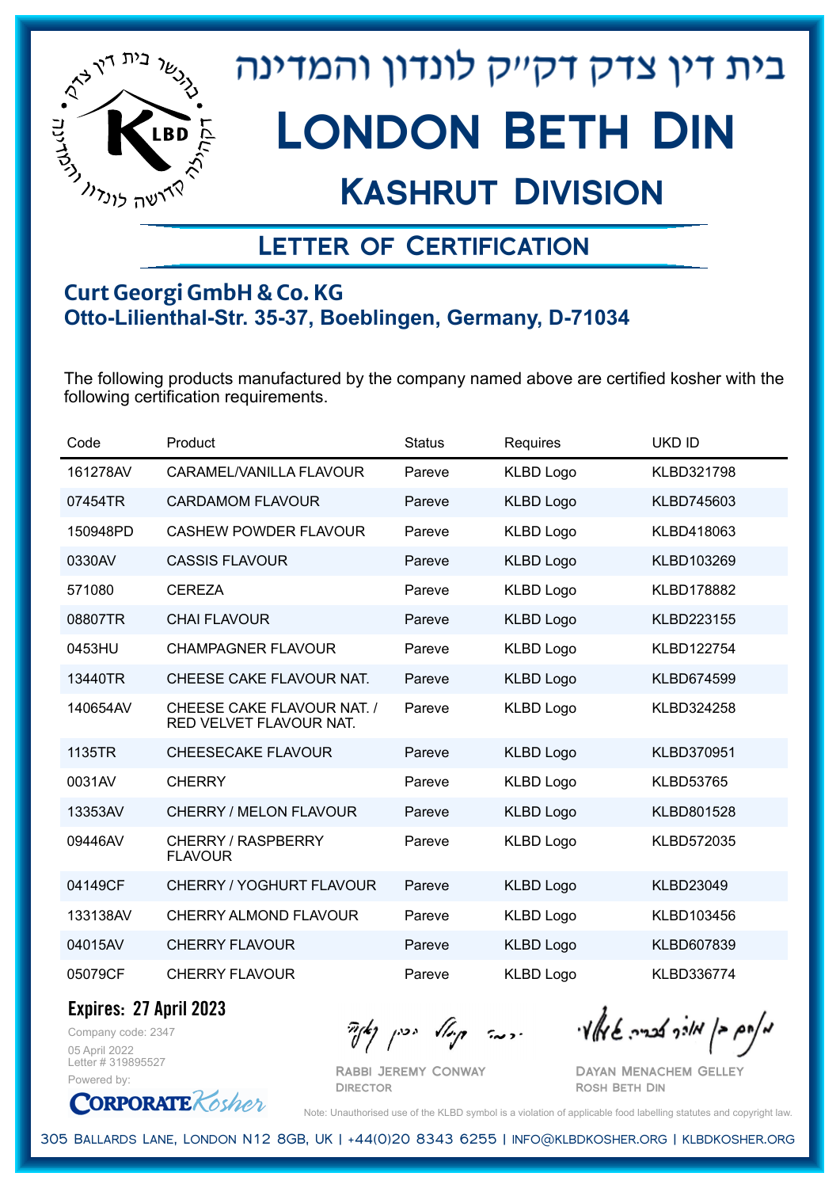# בית דין צדק דק״ק לונדון והמדינה

# London Beth Din

## Kashrut Division

### Letter of Certification

**Curt Georgi GmbH & Co. KG**
**Otto-Lilienthal-Str. 35-37, Boeblingen, Germany, D-71034**

The following products manufactured by the company named above are certified kosher with the following certification requirements.

| Code | Product | Status | Requires | UKD ID |
|---|---|---|---|---|
| 161278AV | CARAMEL/VANILLA FLAVOUR | Pareve | KLBD Logo | KLBD321798 |
| 07454TR | CARDAMOM FLAVOUR | Pareve | KLBD Logo | KLBD745603 |
| 150948PD | CASHEW POWDER FLAVOUR | Pareve | KLBD Logo | KLBD418063 |
| 0330AV | CASSIS FLAVOUR | Pareve | KLBD Logo | KLBD103269 |
| 571080 | CEREZA | Pareve | KLBD Logo | KLBD178882 |
| 08807TR | CHAI FLAVOUR | Pareve | KLBD Logo | KLBD223155 |
| 0453HU | CHAMPAGNER FLAVOUR | Pareve | KLBD Logo | KLBD122754 |
| 13440TR | CHEESE CAKE FLAVOUR NAT. | Pareve | KLBD Logo | KLBD674599 |
| 140654AV | CHEESE CAKE FLAVOUR NAT. / RED VELVET FLAVOUR NAT. | Pareve | KLBD Logo | KLBD324258 |
| 1135TR | CHEESECAKE FLAVOUR | Pareve | KLBD Logo | KLBD370951 |
| 0031AV | CHERRY | Pareve | KLBD Logo | KLBD53765 |
| 13353AV | CHERRY / MELON FLAVOUR | Pareve | KLBD Logo | KLBD801528 |
| 09446AV | CHERRY / RASPBERRY FLAVOUR | Pareve | KLBD Logo | KLBD572035 |
| 04149CF | CHERRY / YOGHURT FLAVOUR | Pareve | KLBD Logo | KLBD23049 |
| 133138AV | CHERRY ALMOND FLAVOUR | Pareve | KLBD Logo | KLBD103456 |
| 04015AV | CHERRY FLAVOUR | Pareve | KLBD Logo | KLBD607839 |
| 05079CF | CHERRY FLAVOUR | Pareve | KLBD Logo | KLBD336774 |

**Expires: 27 April 2023**

Company code: 2347
05 April 2022
Letter # 319895527
Powered by: CorporateKosher

Rabbi Jeremy Conway
Director

Dayan Menachem Gelley
Rosh Beth Din

Note: Unauthorised use of the KLBD symbol is a violation of applicable food labelling statutes and copyright law.

305 Ballards Lane, London N12 8GB, UK | +44(0)20 8343 6255 | info@klbdkosher.org | klbdkosher.org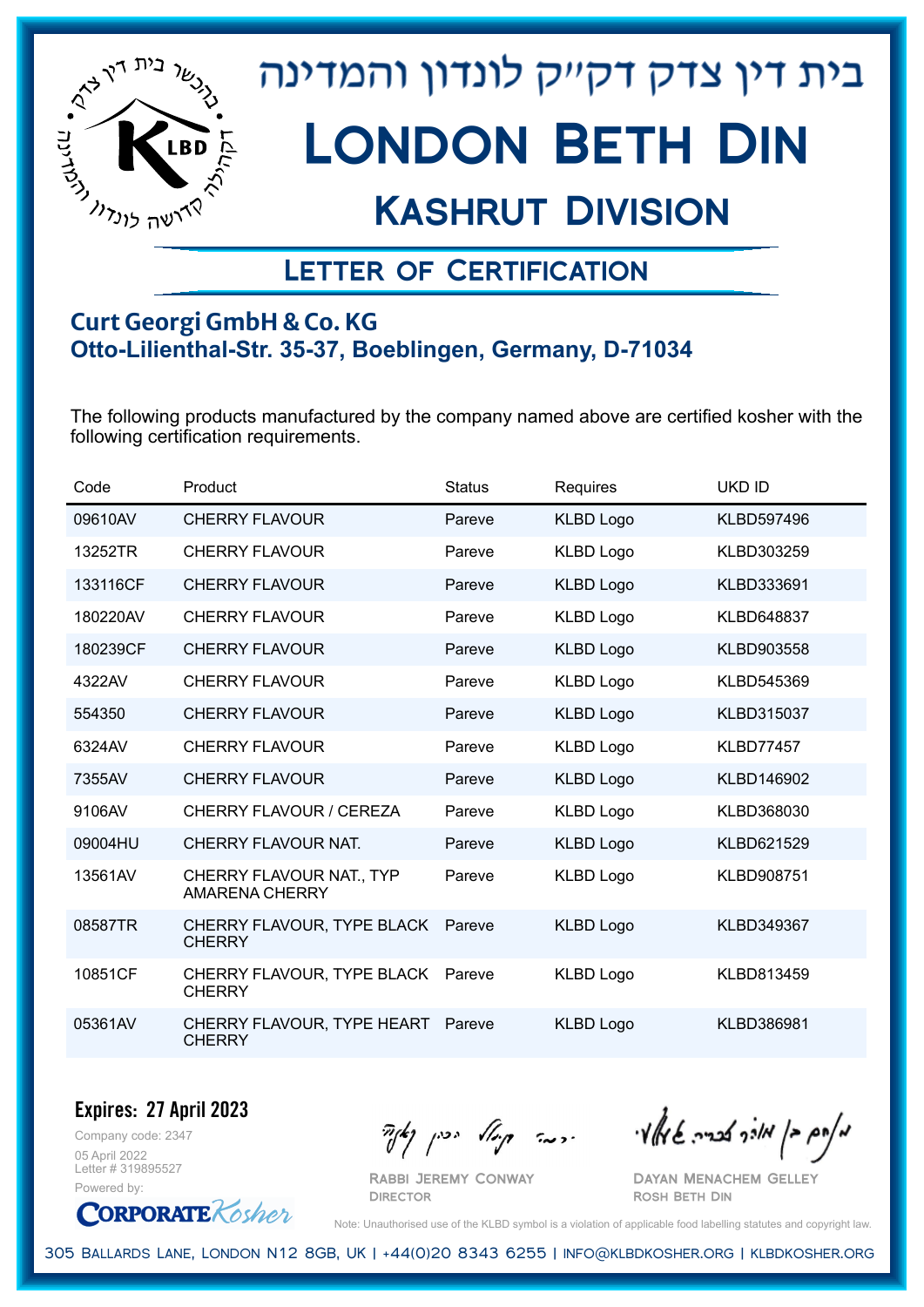# בית דין צדק דק״ק לונדון והמדינה

# London Beth Din

## Kashrut Division

### Letter of Certification

**Curt Georgi GmbH & Co. KG**
**Otto-Lilienthal-Str. 35-37, Boeblingen, Germany, D-71034**

The following products manufactured by the company named above are certified kosher with the following certification requirements.

| Code | Product | Status | Requires | UKD ID |
|---|---|---|---|---|
| 09610AV | CHERRY FLAVOUR | Pareve | KLBD Logo | KLBD597496 |
| 13252TR | CHERRY FLAVOUR | Pareve | KLBD Logo | KLBD303259 |
| 133116CF | CHERRY FLAVOUR | Pareve | KLBD Logo | KLBD333691 |
| 180220AV | CHERRY FLAVOUR | Pareve | KLBD Logo | KLBD648837 |
| 180239CF | CHERRY FLAVOUR | Pareve | KLBD Logo | KLBD903558 |
| 4322AV | CHERRY FLAVOUR | Pareve | KLBD Logo | KLBD545369 |
| 554350 | CHERRY FLAVOUR | Pareve | KLBD Logo | KLBD315037 |
| 6324AV | CHERRY FLAVOUR | Pareve | KLBD Logo | KLBD77457 |
| 7355AV | CHERRY FLAVOUR | Pareve | KLBD Logo | KLBD146902 |
| 9106AV | CHERRY FLAVOUR / CEREZA | Pareve | KLBD Logo | KLBD368030 |
| 09004HU | CHERRY FLAVOUR NAT. | Pareve | KLBD Logo | KLBD621529 |
| 13561AV | CHERRY FLAVOUR NAT., TYP AMARENA CHERRY | Pareve | KLBD Logo | KLBD908751 |
| 08587TR | CHERRY FLAVOUR, TYPE BLACK CHERRY | Pareve | KLBD Logo | KLBD349367 |
| 10851CF | CHERRY FLAVOUR, TYPE BLACK CHERRY | Pareve | KLBD Logo | KLBD813459 |
| 05361AV | CHERRY FLAVOUR, TYPE HEART CHERRY | Pareve | KLBD Logo | KLBD386981 |

**Expires: 27 April 2023**

Company code: 2347
05 April 2022
Letter # 319895527
Powered by: CorporateKosher

Rabbi Jeremy Conway
Director

Dayan Menachem Gelley
Rosh Beth Din

Note: Unauthorised use of the KLBD symbol is a violation of applicable food labelling statutes and copyright law.

305 Ballards Lane, London N12 8GB, UK | +44(0)20 8343 6255 | info@klbdkosher.org | klbdkosher.org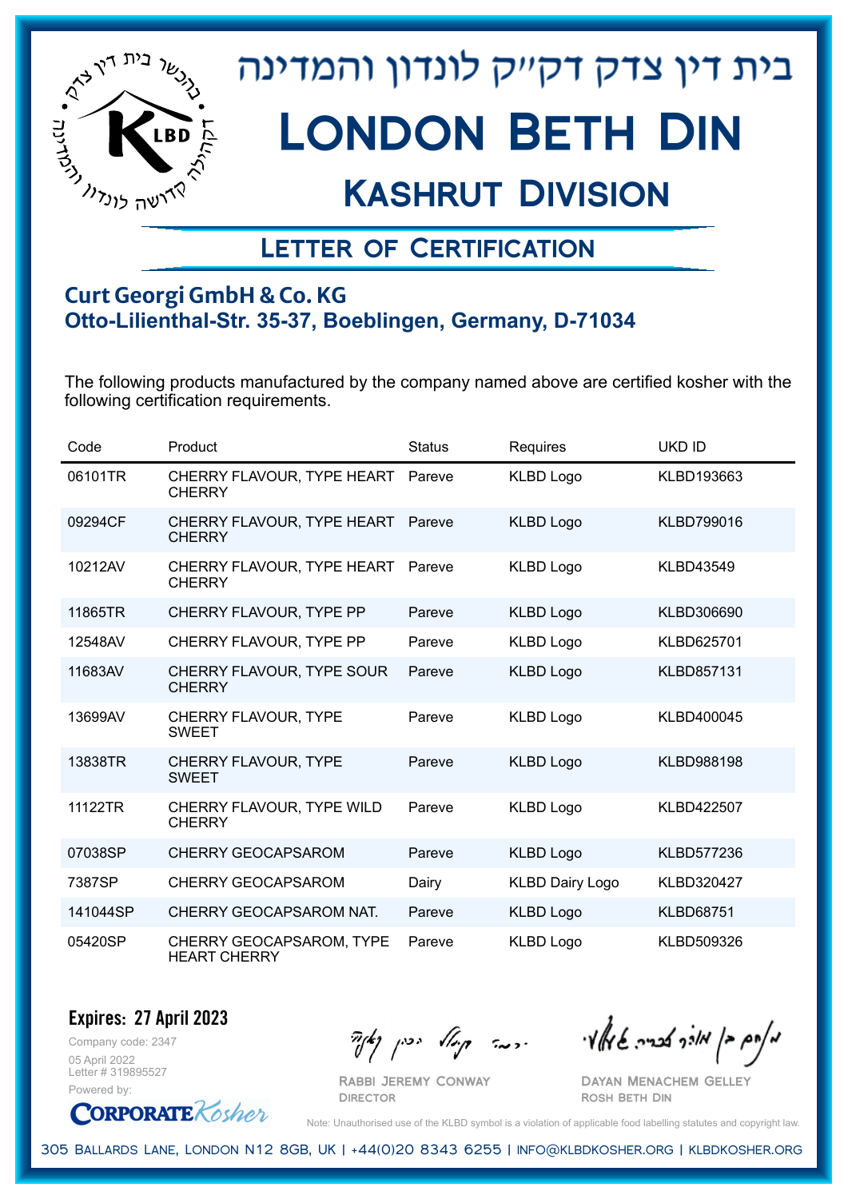# בית דין צדק דק״ק לונדון והמדינה

# London Beth Din

## Kashrut Division

### Letter of Certification

**Curt Georgi GmbH & Co. KG**
**Otto-Lilienthal-Str. 35-37, Boeblingen, Germany, D-71034**

The following products manufactured by the company named above are certified kosher with the following certification requirements.

| Code | Product | Status | Requires | UKD ID |
|---|---|---|---|---|
| 06101TR | CHERRY FLAVOUR, TYPE HEART CHERRY | Pareve | KLBD Logo | KLBD193663 |
| 09294CF | CHERRY FLAVOUR, TYPE HEART CHERRY | Pareve | KLBD Logo | KLBD799016 |
| 10212AV | CHERRY FLAVOUR, TYPE HEART CHERRY | Pareve | KLBD Logo | KLBD43549 |
| 11865TR | CHERRY FLAVOUR, TYPE PP | Pareve | KLBD Logo | KLBD306690 |
| 12548AV | CHERRY FLAVOUR, TYPE PP | Pareve | KLBD Logo | KLBD625701 |
| 11683AV | CHERRY FLAVOUR, TYPE SOUR CHERRY | Pareve | KLBD Logo | KLBD857131 |
| 13699AV | CHERRY FLAVOUR, TYPE SWEET | Pareve | KLBD Logo | KLBD400045 |
| 13838TR | CHERRY FLAVOUR, TYPE SWEET | Pareve | KLBD Logo | KLBD988198 |
| 11122TR | CHERRY FLAVOUR, TYPE WILD CHERRY | Pareve | KLBD Logo | KLBD422507 |
| 07038SP | CHERRY GEOCAPSAROM | Pareve | KLBD Logo | KLBD577236 |
| 7387SP | CHERRY GEOCAPSAROM | Dairy | KLBD Dairy Logo | KLBD320427 |
| 141044SP | CHERRY GEOCAPSAROM NAT. | Pareve | KLBD Logo | KLBD68751 |
| 05420SP | CHERRY GEOCAPSAROM, TYPE HEART CHERRY | Pareve | KLBD Logo | KLBD509326 |

**Expires: 27 April 2023**

Company code: 2347
05 April 2022
Letter # 319895527
Powered by: CorporateKosher

Rabbi Jeremy Conway
Director

Dayan Menachem Gelley
Rosh Beth Din

Note: Unauthorised use of the KLBD symbol is a violation of applicable food labelling statutes and copyright law.

305 Ballards Lane, London N12 8GB, UK | +44(0)20 8343 6255 | info@klbdkosher.org | klbdkosher.org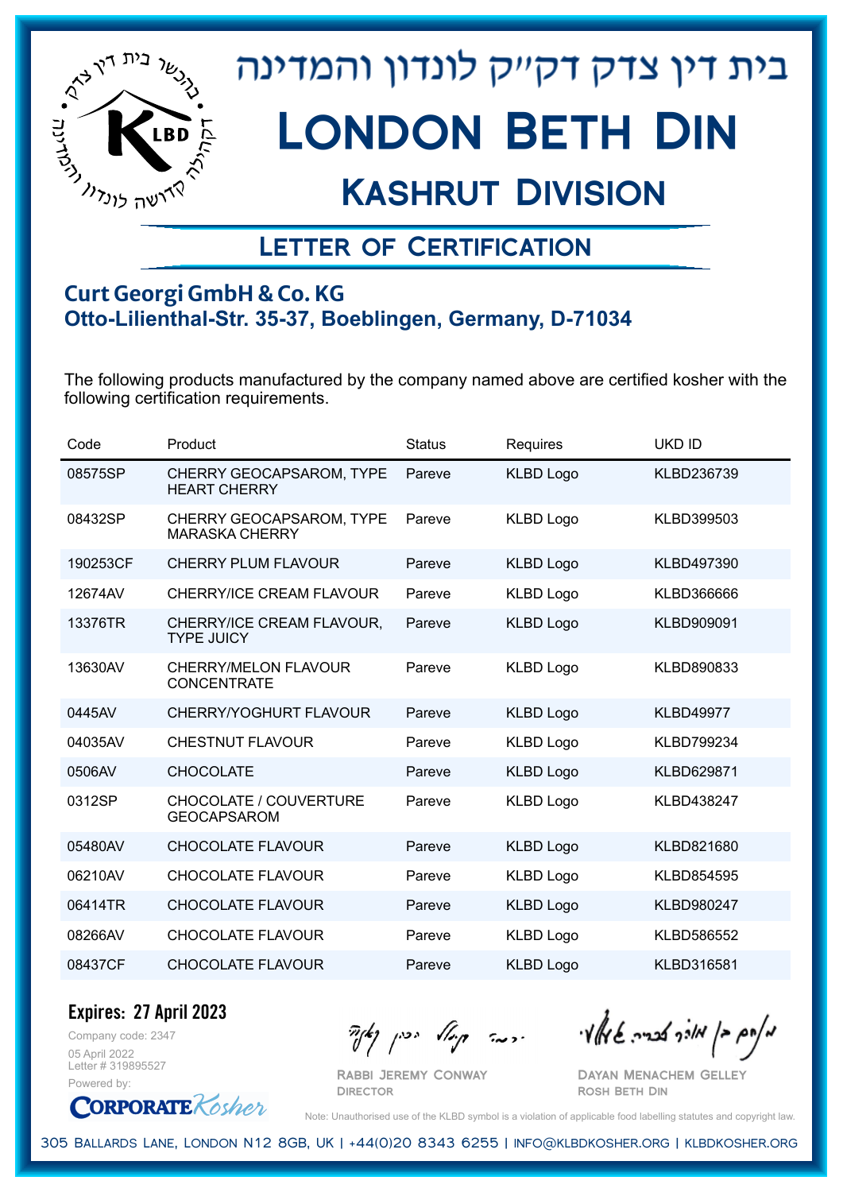# בית דין צדק דק"ק לונדון והמדינה

# London Beth Din

## Kashrut Division

### Letter of Certification

**Curt Georgi GmbH & Co. KG**
**Otto-Lilienthal-Str. 35-37, Boeblingen, Germany, D-71034**

The following products manufactured by the company named above are certified kosher with the following certification requirements.

| Code | Product | Status | Requires | UKD ID |
|---|---|---|---|---|
| 08575SP | CHERRY GEOCAPSAROM, TYPE HEART CHERRY | Pareve | KLBD Logo | KLBD236739 |
| 08432SP | CHERRY GEOCAPSAROM, TYPE MARASKA CHERRY | Pareve | KLBD Logo | KLBD399503 |
| 190253CF | CHERRY PLUM FLAVOUR | Pareve | KLBD Logo | KLBD497390 |
| 12674AV | CHERRY/ICE CREAM FLAVOUR | Pareve | KLBD Logo | KLBD366666 |
| 13376TR | CHERRY/ICE CREAM FLAVOUR, TYPE JUICY | Pareve | KLBD Logo | KLBD909091 |
| 13630AV | CHERRY/MELON FLAVOUR CONCENTRATE | Pareve | KLBD Logo | KLBD890833 |
| 0445AV | CHERRY/YOGHURT FLAVOUR | Pareve | KLBD Logo | KLBD49977 |
| 04035AV | CHESTNUT FLAVOUR | Pareve | KLBD Logo | KLBD799234 |
| 0506AV | CHOCOLATE | Pareve | KLBD Logo | KLBD629871 |
| 0312SP | CHOCOLATE / COUVERTURE GEOCAPSAROM | Pareve | KLBD Logo | KLBD438247 |
| 05480AV | CHOCOLATE FLAVOUR | Pareve | KLBD Logo | KLBD821680 |
| 06210AV | CHOCOLATE FLAVOUR | Pareve | KLBD Logo | KLBD854595 |
| 06414TR | CHOCOLATE FLAVOUR | Pareve | KLBD Logo | KLBD980247 |
| 08266AV | CHOCOLATE FLAVOUR | Pareve | KLBD Logo | KLBD586552 |
| 08437CF | CHOCOLATE FLAVOUR | Pareve | KLBD Logo | KLBD316581 |

**Expires: 27 April 2023**

Company code: 2347
05 April 2022
Letter # 319895527
Powered by: CorporateKosher

Rabbi Jeremy Conway
Director

Dayan Menachem Gelley
Rosh Beth Din

Note: Unauthorised use of the KLBD symbol is a violation of applicable food labelling statutes and copyright law.

305 Ballards Lane, London N12 8GB, UK | +44(0)20 8343 6255 | info@klbdkosher.org | klbdkosher.org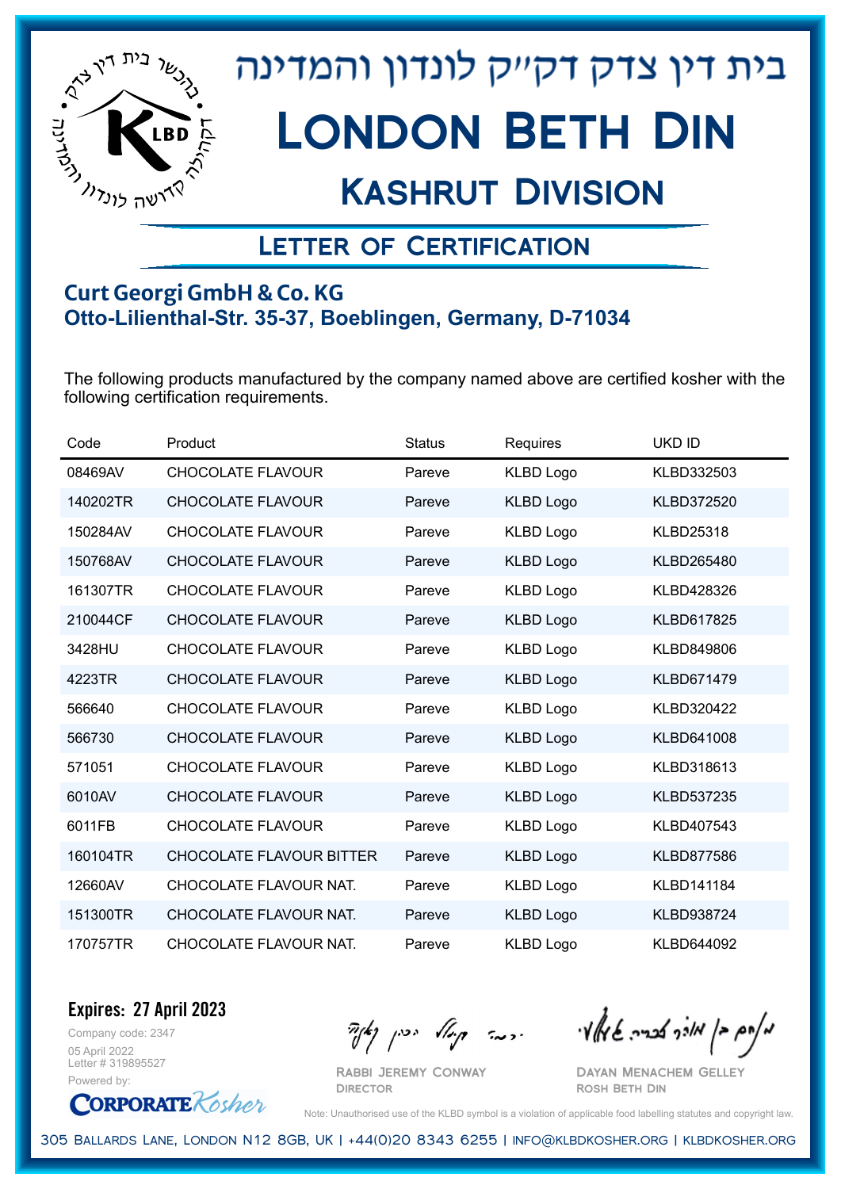# בית דין צדק דק״ק לונדון והמדינה

# London Beth Din

## Kashrut Division

## Letter of Certification

**Curt Georgi GmbH & Co. KG**
**Otto-Lilienthal-Str. 35-37, Boeblingen, Germany, D-71034**

The following products manufactured by the company named above are certified kosher with the following certification requirements.

| Code | Product | Status | Requires | UKD ID |
|---|---|---|---|---|
| 08469AV | CHOCOLATE FLAVOUR | Pareve | KLBD Logo | KLBD332503 |
| 140202TR | CHOCOLATE FLAVOUR | Pareve | KLBD Logo | KLBD372520 |
| 150284AV | CHOCOLATE FLAVOUR | Pareve | KLBD Logo | KLBD25318 |
| 150768AV | CHOCOLATE FLAVOUR | Pareve | KLBD Logo | KLBD265480 |
| 161307TR | CHOCOLATE FLAVOUR | Pareve | KLBD Logo | KLBD428326 |
| 210044CF | CHOCOLATE FLAVOUR | Pareve | KLBD Logo | KLBD617825 |
| 3428HU | CHOCOLATE FLAVOUR | Pareve | KLBD Logo | KLBD849806 |
| 4223TR | CHOCOLATE FLAVOUR | Pareve | KLBD Logo | KLBD671479 |
| 566640 | CHOCOLATE FLAVOUR | Pareve | KLBD Logo | KLBD320422 |
| 566730 | CHOCOLATE FLAVOUR | Pareve | KLBD Logo | KLBD641008 |
| 571051 | CHOCOLATE FLAVOUR | Pareve | KLBD Logo | KLBD318613 |
| 6010AV | CHOCOLATE FLAVOUR | Pareve | KLBD Logo | KLBD537235 |
| 6011FB | CHOCOLATE FLAVOUR | Pareve | KLBD Logo | KLBD407543 |
| 160104TR | CHOCOLATE FLAVOUR BITTER | Pareve | KLBD Logo | KLBD877586 |
| 12660AV | CHOCOLATE FLAVOUR NAT. | Pareve | KLBD Logo | KLBD141184 |
| 151300TR | CHOCOLATE FLAVOUR NAT. | Pareve | KLBD Logo | KLBD938724 |
| 170757TR | CHOCOLATE FLAVOUR NAT. | Pareve | KLBD Logo | KLBD644092 |

**Expires: 27 April 2023**

Company code: 2347
05 April 2022
Letter # 319895527
Powered by: CorporateKosher

Rabbi Jeremy Conway
Director

Dayan Menachem Gelley
Rosh Beth Din

Note: Unauthorised use of the KLBD symbol is a violation of applicable food labelling statutes and copyright law.

305 Ballards Lane, London N12 8GB, UK | +44(0)20 8343 6255 | info@klbdkosher.org | klbdkosher.org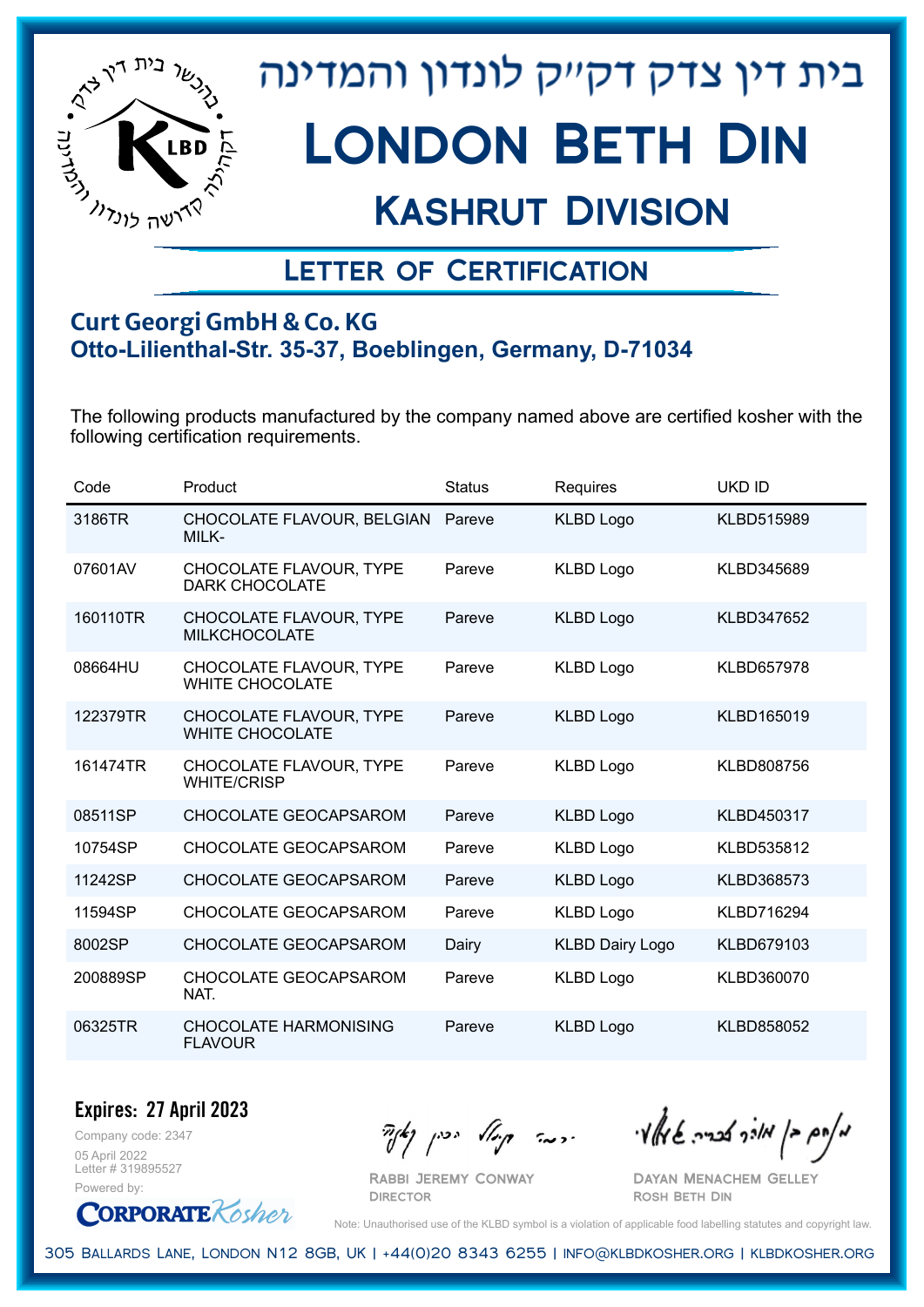# בית דין צדק דקייק לונדון והמדינה

# London Beth Din

## Kashrut Division

### Letter of Certification

**Curt Georgi GmbH & Co. KG**
**Otto-Lilienthal-Str. 35-37, Boeblingen, Germany, D-71034**

The following products manufactured by the company named above are certified kosher with the following certification requirements.

| Code | Product | Status | Requires | UKD ID |
|---|---|---|---|---|
| 3186TR | CHOCOLATE FLAVOUR, BELGIAN MILK- | Pareve | KLBD Logo | KLBD515989 |
| 07601AV | CHOCOLATE FLAVOUR, TYPE DARK CHOCOLATE | Pareve | KLBD Logo | KLBD345689 |
| 160110TR | CHOCOLATE FLAVOUR, TYPE MILKCHOCOLATE | Pareve | KLBD Logo | KLBD347652 |
| 08664HU | CHOCOLATE FLAVOUR, TYPE WHITE CHOCOLATE | Pareve | KLBD Logo | KLBD657978 |
| 122379TR | CHOCOLATE FLAVOUR, TYPE WHITE CHOCOLATE | Pareve | KLBD Logo | KLBD165019 |
| 161474TR | CHOCOLATE FLAVOUR, TYPE WHITE/CRISP | Pareve | KLBD Logo | KLBD808756 |
| 08511SP | CHOCOLATE GEOCAPSAROM | Pareve | KLBD Logo | KLBD450317 |
| 10754SP | CHOCOLATE GEOCAPSAROM | Pareve | KLBD Logo | KLBD535812 |
| 11242SP | CHOCOLATE GEOCAPSAROM | Pareve | KLBD Logo | KLBD368573 |
| 11594SP | CHOCOLATE GEOCAPSAROM | Pareve | KLBD Logo | KLBD716294 |
| 8002SP | CHOCOLATE GEOCAPSAROM | Dairy | KLBD Dairy Logo | KLBD679103 |
| 200889SP | CHOCOLATE GEOCAPSAROM NAT. | Pareve | KLBD Logo | KLBD360070 |
| 06325TR | CHOCOLATE HARMONISING FLAVOUR | Pareve | KLBD Logo | KLBD858052 |

**Expires: 27 April 2023**

Company code: 2347
05 April 2022
Letter # 319895527
Powered by: CorporateKosher

Rabbi Jeremy Conway
Director

Dayan Menachem Gelley
Rosh Beth Din

Note: Unauthorised use of the KLBD symbol is a violation of applicable food labelling statutes and copyright law.

305 Ballards Lane, London N12 8GB, UK | +44(0)20 8343 6255 | info@klbdkosher.org | klbdkosher.org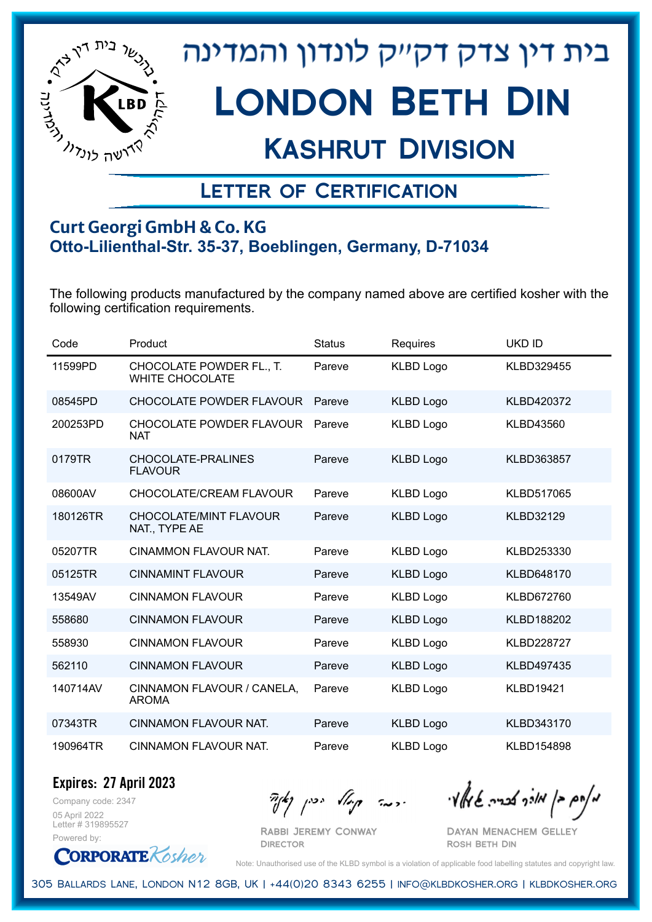# בית דין צדק דק״ק לונדון והמדינה

# London Beth Din

## Kashrut Division

### Letter of Certification

**Curt Georgi GmbH & Co. KG**
**Otto-Lilienthal-Str. 35-37, Boeblingen, Germany, D-71034**

The following products manufactured by the company named above are certified kosher with the following certification requirements.

| Code | Product | Status | Requires | UKD ID |
|---|---|---|---|---|
| 11599PD | CHOCOLATE POWDER FL., T. WHITE CHOCOLATE | Pareve | KLBD Logo | KLBD329455 |
| 08545PD | CHOCOLATE POWDER FLAVOUR | Pareve | KLBD Logo | KLBD420372 |
| 200253PD | CHOCOLATE POWDER FLAVOUR NAT | Pareve | KLBD Logo | KLBD43560 |
| 0179TR | CHOCOLATE-PRALINES FLAVOUR | Pareve | KLBD Logo | KLBD363857 |
| 08600AV | CHOCOLATE/CREAM FLAVOUR | Pareve | KLBD Logo | KLBD517065 |
| 180126TR | CHOCOLATE/MINT FLAVOUR NAT., TYPE AE | Pareve | KLBD Logo | KLBD32129 |
| 05207TR | CINAMMON FLAVOUR NAT. | Pareve | KLBD Logo | KLBD253330 |
| 05125TR | CINNAMINT FLAVOUR | Pareve | KLBD Logo | KLBD648170 |
| 13549AV | CINNAMON FLAVOUR | Pareve | KLBD Logo | KLBD672760 |
| 558680 | CINNAMON FLAVOUR | Pareve | KLBD Logo | KLBD188202 |
| 558930 | CINNAMON FLAVOUR | Pareve | KLBD Logo | KLBD228727 |
| 562110 | CINNAMON FLAVOUR | Pareve | KLBD Logo | KLBD497435 |
| 140714AV | CINNAMON FLAVOUR / CANELA, AROMA | Pareve | KLBD Logo | KLBD19421 |
| 07343TR | CINNAMON FLAVOUR NAT. | Pareve | KLBD Logo | KLBD343170 |
| 190964TR | CINNAMON FLAVOUR NAT. | Pareve | KLBD Logo | KLBD154898 |

**Expires: 27 April 2023**

Company code: 2347
05 April 2022
Letter # 319895527
Powered by: CorporateKosher

Rabbi Jeremy Conway
Director

Dayan Menachem Gelley
Rosh Beth Din

Note: Unauthorised use of the KLBD symbol is a violation of applicable food labelling statutes and copyright law.

305 Ballards Lane, London N12 8GB, UK | +44(0)20 8343 6255 | info@klbdkosher.org | klbdkosher.org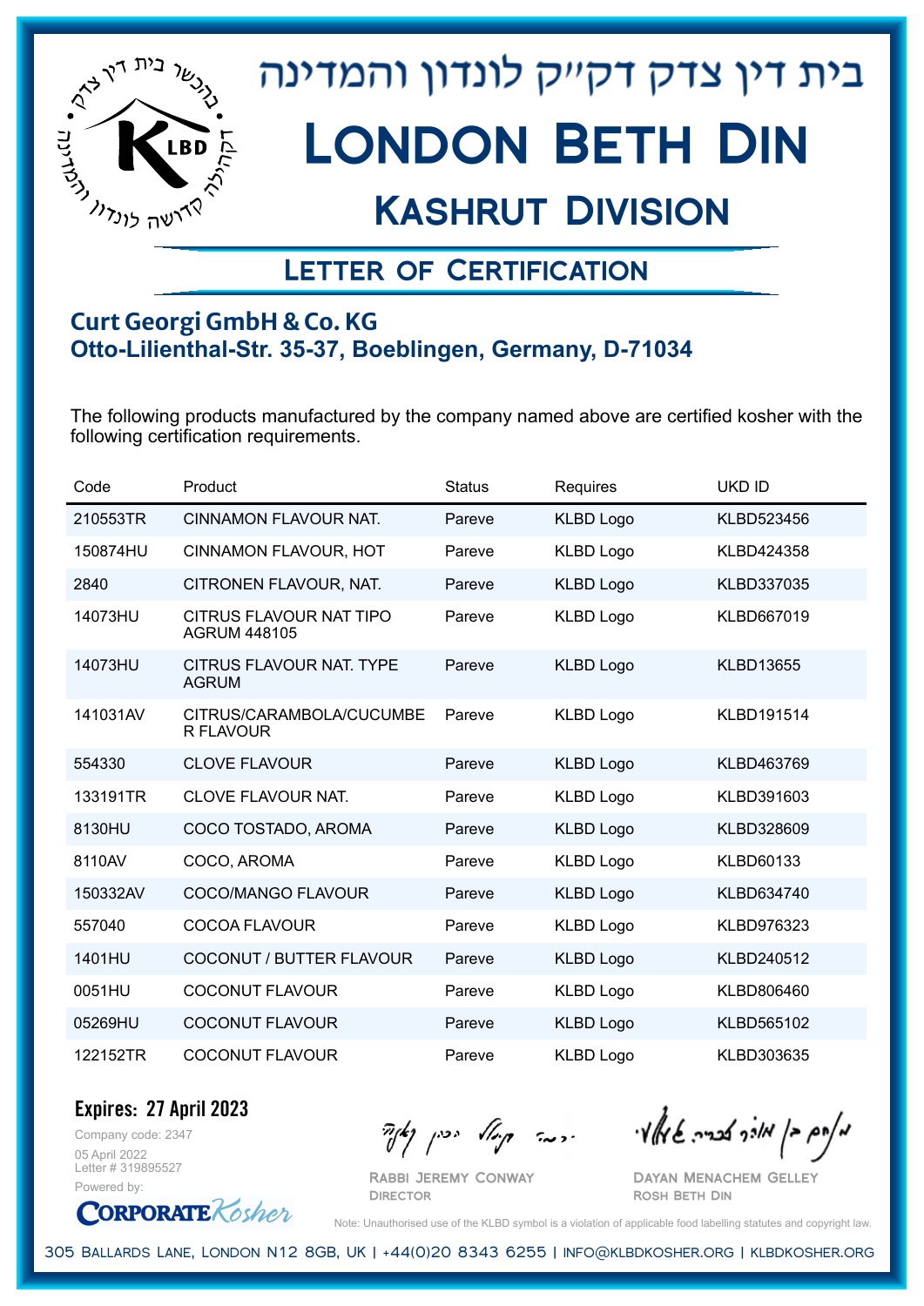# בית דין צדק דק"ק לונדון והמדינה

# London Beth Din

## Kashrut Division

### Letter of Certification

**Curt Georgi GmbH & Co. KG**
**Otto-Lilienthal-Str. 35-37, Boeblingen, Germany, D-71034**

The following products manufactured by the company named above are certified kosher with the following certification requirements.

| Code | Product | Status | Requires | UKD ID |
|---|---|---|---|---|
| 210553TR | CINNAMON FLAVOUR NAT. | Pareve | KLBD Logo | KLBD523456 |
| 150874HU | CINNAMON FLAVOUR, HOT | Pareve | KLBD Logo | KLBD424358 |
| 2840 | CITRONEN FLAVOUR, NAT. | Pareve | KLBD Logo | KLBD337035 |
| 14073HU | CITRUS FLAVOUR NAT TIPO AGRUM 448105 | Pareve | KLBD Logo | KLBD667019 |
| 14073HU | CITRUS FLAVOUR NAT. TYPE AGRUM | Pareve | KLBD Logo | KLBD13655 |
| 141031AV | CITRUS/CARAMBOLA/CUCUMBER FLAVOUR | Pareve | KLBD Logo | KLBD191514 |
| 554330 | CLOVE FLAVOUR | Pareve | KLBD Logo | KLBD463769 |
| 133191TR | CLOVE FLAVOUR NAT. | Pareve | KLBD Logo | KLBD391603 |
| 8130HU | COCO TOSTADO, AROMA | Pareve | KLBD Logo | KLBD328609 |
| 8110AV | COCO, AROMA | Pareve | KLBD Logo | KLBD60133 |
| 150332AV | COCO/MANGO FLAVOUR | Pareve | KLBD Logo | KLBD634740 |
| 557040 | COCOA FLAVOUR | Pareve | KLBD Logo | KLBD976323 |
| 1401HU | COCONUT / BUTTER FLAVOUR | Pareve | KLBD Logo | KLBD240512 |
| 0051HU | COCONUT FLAVOUR | Pareve | KLBD Logo | KLBD806460 |
| 05269HU | COCONUT FLAVOUR | Pareve | KLBD Logo | KLBD565102 |
| 122152TR | COCONUT FLAVOUR | Pareve | KLBD Logo | KLBD303635 |

**Expires: 27 April 2023**

Company code: 2347
05 April 2022
Letter # 319895527
Powered by: CorporateKosher

Rabbi Jeremy Conway
Director

Dayan Menachem Gelley
Rosh Beth Din

Note: Unauthorised use of the KLBD symbol is a violation of applicable food labelling statutes and copyright law.

305 Ballards Lane, London N12 8GB, UK | +44(0)20 8343 6255 | info@klbdkosher.org | klbdkosher.org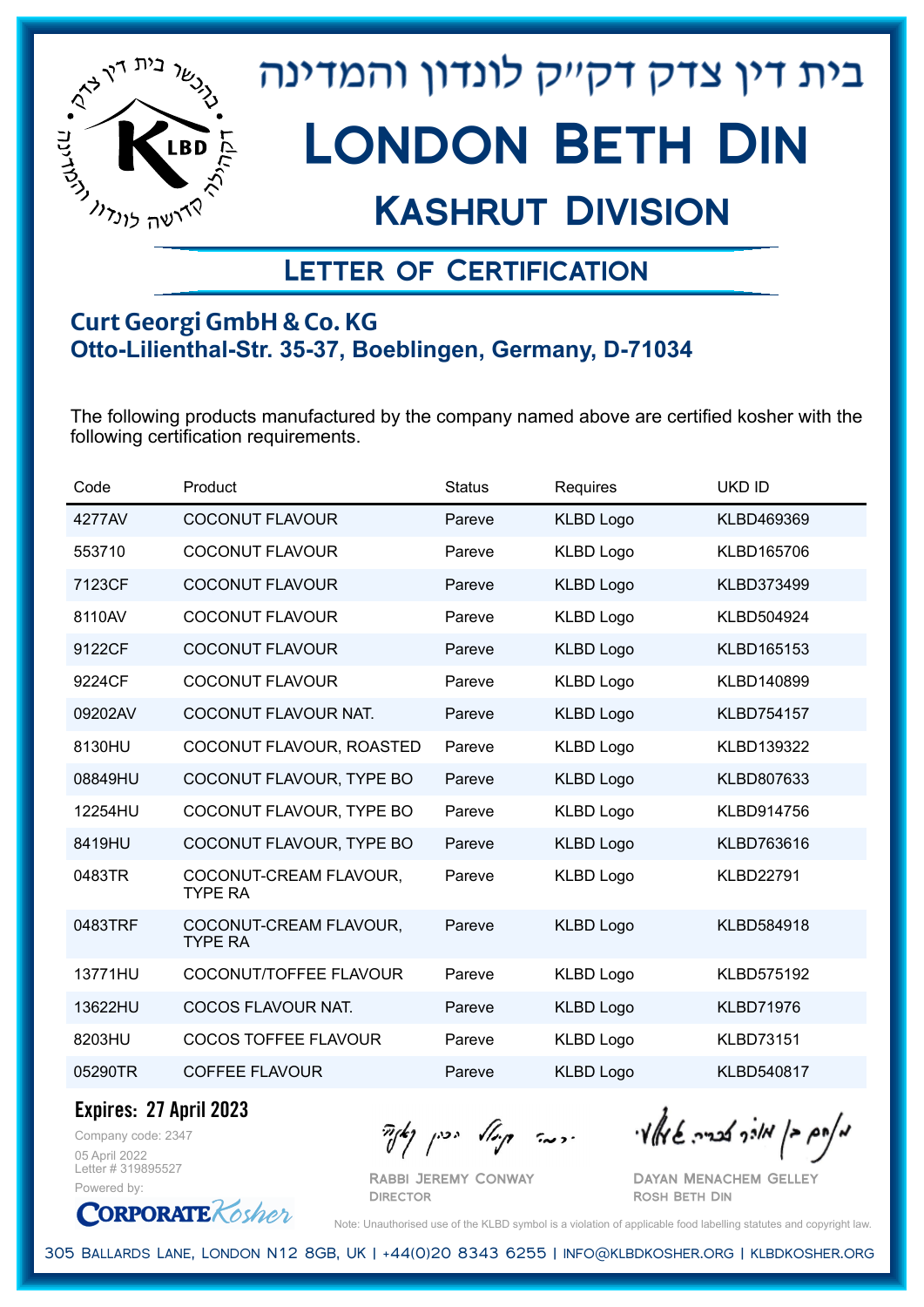# בית דין צדק דקײק לונדון והמדינה

# London Beth Din

## Kashrut Division

### Letter of Certification

**Curt Georgi GmbH & Co. KG**
**Otto-Lilienthal-Str. 35-37, Boeblingen, Germany, D-71034**

The following products manufactured by the company named above are certified kosher with the following certification requirements.

| Code | Product | Status | Requires | UKD ID |
|---|---|---|---|---|
| 4277AV | COCONUT FLAVOUR | Pareve | KLBD Logo | KLBD469369 |
| 553710 | COCONUT FLAVOUR | Pareve | KLBD Logo | KLBD165706 |
| 7123CF | COCONUT FLAVOUR | Pareve | KLBD Logo | KLBD373499 |
| 8110AV | COCONUT FLAVOUR | Pareve | KLBD Logo | KLBD504924 |
| 9122CF | COCONUT FLAVOUR | Pareve | KLBD Logo | KLBD165153 |
| 9224CF | COCONUT FLAVOUR | Pareve | KLBD Logo | KLBD140899 |
| 09202AV | COCONUT FLAVOUR NAT. | Pareve | KLBD Logo | KLBD754157 |
| 8130HU | COCONUT FLAVOUR, ROASTED | Pareve | KLBD Logo | KLBD139322 |
| 08849HU | COCONUT FLAVOUR, TYPE BO | Pareve | KLBD Logo | KLBD807633 |
| 12254HU | COCONUT FLAVOUR, TYPE BO | Pareve | KLBD Logo | KLBD914756 |
| 8419HU | COCONUT FLAVOUR, TYPE BO | Pareve | KLBD Logo | KLBD763616 |
| 0483TR | COCONUT-CREAM FLAVOUR, TYPE RA | Pareve | KLBD Logo | KLBD22791 |
| 0483TRF | COCONUT-CREAM FLAVOUR, TYPE RA | Pareve | KLBD Logo | KLBD584918 |
| 13771HU | COCONUT/TOFFEE FLAVOUR | Pareve | KLBD Logo | KLBD575192 |
| 13622HU | COCOS FLAVOUR NAT. | Pareve | KLBD Logo | KLBD71976 |
| 8203HU | COCOS TOFFEE FLAVOUR | Pareve | KLBD Logo | KLBD73151 |
| 05290TR | COFFEE FLAVOUR | Pareve | KLBD Logo | KLBD540817 |

**Expires: 27 April 2023**

Company code: 2347
05 April 2022
Letter # 319895527
Powered by: CorporateKosher

Rabbi Jeremy Conway
Director

Dayan Menachem Gelley
Rosh Beth Din

Note: Unauthorised use of the KLBD symbol is a violation of applicable food labelling statutes and copyright law.

305 Ballards Lane, London N12 8GB, UK | +44(0)20 8343 6255 | info@klbdkosher.org | klbdkosher.org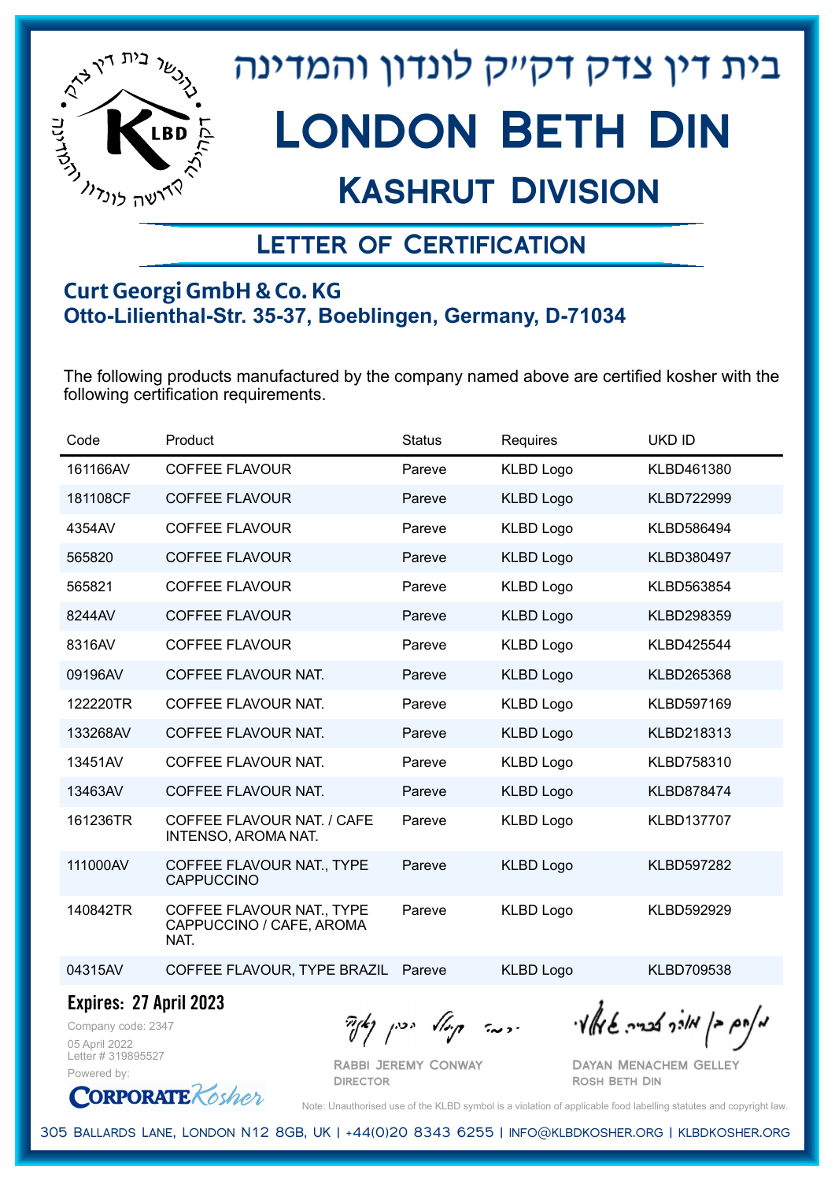# בית דין צדק דקי"ק לונדון והמדינה

# London Beth Din

## Kashrut Division

### Letter of Certification

**Curt Georgi GmbH & Co. KG**
**Otto-Lilienthal-Str. 35-37, Boeblingen, Germany, D-71034**

The following products manufactured by the company named above are certified kosher with the following certification requirements.

| Code | Product | Status | Requires | UKD ID |
|---|---|---|---|---|
| 161166AV | COFFEE FLAVOUR | Pareve | KLBD Logo | KLBD461380 |
| 181108CF | COFFEE FLAVOUR | Pareve | KLBD Logo | KLBD722999 |
| 4354AV | COFFEE FLAVOUR | Pareve | KLBD Logo | KLBD586494 |
| 565820 | COFFEE FLAVOUR | Pareve | KLBD Logo | KLBD380497 |
| 565821 | COFFEE FLAVOUR | Pareve | KLBD Logo | KLBD563854 |
| 8244AV | COFFEE FLAVOUR | Pareve | KLBD Logo | KLBD298359 |
| 8316AV | COFFEE FLAVOUR | Pareve | KLBD Logo | KLBD425544 |
| 09196AV | COFFEE FLAVOUR NAT. | Pareve | KLBD Logo | KLBD265368 |
| 122220TR | COFFEE FLAVOUR NAT. | Pareve | KLBD Logo | KLBD597169 |
| 133268AV | COFFEE FLAVOUR NAT. | Pareve | KLBD Logo | KLBD218313 |
| 13451AV | COFFEE FLAVOUR NAT. | Pareve | KLBD Logo | KLBD758310 |
| 13463AV | COFFEE FLAVOUR NAT. | Pareve | KLBD Logo | KLBD878474 |
| 161236TR | COFFEE FLAVOUR NAT. / CAFE INTENSO, AROMA NAT. | Pareve | KLBD Logo | KLBD137707 |
| 111000AV | COFFEE FLAVOUR NAT., TYPE CAPPUCCINO | Pareve | KLBD Logo | KLBD597282 |
| 140842TR | COFFEE FLAVOUR NAT., TYPE CAPPUCCINO / CAFE, AROMA NAT. | Pareve | KLBD Logo | KLBD592929 |
| 04315AV | COFFEE FLAVOUR, TYPE BRAZIL | Pareve | KLBD Logo | KLBD709538 |

**Expires: 27 April 2023**

Company code: 2347
05 April 2022
Letter # 319895527
Powered by: CorporateKosher

Rabbi Jeremy Conway
Director

Dayan Menachem Gelley
Rosh Beth Din

Note: Unauthorised use of the KLBD symbol is a violation of applicable food labelling statutes and copyright law.

305 Ballards Lane, London N12 8GB, UK | +44(0)20 8343 6255 | info@klbdkosher.org | klbdkosher.org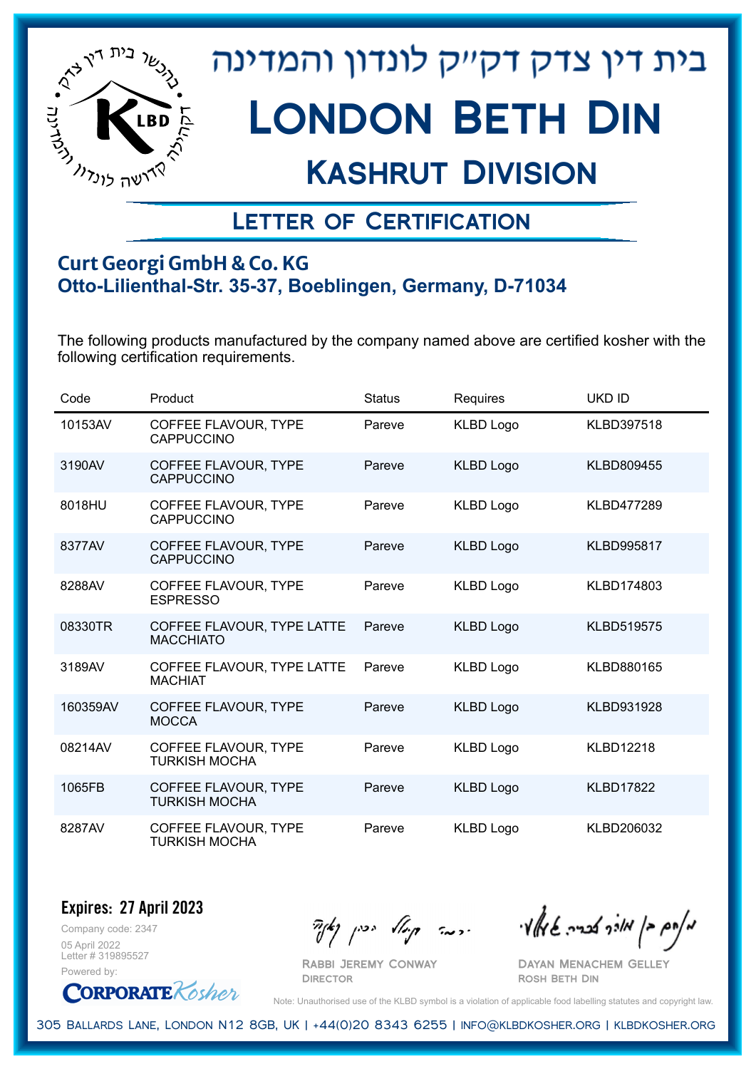# בית דין צדק דק״ק לונדון והמדינה

# London Beth Din

## Kashrut Division

### Letter of Certification

**Curt Georgi GmbH & Co. KG**
**Otto-Lilienthal-Str. 35-37, Boeblingen, Germany, D-71034**

The following products manufactured by the company named above are certified kosher with the following certification requirements.

| Code | Product | Status | Requires | UKD ID |
|---|---|---|---|---|
| 10153AV | COFFEE FLAVOUR, TYPE CAPPUCCINO | Pareve | KLBD Logo | KLBD397518 |
| 3190AV | COFFEE FLAVOUR, TYPE CAPPUCCINO | Pareve | KLBD Logo | KLBD809455 |
| 8018HU | COFFEE FLAVOUR, TYPE CAPPUCCINO | Pareve | KLBD Logo | KLBD477289 |
| 8377AV | COFFEE FLAVOUR, TYPE CAPPUCCINO | Pareve | KLBD Logo | KLBD995817 |
| 8288AV | COFFEE FLAVOUR, TYPE ESPRESSO | Pareve | KLBD Logo | KLBD174803 |
| 08330TR | COFFEE FLAVOUR, TYPE LATTE MACCHIATO | Pareve | KLBD Logo | KLBD519575 |
| 3189AV | COFFEE FLAVOUR, TYPE LATTE MACHIAT | Pareve | KLBD Logo | KLBD880165 |
| 160359AV | COFFEE FLAVOUR, TYPE MOCCA | Pareve | KLBD Logo | KLBD931928 |
| 08214AV | COFFEE FLAVOUR, TYPE TURKISH MOCHA | Pareve | KLBD Logo | KLBD12218 |
| 1065FB | COFFEE FLAVOUR, TYPE TURKISH MOCHA | Pareve | KLBD Logo | KLBD17822 |
| 8287AV | COFFEE FLAVOUR, TYPE TURKISH MOCHA | Pareve | KLBD Logo | KLBD206032 |

**Expires: 27 April 2023**

Company code: 2347
05 April 2022
Letter # 319895527
Powered by: CorporateKosher

Rabbi Jeremy Conway
Director

Dayan Menachem Gelley
Rosh Beth Din

Note: Unauthorised use of the KLBD symbol is a violation of applicable food labelling statutes and copyright law.

305 Ballards Lane, London N12 8GB, UK | +44(0)20 8343 6255 | info@klbdkosher.org | klbdkosher.org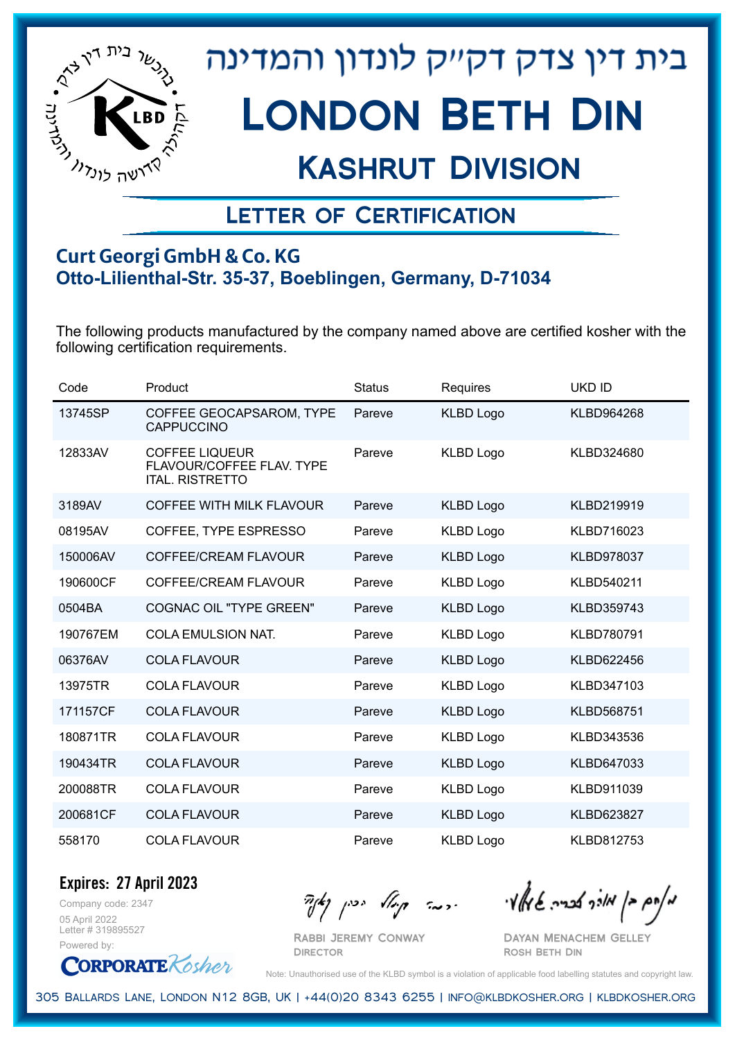# בית דין צדק דקי״ק לונדון והמדינה

# London Beth Din

## Kashrut Division

### Letter of Certification

**Curt Georgi GmbH & Co. KG**
**Otto-Lilienthal-Str. 35-37, Boeblingen, Germany, D-71034**

The following products manufactured by the company named above are certified kosher with the following certification requirements.

| Code | Product | Status | Requires | UKD ID |
|---|---|---|---|---|
| 13745SP | COFFEE GEOCAPSAROM, TYPE CAPPUCCINO | Pareve | KLBD Logo | KLBD964268 |
| 12833AV | COFFEE LIQUEUR FLAVOUR/COFFEE FLAV. TYPE ITAL. RISTRETTO | Pareve | KLBD Logo | KLBD324680 |
| 3189AV | COFFEE WITH MILK FLAVOUR | Pareve | KLBD Logo | KLBD219919 |
| 08195AV | COFFEE, TYPE ESPRESSO | Pareve | KLBD Logo | KLBD716023 |
| 150006AV | COFFEE/CREAM FLAVOUR | Pareve | KLBD Logo | KLBD978037 |
| 190600CF | COFFEE/CREAM FLAVOUR | Pareve | KLBD Logo | KLBD540211 |
| 0504BA | COGNAC OIL "TYPE GREEN" | Pareve | KLBD Logo | KLBD359743 |
| 190767EM | COLA EMULSION NAT. | Pareve | KLBD Logo | KLBD780791 |
| 06376AV | COLA FLAVOUR | Pareve | KLBD Logo | KLBD622456 |
| 13975TR | COLA FLAVOUR | Pareve | KLBD Logo | KLBD347103 |
| 171157CF | COLA FLAVOUR | Pareve | KLBD Logo | KLBD568751 |
| 180871TR | COLA FLAVOUR | Pareve | KLBD Logo | KLBD343536 |
| 190434TR | COLA FLAVOUR | Pareve | KLBD Logo | KLBD647033 |
| 200088TR | COLA FLAVOUR | Pareve | KLBD Logo | KLBD911039 |
| 200681CF | COLA FLAVOUR | Pareve | KLBD Logo | KLBD623827 |
| 558170 | COLA FLAVOUR | Pareve | KLBD Logo | KLBD812753 |

**Expires: 27 April 2023**

Company code: 2347
05 April 2022
Letter # 319895527
Powered by: CorporateKosher

Rabbi Jeremy Conway
Director

Dayan Menachem Gelley
Rosh Beth Din

Note: Unauthorised use of the KLBD symbol is a violation of applicable food labelling statutes and copyright law.

305 Ballards Lane, London N12 8GB, UK | +44(0)20 8343 6255 | info@klbdkosher.org | klbdkosher.org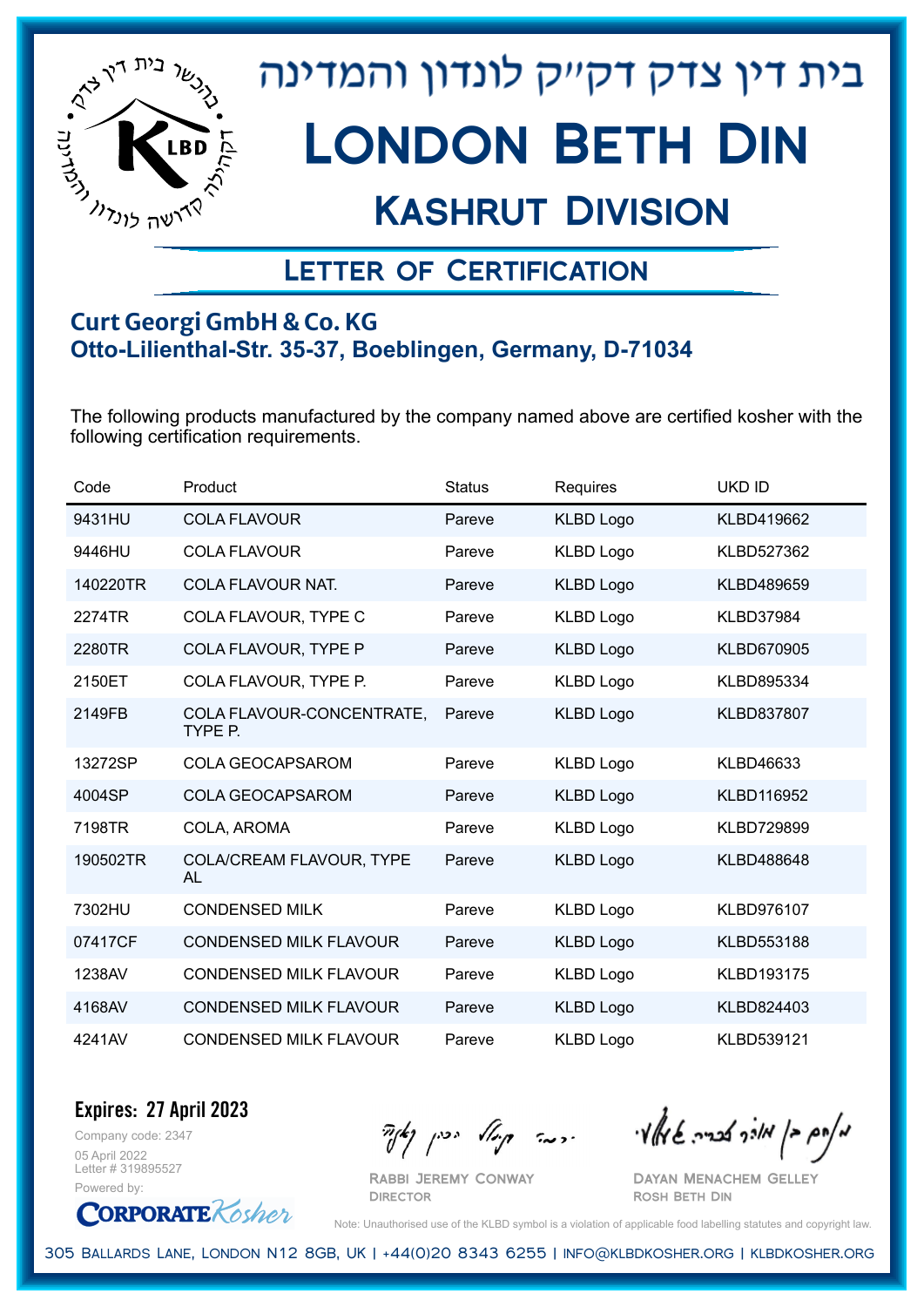# בית דין צדק דק״ק לונדון והמדינה

# London Beth Din

## Kashrut Division

### Letter of Certification

**Curt Georgi GmbH & Co. KG**
**Otto-Lilienthal-Str. 35-37, Boeblingen, Germany, D-71034**

The following products manufactured by the company named above are certified kosher with the following certification requirements.

| Code | Product | Status | Requires | UKD ID |
|---|---|---|---|---|
| 9431HU | COLA FLAVOUR | Pareve | KLBD Logo | KLBD419662 |
| 9446HU | COLA FLAVOUR | Pareve | KLBD Logo | KLBD527362 |
| 140220TR | COLA FLAVOUR NAT. | Pareve | KLBD Logo | KLBD489659 |
| 2274TR | COLA FLAVOUR, TYPE C | Pareve | KLBD Logo | KLBD37984 |
| 2280TR | COLA FLAVOUR, TYPE P | Pareve | KLBD Logo | KLBD670905 |
| 2150ET | COLA FLAVOUR, TYPE P. | Pareve | KLBD Logo | KLBD895334 |
| 2149FB | COLA FLAVOUR-CONCENTRATE, TYPE P. | Pareve | KLBD Logo | KLBD837807 |
| 13272SP | COLA GEOCAPSAROM | Pareve | KLBD Logo | KLBD46633 |
| 4004SP | COLA GEOCAPSAROM | Pareve | KLBD Logo | KLBD116952 |
| 7198TR | COLA, AROMA | Pareve | KLBD Logo | KLBD729899 |
| 190502TR | COLA/CREAM FLAVOUR, TYPE AL | Pareve | KLBD Logo | KLBD488648 |
| 7302HU | CONDENSED MILK | Pareve | KLBD Logo | KLBD976107 |
| 07417CF | CONDENSED MILK FLAVOUR | Pareve | KLBD Logo | KLBD553188 |
| 1238AV | CONDENSED MILK FLAVOUR | Pareve | KLBD Logo | KLBD193175 |
| 4168AV | CONDENSED MILK FLAVOUR | Pareve | KLBD Logo | KLBD824403 |
| 4241AV | CONDENSED MILK FLAVOUR | Pareve | KLBD Logo | KLBD539121 |

**Expires: 27 April 2023**

Company code: 2347
05 April 2022
Letter # 319895527
Powered by: CorporateKosher

Rabbi Jeremy Conway
Director

Dayan Menachem Gelley
Rosh Beth Din

Note: Unauthorised use of the KLBD symbol is a violation of applicable food labelling statutes and copyright law.

305 Ballards Lane, London N12 8GB, UK | +44(0)20 8343 6255 | info@klbdkosher.org | klbdkosher.org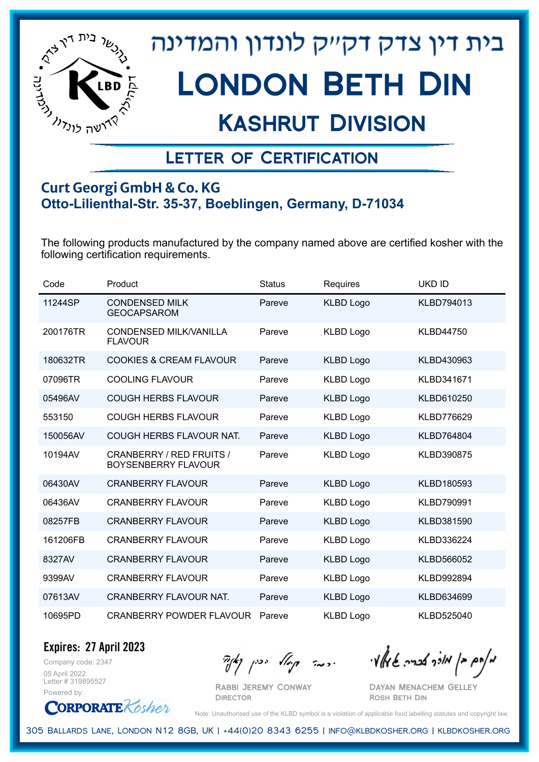# בית דין צדק דק"ק לונדון והמדינה

# London Beth Din

## Kashrut Division

### Letter of Certification

**Curt Georgi GmbH & Co. KG**
**Otto-Lilienthal-Str. 35-37, Boeblingen, Germany, D-71034**

The following products manufactured by the company named above are certified kosher with the following certification requirements.

| Code | Product | Status | Requires | UKD ID |
|---|---|---|---|---|
| 11244SP | CONDENSED MILK GEOCAPSAROM | Pareve | KLBD Logo | KLBD794013 |
| 200176TR | CONDENSED MILK/VANILLA FLAVOUR | Pareve | KLBD Logo | KLBD44750 |
| 180632TR | COOKIES & CREAM FLAVOUR | Pareve | KLBD Logo | KLBD430963 |
| 07096TR | COOLING FLAVOUR | Pareve | KLBD Logo | KLBD341671 |
| 05496AV | COUGH HERBS FLAVOUR | Pareve | KLBD Logo | KLBD610250 |
| 553150 | COUGH HERBS FLAVOUR | Pareve | KLBD Logo | KLBD776629 |
| 150056AV | COUGH HERBS FLAVOUR NAT. | Pareve | KLBD Logo | KLBD764804 |
| 10194AV | CRANBERRY / RED FRUITS / BOYSENBERRY FLAVOUR | Pareve | KLBD Logo | KLBD390875 |
| 06430AV | CRANBERRY FLAVOUR | Pareve | KLBD Logo | KLBD180593 |
| 06436AV | CRANBERRY FLAVOUR | Pareve | KLBD Logo | KLBD790991 |
| 08257FB | CRANBERRY FLAVOUR | Pareve | KLBD Logo | KLBD381590 |
| 161206FB | CRANBERRY FLAVOUR | Pareve | KLBD Logo | KLBD336224 |
| 8327AV | CRANBERRY FLAVOUR | Pareve | KLBD Logo | KLBD566052 |
| 9399AV | CRANBERRY FLAVOUR | Pareve | KLBD Logo | KLBD992894 |
| 07613AV | CRANBERRY FLAVOUR NAT. | Pareve | KLBD Logo | KLBD634699 |
| 10695PD | CRANBERRY POWDER FLAVOUR | Pareve | KLBD Logo | KLBD525040 |

**Expires: 27 April 2023**

Company code: 2347
05 April 2022
Letter # 319895527
Powered by: CorporateKosher

Rabbi Jeremy Conway
Director

Dayan Menachem Gelley
Rosh Beth Din

Note: Unauthorised use of the KLBD symbol is a violation of applicable food labelling statutes and copyright law.

305 Ballards Lane, London N12 8GB, UK | +44(0)20 8343 6255 | info@klbdkosher.org | klbdkosher.org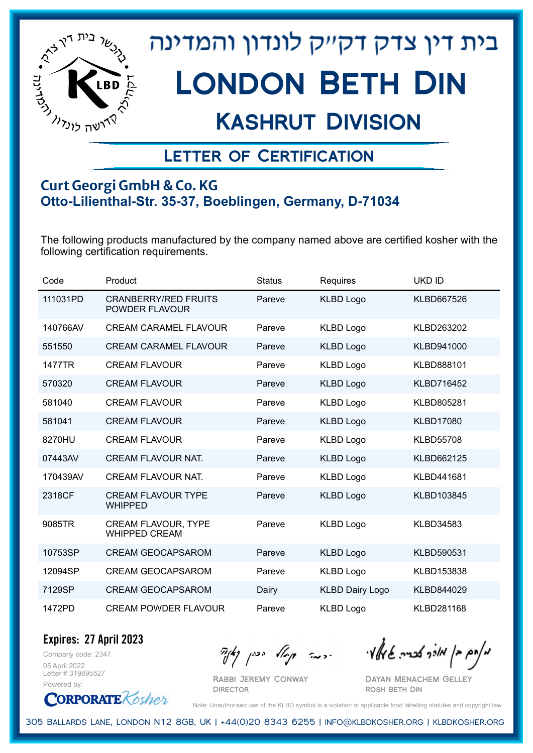# בית דין צדק דק"ק לונדון והמדינה

# London Beth Din

## Kashrut Division

### Letter of Certification

**Curt Georgi GmbH & Co. KG**
**Otto-Lilienthal-Str. 35-37, Boeblingen, Germany, D-71034**

The following products manufactured by the company named above are certified kosher with the following certification requirements.

| Code | Product | Status | Requires | UKD ID |
|---|---|---|---|---|
| 111031PD | CRANBERRY/RED FRUITS POWDER FLAVOUR | Pareve | KLBD Logo | KLBD667526 |
| 140766AV | CREAM CARAMEL FLAVOUR | Pareve | KLBD Logo | KLBD263202 |
| 551550 | CREAM CARAMEL FLAVOUR | Pareve | KLBD Logo | KLBD941000 |
| 1477TR | CREAM FLAVOUR | Pareve | KLBD Logo | KLBD888101 |
| 570320 | CREAM FLAVOUR | Pareve | KLBD Logo | KLBD716452 |
| 581040 | CREAM FLAVOUR | Pareve | KLBD Logo | KLBD805281 |
| 581041 | CREAM FLAVOUR | Pareve | KLBD Logo | KLBD17080 |
| 8270HU | CREAM FLAVOUR | Pareve | KLBD Logo | KLBD55708 |
| 07443AV | CREAM FLAVOUR NAT. | Pareve | KLBD Logo | KLBD662125 |
| 170439AV | CREAM FLAVOUR NAT. | Pareve | KLBD Logo | KLBD441681 |
| 2318CF | CREAM FLAVOUR TYPE WHIPPED | Pareve | KLBD Logo | KLBD103845 |
| 9085TR | CREAM FLAVOUR, TYPE WHIPPED CREAM | Pareve | KLBD Logo | KLBD34583 |
| 10753SP | CREAM GEOCAPSAROM | Pareve | KLBD Logo | KLBD590531 |
| 12094SP | CREAM GEOCAPSAROM | Pareve | KLBD Logo | KLBD153838 |
| 7129SP | CREAM GEOCAPSAROM | Dairy | KLBD Dairy Logo | KLBD844029 |
| 1472PD | CREAM POWDER FLAVOUR | Pareve | KLBD Logo | KLBD281168 |

**Expires: 27 April 2023**

Company code: 2347
05 April 2022
Letter # 319895527
Powered by: CorporateKosher

Rabbi Jeremy Conway
Director

Dayan Menachem Gelley
Rosh Beth Din

Note: Unauthorised use of the KLBD symbol is a violation of applicable food labelling statutes and copyright law.

305 Ballards Lane, London N12 8GB, UK | +44(0)20 8343 6255 | info@klbdkosher.org | klbdkosher.org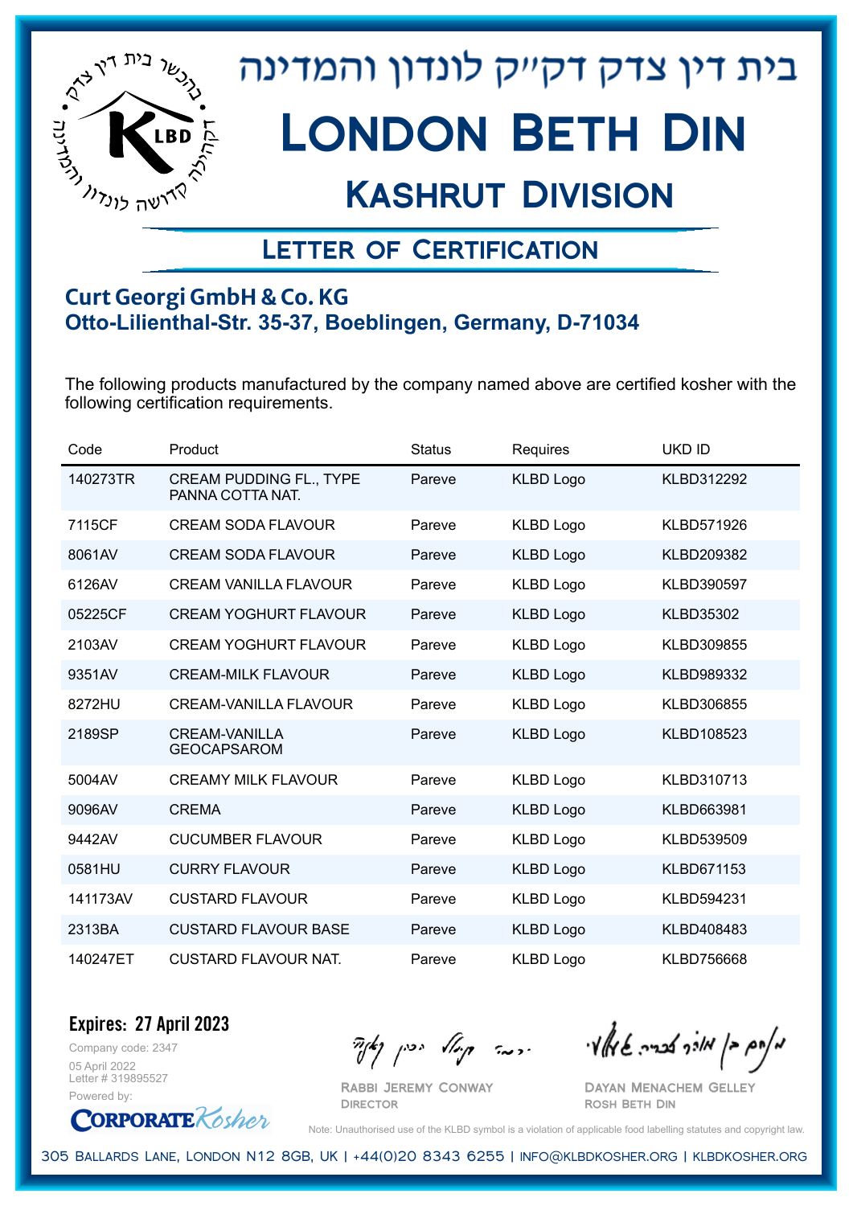# בית דין צדק דק״ק לונדון והמדינה

# London Beth Din

## Kashrut Division

### Letter of Certification

**Curt Georgi GmbH & Co. KG**
**Otto-Lilienthal-Str. 35-37, Boeblingen, Germany, D-71034**

The following products manufactured by the company named above are certified kosher with the following certification requirements.

| Code | Product | Status | Requires | UKD ID |
|---|---|---|---|---|
| 140273TR | CREAM PUDDING FL., TYPE PANNA COTTA NAT. | Pareve | KLBD Logo | KLBD312292 |
| 7115CF | CREAM SODA FLAVOUR | Pareve | KLBD Logo | KLBD571926 |
| 8061AV | CREAM SODA FLAVOUR | Pareve | KLBD Logo | KLBD209382 |
| 6126AV | CREAM VANILLA FLAVOUR | Pareve | KLBD Logo | KLBD390597 |
| 05225CF | CREAM YOGHURT FLAVOUR | Pareve | KLBD Logo | KLBD35302 |
| 2103AV | CREAM YOGHURT FLAVOUR | Pareve | KLBD Logo | KLBD309855 |
| 9351AV | CREAM-MILK FLAVOUR | Pareve | KLBD Logo | KLBD989332 |
| 8272HU | CREAM-VANILLA FLAVOUR | Pareve | KLBD Logo | KLBD306855 |
| 2189SP | CREAM-VANILLA GEOCAPSAROM | Pareve | KLBD Logo | KLBD108523 |
| 5004AV | CREAMY MILK FLAVOUR | Pareve | KLBD Logo | KLBD310713 |
| 9096AV | CREMA | Pareve | KLBD Logo | KLBD663981 |
| 9442AV | CUCUMBER FLAVOUR | Pareve | KLBD Logo | KLBD539509 |
| 0581HU | CURRY FLAVOUR | Pareve | KLBD Logo | KLBD671153 |
| 141173AV | CUSTARD FLAVOUR | Pareve | KLBD Logo | KLBD594231 |
| 2313BA | CUSTARD FLAVOUR BASE | Pareve | KLBD Logo | KLBD408483 |
| 140247ET | CUSTARD FLAVOUR NAT. | Pareve | KLBD Logo | KLBD756668 |

**Expires: 27 April 2023**

Company code: 2347
05 April 2022
Letter # 319895527
Powered by: CorporateKosher

Rabbi Jeremy Conway
Director

Dayan Menachem Gelley
Rosh Beth Din

Note: Unauthorised use of the KLBD symbol is a violation of applicable food labelling statutes and copyright law.

305 Ballards Lane, London N12 8GB, UK | +44(0)20 8343 6255 | info@klbdkosher.org | klbdkosher.org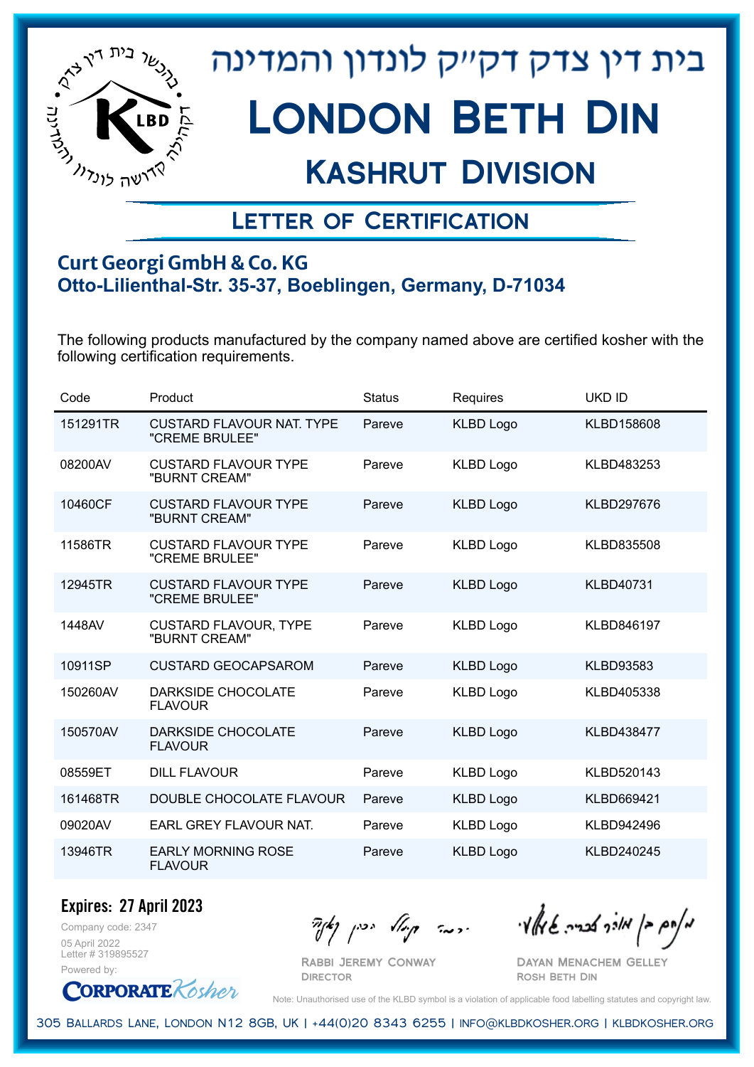# בית דין צדק דק״ק לונדון והמדינה

# London Beth Din

## Kashrut Division

### Letter of Certification

**Curt Georgi GmbH & Co. KG**
**Otto-Lilienthal-Str. 35-37, Boeblingen, Germany, D-71034**

The following products manufactured by the company named above are certified kosher with the following certification requirements.

| Code | Product | Status | Requires | UKD ID |
|---|---|---|---|---|
| 151291TR | CUSTARD FLAVOUR NAT. TYPE "CREME BRULEE" | Pareve | KLBD Logo | KLBD158608 |
| 08200AV | CUSTARD FLAVOUR TYPE "BURNT CREAM" | Pareve | KLBD Logo | KLBD483253 |
| 10460CF | CUSTARD FLAVOUR TYPE "BURNT CREAM" | Pareve | KLBD Logo | KLBD297676 |
| 11586TR | CUSTARD FLAVOUR TYPE "CREME BRULEE" | Pareve | KLBD Logo | KLBD835508 |
| 12945TR | CUSTARD FLAVOUR TYPE "CREME BRULEE" | Pareve | KLBD Logo | KLBD40731 |
| 1448AV | CUSTARD FLAVOUR, TYPE "BURNT CREAM" | Pareve | KLBD Logo | KLBD846197 |
| 10911SP | CUSTARD GEOCAPSAROM | Pareve | KLBD Logo | KLBD93583 |
| 150260AV | DARKSIDE CHOCOLATE FLAVOUR | Pareve | KLBD Logo | KLBD405338 |
| 150570AV | DARKSIDE CHOCOLATE FLAVOUR | Pareve | KLBD Logo | KLBD438477 |
| 08559ET | DILL FLAVOUR | Pareve | KLBD Logo | KLBD520143 |
| 161468TR | DOUBLE CHOCOLATE FLAVOUR | Pareve | KLBD Logo | KLBD669421 |
| 09020AV | EARL GREY FLAVOUR NAT. | Pareve | KLBD Logo | KLBD942496 |
| 13946TR | EARLY MORNING ROSE FLAVOUR | Pareve | KLBD Logo | KLBD240245 |

**Expires: 27 April 2023**

Company code: 2347
05 April 2022
Letter # 319895527
Powered by: CorporateKosher

Rabbi Jeremy Conway
Director

Dayan Menachem Gelley
Rosh Beth Din

Note: Unauthorised use of the KLBD symbol is a violation of applicable food labelling statutes and copyright law.

305 Ballards Lane, London N12 8GB, UK | +44(0)20 8343 6255 | info@klbdkosher.org | klbdkosher.org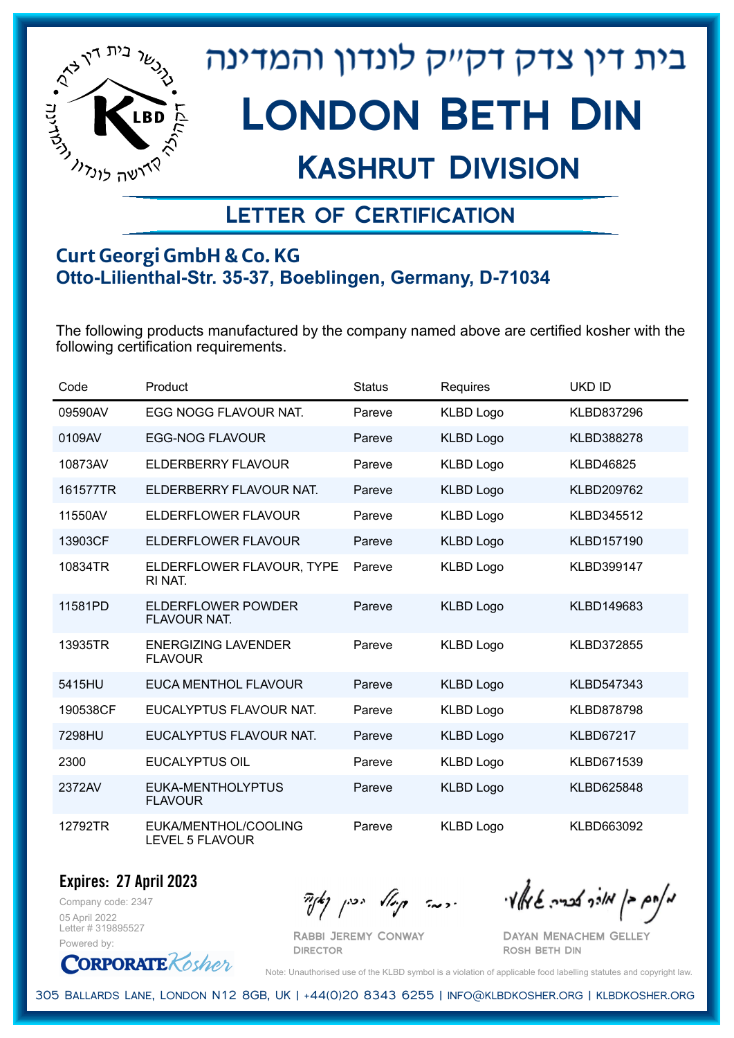# בית דין צדק דק״ק לונדון והמדינה

# London Beth Din

## Kashrut Division

### Letter of Certification

**Curt Georgi GmbH & Co. KG**
**Otto-Lilienthal-Str. 35-37, Boeblingen, Germany, D-71034**

The following products manufactured by the company named above are certified kosher with the following certification requirements.

| Code | Product | Status | Requires | UKD ID |
|---|---|---|---|---|
| 09590AV | EGG NOGG FLAVOUR NAT. | Pareve | KLBD Logo | KLBD837296 |
| 0109AV | EGG-NOG FLAVOUR | Pareve | KLBD Logo | KLBD388278 |
| 10873AV | ELDERBERRY FLAVOUR | Pareve | KLBD Logo | KLBD46825 |
| 161577TR | ELDERBERRY FLAVOUR NAT. | Pareve | KLBD Logo | KLBD209762 |
| 11550AV | ELDERFLOWER FLAVOUR | Pareve | KLBD Logo | KLBD345512 |
| 13903CF | ELDERFLOWER FLAVOUR | Pareve | KLBD Logo | KLBD157190 |
| 10834TR | ELDERFLOWER FLAVOUR, TYPE RI NAT. | Pareve | KLBD Logo | KLBD399147 |
| 11581PD | ELDERFLOWER POWDER FLAVOUR NAT. | Pareve | KLBD Logo | KLBD149683 |
| 13935TR | ENERGIZING LAVENDER FLAVOUR | Pareve | KLBD Logo | KLBD372855 |
| 5415HU | EUCA MENTHOL FLAVOUR | Pareve | KLBD Logo | KLBD547343 |
| 190538CF | EUCALYPTUS FLAVOUR NAT. | Pareve | KLBD Logo | KLBD878798 |
| 7298HU | EUCALYPTUS FLAVOUR NAT. | Pareve | KLBD Logo | KLBD67217 |
| 2300 | EUCALYPTUS OIL | Pareve | KLBD Logo | KLBD671539 |
| 2372AV | EUKA-MENTHOLYPTUS FLAVOUR | Pareve | KLBD Logo | KLBD625848 |
| 12792TR | EUKA/MENTHOL/COOLING LEVEL 5 FLAVOUR | Pareve | KLBD Logo | KLBD663092 |

**Expires: 27 April 2023**

Company code: 2347
05 April 2022
Letter # 319895527
Powered by: CorporateKosher

Rabbi Jeremy Conway
Director

Dayan Menachem Gelley
Rosh Beth Din

Note: Unauthorised use of the KLBD symbol is a violation of applicable food labelling statutes and copyright law.

305 Ballards Lane, London N12 8GB, UK | +44(0)20 8343 6255 | info@klbdkosher.org | klbdkosher.org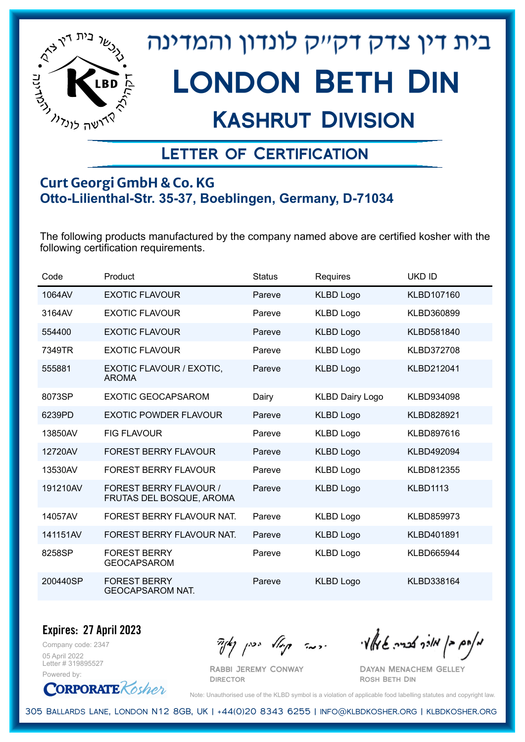# בית דין צדק דק״ק לונדון והמדינה

# London Beth Din

## Kashrut Division

### Letter of Certification

**Curt Georgi GmbH & Co. KG**
**Otto-Lilienthal-Str. 35-37, Boeblingen, Germany, D-71034**

The following products manufactured by the company named above are certified kosher with the following certification requirements.

| Code | Product | Status | Requires | UKD ID |
|---|---|---|---|---|
| 1064AV | EXOTIC FLAVOUR | Pareve | KLBD Logo | KLBD107160 |
| 3164AV | EXOTIC FLAVOUR | Pareve | KLBD Logo | KLBD360899 |
| 554400 | EXOTIC FLAVOUR | Pareve | KLBD Logo | KLBD581840 |
| 7349TR | EXOTIC FLAVOUR | Pareve | KLBD Logo | KLBD372708 |
| 555881 | EXOTIC FLAVOUR / EXOTIC, AROMA | Pareve | KLBD Logo | KLBD212041 |
| 8073SP | EXOTIC GEOCAPSAROM | Dairy | KLBD Dairy Logo | KLBD934098 |
| 6239PD | EXOTIC POWDER FLAVOUR | Pareve | KLBD Logo | KLBD828921 |
| 13850AV | FIG FLAVOUR | Pareve | KLBD Logo | KLBD897616 |
| 12720AV | FOREST BERRY FLAVOUR | Pareve | KLBD Logo | KLBD492094 |
| 13530AV | FOREST BERRY FLAVOUR | Pareve | KLBD Logo | KLBD812355 |
| 191210AV | FOREST BERRY FLAVOUR / FRUTAS DEL BOSQUE, AROMA | Pareve | KLBD Logo | KLBD1113 |
| 14057AV | FOREST BERRY FLAVOUR NAT. | Pareve | KLBD Logo | KLBD859973 |
| 141151AV | FOREST BERRY FLAVOUR NAT. | Pareve | KLBD Logo | KLBD401891 |
| 8258SP | FOREST BERRY GEOCAPSAROM | Pareve | KLBD Logo | KLBD665944 |
| 200440SP | FOREST BERRY GEOCAPSAROM NAT. | Pareve | KLBD Logo | KLBD338164 |

**Expires: 27 April 2023**

Company code: 2347
05 April 2022
Letter # 319895527
Powered by: CorporateKosher

Rabbi Jeremy Conway
Director

Dayan Menachem Gelley
Rosh Beth Din

Note: Unauthorised use of the KLBD symbol is a violation of applicable food labelling statutes and copyright law.

305 Ballards Lane, London N12 8GB, UK | +44(0)20 8343 6255 | info@klbdkosher.org | klbdkosher.org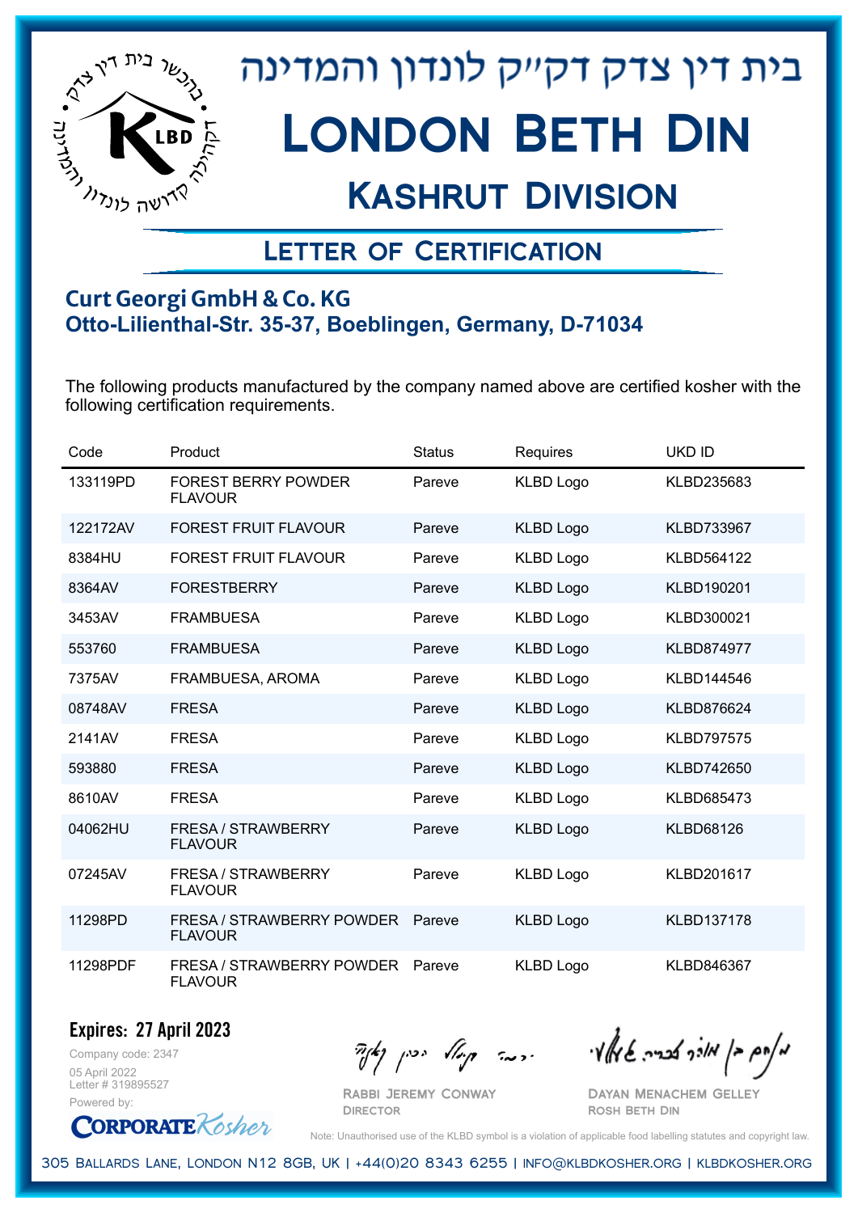בית דין צדק דקײק לונדון והמדינה

# London Beth Din

## Kashrut Division

### Letter of Certification

**Curt Georgi GmbH & Co. KG**
**Otto-Lilienthal-Str. 35-37, Boeblingen, Germany, D-71034**

The following products manufactured by the company named above are certified kosher with the following certification requirements.

| Code | Product | Status | Requires | UKD ID |
|---|---|---|---|---|
| 133119PD | FOREST BERRY POWDER FLAVOUR | Pareve | KLBD Logo | KLBD235683 |
| 122172AV | FOREST FRUIT FLAVOUR | Pareve | KLBD Logo | KLBD733967 |
| 8384HU | FOREST FRUIT FLAVOUR | Pareve | KLBD Logo | KLBD564122 |
| 8364AV | FORESTBERRY | Pareve | KLBD Logo | KLBD190201 |
| 3453AV | FRAMBUESA | Pareve | KLBD Logo | KLBD300021 |
| 553760 | FRAMBUESA | Pareve | KLBD Logo | KLBD874977 |
| 7375AV | FRAMBUESA, AROMA | Pareve | KLBD Logo | KLBD144546 |
| 08748AV | FRESA | Pareve | KLBD Logo | KLBD876624 |
| 2141AV | FRESA | Pareve | KLBD Logo | KLBD797575 |
| 593880 | FRESA | Pareve | KLBD Logo | KLBD742650 |
| 8610AV | FRESA | Pareve | KLBD Logo | KLBD685473 |
| 04062HU | FRESA / STRAWBERRY FLAVOUR | Pareve | KLBD Logo | KLBD68126 |
| 07245AV | FRESA / STRAWBERRY FLAVOUR | Pareve | KLBD Logo | KLBD201617 |
| 11298PD | FRESA / STRAWBERRY POWDER FLAVOUR | Pareve | KLBD Logo | KLBD137178 |
| 11298PDF | FRESA / STRAWBERRY POWDER FLAVOUR | Pareve | KLBD Logo | KLBD846367 |

**Expires: 27 April 2023**

Company code: 2347
05 April 2022
Letter # 319895527
Powered by: CorporateKosher

Rabbi Jeremy Conway
Director

Dayan Menachem Gelley
Rosh Beth Din

Note: Unauthorised use of the KLBD symbol is a violation of applicable food labelling statutes and copyright law.

305 Ballards Lane, London N12 8GB, UK | +44(0)20 8343 6255 | info@klbdkosher.org | klbdkosher.org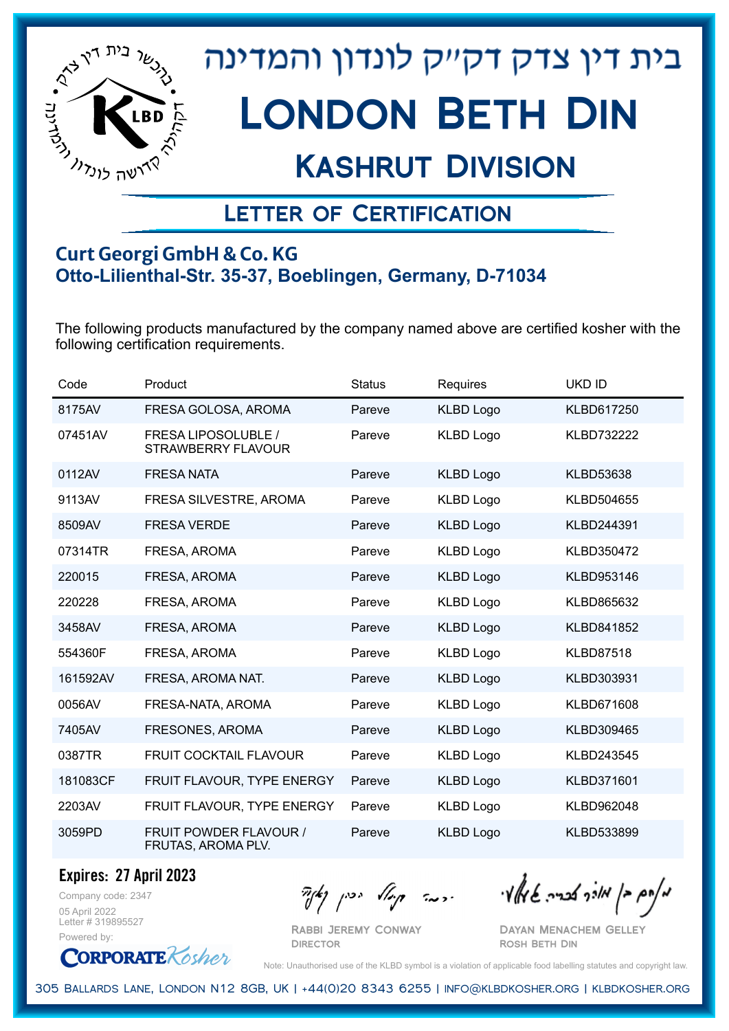# בית דין צדק דק"ק לונדון והמדינה

# London Beth Din

## Kashrut Division

### Letter of Certification

**Curt Georgi GmbH & Co. KG**
**Otto-Lilienthal-Str. 35-37, Boeblingen, Germany, D-71034**

The following products manufactured by the company named above are certified kosher with the following certification requirements.

| Code | Product | Status | Requires | UKD ID |
|---|---|---|---|---|
| 8175AV | FRESA GOLOSA, AROMA | Pareve | KLBD Logo | KLBD617250 |
| 07451AV | FRESA LIPOSOLUBLE / STRAWBERRY FLAVOUR | Pareve | KLBD Logo | KLBD732222 |
| 0112AV | FRESA NATA | Pareve | KLBD Logo | KLBD53638 |
| 9113AV | FRESA SILVESTRE, AROMA | Pareve | KLBD Logo | KLBD504655 |
| 8509AV | FRESA VERDE | Pareve | KLBD Logo | KLBD244391 |
| 07314TR | FRESA, AROMA | Pareve | KLBD Logo | KLBD350472 |
| 220015 | FRESA, AROMA | Pareve | KLBD Logo | KLBD953146 |
| 220228 | FRESA, AROMA | Pareve | KLBD Logo | KLBD865632 |
| 3458AV | FRESA, AROMA | Pareve | KLBD Logo | KLBD841852 |
| 554360F | FRESA, AROMA | Pareve | KLBD Logo | KLBD87518 |
| 161592AV | FRESA, AROMA NAT. | Pareve | KLBD Logo | KLBD303931 |
| 0056AV | FRESA-NATA, AROMA | Pareve | KLBD Logo | KLBD671608 |
| 7405AV | FRESONES, AROMA | Pareve | KLBD Logo | KLBD309465 |
| 0387TR | FRUIT COCKTAIL FLAVOUR | Pareve | KLBD Logo | KLBD243545 |
| 181083CF | FRUIT FLAVOUR, TYPE ENERGY | Pareve | KLBD Logo | KLBD371601 |
| 2203AV | FRUIT FLAVOUR, TYPE ENERGY | Pareve | KLBD Logo | KLBD962048 |
| 3059PD | FRUIT POWDER FLAVOUR / FRUTAS, AROMA PLV. | Pareve | KLBD Logo | KLBD533899 |

**Expires: 27 April 2023**

Company code: 2347
05 April 2022
Letter # 319895527
Powered by: CorporateKosher

Rabbi Jeremy Conway
Director

Dayan Menachem Gelley
Rosh Beth Din

Note: Unauthorised use of the KLBD symbol is a violation of applicable food labelling statutes and copyright law.

305 Ballards Lane, London N12 8GB, UK | +44(0)20 8343 6255 | info@klbdkosher.org | klbdkosher.org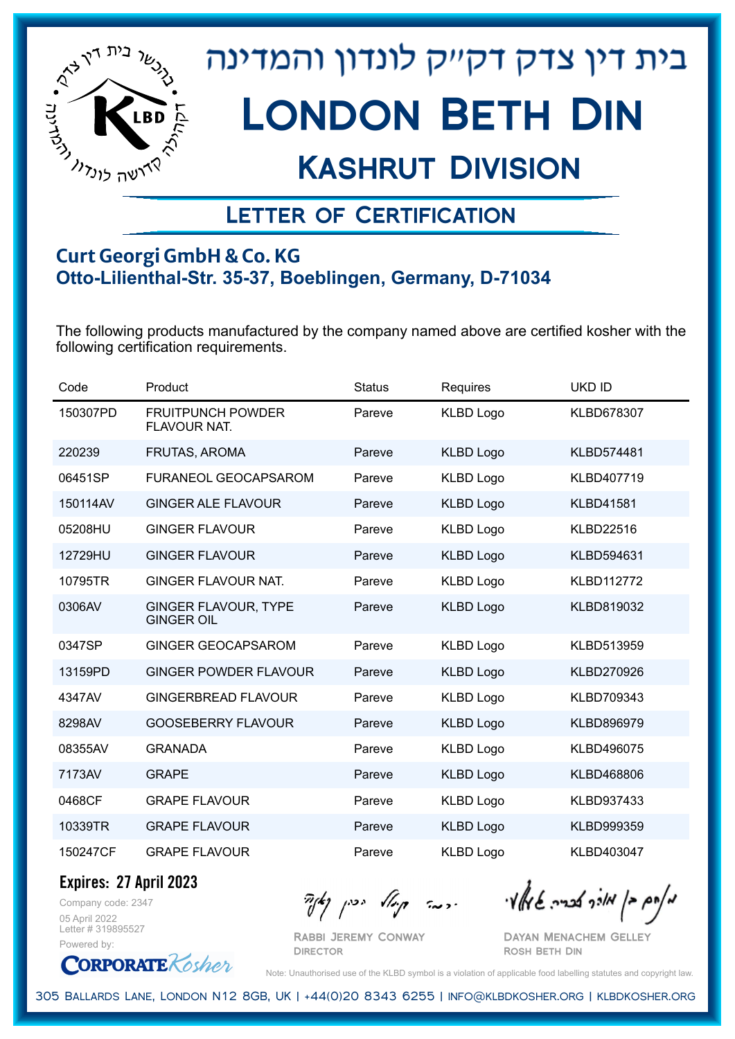# בית דין צדק דקייק לונדון והמדינה

# London Beth Din

## Kashrut Division

### Letter of Certification

**Curt Georgi GmbH & Co. KG**
**Otto-Lilienthal-Str. 35-37, Boeblingen, Germany, D-71034**

The following products manufactured by the company named above are certified kosher with the following certification requirements.

| Code | Product | Status | Requires | UKD ID |
|---|---|---|---|---|
| 150307PD | FRUITPUNCH POWDER FLAVOUR NAT. | Pareve | KLBD Logo | KLBD678307 |
| 220239 | FRUTAS, AROMA | Pareve | KLBD Logo | KLBD574481 |
| 06451SP | FURANEOL GEOCAPSAROM | Pareve | KLBD Logo | KLBD407719 |
| 150114AV | GINGER ALE FLAVOUR | Pareve | KLBD Logo | KLBD41581 |
| 05208HU | GINGER FLAVOUR | Pareve | KLBD Logo | KLBD22516 |
| 12729HU | GINGER FLAVOUR | Pareve | KLBD Logo | KLBD594631 |
| 10795TR | GINGER FLAVOUR NAT. | Pareve | KLBD Logo | KLBD112772 |
| 0306AV | GINGER FLAVOUR, TYPE GINGER OIL | Pareve | KLBD Logo | KLBD819032 |
| 0347SP | GINGER GEOCAPSAROM | Pareve | KLBD Logo | KLBD513959 |
| 13159PD | GINGER POWDER FLAVOUR | Pareve | KLBD Logo | KLBD270926 |
| 4347AV | GINGERBREAD FLAVOUR | Pareve | KLBD Logo | KLBD709343 |
| 8298AV | GOOSEBERRY FLAVOUR | Pareve | KLBD Logo | KLBD896979 |
| 08355AV | GRANADA | Pareve | KLBD Logo | KLBD496075 |
| 7173AV | GRAPE | Pareve | KLBD Logo | KLBD468806 |
| 0468CF | GRAPE FLAVOUR | Pareve | KLBD Logo | KLBD937433 |
| 10339TR | GRAPE FLAVOUR | Pareve | KLBD Logo | KLBD999359 |
| 150247CF | GRAPE FLAVOUR | Pareve | KLBD Logo | KLBD403047 |

**Expires: 27 April 2023**

Company code: 2347
05 April 2022
Letter # 319895527
Powered by: CorporateKosher

Rabbi Jeremy Conway
Director

Dayan Menachem Gelley
Rosh Beth Din

Note: Unauthorised use of the KLBD symbol is a violation of applicable food labelling statutes and copyright law.

305 Ballards Lane, London N12 8GB, UK | +44(0)20 8343 6255 | info@klbdkosher.org | klbdkosher.org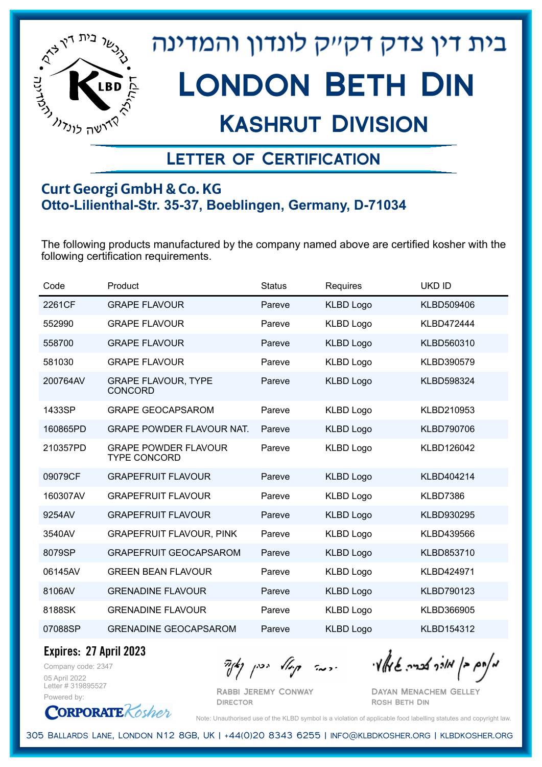# בית דין צדק דק״ק לונדון והמדינה

# London Beth Din

## Kashrut Division

### Letter of Certification

**Curt Georgi GmbH & Co. KG**
**Otto-Lilienthal-Str. 35-37, Boeblingen, Germany, D-71034**

The following products manufactured by the company named above are certified kosher with the following certification requirements.

| Code | Product | Status | Requires | UKD ID |
|---|---|---|---|---|
| 2261CF | GRAPE FLAVOUR | Pareve | KLBD Logo | KLBD509406 |
| 552990 | GRAPE FLAVOUR | Pareve | KLBD Logo | KLBD472444 |
| 558700 | GRAPE FLAVOUR | Pareve | KLBD Logo | KLBD560310 |
| 581030 | GRAPE FLAVOUR | Pareve | KLBD Logo | KLBD390579 |
| 200764AV | GRAPE FLAVOUR, TYPE CONCORD | Pareve | KLBD Logo | KLBD598324 |
| 1433SP | GRAPE GEOCAPSAROM | Pareve | KLBD Logo | KLBD210953 |
| 160865PD | GRAPE POWDER FLAVOUR NAT. | Pareve | KLBD Logo | KLBD790706 |
| 210357PD | GRAPE POWDER FLAVOUR TYPE CONCORD | Pareve | KLBD Logo | KLBD126042 |
| 09079CF | GRAPEFRUIT FLAVOUR | Pareve | KLBD Logo | KLBD404214 |
| 160307AV | GRAPEFRUIT FLAVOUR | Pareve | KLBD Logo | KLBD7386 |
| 9254AV | GRAPEFRUIT FLAVOUR | Pareve | KLBD Logo | KLBD930295 |
| 3540AV | GRAPEFRUIT FLAVOUR, PINK | Pareve | KLBD Logo | KLBD439566 |
| 8079SP | GRAPEFRUIT GEOCAPSAROM | Pareve | KLBD Logo | KLBD853710 |
| 06145AV | GREEN BEAN FLAVOUR | Pareve | KLBD Logo | KLBD424971 |
| 8106AV | GRENADINE FLAVOUR | Pareve | KLBD Logo | KLBD790123 |
| 8188SK | GRENADINE FLAVOUR | Pareve | KLBD Logo | KLBD366905 |
| 07088SP | GRENADINE GEOCAPSAROM | Pareve | KLBD Logo | KLBD154312 |

**Expires: 27 April 2023**

Company code: 2347
05 April 2022
Letter # 319895527
Powered by: CorporateKosher

Rabbi Jeremy Conway
Director

Dayan Menachem Gelley
Rosh Beth Din

Note: Unauthorised use of the KLBD symbol is a violation of applicable food labelling statutes and copyright law.

305 Ballards Lane, London N12 8GB, UK | +44(0)20 8343 6255 | info@klbdkosher.org | klbdkosher.org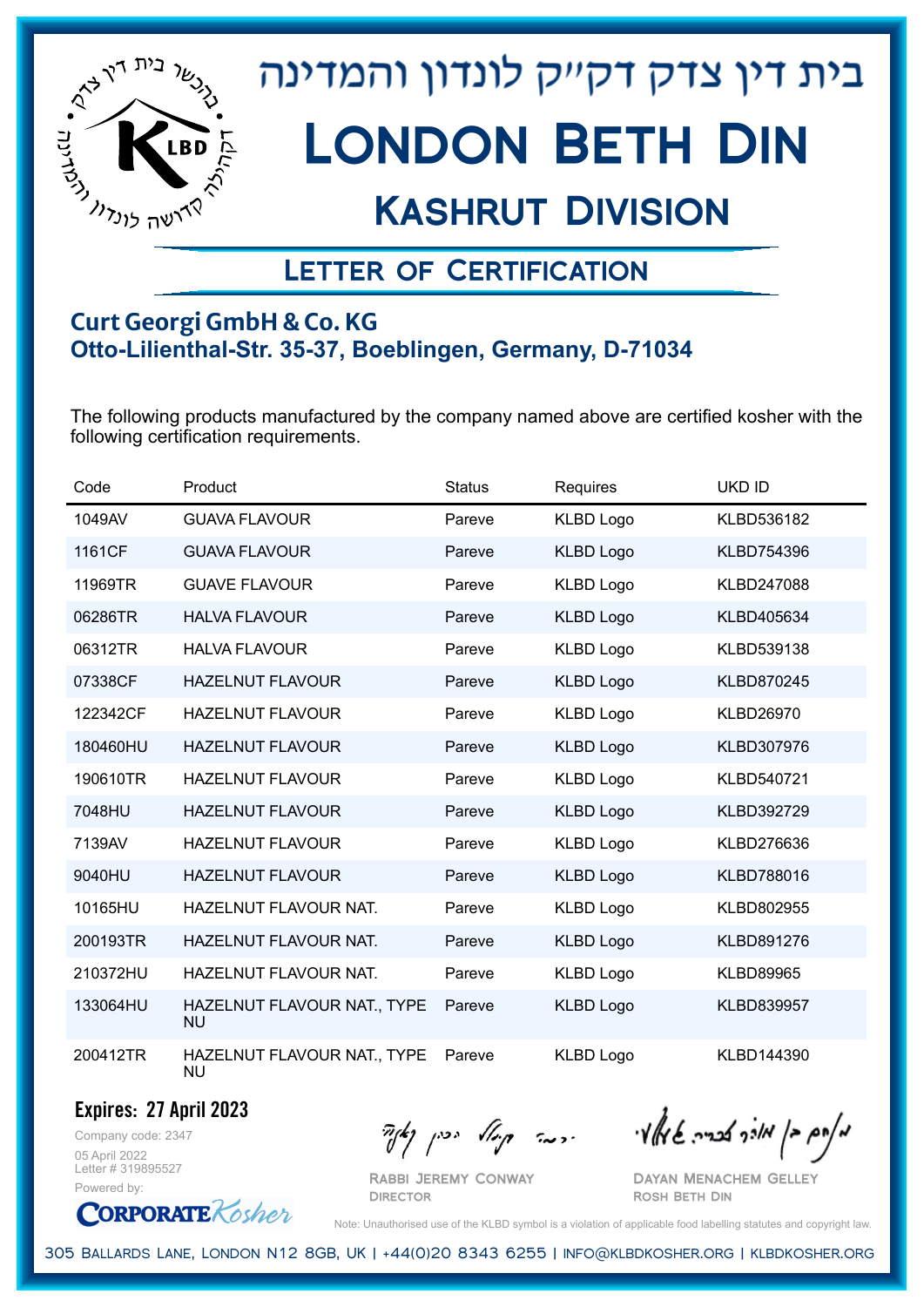# בית דין צדק דקי"ק לונדון והמדינה

# London Beth Din

## Kashrut Division

### Letter of Certification

**Curt Georgi GmbH & Co. KG**
**Otto-Lilienthal-Str. 35-37, Boeblingen, Germany, D-71034**

The following products manufactured by the company named above are certified kosher with the following certification requirements.

| Code | Product | Status | Requires | UKD ID |
|---|---|---|---|---|
| 1049AV | GUAVA FLAVOUR | Pareve | KLBD Logo | KLBD536182 |
| 1161CF | GUAVA FLAVOUR | Pareve | KLBD Logo | KLBD754396 |
| 11969TR | GUAVE FLAVOUR | Pareve | KLBD Logo | KLBD247088 |
| 06286TR | HALVA FLAVOUR | Pareve | KLBD Logo | KLBD405634 |
| 06312TR | HALVA FLAVOUR | Pareve | KLBD Logo | KLBD539138 |
| 07338CF | HAZELNUT FLAVOUR | Pareve | KLBD Logo | KLBD870245 |
| 122342CF | HAZELNUT FLAVOUR | Pareve | KLBD Logo | KLBD26970 |
| 180460HU | HAZELNUT FLAVOUR | Pareve | KLBD Logo | KLBD307976 |
| 190610TR | HAZELNUT FLAVOUR | Pareve | KLBD Logo | KLBD540721 |
| 7048HU | HAZELNUT FLAVOUR | Pareve | KLBD Logo | KLBD392729 |
| 7139AV | HAZELNUT FLAVOUR | Pareve | KLBD Logo | KLBD276636 |
| 9040HU | HAZELNUT FLAVOUR | Pareve | KLBD Logo | KLBD788016 |
| 10165HU | HAZELNUT FLAVOUR NAT. | Pareve | KLBD Logo | KLBD802955 |
| 200193TR | HAZELNUT FLAVOUR NAT. | Pareve | KLBD Logo | KLBD891276 |
| 210372HU | HAZELNUT FLAVOUR NAT. | Pareve | KLBD Logo | KLBD89965 |
| 133064HU | HAZELNUT FLAVOUR NAT., TYPE NU | Pareve | KLBD Logo | KLBD839957 |
| 200412TR | HAZELNUT FLAVOUR NAT., TYPE NU | Pareve | KLBD Logo | KLBD144390 |

**Expires: 27 April 2023**

Company code: 2347
05 April 2022
Letter # 319895527
Powered by: CorporateKosher

Rabbi Jeremy Conway
Director

Dayan Menachem Gelley
Rosh Beth Din

Note: Unauthorised use of the KLBD symbol is a violation of applicable food labelling statutes and copyright law.

305 Ballards Lane, London N12 8GB, UK | +44(0)20 8343 6255 | info@klbdkosher.org | klbdkosher.org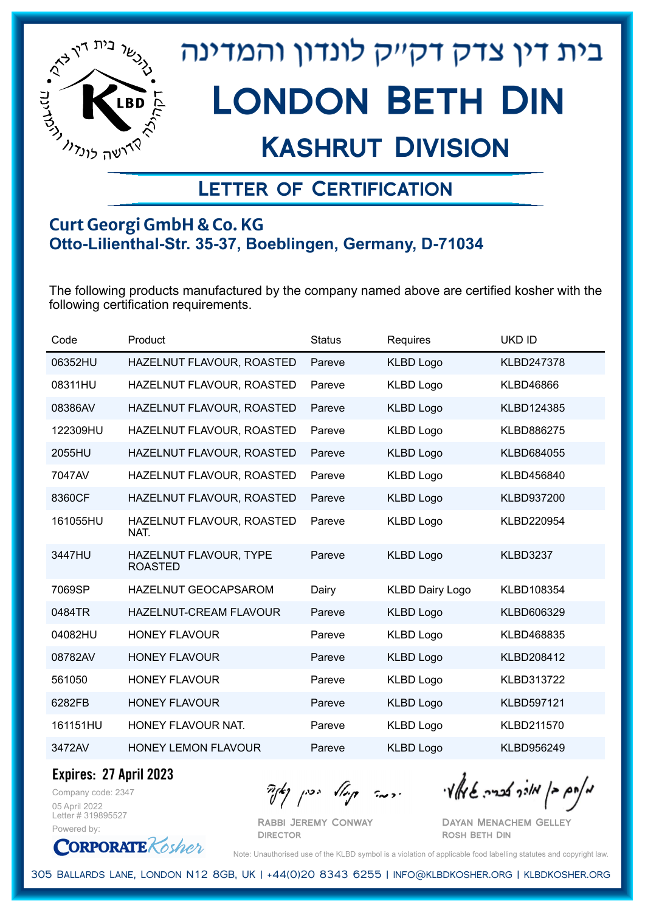# בית דין צדק דקי"ק לונדון והמדינה

# London Beth Din

## Kashrut Division

### Letter of Certification

**Curt Georgi GmbH & Co. KG**
**Otto-Lilienthal-Str. 35-37, Boeblingen, Germany, D-71034**

The following products manufactured by the company named above are certified kosher with the following certification requirements.

| Code | Product | Status | Requires | UKD ID |
|---|---|---|---|---|
| 06352HU | HAZELNUT FLAVOUR, ROASTED | Pareve | KLBD Logo | KLBD247378 |
| 08311HU | HAZELNUT FLAVOUR, ROASTED | Pareve | KLBD Logo | KLBD46866 |
| 08386AV | HAZELNUT FLAVOUR, ROASTED | Pareve | KLBD Logo | KLBD124385 |
| 122309HU | HAZELNUT FLAVOUR, ROASTED | Pareve | KLBD Logo | KLBD886275 |
| 2055HU | HAZELNUT FLAVOUR, ROASTED | Pareve | KLBD Logo | KLBD684055 |
| 7047AV | HAZELNUT FLAVOUR, ROASTED | Pareve | KLBD Logo | KLBD456840 |
| 8360CF | HAZELNUT FLAVOUR, ROASTED | Pareve | KLBD Logo | KLBD937200 |
| 161055HU | HAZELNUT FLAVOUR, ROASTED NAT. | Pareve | KLBD Logo | KLBD220954 |
| 3447HU | HAZELNUT FLAVOUR, TYPE ROASTED | Pareve | KLBD Logo | KLBD3237 |
| 7069SP | HAZELNUT GEOCAPSAROM | Dairy | KLBD Dairy Logo | KLBD108354 |
| 0484TR | HAZELNUT-CREAM FLAVOUR | Pareve | KLBD Logo | KLBD606329 |
| 04082HU | HONEY FLAVOUR | Pareve | KLBD Logo | KLBD468835 |
| 08782AV | HONEY FLAVOUR | Pareve | KLBD Logo | KLBD208412 |
| 561050 | HONEY FLAVOUR | Pareve | KLBD Logo | KLBD313722 |
| 6282FB | HONEY FLAVOUR | Pareve | KLBD Logo | KLBD597121 |
| 161151HU | HONEY FLAVOUR NAT. | Pareve | KLBD Logo | KLBD211570 |
| 3472AV | HONEY LEMON FLAVOUR | Pareve | KLBD Logo | KLBD956249 |

**Expires: 27 April 2023**

Company code: 2347
05 April 2022
Letter # 319895527
Powered by: CorporateKosher

Rabbi Jeremy Conway
Director

Dayan Menachem Gelley
Rosh Beth Din

Note: Unauthorised use of the KLBD symbol is a violation of applicable food labelling statutes and copyright law.

305 Ballards Lane, London N12 8GB, UK | +44(0)20 8343 6255 | info@klbdkosher.org | klbdkosher.org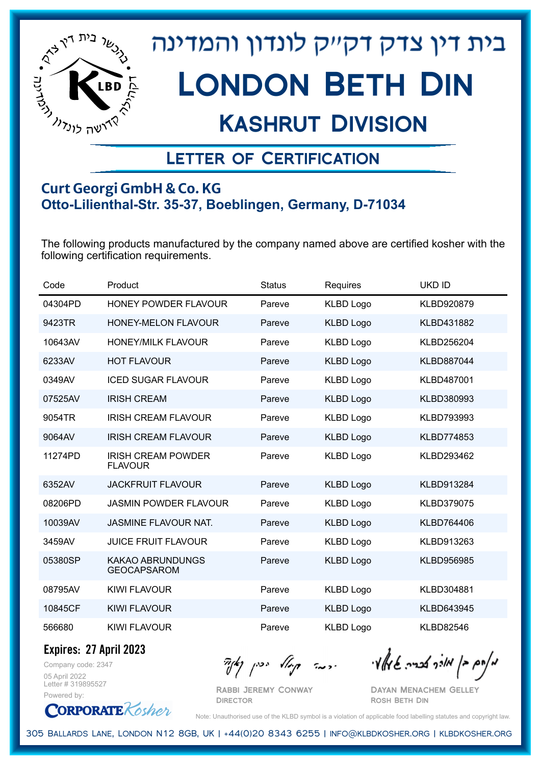# בית דין צדק דקהילה לונדון והמדינה

# London Beth Din

## Kashrut Division

### Letter of Certification

**Curt Georgi GmbH & Co. KG**
**Otto-Lilienthal-Str. 35-37, Boeblingen, Germany, D-71034**

The following products manufactured by the company named above are certified kosher with the following certification requirements.

| Code | Product | Status | Requires | UKD ID |
|---|---|---|---|---|
| 04304PD | HONEY POWDER FLAVOUR | Pareve | KLBD Logo | KLBD920879 |
| 9423TR | HONEY-MELON FLAVOUR | Pareve | KLBD Logo | KLBD431882 |
| 10643AV | HONEY/MILK FLAVOUR | Pareve | KLBD Logo | KLBD256204 |
| 6233AV | HOT FLAVOUR | Pareve | KLBD Logo | KLBD887044 |
| 0349AV | ICED SUGAR FLAVOUR | Pareve | KLBD Logo | KLBD487001 |
| 07525AV | IRISH CREAM | Pareve | KLBD Logo | KLBD380993 |
| 9054TR | IRISH CREAM FLAVOUR | Pareve | KLBD Logo | KLBD793993 |
| 9064AV | IRISH CREAM FLAVOUR | Pareve | KLBD Logo | KLBD774853 |
| 11274PD | IRISH CREAM POWDER FLAVOUR | Pareve | KLBD Logo | KLBD293462 |
| 6352AV | JACKFRUIT FLAVOUR | Pareve | KLBD Logo | KLBD913284 |
| 08206PD | JASMIN POWDER FLAVOUR | Pareve | KLBD Logo | KLBD379075 |
| 10039AV | JASMINE FLAVOUR NAT. | Pareve | KLBD Logo | KLBD764406 |
| 3459AV | JUICE FRUIT FLAVOUR | Pareve | KLBD Logo | KLBD913263 |
| 05380SP | KAKAO ABRUNDUNGS GEOCAPSAROM | Pareve | KLBD Logo | KLBD956985 |
| 08795AV | KIWI FLAVOUR | Pareve | KLBD Logo | KLBD304881 |
| 10845CF | KIWI FLAVOUR | Pareve | KLBD Logo | KLBD643945 |
| 566680 | KIWI FLAVOUR | Pareve | KLBD Logo | KLBD82546 |

**Expires: 27 April 2023**

Company code: 2347
05 April 2022
Letter # 319895527
Powered by: CorporateKosher

Rabbi Jeremy Conway
Director

Dayan Menachem Gelley
Rosh Beth Din

Note: Unauthorised use of the KLBD symbol is a violation of applicable food labelling statutes and copyright law.

305 Ballards Lane, London N12 8GB, UK | +44(0)20 8343 6255 | info@klbdkosher.org | klbdkosher.org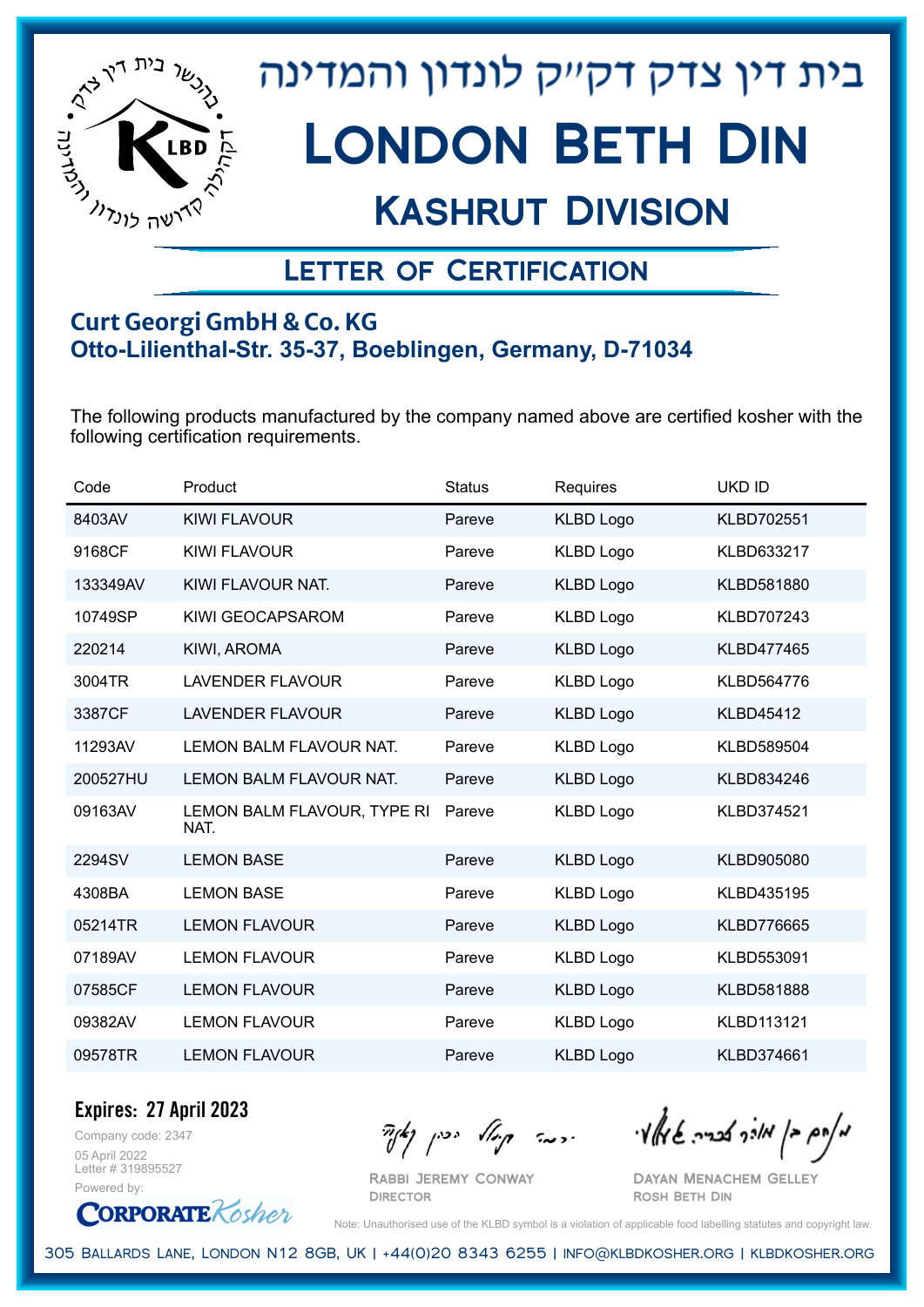# בית דין צדק דקייק לונדון והמדינה

# London Beth Din

## Kashrut Division

### Letter of Certification

**Curt Georgi GmbH & Co. KG**
**Otto-Lilienthal-Str. 35-37, Boeblingen, Germany, D-71034**

The following products manufactured by the company named above are certified kosher with the following certification requirements.

| Code | Product | Status | Requires | UKD ID |
|---|---|---|---|---|
| 8403AV | KIWI FLAVOUR | Pareve | KLBD Logo | KLBD702551 |
| 9168CF | KIWI FLAVOUR | Pareve | KLBD Logo | KLBD633217 |
| 133349AV | KIWI FLAVOUR NAT. | Pareve | KLBD Logo | KLBD581880 |
| 10749SP | KIWI GEOCAPSAROM | Pareve | KLBD Logo | KLBD707243 |
| 220214 | KIWI, AROMA | Pareve | KLBD Logo | KLBD477465 |
| 3004TR | LAVENDER FLAVOUR | Pareve | KLBD Logo | KLBD564776 |
| 3387CF | LAVENDER FLAVOUR | Pareve | KLBD Logo | KLBD45412 |
| 11293AV | LEMON BALM FLAVOUR NAT. | Pareve | KLBD Logo | KLBD589504 |
| 200527HU | LEMON BALM FLAVOUR NAT. | Pareve | KLBD Logo | KLBD834246 |
| 09163AV | LEMON BALM FLAVOUR, TYPE RI NAT. | Pareve | KLBD Logo | KLBD374521 |
| 2294SV | LEMON BASE | Pareve | KLBD Logo | KLBD905080 |
| 4308BA | LEMON BASE | Pareve | KLBD Logo | KLBD435195 |
| 05214TR | LEMON FLAVOUR | Pareve | KLBD Logo | KLBD776665 |
| 07189AV | LEMON FLAVOUR | Pareve | KLBD Logo | KLBD553091 |
| 07585CF | LEMON FLAVOUR | Pareve | KLBD Logo | KLBD581888 |
| 09382AV | LEMON FLAVOUR | Pareve | KLBD Logo | KLBD113121 |
| 09578TR | LEMON FLAVOUR | Pareve | KLBD Logo | KLBD374661 |

**Expires: 27 April 2023**

Company code: 2347
05 April 2022
Letter # 319895527
Powered by: CorporateKosher

Rabbi Jeremy Conway
Director

Dayan Menachem Gelley
Rosh Beth Din

Note: Unauthorised use of the KLBD symbol is a violation of applicable food labelling statutes and copyright law.

305 Ballards Lane, London N12 8GB, UK | +44(0)20 8343 6255 | info@klbdkosher.org | klbdkosher.org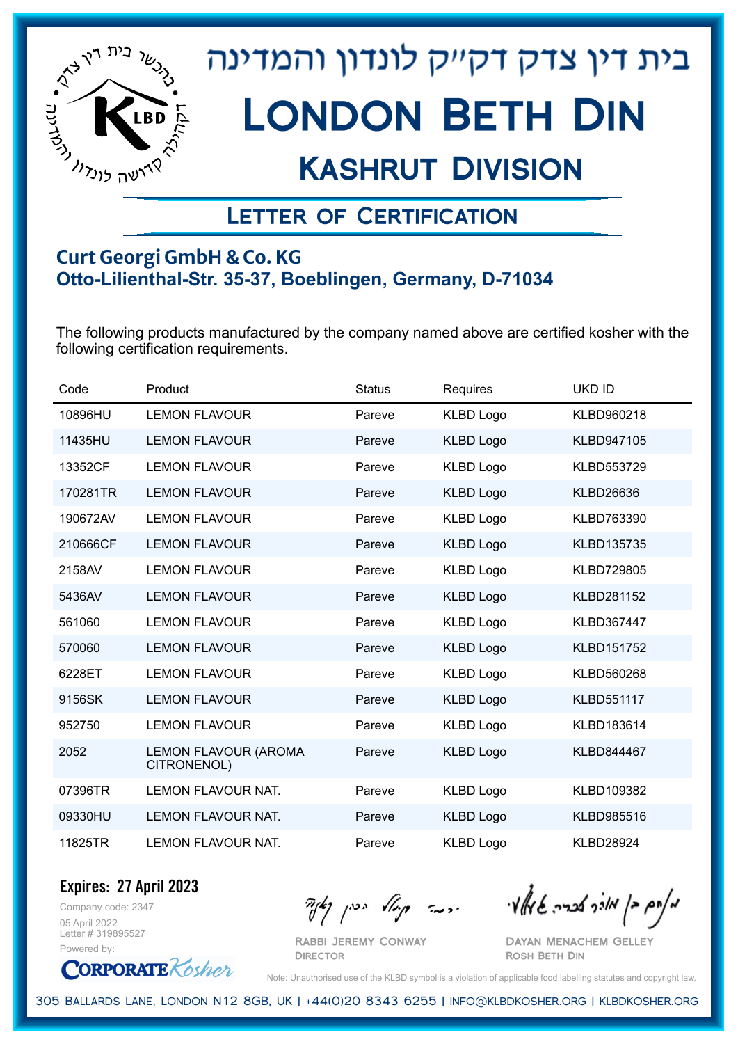# בית דין צדק דק"ק לונדון והמדינה

# London Beth Din

## Kashrut Division

### Letter of Certification

**Curt Georgi GmbH & Co. KG**
**Otto-Lilienthal-Str. 35-37, Boeblingen, Germany, D-71034**

The following products manufactured by the company named above are certified kosher with the following certification requirements.

| Code | Product | Status | Requires | UKD ID |
|---|---|---|---|---|
| 10896HU | LEMON FLAVOUR | Pareve | KLBD Logo | KLBD960218 |
| 11435HU | LEMON FLAVOUR | Pareve | KLBD Logo | KLBD947105 |
| 13352CF | LEMON FLAVOUR | Pareve | KLBD Logo | KLBD553729 |
| 170281TR | LEMON FLAVOUR | Pareve | KLBD Logo | KLBD26636 |
| 190672AV | LEMON FLAVOUR | Pareve | KLBD Logo | KLBD763390 |
| 210666CF | LEMON FLAVOUR | Pareve | KLBD Logo | KLBD135735 |
| 2158AV | LEMON FLAVOUR | Pareve | KLBD Logo | KLBD729805 |
| 5436AV | LEMON FLAVOUR | Pareve | KLBD Logo | KLBD281152 |
| 561060 | LEMON FLAVOUR | Pareve | KLBD Logo | KLBD367447 |
| 570060 | LEMON FLAVOUR | Pareve | KLBD Logo | KLBD151752 |
| 6228ET | LEMON FLAVOUR | Pareve | KLBD Logo | KLBD560268 |
| 9156SK | LEMON FLAVOUR | Pareve | KLBD Logo | KLBD551117 |
| 952750 | LEMON FLAVOUR | Pareve | KLBD Logo | KLBD183614 |
| 2052 | LEMON FLAVOUR (AROMA CITRONENOL) | Pareve | KLBD Logo | KLBD844467 |
| 07396TR | LEMON FLAVOUR NAT. | Pareve | KLBD Logo | KLBD109382 |
| 09330HU | LEMON FLAVOUR NAT. | Pareve | KLBD Logo | KLBD985516 |
| 11825TR | LEMON FLAVOUR NAT. | Pareve | KLBD Logo | KLBD28924 |

**Expires: 27 April 2023**

Company code: 2347
05 April 2022
Letter # 319895527
Powered by: CorporateKosher

Rabbi Jeremy Conway
Director

Dayan Menachem Gelley
Rosh Beth Din

Note: Unauthorised use of the KLBD symbol is a violation of applicable food labelling statutes and copyright law.

305 Ballards Lane, London N12 8GB, UK | +44(0)20 8343 6255 | info@klbdkosher.org | klbdkosher.org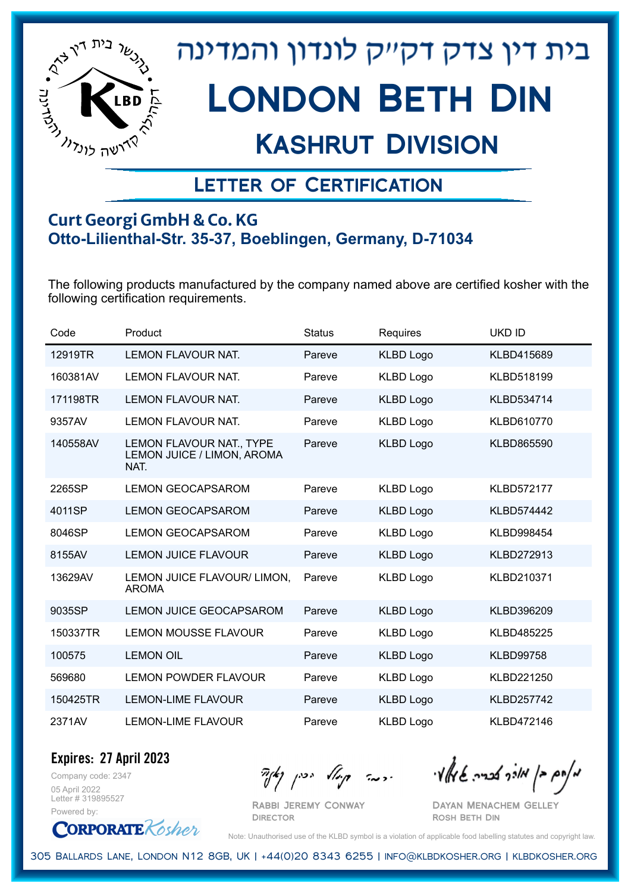# בית דין צדק דק"ק לונדון והמדינה

# London Beth Din

## Kashrut Division

### Letter of Certification

**Curt Georgi GmbH & Co. KG**
**Otto-Lilienthal-Str. 35-37, Boeblingen, Germany, D-71034**

The following products manufactured by the company named above are certified kosher with the following certification requirements.

| Code | Product | Status | Requires | UKD ID |
|---|---|---|---|---|
| 12919TR | LEMON FLAVOUR NAT. | Pareve | KLBD Logo | KLBD415689 |
| 160381AV | LEMON FLAVOUR NAT. | Pareve | KLBD Logo | KLBD518199 |
| 171198TR | LEMON FLAVOUR NAT. | Pareve | KLBD Logo | KLBD534714 |
| 9357AV | LEMON FLAVOUR NAT. | Pareve | KLBD Logo | KLBD610770 |
| 140558AV | LEMON FLAVOUR NAT., TYPE LEMON JUICE / LIMON, AROMA NAT. | Pareve | KLBD Logo | KLBD865590 |
| 2265SP | LEMON GEOCAPSAROM | Pareve | KLBD Logo | KLBD572177 |
| 4011SP | LEMON GEOCAPSAROM | Pareve | KLBD Logo | KLBD574442 |
| 8046SP | LEMON GEOCAPSAROM | Pareve | KLBD Logo | KLBD998454 |
| 8155AV | LEMON JUICE FLAVOUR | Pareve | KLBD Logo | KLBD272913 |
| 13629AV | LEMON JUICE FLAVOUR/ LIMON, AROMA | Pareve | KLBD Logo | KLBD210371 |
| 9035SP | LEMON JUICE GEOCAPSAROM | Pareve | KLBD Logo | KLBD396209 |
| 150337TR | LEMON MOUSSE FLAVOUR | Pareve | KLBD Logo | KLBD485225 |
| 100575 | LEMON OIL | Pareve | KLBD Logo | KLBD99758 |
| 569680 | LEMON POWDER FLAVOUR | Pareve | KLBD Logo | KLBD221250 |
| 150425TR | LEMON-LIME FLAVOUR | Pareve | KLBD Logo | KLBD257742 |
| 2371AV | LEMON-LIME FLAVOUR | Pareve | KLBD Logo | KLBD472146 |

**Expires: 27 April 2023**

Company code: 2347
05 April 2022
Letter # 319895527
Powered by: CorporateKosher

Rabbi Jeremy Conway
Director

Dayan Menachem Gelley
Rosh Beth Din

Note: Unauthorised use of the KLBD symbol is a violation of applicable food labelling statutes and copyright law.

305 Ballards Lane, London N12 8GB, UK | +44(0)20 8343 6255 | info@klbdkosher.org | klbdkosher.org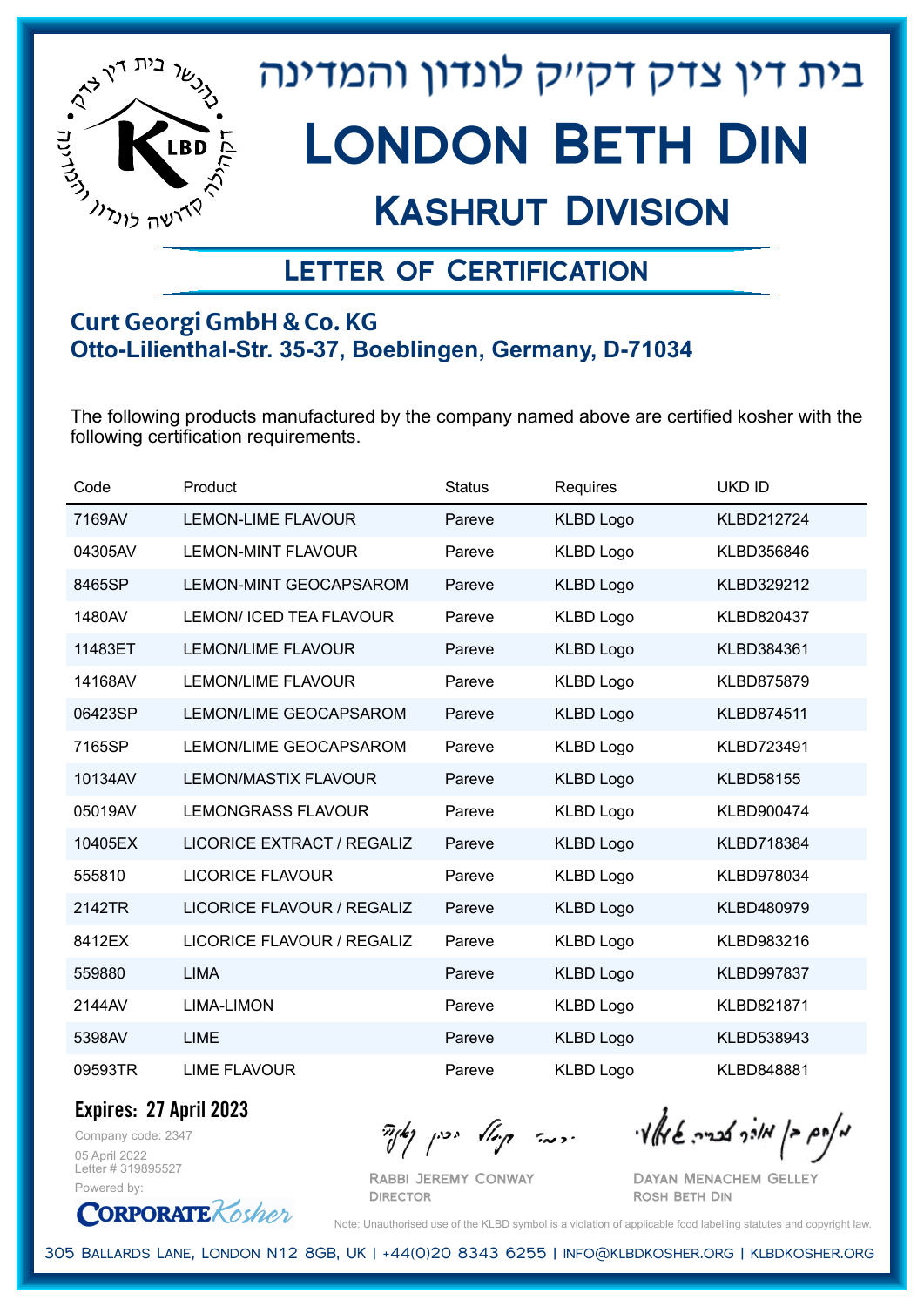# בית דין צדק דקי״ק לונדון והמדינה

# London Beth Din

## Kashrut Division

### Letter of Certification

**Curt Georgi GmbH & Co. KG**
**Otto-Lilienthal-Str. 35-37, Boeblingen, Germany, D-71034**

The following products manufactured by the company named above are certified kosher with the following certification requirements.

| Code | Product | Status | Requires | UKD ID |
|---|---|---|---|---|
| 7169AV | LEMON-LIME FLAVOUR | Pareve | KLBD Logo | KLBD212724 |
| 04305AV | LEMON-MINT FLAVOUR | Pareve | KLBD Logo | KLBD356846 |
| 8465SP | LEMON-MINT GEOCAPSAROM | Pareve | KLBD Logo | KLBD329212 |
| 1480AV | LEMON/ ICED TEA FLAVOUR | Pareve | KLBD Logo | KLBD820437 |
| 11483ET | LEMON/LIME FLAVOUR | Pareve | KLBD Logo | KLBD384361 |
| 14168AV | LEMON/LIME FLAVOUR | Pareve | KLBD Logo | KLBD875879 |
| 06423SP | LEMON/LIME GEOCAPSAROM | Pareve | KLBD Logo | KLBD874511 |
| 7165SP | LEMON/LIME GEOCAPSAROM | Pareve | KLBD Logo | KLBD723491 |
| 10134AV | LEMON/MASTIX FLAVOUR | Pareve | KLBD Logo | KLBD58155 |
| 05019AV | LEMONGRASS FLAVOUR | Pareve | KLBD Logo | KLBD900474 |
| 10405EX | LICORICE EXTRACT / REGALIZ | Pareve | KLBD Logo | KLBD718384 |
| 555810 | LICORICE FLAVOUR | Pareve | KLBD Logo | KLBD978034 |
| 2142TR | LICORICE FLAVOUR / REGALIZ | Pareve | KLBD Logo | KLBD480979 |
| 8412EX | LICORICE FLAVOUR / REGALIZ | Pareve | KLBD Logo | KLBD983216 |
| 559880 | LIMA | Pareve | KLBD Logo | KLBD997837 |
| 2144AV | LIMA-LIMON | Pareve | KLBD Logo | KLBD821871 |
| 5398AV | LIME | Pareve | KLBD Logo | KLBD538943 |
| 09593TR | LIME FLAVOUR | Pareve | KLBD Logo | KLBD848881 |

**Expires: 27 April 2023**

Company code: 2347
05 April 2022
Letter # 319895527
Powered by: CorporateKosher

Rabbi Jeremy Conway
Director

Dayan Menachem Gelley
Rosh Beth Din

Note: Unauthorised use of the KLBD symbol is a violation of applicable food labelling statutes and copyright law.

305 Ballards Lane, London N12 8GB, UK | +44(0)20 8343 6255 | info@klbdkosher.org | klbdkosher.org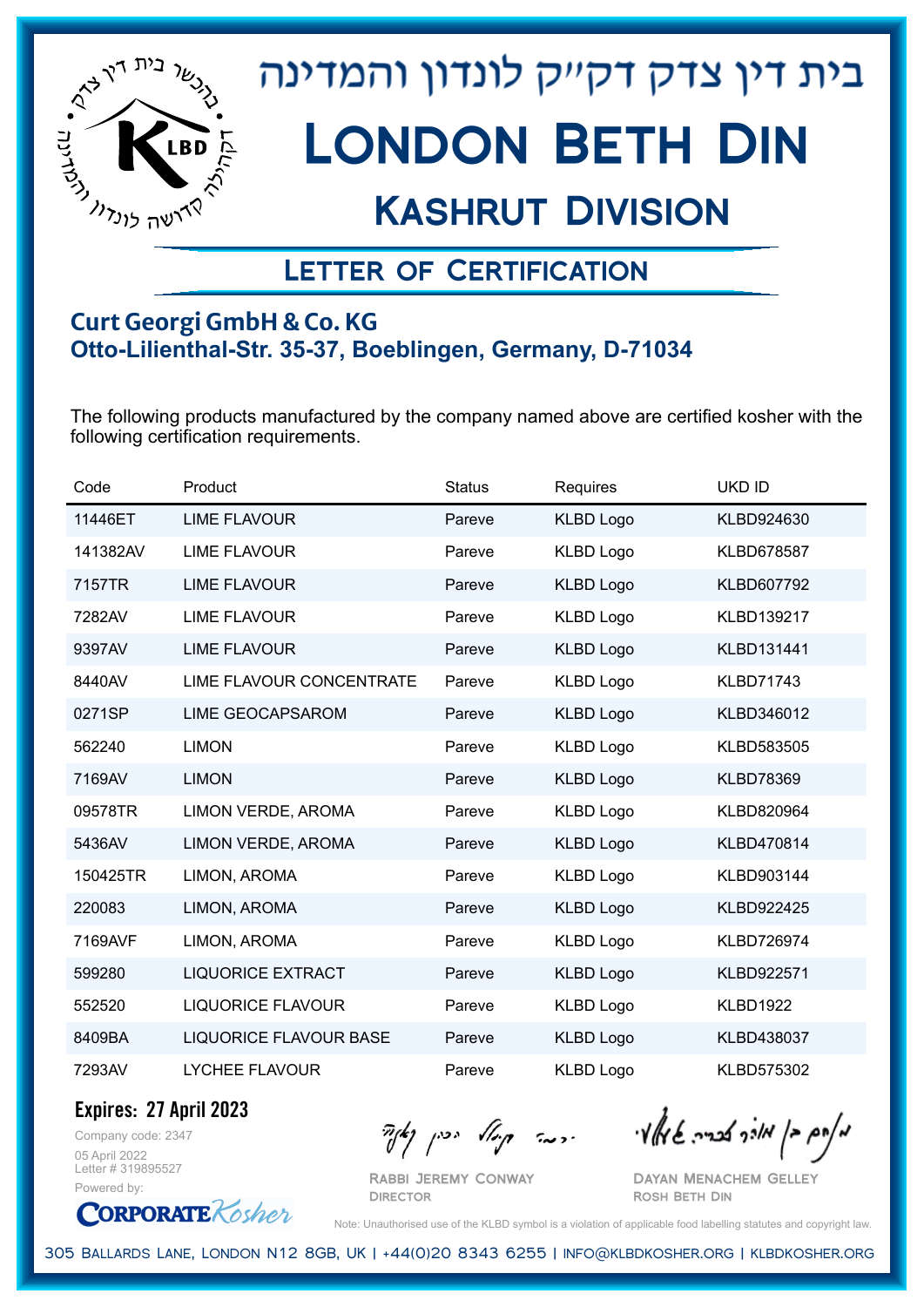# בית דין צדק דק"ק לונדון והמדינה

# London Beth Din

## Kashrut Division

### Letter of Certification

**Curt Georgi GmbH & Co. KG**
**Otto-Lilienthal-Str. 35-37, Boeblingen, Germany, D-71034**

The following products manufactured by the company named above are certified kosher with the following certification requirements.

| Code | Product | Status | Requires | UKD ID |
|---|---|---|---|---|
| 11446ET | LIME FLAVOUR | Pareve | KLBD Logo | KLBD924630 |
| 141382AV | LIME FLAVOUR | Pareve | KLBD Logo | KLBD678587 |
| 7157TR | LIME FLAVOUR | Pareve | KLBD Logo | KLBD607792 |
| 7282AV | LIME FLAVOUR | Pareve | KLBD Logo | KLBD139217 |
| 9397AV | LIME FLAVOUR | Pareve | KLBD Logo | KLBD131441 |
| 8440AV | LIME FLAVOUR CONCENTRATE | Pareve | KLBD Logo | KLBD71743 |
| 0271SP | LIME GEOCAPSAROM | Pareve | KLBD Logo | KLBD346012 |
| 562240 | LIMON | Pareve | KLBD Logo | KLBD583505 |
| 7169AV | LIMON | Pareve | KLBD Logo | KLBD78369 |
| 09578TR | LIMON VERDE, AROMA | Pareve | KLBD Logo | KLBD820964 |
| 5436AV | LIMON VERDE, AROMA | Pareve | KLBD Logo | KLBD470814 |
| 150425TR | LIMON, AROMA | Pareve | KLBD Logo | KLBD903144 |
| 220083 | LIMON, AROMA | Pareve | KLBD Logo | KLBD922425 |
| 7169AVF | LIMON, AROMA | Pareve | KLBD Logo | KLBD726974 |
| 599280 | LIQUORICE EXTRACT | Pareve | KLBD Logo | KLBD922571 |
| 552520 | LIQUORICE FLAVOUR | Pareve | KLBD Logo | KLBD1922 |
| 8409BA | LIQUORICE FLAVOUR BASE | Pareve | KLBD Logo | KLBD438037 |
| 7293AV | LYCHEE FLAVOUR | Pareve | KLBD Logo | KLBD575302 |

**Expires: 27 April 2023**

Company code: 2347
05 April 2022
Letter # 319895527
Powered by: CorporateKosher

Rabbi Jeremy Conway
Director

Dayan Menachem Gelley
Rosh Beth Din

Note: Unauthorised use of the KLBD symbol is a violation of applicable food labelling statutes and copyright law.

305 Ballards Lane, London N12 8GB, UK | +44(0)20 8343 6255 | info@klbdkosher.org | klbdkosher.org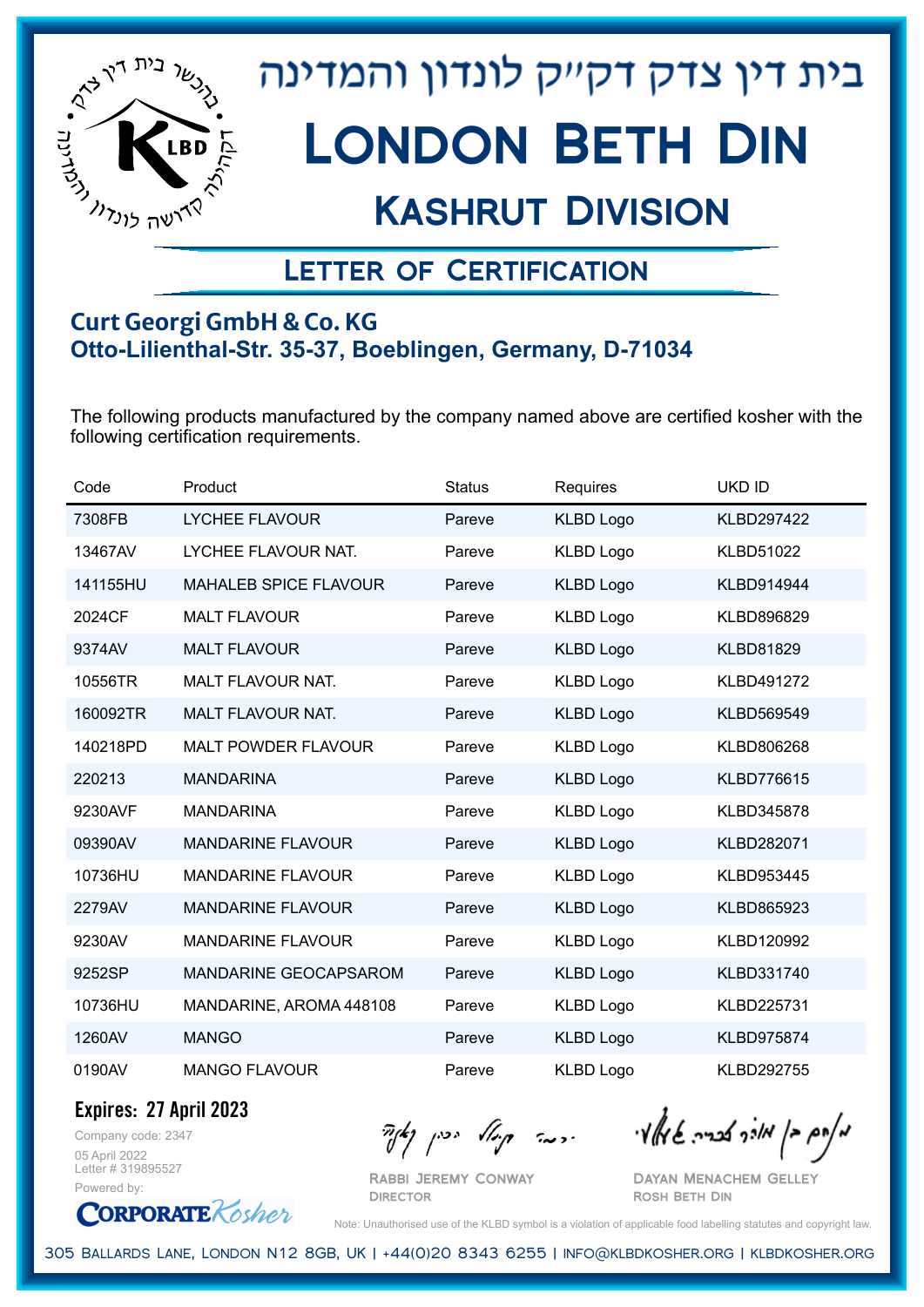בית דין צדק דק״ק לונדון והמדינה

# London Beth Din

## Kashrut Division

### Letter of Certification

**Curt Georgi GmbH & Co. KG**
**Otto-Lilienthal-Str. 35-37, Boeblingen, Germany, D-71034**

The following products manufactured by the company named above are certified kosher with the following certification requirements.

| Code | Product | Status | Requires | UKD ID |
|---|---|---|---|---|
| 7308FB | LYCHEE FLAVOUR | Pareve | KLBD Logo | KLBD297422 |
| 13467AV | LYCHEE FLAVOUR NAT. | Pareve | KLBD Logo | KLBD51022 |
| 141155HU | MAHALEB SPICE FLAVOUR | Pareve | KLBD Logo | KLBD914944 |
| 2024CF | MALT FLAVOUR | Pareve | KLBD Logo | KLBD896829 |
| 9374AV | MALT FLAVOUR | Pareve | KLBD Logo | KLBD81829 |
| 10556TR | MALT FLAVOUR NAT. | Pareve | KLBD Logo | KLBD491272 |
| 160092TR | MALT FLAVOUR NAT. | Pareve | KLBD Logo | KLBD569549 |
| 140218PD | MALT POWDER FLAVOUR | Pareve | KLBD Logo | KLBD806268 |
| 220213 | MANDARINA | Pareve | KLBD Logo | KLBD776615 |
| 9230AVF | MANDARINA | Pareve | KLBD Logo | KLBD345878 |
| 09390AV | MANDARINE FLAVOUR | Pareve | KLBD Logo | KLBD282071 |
| 10736HU | MANDARINE FLAVOUR | Pareve | KLBD Logo | KLBD953445 |
| 2279AV | MANDARINE FLAVOUR | Pareve | KLBD Logo | KLBD865923 |
| 9230AV | MANDARINE FLAVOUR | Pareve | KLBD Logo | KLBD120992 |
| 9252SP | MANDARINE GEOCAPSAROM | Pareve | KLBD Logo | KLBD331740 |
| 10736HU | MANDARINE, AROMA 448108 | Pareve | KLBD Logo | KLBD225731 |
| 1260AV | MANGO | Pareve | KLBD Logo | KLBD975874 |
| 0190AV | MANGO FLAVOUR | Pareve | KLBD Logo | KLBD292755 |

**Expires: 27 April 2023**

Company code: 2347
05 April 2022
Letter # 319895527
Powered by: Corporate Kosher

Rabbi Jeremy Conway
Director

Dayan Menachem Gelley
Rosh Beth Din

Note: Unauthorised use of the KLBD symbol is a violation of applicable food labelling statutes and copyright law.

305 Ballards Lane, London N12 8GB, UK | +44(0)20 8343 6255 | info@klbdkosher.org | klbdkosher.org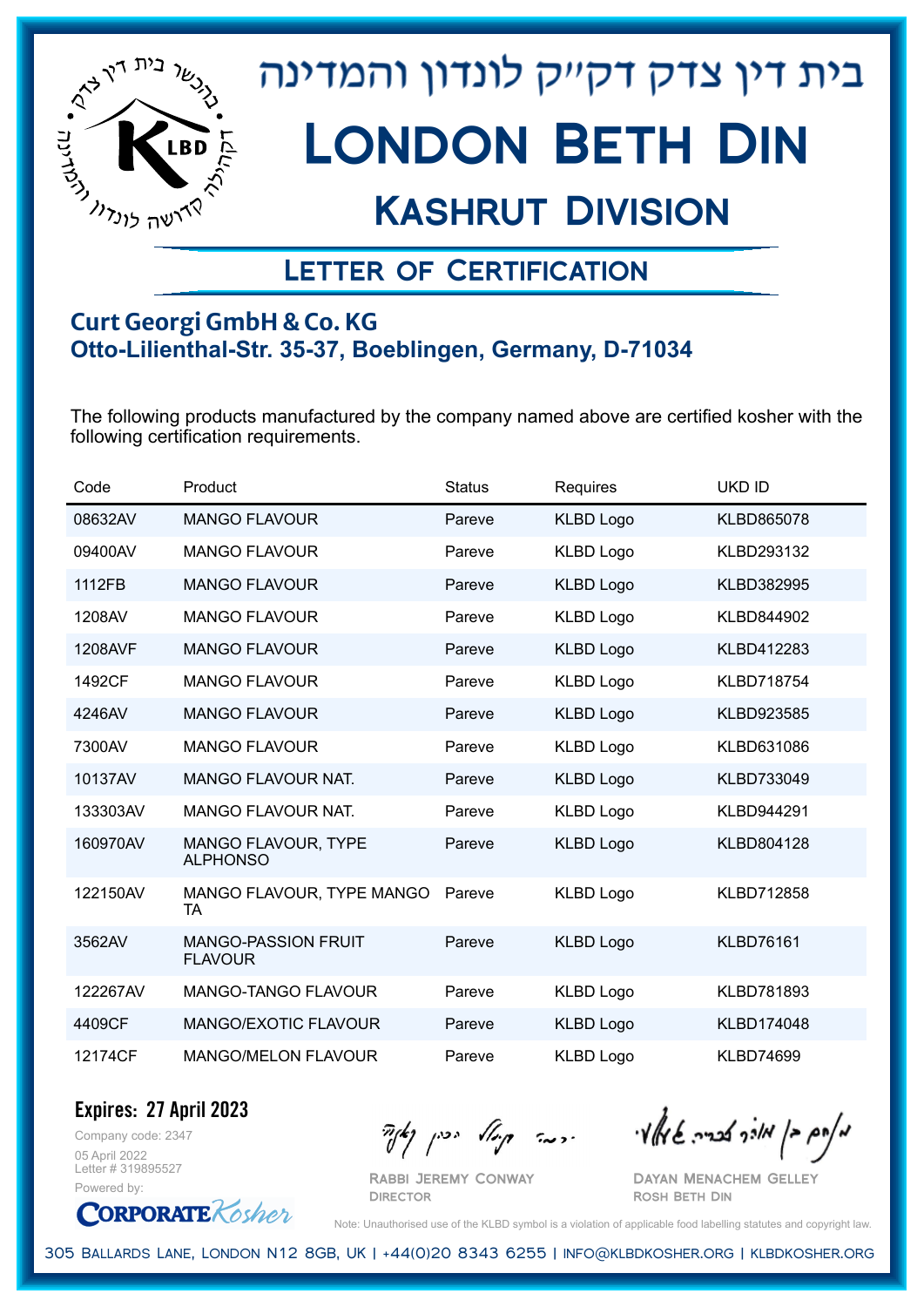# בית דין צדק דק״ק לונדון והמדינה

# London Beth Din

## Kashrut Division

### Letter of Certification

**Curt Georgi GmbH & Co. KG**
**Otto-Lilienthal-Str. 35-37, Boeblingen, Germany, D-71034**

The following products manufactured by the company named above are certified kosher with the following certification requirements.

| Code | Product | Status | Requires | UKD ID |
|---|---|---|---|---|
| 08632AV | MANGO FLAVOUR | Pareve | KLBD Logo | KLBD865078 |
| 09400AV | MANGO FLAVOUR | Pareve | KLBD Logo | KLBD293132 |
| 1112FB | MANGO FLAVOUR | Pareve | KLBD Logo | KLBD382995 |
| 1208AV | MANGO FLAVOUR | Pareve | KLBD Logo | KLBD844902 |
| 1208AVF | MANGO FLAVOUR | Pareve | KLBD Logo | KLBD412283 |
| 1492CF | MANGO FLAVOUR | Pareve | KLBD Logo | KLBD718754 |
| 4246AV | MANGO FLAVOUR | Pareve | KLBD Logo | KLBD923585 |
| 7300AV | MANGO FLAVOUR | Pareve | KLBD Logo | KLBD631086 |
| 10137AV | MANGO FLAVOUR NAT. | Pareve | KLBD Logo | KLBD733049 |
| 133303AV | MANGO FLAVOUR NAT. | Pareve | KLBD Logo | KLBD944291 |
| 160970AV | MANGO FLAVOUR, TYPE ALPHONSO | Pareve | KLBD Logo | KLBD804128 |
| 122150AV | MANGO FLAVOUR, TYPE MANGO TA | Pareve | KLBD Logo | KLBD712858 |
| 3562AV | MANGO-PASSION FRUIT FLAVOUR | Pareve | KLBD Logo | KLBD76161 |
| 122267AV | MANGO-TANGO FLAVOUR | Pareve | KLBD Logo | KLBD781893 |
| 4409CF | MANGO/EXOTIC FLAVOUR | Pareve | KLBD Logo | KLBD174048 |
| 12174CF | MANGO/MELON FLAVOUR | Pareve | KLBD Logo | KLBD74699 |

**Expires: 27 April 2023**

Company code: 2347
05 April 2022
Letter # 319895527
Powered by: CorporateKosher

Rabbi Jeremy Conway
Director

Dayan Menachem Gelley
Rosh Beth Din

Note: Unauthorised use of the KLBD symbol is a violation of applicable food labelling statutes and copyright law.

305 Ballards Lane, London N12 8GB, UK | +44(0)20 8343 6255 | info@klbdkosher.org | klbdkosher.org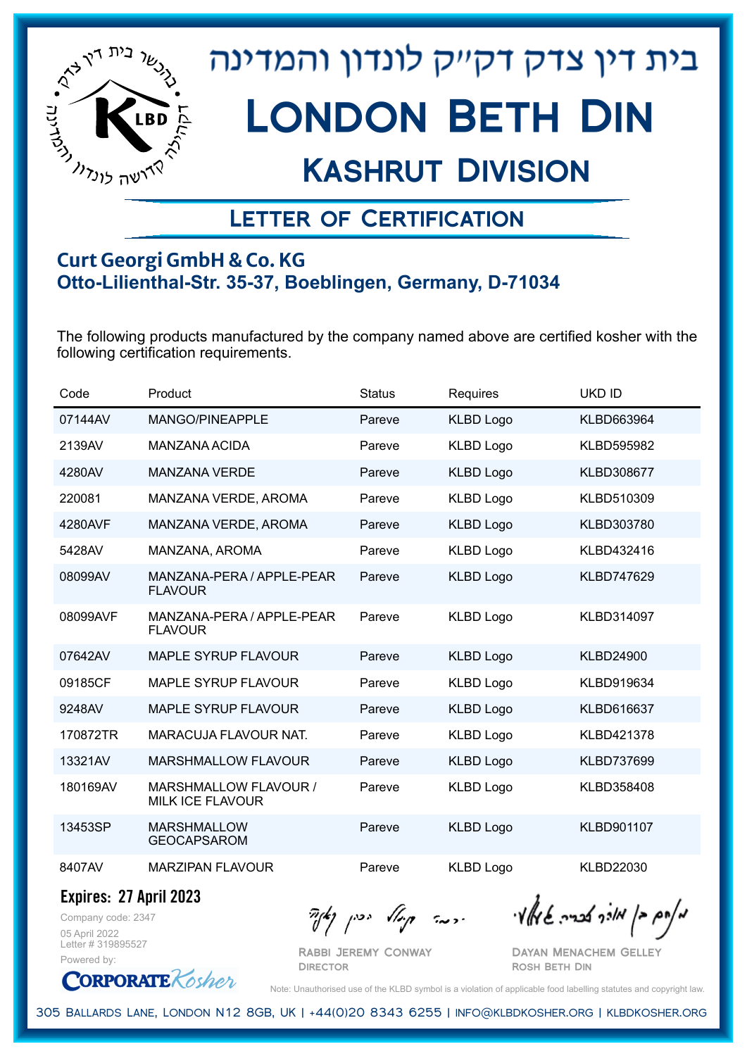# בית דין צדק דק"ק לונדון והמדינה

# London Beth Din

## Kashrut Division

### Letter of Certification

**Curt Georgi GmbH & Co. KG**
**Otto-Lilienthal-Str. 35-37, Boeblingen, Germany, D-71034**

The following products manufactured by the company named above are certified kosher with the following certification requirements.

| Code | Product | Status | Requires | UKD ID |
|---|---|---|---|---|
| 07144AV | MANGO/PINEAPPLE | Pareve | KLBD Logo | KLBD663964 |
| 2139AV | MANZANA ACIDA | Pareve | KLBD Logo | KLBD595982 |
| 4280AV | MANZANA VERDE | Pareve | KLBD Logo | KLBD308677 |
| 220081 | MANZANA VERDE, AROMA | Pareve | KLBD Logo | KLBD510309 |
| 4280AVF | MANZANA VERDE, AROMA | Pareve | KLBD Logo | KLBD303780 |
| 5428AV | MANZANA, AROMA | Pareve | KLBD Logo | KLBD432416 |
| 08099AV | MANZANA-PERA / APPLE-PEAR FLAVOUR | Pareve | KLBD Logo | KLBD747629 |
| 08099AVF | MANZANA-PERA / APPLE-PEAR FLAVOUR | Pareve | KLBD Logo | KLBD314097 |
| 07642AV | MAPLE SYRUP FLAVOUR | Pareve | KLBD Logo | KLBD24900 |
| 09185CF | MAPLE SYRUP FLAVOUR | Pareve | KLBD Logo | KLBD919634 |
| 9248AV | MAPLE SYRUP FLAVOUR | Pareve | KLBD Logo | KLBD616637 |
| 170872TR | MARACUJA FLAVOUR NAT. | Pareve | KLBD Logo | KLBD421378 |
| 13321AV | MARSHMALLOW FLAVOUR | Pareve | KLBD Logo | KLBD737699 |
| 180169AV | MARSHMALLOW FLAVOUR / MILK ICE FLAVOUR | Pareve | KLBD Logo | KLBD358408 |
| 13453SP | MARSHMALLOW GEOCAPSAROM | Pareve | KLBD Logo | KLBD901107 |
| 8407AV | MARZIPAN FLAVOUR | Pareve | KLBD Logo | KLBD22030 |

**Expires: 27 April 2023**

Company code: 2347
05 April 2022
Letter # 319895527

Powered by: CorporateKosher

Rabbi Jeremy Conway
Director

Dayan Menachem Gelley
Rosh Beth Din

Note: Unauthorised use of the KLBD symbol is a violation of applicable food labelling statutes and copyright law.

305 Ballards Lane, London N12 8GB, UK | +44(0)20 8343 6255 | info@klbdkosher.org | klbdkosher.org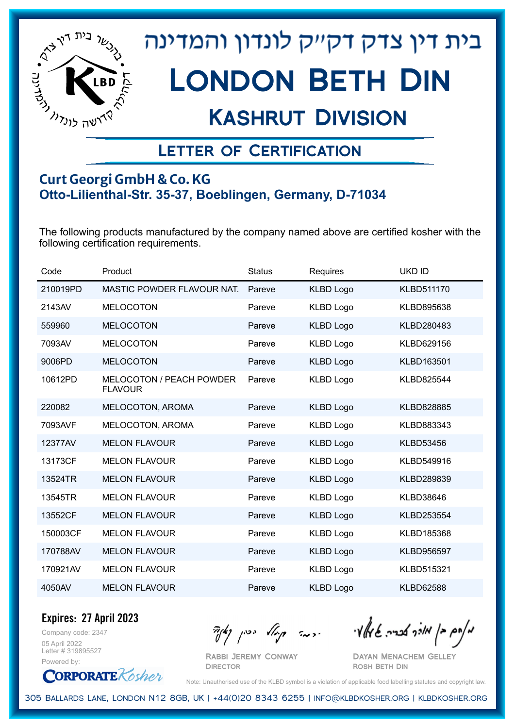# בית דין צדק דק"ק לונדון והמדינה

# London Beth Din

## Kashrut Division

### Letter of Certification

**Curt Georgi GmbH & Co. KG**
**Otto-Lilienthal-Str. 35-37, Boeblingen, Germany, D-71034**

The following products manufactured by the company named above are certified kosher with the following certification requirements.

| Code | Product | Status | Requires | UKD ID |
|---|---|---|---|---|
| 210019PD | MASTIC POWDER FLAVOUR NAT. | Pareve | KLBD Logo | KLBD511170 |
| 2143AV | MELOCOTON | Pareve | KLBD Logo | KLBD895638 |
| 559960 | MELOCOTON | Pareve | KLBD Logo | KLBD280483 |
| 7093AV | MELOCOTON | Pareve | KLBD Logo | KLBD629156 |
| 9006PD | MELOCOTON | Pareve | KLBD Logo | KLBD163501 |
| 10612PD | MELOCOTON / PEACH POWDER FLAVOUR | Pareve | KLBD Logo | KLBD825544 |
| 220082 | MELOCOTON, AROMA | Pareve | KLBD Logo | KLBD828885 |
| 7093AVF | MELOCOTON, AROMA | Pareve | KLBD Logo | KLBD883343 |
| 12377AV | MELON FLAVOUR | Pareve | KLBD Logo | KLBD53456 |
| 13173CF | MELON FLAVOUR | Pareve | KLBD Logo | KLBD549916 |
| 13524TR | MELON FLAVOUR | Pareve | KLBD Logo | KLBD289839 |
| 13545TR | MELON FLAVOUR | Pareve | KLBD Logo | KLBD38646 |
| 13552CF | MELON FLAVOUR | Pareve | KLBD Logo | KLBD253554 |
| 150003CF | MELON FLAVOUR | Pareve | KLBD Logo | KLBD185368 |
| 170788AV | MELON FLAVOUR | Pareve | KLBD Logo | KLBD956597 |
| 170921AV | MELON FLAVOUR | Pareve | KLBD Logo | KLBD515321 |
| 4050AV | MELON FLAVOUR | Pareve | KLBD Logo | KLBD62588 |

**Expires: 27 April 2023**

Company code: 2347
05 April 2022
Letter # 319895527
Powered by: CorporateKosher

Rabbi Jeremy Conway
Director

Dayan Menachem Gelley
Rosh Beth Din

Note: Unauthorised use of the KLBD symbol is a violation of applicable food labelling statutes and copyright law.

305 Ballards Lane, London N12 8GB, UK | +44(0)20 8343 6255 | info@klbdkosher.org | klbdkosher.org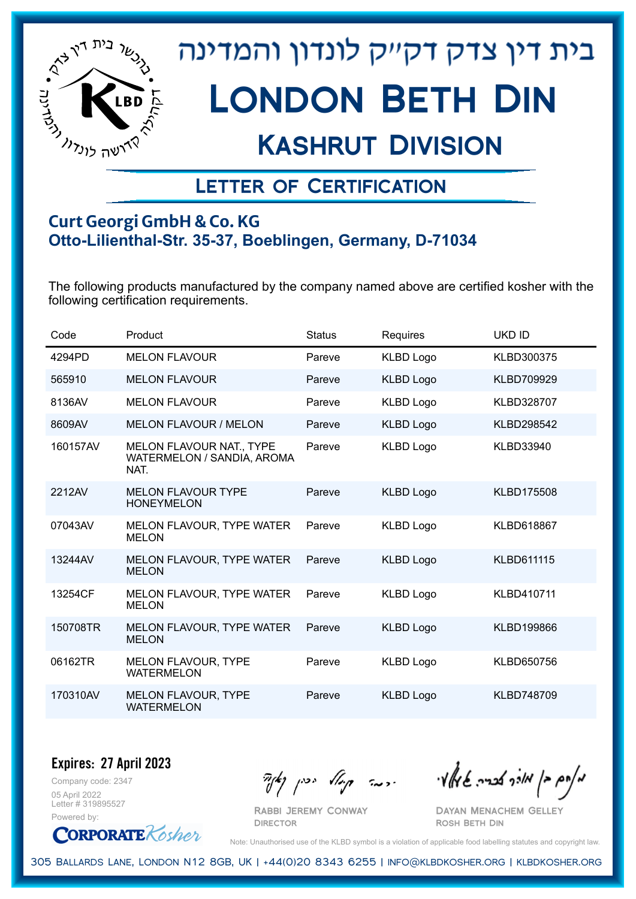# בית דין צדק דק״ק לונדון והמדינה

# London Beth Din

## Kashrut Division

### Letter of Certification

**Curt Georgi GmbH & Co. KG**
**Otto-Lilienthal-Str. 35-37, Boeblingen, Germany, D-71034**

The following products manufactured by the company named above are certified kosher with the following certification requirements.

| Code | Product | Status | Requires | UKD ID |
|---|---|---|---|---|
| 4294PD | MELON FLAVOUR | Pareve | KLBD Logo | KLBD300375 |
| 565910 | MELON FLAVOUR | Pareve | KLBD Logo | KLBD709929 |
| 8136AV | MELON FLAVOUR | Pareve | KLBD Logo | KLBD328707 |
| 8609AV | MELON FLAVOUR / MELON | Pareve | KLBD Logo | KLBD298542 |
| 160157AV | MELON FLAVOUR NAT., TYPE WATERMELON / SANDIA, AROMA NAT. | Pareve | KLBD Logo | KLBD33940 |
| 2212AV | MELON FLAVOUR TYPE HONEYMELON | Pareve | KLBD Logo | KLBD175508 |
| 07043AV | MELON FLAVOUR, TYPE WATER MELON | Pareve | KLBD Logo | KLBD618867 |
| 13244AV | MELON FLAVOUR, TYPE WATER MELON | Pareve | KLBD Logo | KLBD611115 |
| 13254CF | MELON FLAVOUR, TYPE WATER MELON | Pareve | KLBD Logo | KLBD410711 |
| 150708TR | MELON FLAVOUR, TYPE WATER MELON | Pareve | KLBD Logo | KLBD199866 |
| 06162TR | MELON FLAVOUR, TYPE WATERMELON | Pareve | KLBD Logo | KLBD650756 |
| 170310AV | MELON FLAVOUR, TYPE WATERMELON | Pareve | KLBD Logo | KLBD748709 |

**Expires: 27 April 2023**

Company code: 2347
05 April 2022
Letter # 319895527
Powered by: CorporateKosher

Rabbi Jeremy Conway
Director

Dayan Menachem Gelley
Rosh Beth Din

Note: Unauthorised use of the KLBD symbol is a violation of applicable food labelling statutes and copyright law.

305 Ballards Lane, London N12 8GB, UK | +44(0)20 8343 6255 | info@klbdkosher.org | klbdkosher.org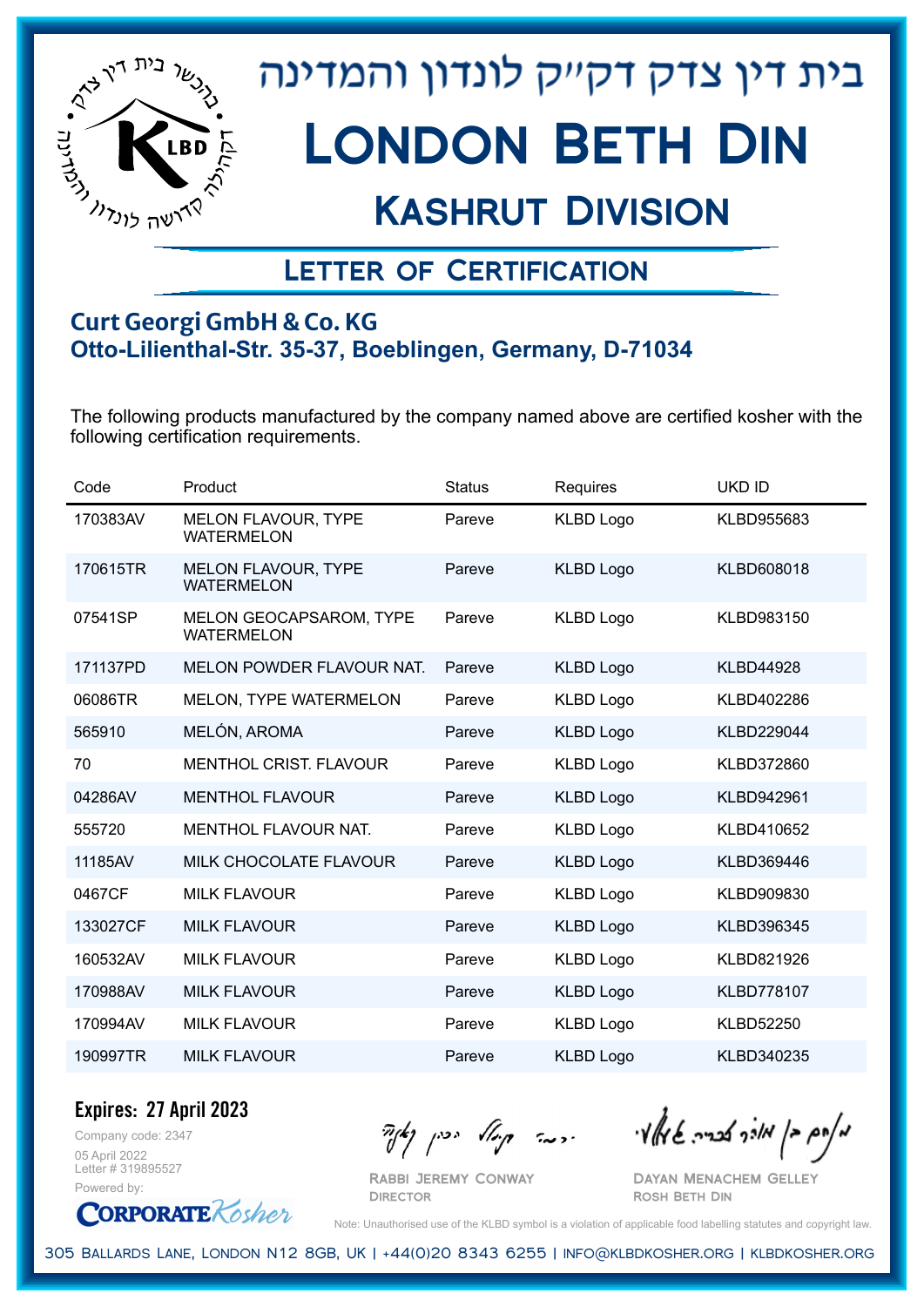# בית דין צדק דקהל לונדון והמדינה

# London Beth Din

## Kashrut Division

### Letter of Certification

**Curt Georgi GmbH & Co. KG**
**Otto-Lilienthal-Str. 35-37, Boeblingen, Germany, D-71034**

The following products manufactured by the company named above are certified kosher with the following certification requirements.

| Code | Product | Status | Requires | UKD ID |
|---|---|---|---|---|
| 170383AV | MELON FLAVOUR, TYPE WATERMELON | Pareve | KLBD Logo | KLBD955683 |
| 170615TR | MELON FLAVOUR, TYPE WATERMELON | Pareve | KLBD Logo | KLBD608018 |
| 07541SP | MELON GEOCAPSAROM, TYPE WATERMELON | Pareve | KLBD Logo | KLBD983150 |
| 171137PD | MELON POWDER FLAVOUR NAT. | Pareve | KLBD Logo | KLBD44928 |
| 06086TR | MELON, TYPE WATERMELON | Pareve | KLBD Logo | KLBD402286 |
| 565910 | MELÓN, AROMA | Pareve | KLBD Logo | KLBD229044 |
| 70 | MENTHOL CRIST. FLAVOUR | Pareve | KLBD Logo | KLBD372860 |
| 04286AV | MENTHOL FLAVOUR | Pareve | KLBD Logo | KLBD942961 |
| 555720 | MENTHOL FLAVOUR NAT. | Pareve | KLBD Logo | KLBD410652 |
| 11185AV | MILK CHOCOLATE FLAVOUR | Pareve | KLBD Logo | KLBD369446 |
| 0467CF | MILK FLAVOUR | Pareve | KLBD Logo | KLBD909830 |
| 133027CF | MILK FLAVOUR | Pareve | KLBD Logo | KLBD396345 |
| 160532AV | MILK FLAVOUR | Pareve | KLBD Logo | KLBD821926 |
| 170988AV | MILK FLAVOUR | Pareve | KLBD Logo | KLBD778107 |
| 170994AV | MILK FLAVOUR | Pareve | KLBD Logo | KLBD52250 |
| 190997TR | MILK FLAVOUR | Pareve | KLBD Logo | KLBD340235 |

**Expires: 27 April 2023**

Company code: 2347
05 April 2022
Letter # 319895527
Powered by: CorporateKosher

Rabbi Jeremy Conway
Director

Dayan Menachem Gelley
Rosh Beth Din

Note: Unauthorised use of the KLBD symbol is a violation of applicable food labelling statutes and copyright law.

305 Ballards Lane, London N12 8GB, UK | +44(0)20 8343 6255 | info@klbdkosher.org | klbdkosher.org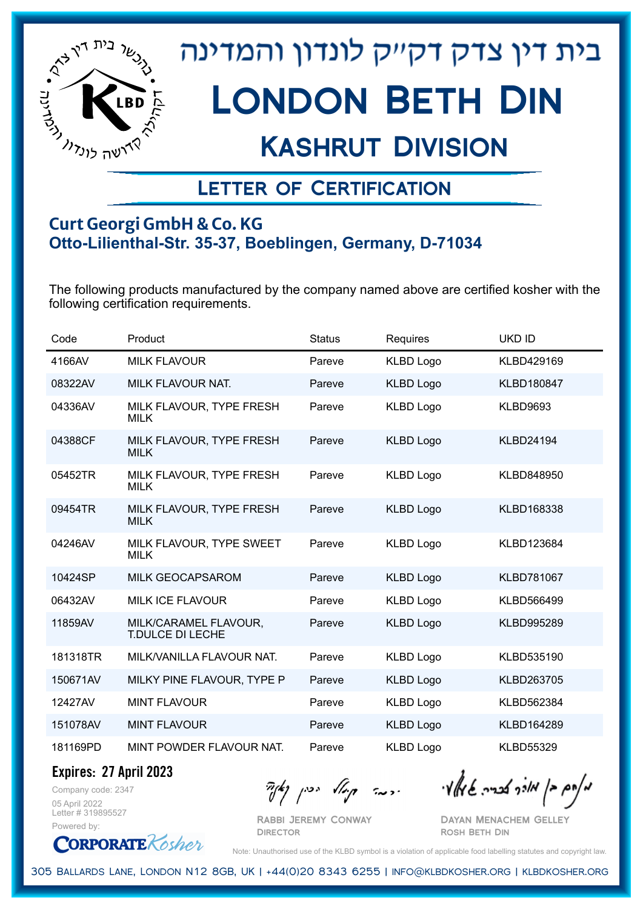בית דין צדק דקי"ק לונדון והמדינה

# London Beth Din

## Kashrut Division

### Letter of Certification

**Curt Georgi GmbH & Co. KG**
**Otto-Lilienthal-Str. 35-37, Boeblingen, Germany, D-71034**

The following products manufactured by the company named above are certified kosher with the following certification requirements.

| Code | Product | Status | Requires | UKD ID |
|---|---|---|---|---|
| 4166AV | MILK FLAVOUR | Pareve | KLBD Logo | KLBD429169 |
| 08322AV | MILK FLAVOUR NAT. | Pareve | KLBD Logo | KLBD180847 |
| 04336AV | MILK FLAVOUR, TYPE FRESH MILK | Pareve | KLBD Logo | KLBD9693 |
| 04388CF | MILK FLAVOUR, TYPE FRESH MILK | Pareve | KLBD Logo | KLBD24194 |
| 05452TR | MILK FLAVOUR, TYPE FRESH MILK | Pareve | KLBD Logo | KLBD848950 |
| 09454TR | MILK FLAVOUR, TYPE FRESH MILK | Pareve | KLBD Logo | KLBD168338 |
| 04246AV | MILK FLAVOUR, TYPE SWEET MILK | Pareve | KLBD Logo | KLBD123684 |
| 10424SP | MILK GEOCAPSAROM | Pareve | KLBD Logo | KLBD781067 |
| 06432AV | MILK ICE FLAVOUR | Pareve | KLBD Logo | KLBD566499 |
| 11859AV | MILK/CARAMEL FLAVOUR, T.DULCE DI LECHE | Pareve | KLBD Logo | KLBD995289 |
| 181318TR | MILK/VANILLA FLAVOUR NAT. | Pareve | KLBD Logo | KLBD535190 |
| 150671AV | MILKY PINE FLAVOUR, TYPE P | Pareve | KLBD Logo | KLBD263705 |
| 12427AV | MINT FLAVOUR | Pareve | KLBD Logo | KLBD562384 |
| 151078AV | MINT FLAVOUR | Pareve | KLBD Logo | KLBD164289 |
| 181169PD | MINT POWDER FLAVOUR NAT. | Pareve | KLBD Logo | KLBD55329 |

**Expires: 27 April 2023**

Company code: 2347
05 April 2022
Letter # 319895527
Powered by: CorporateKosher

Rabbi Jeremy Conway
Director

Dayan Menachem Gelley
Rosh Beth Din

Note: Unauthorised use of the KLBD symbol is a violation of applicable food labelling statutes and copyright law.

305 Ballards Lane, London N12 8GB, UK | +44(0)20 8343 6255 | info@klbdkosher.org | klbdkosher.org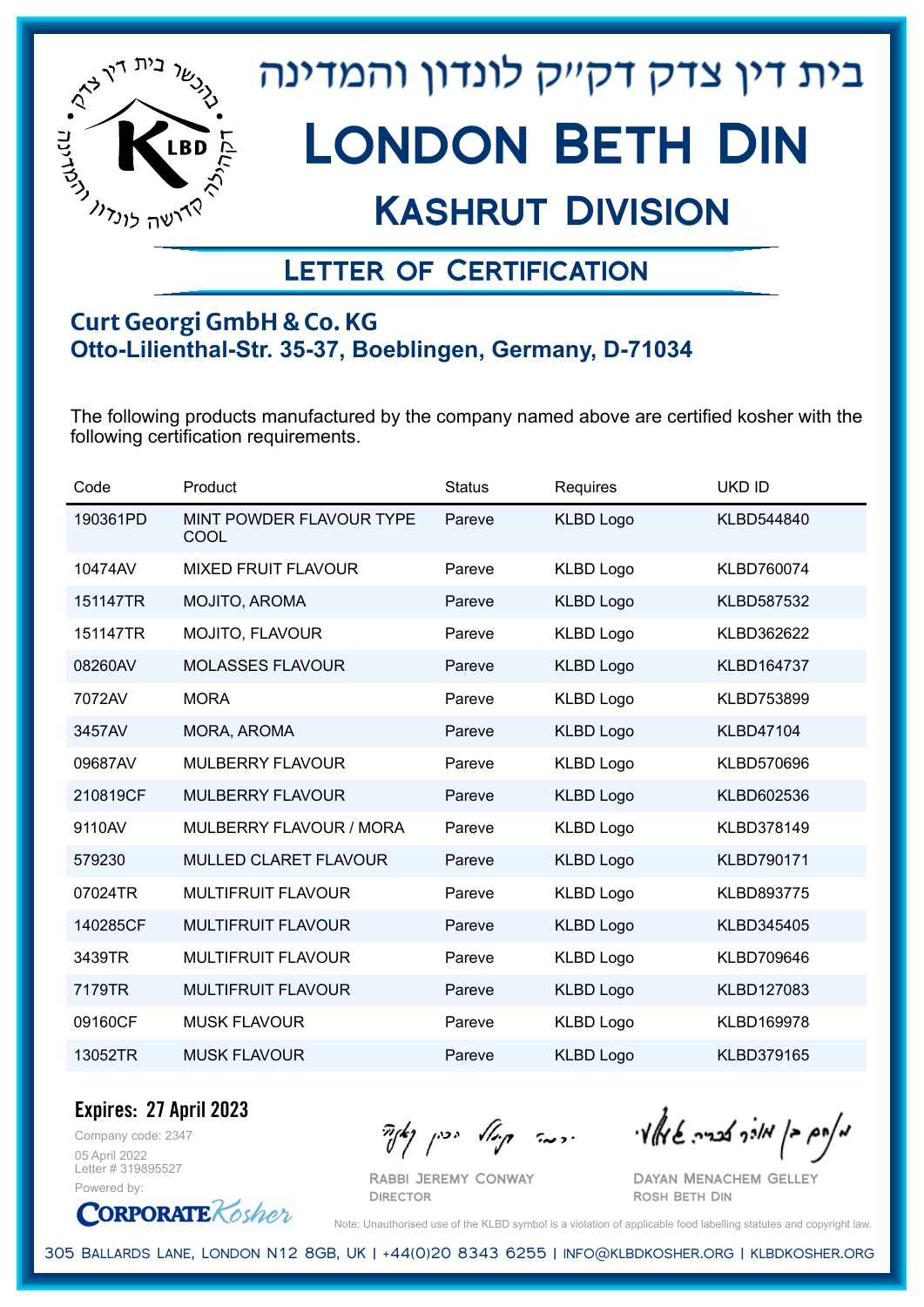# בית דין צדק דקייק לונדון והמדינה

# London Beth Din

## Kashrut Division

### Letter of Certification

**Curt Georgi GmbH & Co. KG**
**Otto-Lilienthal-Str. 35-37, Boeblingen, Germany, D-71034**

The following products manufactured by the company named above are certified kosher with the following certification requirements.

| Code | Product | Status | Requires | UKD ID |
|---|---|---|---|---|
| 190361PD | MINT POWDER FLAVOUR TYPE COOL | Pareve | KLBD Logo | KLBD544840 |
| 10474AV | MIXED FRUIT FLAVOUR | Pareve | KLBD Logo | KLBD760074 |
| 151147TR | MOJITO, AROMA | Pareve | KLBD Logo | KLBD587532 |
| 151147TR | MOJITO, FLAVOUR | Pareve | KLBD Logo | KLBD362622 |
| 08260AV | MOLASSES FLAVOUR | Pareve | KLBD Logo | KLBD164737 |
| 7072AV | MORA | Pareve | KLBD Logo | KLBD753899 |
| 3457AV | MORA, AROMA | Pareve | KLBD Logo | KLBD47104 |
| 09687AV | MULBERRY FLAVOUR | Pareve | KLBD Logo | KLBD570696 |
| 210819CF | MULBERRY FLAVOUR | Pareve | KLBD Logo | KLBD602536 |
| 9110AV | MULBERRY FLAVOUR / MORA | Pareve | KLBD Logo | KLBD378149 |
| 579230 | MULLED CLARET FLAVOUR | Pareve | KLBD Logo | KLBD790171 |
| 07024TR | MULTIFRUIT FLAVOUR | Pareve | KLBD Logo | KLBD893775 |
| 140285CF | MULTIFRUIT FLAVOUR | Pareve | KLBD Logo | KLBD345405 |
| 3439TR | MULTIFRUIT FLAVOUR | Pareve | KLBD Logo | KLBD709646 |
| 7179TR | MULTIFRUIT FLAVOUR | Pareve | KLBD Logo | KLBD127083 |
| 09160CF | MUSK FLAVOUR | Pareve | KLBD Logo | KLBD169978 |
| 13052TR | MUSK FLAVOUR | Pareve | KLBD Logo | KLBD379165 |

**Expires: 27 April 2023**

Company code: 2347
05 April 2022
Letter # 319895527
Powered by: CorporateKosher

Rabbi Jeremy Conway
Director

Dayan Menachem Gelley
Rosh Beth Din

Note: Unauthorised use of the KLBD symbol is a violation of applicable food labelling statutes and copyright law.

305 Ballards Lane, London N12 8GB, UK | +44(0)20 8343 6255 | info@klbdkosher.org | klbdkosher.org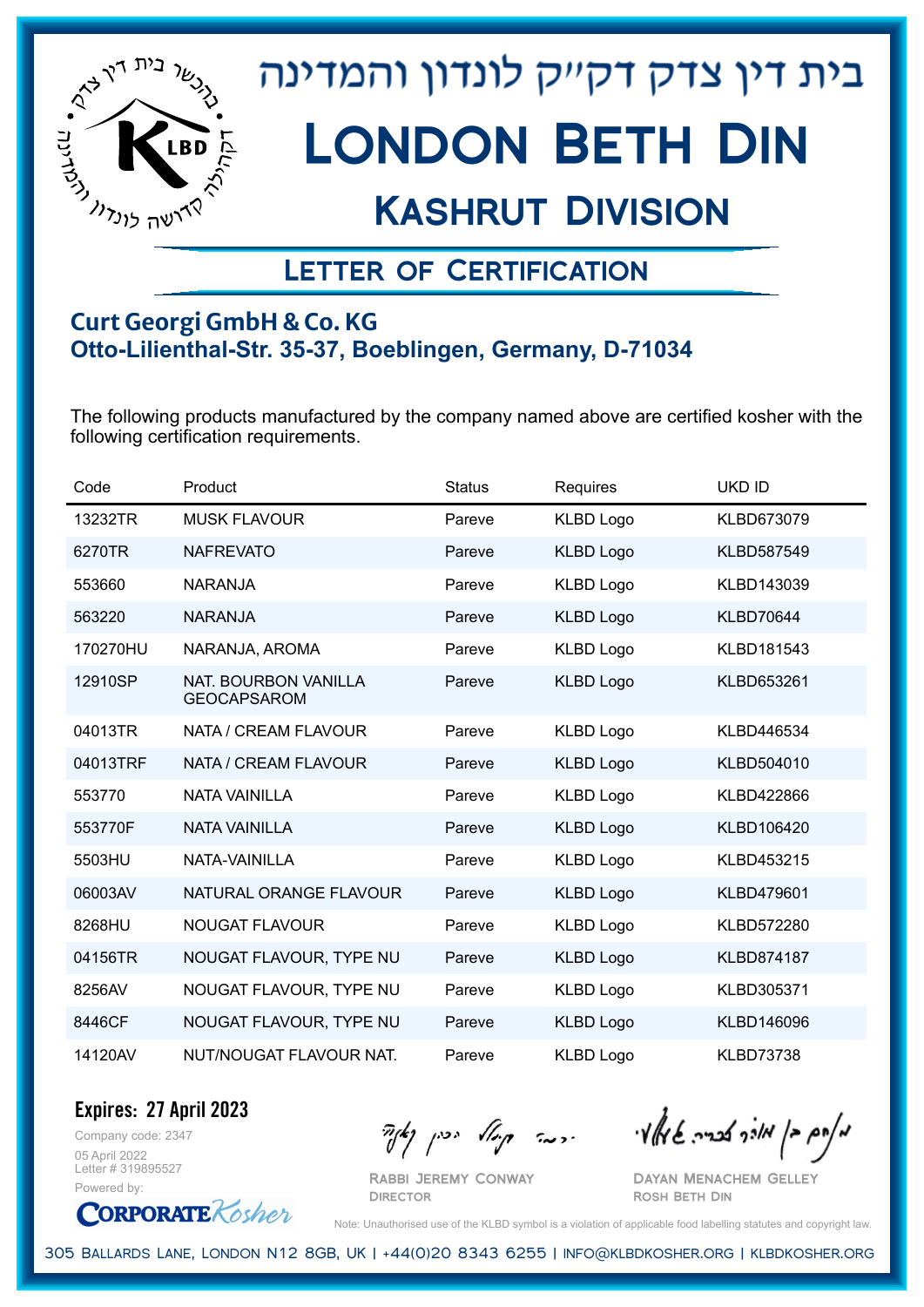# בית דין צדק דק״ק לונדון והמדינה

# London Beth Din

## Kashrut Division

### Letter of Certification

**Curt Georgi GmbH & Co. KG**
**Otto-Lilienthal-Str. 35-37, Boeblingen, Germany, D-71034**

The following products manufactured by the company named above are certified kosher with the following certification requirements.

| Code | Product | Status | Requires | UKD ID |
|---|---|---|---|---|
| 13232TR | MUSK FLAVOUR | Pareve | KLBD Logo | KLBD673079 |
| 6270TR | NAFREVATO | Pareve | KLBD Logo | KLBD587549 |
| 553660 | NARANJA | Pareve | KLBD Logo | KLBD143039 |
| 563220 | NARANJA | Pareve | KLBD Logo | KLBD70644 |
| 170270HU | NARANJA, AROMA | Pareve | KLBD Logo | KLBD181543 |
| 12910SP | NAT. BOURBON VANILLA GEOCAPSAROM | Pareve | KLBD Logo | KLBD653261 |
| 04013TR | NATA / CREAM FLAVOUR | Pareve | KLBD Logo | KLBD446534 |
| 04013TRF | NATA / CREAM FLAVOUR | Pareve | KLBD Logo | KLBD504010 |
| 553770 | NATA VAINILLA | Pareve | KLBD Logo | KLBD422866 |
| 553770F | NATA VAINILLA | Pareve | KLBD Logo | KLBD106420 |
| 5503HU | NATA-VAINILLA | Pareve | KLBD Logo | KLBD453215 |
| 06003AV | NATURAL ORANGE FLAVOUR | Pareve | KLBD Logo | KLBD479601 |
| 8268HU | NOUGAT FLAVOUR | Pareve | KLBD Logo | KLBD572280 |
| 04156TR | NOUGAT FLAVOUR, TYPE NU | Pareve | KLBD Logo | KLBD874187 |
| 8256AV | NOUGAT FLAVOUR, TYPE NU | Pareve | KLBD Logo | KLBD305371 |
| 8446CF | NOUGAT FLAVOUR, TYPE NU | Pareve | KLBD Logo | KLBD146096 |
| 14120AV | NUT/NOUGAT FLAVOUR NAT. | Pareve | KLBD Logo | KLBD73738 |

**Expires: 27 April 2023**

Company code: 2347
05 April 2022
Letter # 319895527
Powered by: CorporateKosher

Rabbi Jeremy Conway
Director

Dayan Menachem Gelley
Rosh Beth Din

Note: Unauthorised use of the KLBD symbol is a violation of applicable food labelling statutes and copyright law.

305 Ballards Lane, London N12 8GB, UK | +44(0)20 8343 6255 | info@klbdkosher.org | klbdkosher.org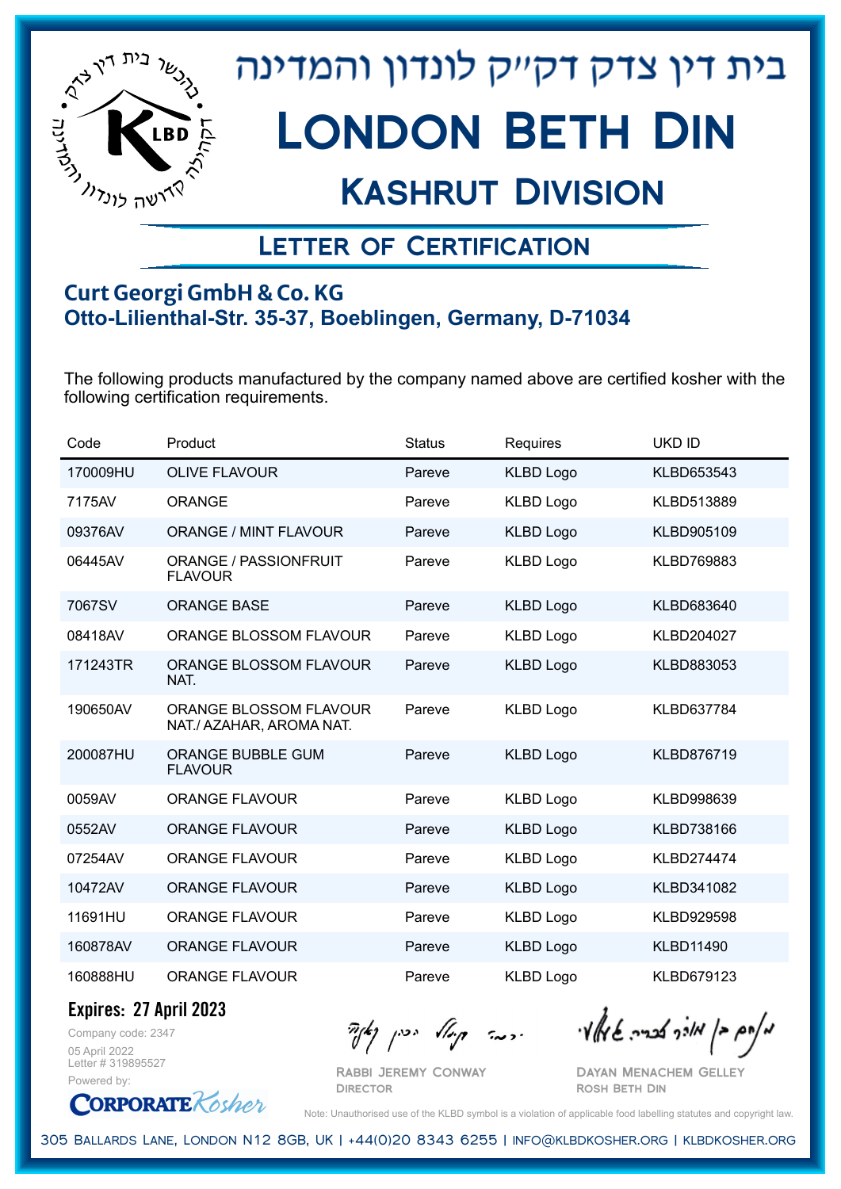בית דין צדק דקייק לונדון והמדינה

# London Beth Din

## Kashrut Division

### Letter of Certification

**Curt Georgi GmbH & Co. KG**
**Otto-Lilienthal-Str. 35-37, Boeblingen, Germany, D-71034**

The following products manufactured by the company named above are certified kosher with the following certification requirements.

| Code | Product | Status | Requires | UKD ID |
|---|---|---|---|---|
| 170009HU | OLIVE FLAVOUR | Pareve | KLBD Logo | KLBD653543 |
| 7175AV | ORANGE | Pareve | KLBD Logo | KLBD513889 |
| 09376AV | ORANGE / MINT FLAVOUR | Pareve | KLBD Logo | KLBD905109 |
| 06445AV | ORANGE / PASSIONFRUIT FLAVOUR | Pareve | KLBD Logo | KLBD769883 |
| 7067SV | ORANGE BASE | Pareve | KLBD Logo | KLBD683640 |
| 08418AV | ORANGE BLOSSOM FLAVOUR | Pareve | KLBD Logo | KLBD204027 |
| 171243TR | ORANGE BLOSSOM FLAVOUR NAT. | Pareve | KLBD Logo | KLBD883053 |
| 190650AV | ORANGE BLOSSOM FLAVOUR NAT./ AZAHAR, AROMA NAT. | Pareve | KLBD Logo | KLBD637784 |
| 200087HU | ORANGE BUBBLE GUM FLAVOUR | Pareve | KLBD Logo | KLBD876719 |
| 0059AV | ORANGE FLAVOUR | Pareve | KLBD Logo | KLBD998639 |
| 0552AV | ORANGE FLAVOUR | Pareve | KLBD Logo | KLBD738166 |
| 07254AV | ORANGE FLAVOUR | Pareve | KLBD Logo | KLBD274474 |
| 10472AV | ORANGE FLAVOUR | Pareve | KLBD Logo | KLBD341082 |
| 11691HU | ORANGE FLAVOUR | Pareve | KLBD Logo | KLBD929598 |
| 160878AV | ORANGE FLAVOUR | Pareve | KLBD Logo | KLBD11490 |
| 160888HU | ORANGE FLAVOUR | Pareve | KLBD Logo | KLBD679123 |

**Expires: 27 April 2023**

Company code: 2347
05 April 2022
Letter # 319895527
Powered by: CorporateKosher

Rabbi Jeremy Conway
Director

Dayan Menachem Gelley
Rosh Beth Din

Note: Unauthorised use of the KLBD symbol is a violation of applicable food labelling statutes and copyright law.

305 Ballards Lane, London N12 8GB, UK | +44(0)20 8343 6255 | info@klbdkosher.org | klbdkosher.org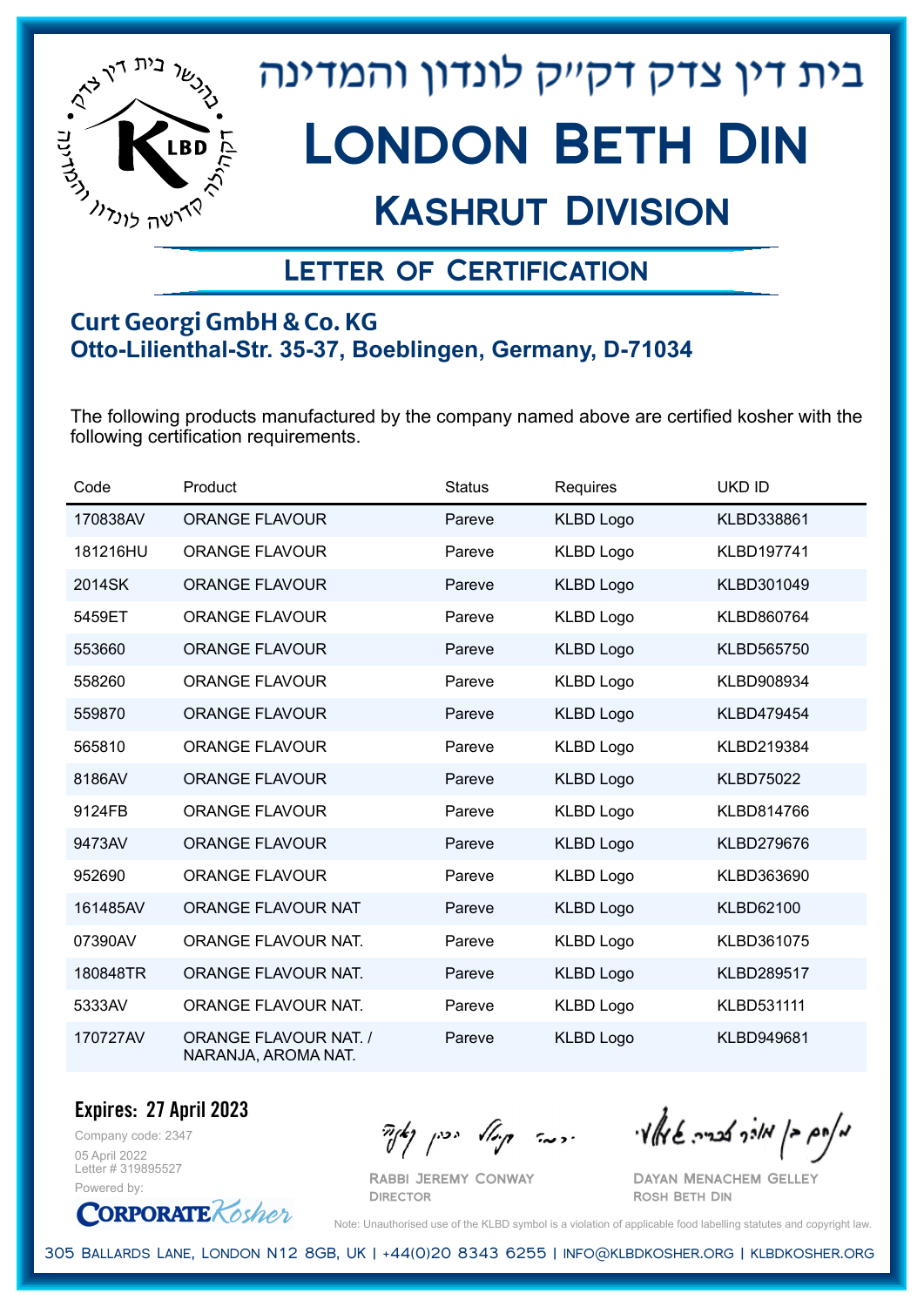# בית דין צדק דק"ק לונדון והמדינה

# London Beth Din

## Kashrut Division

### Letter of Certification

**Curt Georgi GmbH & Co. KG**
**Otto-Lilienthal-Str. 35-37, Boeblingen, Germany, D-71034**

The following products manufactured by the company named above are certified kosher with the following certification requirements.

| Code | Product | Status | Requires | UKD ID |
|---|---|---|---|---|
| 170838AV | ORANGE FLAVOUR | Pareve | KLBD Logo | KLBD338861 |
| 181216HU | ORANGE FLAVOUR | Pareve | KLBD Logo | KLBD197741 |
| 2014SK | ORANGE FLAVOUR | Pareve | KLBD Logo | KLBD301049 |
| 5459ET | ORANGE FLAVOUR | Pareve | KLBD Logo | KLBD860764 |
| 553660 | ORANGE FLAVOUR | Pareve | KLBD Logo | KLBD565750 |
| 558260 | ORANGE FLAVOUR | Pareve | KLBD Logo | KLBD908934 |
| 559870 | ORANGE FLAVOUR | Pareve | KLBD Logo | KLBD479454 |
| 565810 | ORANGE FLAVOUR | Pareve | KLBD Logo | KLBD219384 |
| 8186AV | ORANGE FLAVOUR | Pareve | KLBD Logo | KLBD75022 |
| 9124FB | ORANGE FLAVOUR | Pareve | KLBD Logo | KLBD814766 |
| 9473AV | ORANGE FLAVOUR | Pareve | KLBD Logo | KLBD279676 |
| 952690 | ORANGE FLAVOUR | Pareve | KLBD Logo | KLBD363690 |
| 161485AV | ORANGE FLAVOUR NAT | Pareve | KLBD Logo | KLBD62100 |
| 07390AV | ORANGE FLAVOUR NAT. | Pareve | KLBD Logo | KLBD361075 |
| 180848TR | ORANGE FLAVOUR NAT. | Pareve | KLBD Logo | KLBD289517 |
| 5333AV | ORANGE FLAVOUR NAT. | Pareve | KLBD Logo | KLBD531111 |
| 170727AV | ORANGE FLAVOUR NAT. / NARANJA, AROMA NAT. | Pareve | KLBD Logo | KLBD949681 |

**Expires: 27 April 2023**

Company code: 2347
05 April 2022
Letter # 319895527
Powered by: CorporateKosher

Rabbi Jeremy Conway
Director

Dayan Menachem Gelley
Rosh Beth Din

Note: Unauthorised use of the KLBD symbol is a violation of applicable food labelling statutes and copyright law.

305 Ballards Lane, London N12 8GB, UK | +44(0)20 8343 6255 | info@klbdkosher.org | klbdkosher.org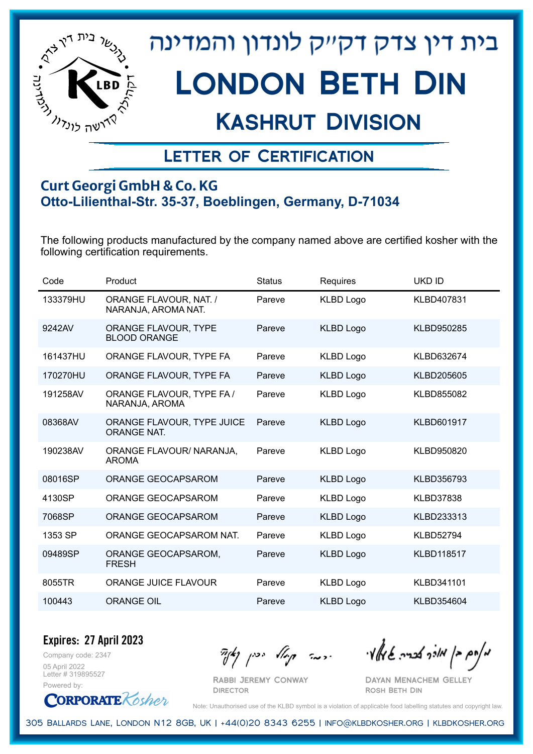# בית דין צדק דק"ק לונדון והמדינה

# London Beth Din

## Kashrut Division

### Letter of Certification

**Curt Georgi GmbH & Co. KG**
**Otto-Lilienthal-Str. 35-37, Boeblingen, Germany, D-71034**

The following products manufactured by the company named above are certified kosher with the following certification requirements.

| Code | Product | Status | Requires | UKD ID |
|---|---|---|---|---|
| 133379HU | ORANGE FLAVOUR, NAT. / NARANJA, AROMA NAT. | Pareve | KLBD Logo | KLBD407831 |
| 9242AV | ORANGE FLAVOUR, TYPE BLOOD ORANGE | Pareve | KLBD Logo | KLBD950285 |
| 161437HU | ORANGE FLAVOUR, TYPE FA | Pareve | KLBD Logo | KLBD632674 |
| 170270HU | ORANGE FLAVOUR, TYPE FA | Pareve | KLBD Logo | KLBD205605 |
| 191258AV | ORANGE FLAVOUR, TYPE FA / NARANJA, AROMA | Pareve | KLBD Logo | KLBD855082 |
| 08368AV | ORANGE FLAVOUR, TYPE JUICE ORANGE NAT. | Pareve | KLBD Logo | KLBD601917 |
| 190238AV | ORANGE FLAVOUR/ NARANJA, AROMA | Pareve | KLBD Logo | KLBD950820 |
| 08016SP | ORANGE GEOCAPSAROM | Pareve | KLBD Logo | KLBD356793 |
| 4130SP | ORANGE GEOCAPSAROM | Pareve | KLBD Logo | KLBD37838 |
| 7068SP | ORANGE GEOCAPSAROM | Pareve | KLBD Logo | KLBD233313 |
| 1353 SP | ORANGE GEOCAPSAROM NAT. | Pareve | KLBD Logo | KLBD52794 |
| 09489SP | ORANGE GEOCAPSAROM, FRESH | Pareve | KLBD Logo | KLBD118517 |
| 8055TR | ORANGE JUICE FLAVOUR | Pareve | KLBD Logo | KLBD341101 |
| 100443 | ORANGE OIL | Pareve | KLBD Logo | KLBD354604 |

**Expires: 27 April 2023**

Company code: 2347
05 April 2022
Letter # 319895527
Powered by: CorporateKosher

Rabbi Jeremy Conway
Director

Dayan Menachem Gelley
Rosh Beth Din

Note: Unauthorised use of the KLBD symbol is a violation of applicable food labelling statutes and copyright law.

305 Ballards Lane, London N12 8GB, UK | +44(0)20 8343 6255 | info@klbdkosher.org | klbdkosher.org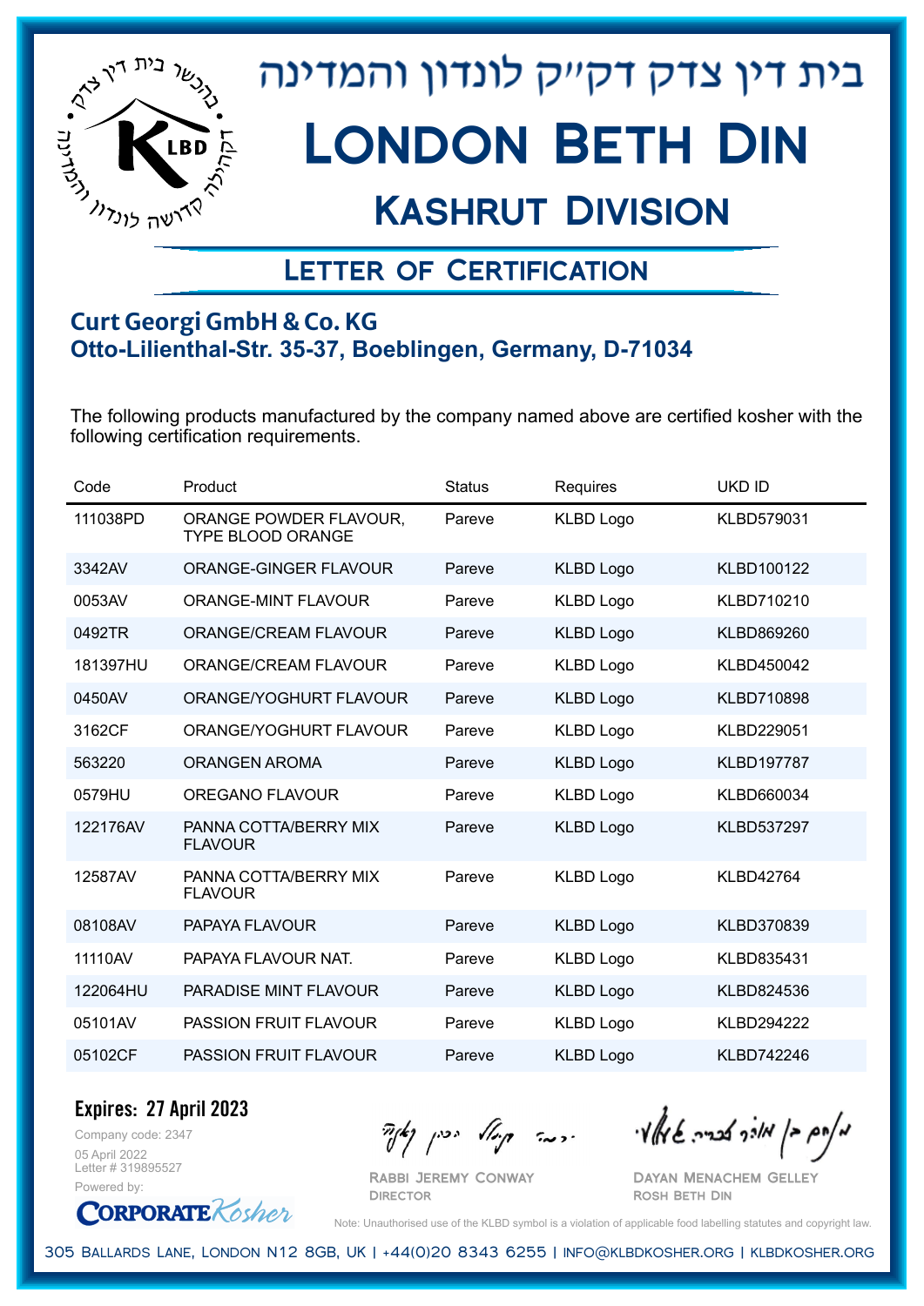# בית דין צדק דקײק לונדון והמדינה

# London Beth Din

## Kashrut Division

### Letter of Certification

**Curt Georgi GmbH & Co. KG**
**Otto-Lilienthal-Str. 35-37, Boeblingen, Germany, D-71034**

The following products manufactured by the company named above are certified kosher with the following certification requirements.

| Code | Product | Status | Requires | UKD ID |
|---|---|---|---|---|
| 111038PD | ORANGE POWDER FLAVOUR, TYPE BLOOD ORANGE | Pareve | KLBD Logo | KLBD579031 |
| 3342AV | ORANGE-GINGER FLAVOUR | Pareve | KLBD Logo | KLBD100122 |
| 0053AV | ORANGE-MINT FLAVOUR | Pareve | KLBD Logo | KLBD710210 |
| 0492TR | ORANGE/CREAM FLAVOUR | Pareve | KLBD Logo | KLBD869260 |
| 181397HU | ORANGE/CREAM FLAVOUR | Pareve | KLBD Logo | KLBD450042 |
| 0450AV | ORANGE/YOGHURT FLAVOUR | Pareve | KLBD Logo | KLBD710898 |
| 3162CF | ORANGE/YOGHURT FLAVOUR | Pareve | KLBD Logo | KLBD229051 |
| 563220 | ORANGEN AROMA | Pareve | KLBD Logo | KLBD197787 |
| 0579HU | OREGANO FLAVOUR | Pareve | KLBD Logo | KLBD660034 |
| 122176AV | PANNA COTTA/BERRY MIX FLAVOUR | Pareve | KLBD Logo | KLBD537297 |
| 12587AV | PANNA COTTA/BERRY MIX FLAVOUR | Pareve | KLBD Logo | KLBD42764 |
| 08108AV | PAPAYA FLAVOUR | Pareve | KLBD Logo | KLBD370839 |
| 11110AV | PAPAYA FLAVOUR NAT. | Pareve | KLBD Logo | KLBD835431 |
| 122064HU | PARADISE MINT FLAVOUR | Pareve | KLBD Logo | KLBD824536 |
| 05101AV | PASSION FRUIT FLAVOUR | Pareve | KLBD Logo | KLBD294222 |
| 05102CF | PASSION FRUIT FLAVOUR | Pareve | KLBD Logo | KLBD742246 |

**Expires: 27 April 2023**

Company code: 2347
05 April 2022
Letter # 319895527
Powered by: CorporateKosher

Rabbi Jeremy Conway
Director

Dayan Menachem Gelley
Rosh Beth Din

Note: Unauthorised use of the KLBD symbol is a violation of applicable food labelling statutes and copyright law.

305 Ballards Lane, London N12 8GB, UK | +44(0)20 8343 6255 | info@klbdkosher.org | klbdkosher.org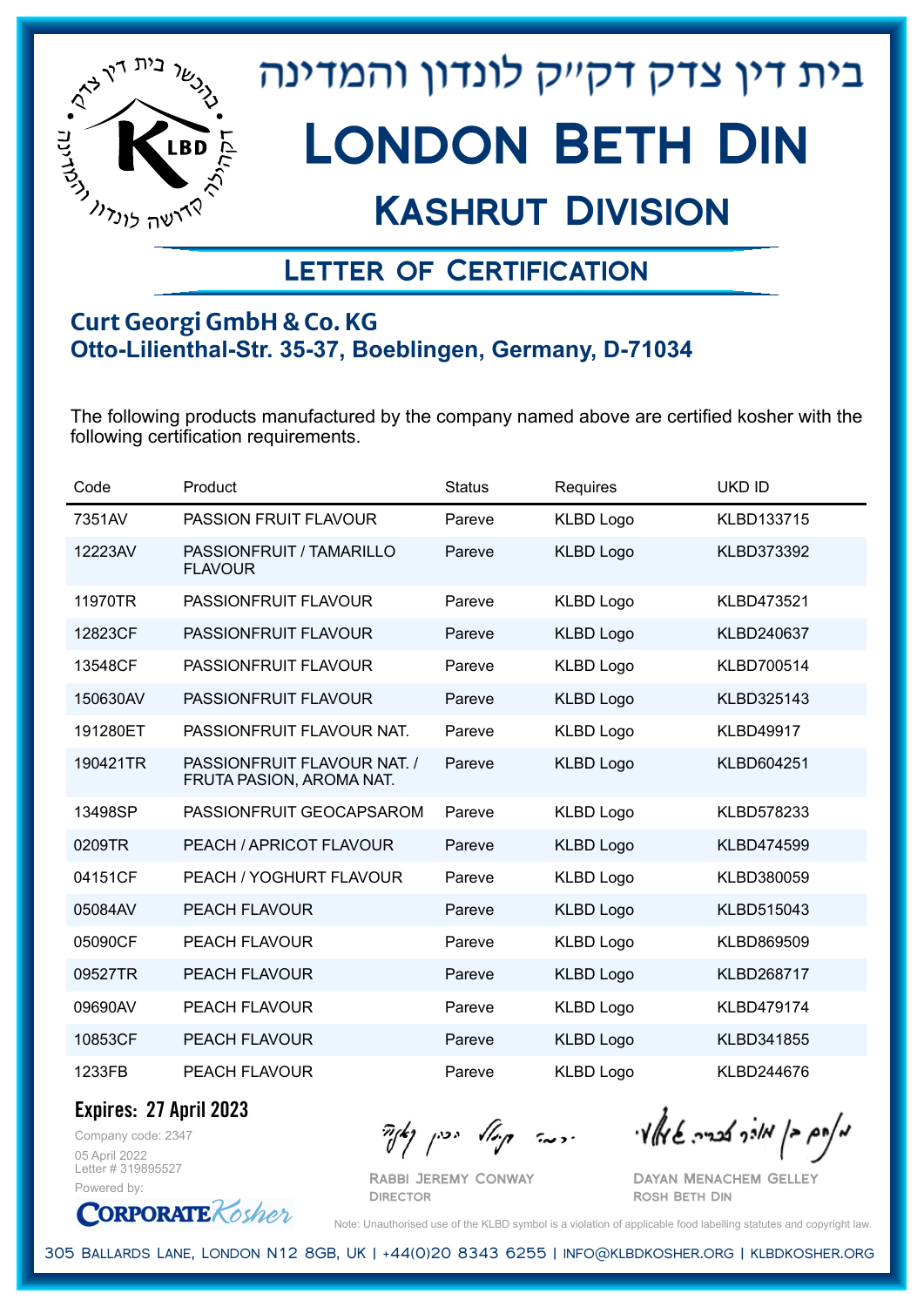# בית דין צדק דקי"ק לונדון והמדינה

# London Beth Din

## Kashrut Division

### Letter of Certification

**Curt Georgi GmbH & Co. KG**
**Otto-Lilienthal-Str. 35-37, Boeblingen, Germany, D-71034**

The following products manufactured by the company named above are certified kosher with the following certification requirements.

| Code | Product | Status | Requires | UKD ID |
|---|---|---|---|---|
| 7351AV | PASSION FRUIT FLAVOUR | Pareve | KLBD Logo | KLBD133715 |
| 12223AV | PASSIONFRUIT / TAMARILLO FLAVOUR | Pareve | KLBD Logo | KLBD373392 |
| 11970TR | PASSIONFRUIT FLAVOUR | Pareve | KLBD Logo | KLBD473521 |
| 12823CF | PASSIONFRUIT FLAVOUR | Pareve | KLBD Logo | KLBD240637 |
| 13548CF | PASSIONFRUIT FLAVOUR | Pareve | KLBD Logo | KLBD700514 |
| 150630AV | PASSIONFRUIT FLAVOUR | Pareve | KLBD Logo | KLBD325143 |
| 191280ET | PASSIONFRUIT FLAVOUR NAT. | Pareve | KLBD Logo | KLBD49917 |
| 190421TR | PASSIONFRUIT FLAVOUR NAT. / FRUTA PASION, AROMA NAT. | Pareve | KLBD Logo | KLBD604251 |
| 13498SP | PASSIONFRUIT GEOCAPSAROM | Pareve | KLBD Logo | KLBD578233 |
| 0209TR | PEACH / APRICOT FLAVOUR | Pareve | KLBD Logo | KLBD474599 |
| 04151CF | PEACH / YOGHURT FLAVOUR | Pareve | KLBD Logo | KLBD380059 |
| 05084AV | PEACH FLAVOUR | Pareve | KLBD Logo | KLBD515043 |
| 05090CF | PEACH FLAVOUR | Pareve | KLBD Logo | KLBD869509 |
| 09527TR | PEACH FLAVOUR | Pareve | KLBD Logo | KLBD268717 |
| 09690AV | PEACH FLAVOUR | Pareve | KLBD Logo | KLBD479174 |
| 10853CF | PEACH FLAVOUR | Pareve | KLBD Logo | KLBD341855 |
| 1233FB | PEACH FLAVOUR | Pareve | KLBD Logo | KLBD244676 |

**Expires: 27 April 2023**

Company code: 2347
05 April 2022
Letter # 319895527
Powered by: CorporateKosher

Rabbi Jeremy Conway
Director

Dayan Menachem Gelley
Rosh Beth Din

Note: Unauthorised use of the KLBD symbol is a violation of applicable food labelling statutes and copyright law.

305 Ballards Lane, London N12 8GB, UK | +44(0)20 8343 6255 | info@klbdkosher.org | klbdkosher.org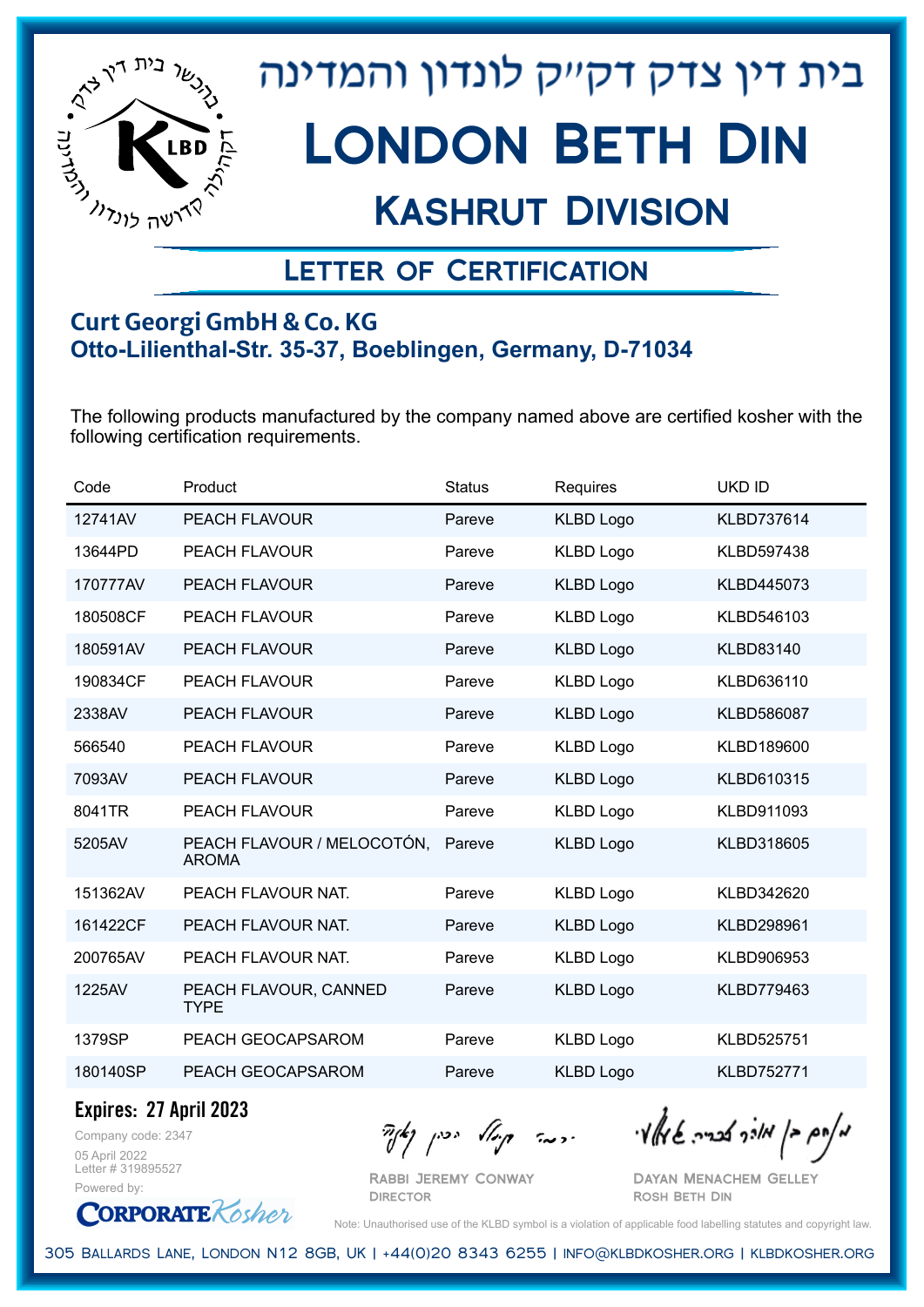# בית דין צדק דק״ק לונדון והמדינה

# London Beth Din

## Kashrut Division

### Letter of Certification

**Curt Georgi GmbH & Co. KG**
**Otto-Lilienthal-Str. 35-37, Boeblingen, Germany, D-71034**

The following products manufactured by the company named above are certified kosher with the following certification requirements.

| Code | Product | Status | Requires | UKD ID |
|---|---|---|---|---|
| 12741AV | PEACH FLAVOUR | Pareve | KLBD Logo | KLBD737614 |
| 13644PD | PEACH FLAVOUR | Pareve | KLBD Logo | KLBD597438 |
| 170777AV | PEACH FLAVOUR | Pareve | KLBD Logo | KLBD445073 |
| 180508CF | PEACH FLAVOUR | Pareve | KLBD Logo | KLBD546103 |
| 180591AV | PEACH FLAVOUR | Pareve | KLBD Logo | KLBD83140 |
| 190834CF | PEACH FLAVOUR | Pareve | KLBD Logo | KLBD636110 |
| 2338AV | PEACH FLAVOUR | Pareve | KLBD Logo | KLBD586087 |
| 566540 | PEACH FLAVOUR | Pareve | KLBD Logo | KLBD189600 |
| 7093AV | PEACH FLAVOUR | Pareve | KLBD Logo | KLBD610315 |
| 8041TR | PEACH FLAVOUR | Pareve | KLBD Logo | KLBD911093 |
| 5205AV | PEACH FLAVOUR / MELOCOTÓN, AROMA | Pareve | KLBD Logo | KLBD318605 |
| 151362AV | PEACH FLAVOUR NAT. | Pareve | KLBD Logo | KLBD342620 |
| 161422CF | PEACH FLAVOUR NAT. | Pareve | KLBD Logo | KLBD298961 |
| 200765AV | PEACH FLAVOUR NAT. | Pareve | KLBD Logo | KLBD906953 |
| 1225AV | PEACH FLAVOUR, CANNED TYPE | Pareve | KLBD Logo | KLBD779463 |
| 1379SP | PEACH GEOCAPSAROM | Pareve | KLBD Logo | KLBD525751 |
| 180140SP | PEACH GEOCAPSAROM | Pareve | KLBD Logo | KLBD752771 |

**Expires: 27 April 2023**

Company code: 2347
05 April 2022
Letter # 319895527
Powered by: CorporateKosher

Rabbi Jeremy Conway
Director

Dayan Menachem Gelley
Rosh Beth Din

Note: Unauthorised use of the KLBD symbol is a violation of applicable food labelling statutes and copyright law.

305 Ballards Lane, London N12 8GB, UK | +44(0)20 8343 6255 | info@klbdkosher.org | klbdkosher.org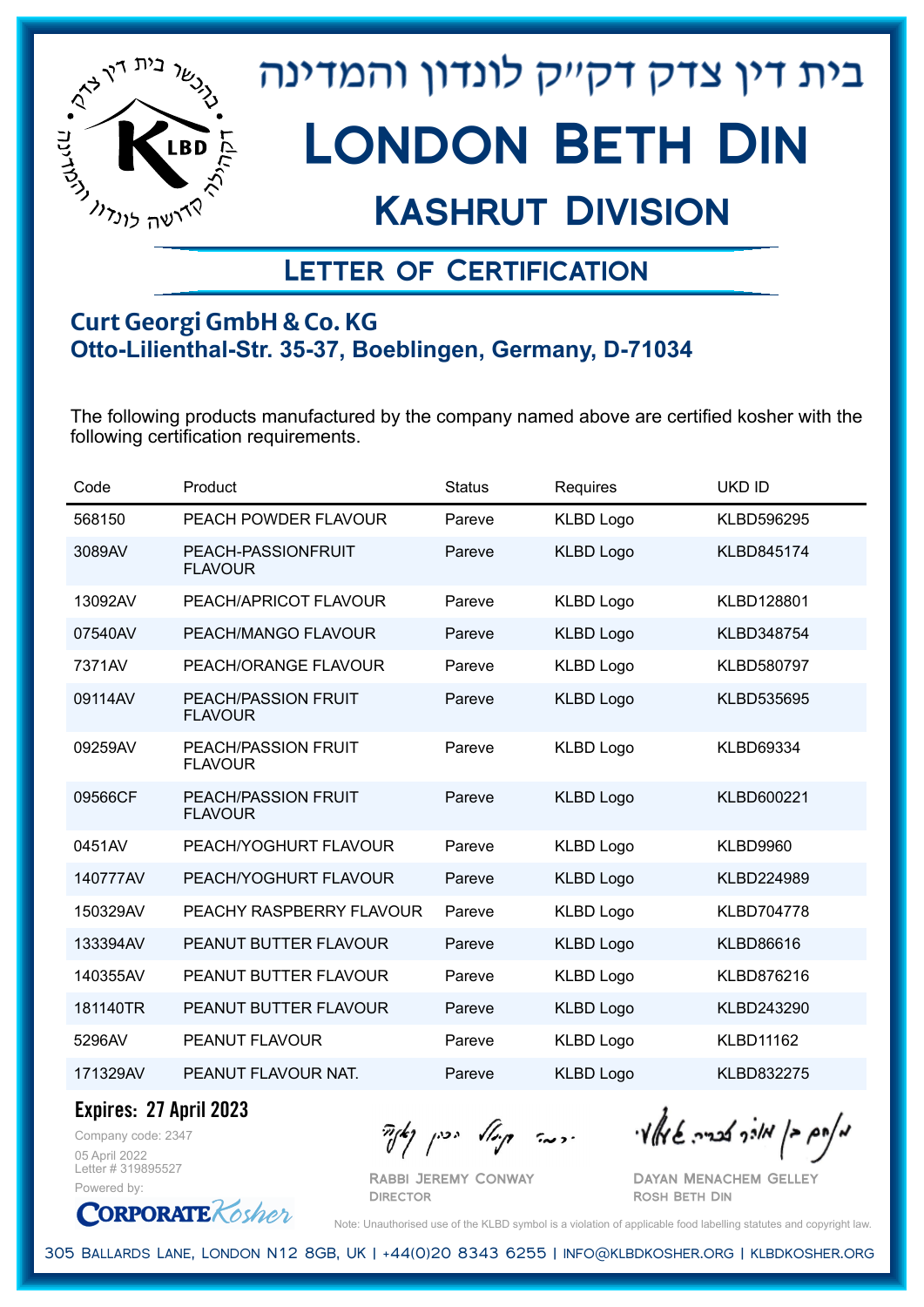# בית דין צדק דקײק לונדון והמדינה

# London Beth Din

## Kashrut Division

### Letter of Certification

**Curt Georgi GmbH & Co. KG**
**Otto-Lilienthal-Str. 35-37, Boeblingen, Germany, D-71034**

The following products manufactured by the company named above are certified kosher with the following certification requirements.

| Code | Product | Status | Requires | UKD ID |
|---|---|---|---|---|
| 568150 | PEACH POWDER FLAVOUR | Pareve | KLBD Logo | KLBD596295 |
| 3089AV | PEACH-PASSIONFRUIT FLAVOUR | Pareve | KLBD Logo | KLBD845174 |
| 13092AV | PEACH/APRICOT FLAVOUR | Pareve | KLBD Logo | KLBD128801 |
| 07540AV | PEACH/MANGO FLAVOUR | Pareve | KLBD Logo | KLBD348754 |
| 7371AV | PEACH/ORANGE FLAVOUR | Pareve | KLBD Logo | KLBD580797 |
| 09114AV | PEACH/PASSION FRUIT FLAVOUR | Pareve | KLBD Logo | KLBD535695 |
| 09259AV | PEACH/PASSION FRUIT FLAVOUR | Pareve | KLBD Logo | KLBD69334 |
| 09566CF | PEACH/PASSION FRUIT FLAVOUR | Pareve | KLBD Logo | KLBD600221 |
| 0451AV | PEACH/YOGHURT FLAVOUR | Pareve | KLBD Logo | KLBD9960 |
| 140777AV | PEACH/YOGHURT FLAVOUR | Pareve | KLBD Logo | KLBD224989 |
| 150329AV | PEACHY RASPBERRY FLAVOUR | Pareve | KLBD Logo | KLBD704778 |
| 133394AV | PEANUT BUTTER FLAVOUR | Pareve | KLBD Logo | KLBD86616 |
| 140355AV | PEANUT BUTTER FLAVOUR | Pareve | KLBD Logo | KLBD876216 |
| 181140TR | PEANUT BUTTER FLAVOUR | Pareve | KLBD Logo | KLBD243290 |
| 5296AV | PEANUT FLAVOUR | Pareve | KLBD Logo | KLBD11162 |
| 171329AV | PEANUT FLAVOUR NAT. | Pareve | KLBD Logo | KLBD832275 |

**Expires: 27 April 2023**

Company code: 2347
05 April 2022
Letter # 319895527
Powered by: CorporateKosher

Rabbi Jeremy Conway
Director

Dayan Menachem Gelley
Rosh Beth Din

Note: Unauthorised use of the KLBD symbol is a violation of applicable food labelling statutes and copyright law.

305 Ballards Lane, London N12 8GB, UK | +44(0)20 8343 6255 | info@klbdkosher.org | klbdkosher.org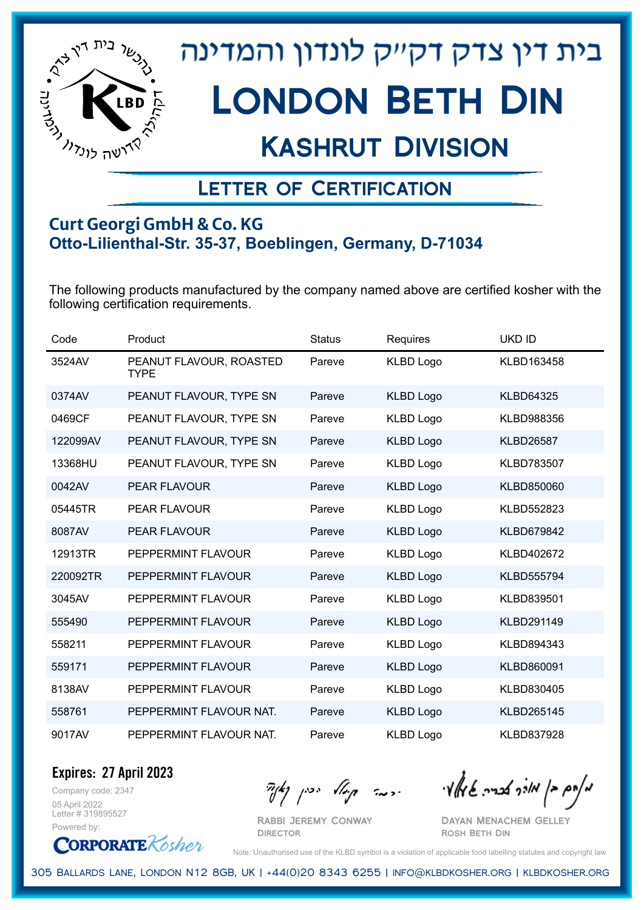# בית דין צדק דקייק לונדון והמדינה

# London Beth Din

## Kashrut Division

### Letter of Certification

**Curt Georgi GmbH & Co. KG**
**Otto-Lilienthal-Str. 35-37, Boeblingen, Germany, D-71034**

The following products manufactured by the company named above are certified kosher with the following certification requirements.

| Code | Product | Status | Requires | UKD ID |
|---|---|---|---|---|
| 3524AV | PEANUT FLAVOUR, ROASTED TYPE | Pareve | KLBD Logo | KLBD163458 |
| 0374AV | PEANUT FLAVOUR, TYPE SN | Pareve | KLBD Logo | KLBD64325 |
| 0469CF | PEANUT FLAVOUR, TYPE SN | Pareve | KLBD Logo | KLBD988356 |
| 122099AV | PEANUT FLAVOUR, TYPE SN | Pareve | KLBD Logo | KLBD26587 |
| 13368HU | PEANUT FLAVOUR, TYPE SN | Pareve | KLBD Logo | KLBD783507 |
| 0042AV | PEAR FLAVOUR | Pareve | KLBD Logo | KLBD850060 |
| 05445TR | PEAR FLAVOUR | Pareve | KLBD Logo | KLBD552823 |
| 8087AV | PEAR FLAVOUR | Pareve | KLBD Logo | KLBD679842 |
| 12913TR | PEPPERMINT FLAVOUR | Pareve | KLBD Logo | KLBD402672 |
| 220092TR | PEPPERMINT FLAVOUR | Pareve | KLBD Logo | KLBD555794 |
| 3045AV | PEPPERMINT FLAVOUR | Pareve | KLBD Logo | KLBD839501 |
| 555490 | PEPPERMINT FLAVOUR | Pareve | KLBD Logo | KLBD291149 |
| 558211 | PEPPERMINT FLAVOUR | Pareve | KLBD Logo | KLBD894343 |
| 559171 | PEPPERMINT FLAVOUR | Pareve | KLBD Logo | KLBD860091 |
| 8138AV | PEPPERMINT FLAVOUR | Pareve | KLBD Logo | KLBD830405 |
| 558761 | PEPPERMINT FLAVOUR NAT. | Pareve | KLBD Logo | KLBD265145 |
| 9017AV | PEPPERMINT FLAVOUR NAT. | Pareve | KLBD Logo | KLBD837928 |

**Expires: 27 April 2023**

Company code: 2347
05 April 2022
Letter # 319895527
Powered by: CorporateKosher

Rabbi Jeremy Conway
Director

Dayan Menachem Gelley
Rosh Beth Din

Note: Unauthorised use of the KLBD symbol is a violation of applicable food labelling statutes and copyright law.

305 Ballards Lane, London N12 8GB, UK | +44(0)20 8343 6255 | info@klbdkosher.org | klbdkosher.org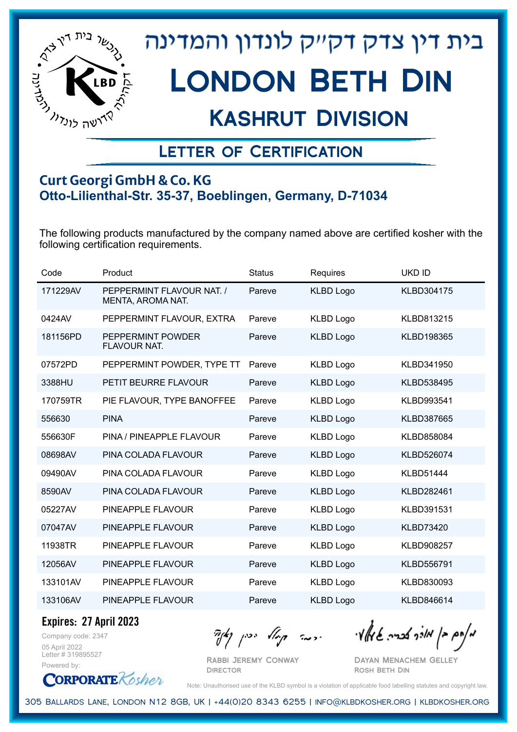# בית דין צדק דק״ק לונדון והמדינה

# London Beth Din

## Kashrut Division

### Letter of Certification

**Curt Georgi GmbH & Co. KG**
**Otto-Lilienthal-Str. 35-37, Boeblingen, Germany, D-71034**

The following products manufactured by the company named above are certified kosher with the following certification requirements.

| Code | Product | Status | Requires | UKD ID |
|---|---|---|---|---|
| 171229AV | PEPPERMINT FLAVOUR NAT. / MENTA, AROMA NAT. | Pareve | KLBD Logo | KLBD304175 |
| 0424AV | PEPPERMINT FLAVOUR, EXTRA | Pareve | KLBD Logo | KLBD813215 |
| 181156PD | PEPPERMINT POWDER FLAVOUR NAT. | Pareve | KLBD Logo | KLBD198365 |
| 07572PD | PEPPERMINT POWDER, TYPE TT | Pareve | KLBD Logo | KLBD341950 |
| 3388HU | PETIT BEURRE FLAVOUR | Pareve | KLBD Logo | KLBD538495 |
| 170759TR | PIE FLAVOUR, TYPE BANOFFEE | Pareve | KLBD Logo | KLBD993541 |
| 556630 | PINA | Pareve | KLBD Logo | KLBD387665 |
| 556630F | PINA / PINEAPPLE FLAVOUR | Pareve | KLBD Logo | KLBD858084 |
| 08698AV | PINA COLADA FLAVOUR | Pareve | KLBD Logo | KLBD526074 |
| 09490AV | PINA COLADA FLAVOUR | Pareve | KLBD Logo | KLBD51444 |
| 8590AV | PINA COLADA FLAVOUR | Pareve | KLBD Logo | KLBD282461 |
| 05227AV | PINEAPPLE FLAVOUR | Pareve | KLBD Logo | KLBD391531 |
| 07047AV | PINEAPPLE FLAVOUR | Pareve | KLBD Logo | KLBD73420 |
| 11938TR | PINEAPPLE FLAVOUR | Pareve | KLBD Logo | KLBD908257 |
| 12056AV | PINEAPPLE FLAVOUR | Pareve | KLBD Logo | KLBD556791 |
| 133101AV | PINEAPPLE FLAVOUR | Pareve | KLBD Logo | KLBD830093 |
| 133106AV | PINEAPPLE FLAVOUR | Pareve | KLBD Logo | KLBD846614 |

**Expires: 27 April 2023**

Company code: 2347
05 April 2022
Letter # 319895527
Powered by: CorporateKosher

Rabbi Jeremy Conway
Director

Dayan Menachem Gelley
Rosh Beth Din

Note: Unauthorised use of the KLBD symbol is a violation of applicable food labelling statutes and copyright law.

305 Ballards Lane, London N12 8GB, UK | +44(0)20 8343 6255 | info@klbdkosher.org | klbdkosher.org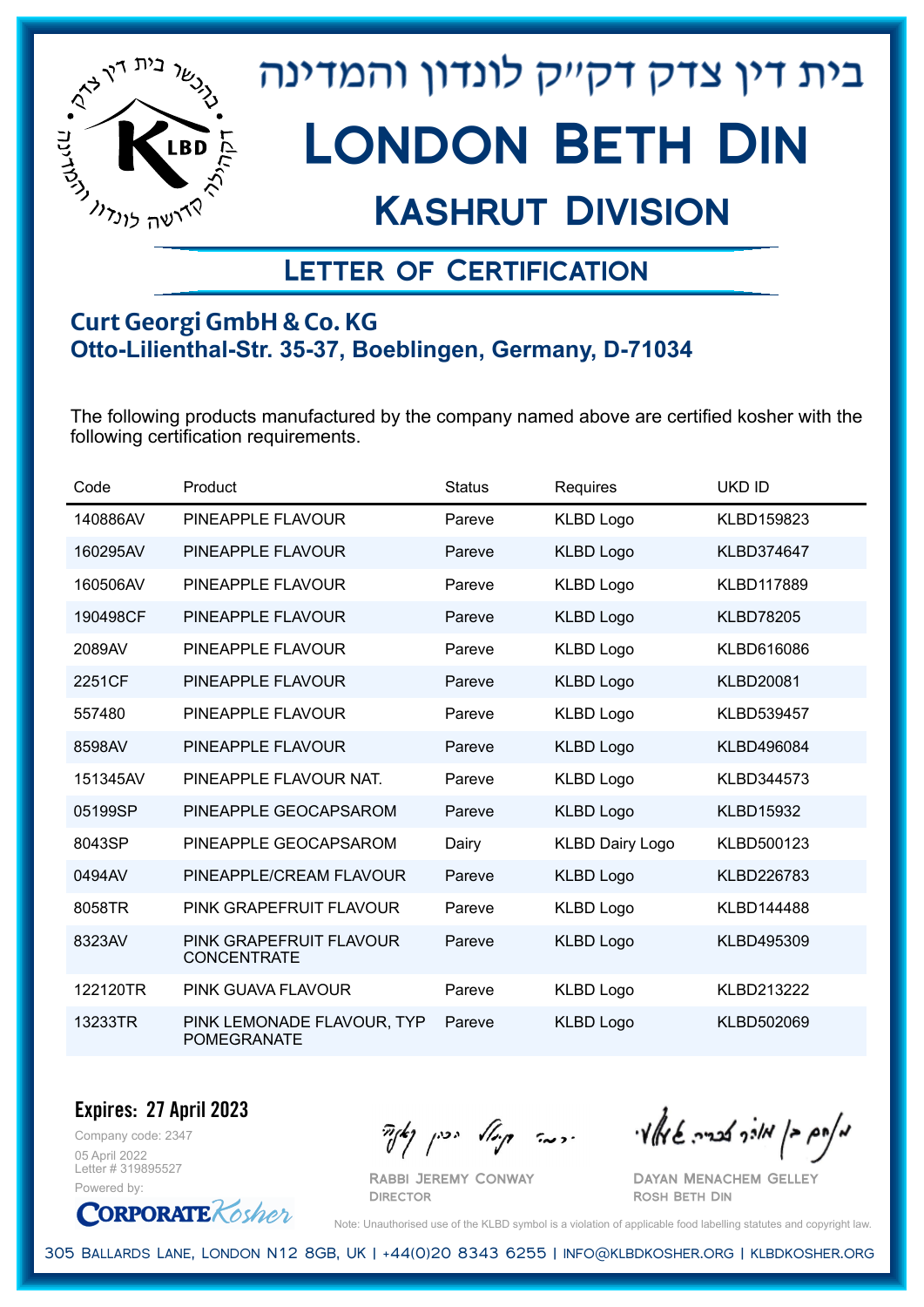# בית דין צדק דק"ק לונדון והמדינה

# London Beth Din

## Kashrut Division

### Letter of Certification

**Curt Georgi GmbH & Co. KG**
**Otto-Lilienthal-Str. 35-37, Boeblingen, Germany, D-71034**

The following products manufactured by the company named above are certified kosher with the following certification requirements.

| Code | Product | Status | Requires | UKD ID |
|---|---|---|---|---|
| 140886AV | PINEAPPLE FLAVOUR | Pareve | KLBD Logo | KLBD159823 |
| 160295AV | PINEAPPLE FLAVOUR | Pareve | KLBD Logo | KLBD374647 |
| 160506AV | PINEAPPLE FLAVOUR | Pareve | KLBD Logo | KLBD117889 |
| 190498CF | PINEAPPLE FLAVOUR | Pareve | KLBD Logo | KLBD78205 |
| 2089AV | PINEAPPLE FLAVOUR | Pareve | KLBD Logo | KLBD616086 |
| 2251CF | PINEAPPLE FLAVOUR | Pareve | KLBD Logo | KLBD20081 |
| 557480 | PINEAPPLE FLAVOUR | Pareve | KLBD Logo | KLBD539457 |
| 8598AV | PINEAPPLE FLAVOUR | Pareve | KLBD Logo | KLBD496084 |
| 151345AV | PINEAPPLE FLAVOUR NAT. | Pareve | KLBD Logo | KLBD344573 |
| 05199SP | PINEAPPLE GEOCAPSAROM | Pareve | KLBD Logo | KLBD15932 |
| 8043SP | PINEAPPLE GEOCAPSAROM | Dairy | KLBD Dairy Logo | KLBD500123 |
| 0494AV | PINEAPPLE/CREAM FLAVOUR | Pareve | KLBD Logo | KLBD226783 |
| 8058TR | PINK GRAPEFRUIT FLAVOUR | Pareve | KLBD Logo | KLBD144488 |
| 8323AV | PINK GRAPEFRUIT FLAVOUR CONCENTRATE | Pareve | KLBD Logo | KLBD495309 |
| 122120TR | PINK GUAVA FLAVOUR | Pareve | KLBD Logo | KLBD213222 |
| 13233TR | PINK LEMONADE FLAVOUR, TYP POMEGRANATE | Pareve | KLBD Logo | KLBD502069 |

**Expires: 27 April 2023**

Company code: 2347
05 April 2022
Letter # 319895527
Powered by: CorporateKosher

Rabbi Jeremy Conway
Director

Dayan Menachem Gelley
Rosh Beth Din

Note: Unauthorised use of the KLBD symbol is a violation of applicable food labelling statutes and copyright law.

305 Ballards Lane, London N12 8GB, UK | +44(0)20 8343 6255 | info@klbdkosher.org | klbdkosher.org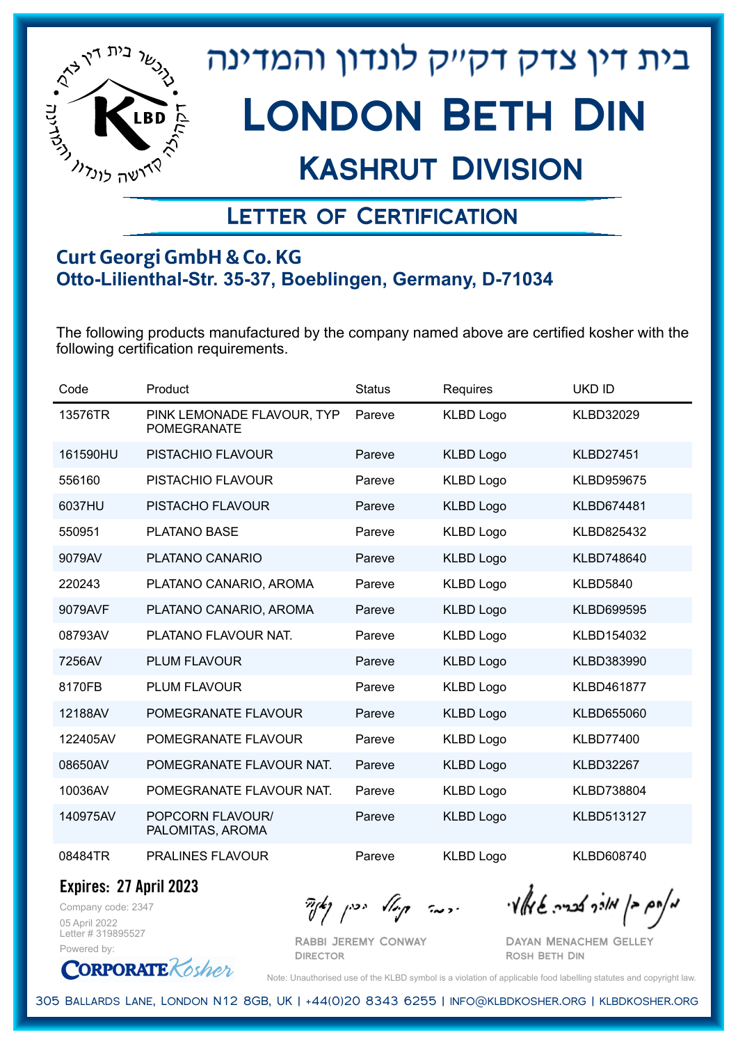# בית דין צדק דק״ק לונדון והמדינה

# London Beth Din

## Kashrut Division

### Letter of Certification

**Curt Georgi GmbH & Co. KG**
**Otto-Lilienthal-Str. 35-37, Boeblingen, Germany, D-71034**

The following products manufactured by the company named above are certified kosher with the following certification requirements.

| Code | Product | Status | Requires | UKD ID |
|---|---|---|---|---|
| 13576TR | PINK LEMONADE FLAVOUR, TYP POMEGRANATE | Pareve | KLBD Logo | KLBD32029 |
| 161590HU | PISTACHIO FLAVOUR | Pareve | KLBD Logo | KLBD27451 |
| 556160 | PISTACHIO FLAVOUR | Pareve | KLBD Logo | KLBD959675 |
| 6037HU | PISTACHO FLAVOUR | Pareve | KLBD Logo | KLBD674481 |
| 550951 | PLATANO BASE | Pareve | KLBD Logo | KLBD825432 |
| 9079AV | PLATANO CANARIO | Pareve | KLBD Logo | KLBD748640 |
| 220243 | PLATANO CANARIO, AROMA | Pareve | KLBD Logo | KLBD5840 |
| 9079AVF | PLATANO CANARIO, AROMA | Pareve | KLBD Logo | KLBD699595 |
| 08793AV | PLATANO FLAVOUR NAT. | Pareve | KLBD Logo | KLBD154032 |
| 7256AV | PLUM FLAVOUR | Pareve | KLBD Logo | KLBD383990 |
| 8170FB | PLUM FLAVOUR | Pareve | KLBD Logo | KLBD461877 |
| 12188AV | POMEGRANATE FLAVOUR | Pareve | KLBD Logo | KLBD655060 |
| 122405AV | POMEGRANATE FLAVOUR | Pareve | KLBD Logo | KLBD77400 |
| 08650AV | POMEGRANATE FLAVOUR NAT. | Pareve | KLBD Logo | KLBD32267 |
| 10036AV | POMEGRANATE FLAVOUR NAT. | Pareve | KLBD Logo | KLBD738804 |
| 140975AV | POPCORN FLAVOUR/ PALOMITAS, AROMA | Pareve | KLBD Logo | KLBD513127 |
| 08484TR | PRALINES FLAVOUR | Pareve | KLBD Logo | KLBD608740 |

**Expires: 27 April 2023**

Company code: 2347
05 April 2022
Letter # 319895527
Powered by: Corporate Kosher

Rabbi Jeremy Conway
Director

Dayan Menachem Gelley
Rosh Beth Din

Note: Unauthorised use of the KLBD symbol is a violation of applicable food labelling statutes and copyright law.

305 Ballards Lane, London N12 8GB, UK | +44(0)20 8343 6255 | info@klbdkosher.org | klbdkosher.org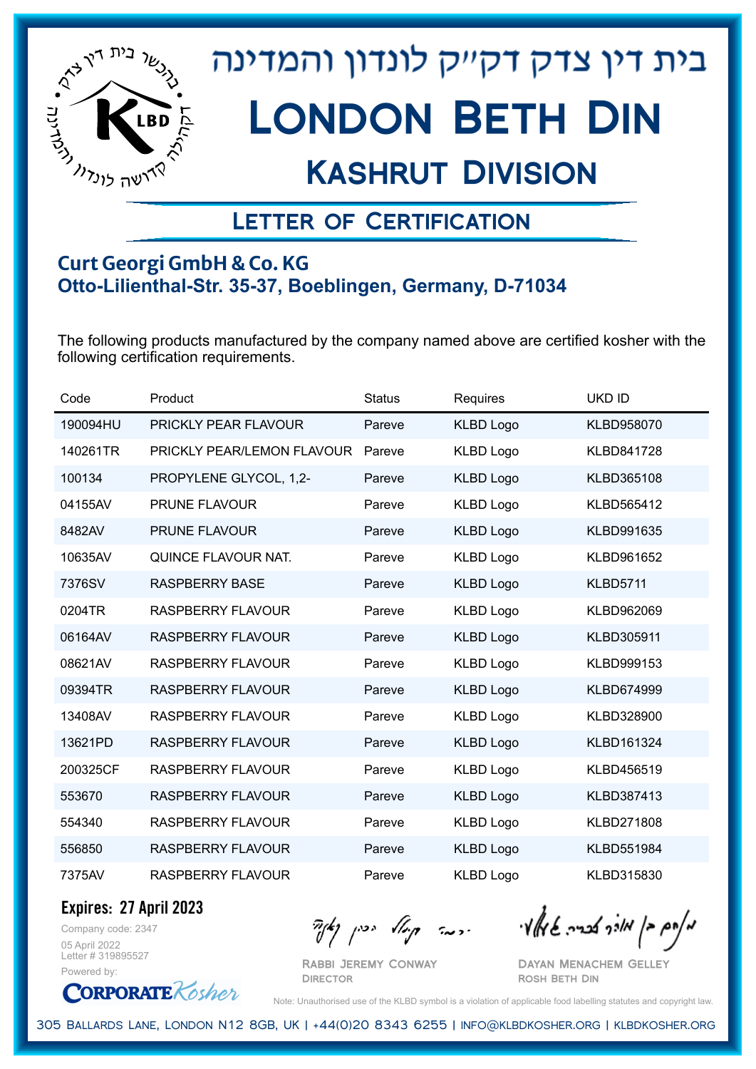# בית דין צדק דקייק לונדון והמדינה

# London Beth Din

## Kashrut Division

### Letter of Certification

**Curt Georgi GmbH & Co. KG**
**Otto-Lilienthal-Str. 35-37, Boeblingen, Germany, D-71034**

The following products manufactured by the company named above are certified kosher with the following certification requirements.

| Code | Product | Status | Requires | UKD ID |
|---|---|---|---|---|
| 190094HU | PRICKLY PEAR FLAVOUR | Pareve | KLBD Logo | KLBD958070 |
| 140261TR | PRICKLY PEAR/LEMON FLAVOUR | Pareve | KLBD Logo | KLBD841728 |
| 100134 | PROPYLENE GLYCOL, 1,2- | Pareve | KLBD Logo | KLBD365108 |
| 04155AV | PRUNE FLAVOUR | Pareve | KLBD Logo | KLBD565412 |
| 8482AV | PRUNE FLAVOUR | Pareve | KLBD Logo | KLBD991635 |
| 10635AV | QUINCE FLAVOUR NAT. | Pareve | KLBD Logo | KLBD961652 |
| 7376SV | RASPBERRY BASE | Pareve | KLBD Logo | KLBD5711 |
| 0204TR | RASPBERRY FLAVOUR | Pareve | KLBD Logo | KLBD962069 |
| 06164AV | RASPBERRY FLAVOUR | Pareve | KLBD Logo | KLBD305911 |
| 08621AV | RASPBERRY FLAVOUR | Pareve | KLBD Logo | KLBD999153 |
| 09394TR | RASPBERRY FLAVOUR | Pareve | KLBD Logo | KLBD674999 |
| 13408AV | RASPBERRY FLAVOUR | Pareve | KLBD Logo | KLBD328900 |
| 13621PD | RASPBERRY FLAVOUR | Pareve | KLBD Logo | KLBD161324 |
| 200325CF | RASPBERRY FLAVOUR | Pareve | KLBD Logo | KLBD456519 |
| 553670 | RASPBERRY FLAVOUR | Pareve | KLBD Logo | KLBD387413 |
| 554340 | RASPBERRY FLAVOUR | Pareve | KLBD Logo | KLBD271808 |
| 556850 | RASPBERRY FLAVOUR | Pareve | KLBD Logo | KLBD551984 |
| 7375AV | RASPBERRY FLAVOUR | Pareve | KLBD Logo | KLBD315830 |

**Expires: 27 April 2023**

Company code: 2347
05 April 2022
Letter # 319895527
Powered by: CorporateKosher

Rabbi Jeremy Conway
Director

Dayan Menachem Gelley
Rosh Beth Din

Note: Unauthorised use of the KLBD symbol is a violation of applicable food labelling statutes and copyright law.

305 Ballards Lane, London N12 8GB, UK | +44(0)20 8343 6255 | info@klbdkosher.org | klbdkosher.org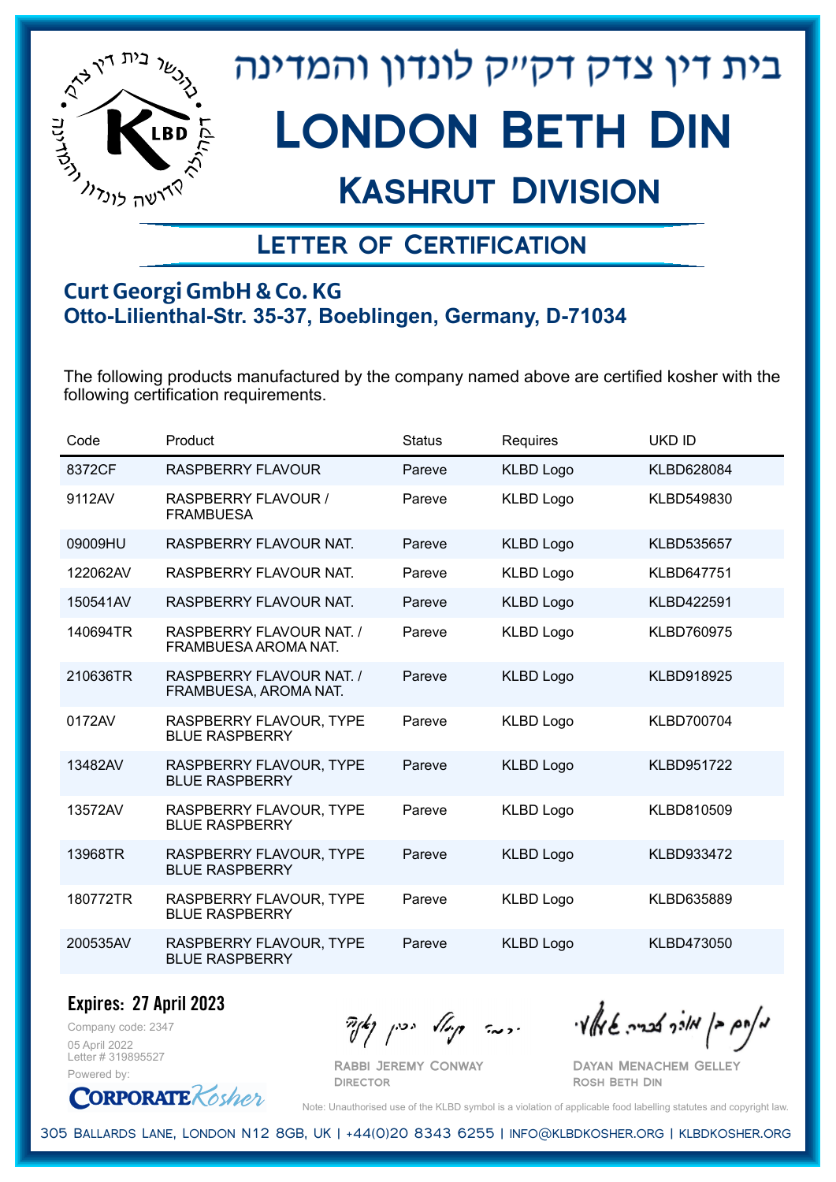# בית דין צדק דק"ק לונדון והמדינה

# London Beth Din

## Kashrut Division

### Letter of Certification

**Curt Georgi GmbH & Co. KG**
**Otto-Lilienthal-Str. 35-37, Boeblingen, Germany, D-71034**

The following products manufactured by the company named above are certified kosher with the following certification requirements.

| Code | Product | Status | Requires | UKD ID |
|---|---|---|---|---|
| 8372CF | RASPBERRY FLAVOUR | Pareve | KLBD Logo | KLBD628084 |
| 9112AV | RASPBERRY FLAVOUR / FRAMBUESA | Pareve | KLBD Logo | KLBD549830 |
| 09009HU | RASPBERRY FLAVOUR NAT. | Pareve | KLBD Logo | KLBD535657 |
| 122062AV | RASPBERRY FLAVOUR NAT. | Pareve | KLBD Logo | KLBD647751 |
| 150541AV | RASPBERRY FLAVOUR NAT. | Pareve | KLBD Logo | KLBD422591 |
| 140694TR | RASPBERRY FLAVOUR NAT. / FRAMBUESA AROMA NAT. | Pareve | KLBD Logo | KLBD760975 |
| 210636TR | RASPBERRY FLAVOUR NAT. / FRAMBUESA, AROMA NAT. | Pareve | KLBD Logo | KLBD918925 |
| 0172AV | RASPBERRY FLAVOUR, TYPE BLUE RASPBERRY | Pareve | KLBD Logo | KLBD700704 |
| 13482AV | RASPBERRY FLAVOUR, TYPE BLUE RASPBERRY | Pareve | KLBD Logo | KLBD951722 |
| 13572AV | RASPBERRY FLAVOUR, TYPE BLUE RASPBERRY | Pareve | KLBD Logo | KLBD810509 |
| 13968TR | RASPBERRY FLAVOUR, TYPE BLUE RASPBERRY | Pareve | KLBD Logo | KLBD933472 |
| 180772TR | RASPBERRY FLAVOUR, TYPE BLUE RASPBERRY | Pareve | KLBD Logo | KLBD635889 |
| 200535AV | RASPBERRY FLAVOUR, TYPE BLUE RASPBERRY | Pareve | KLBD Logo | KLBD473050 |

**Expires: 27 April 2023**

Company code: 2347
05 April 2022
Letter # 319895527
Powered by: CorporateKosher

Rabbi Jeremy Conway
Director

Dayan Menachem Gelley
Rosh Beth Din

Note: Unauthorised use of the KLBD symbol is a violation of applicable food labelling statutes and copyright law.

305 Ballards Lane, London N12 8GB, UK | +44(0)20 8343 6255 | info@klbdkosher.org | klbdkosher.org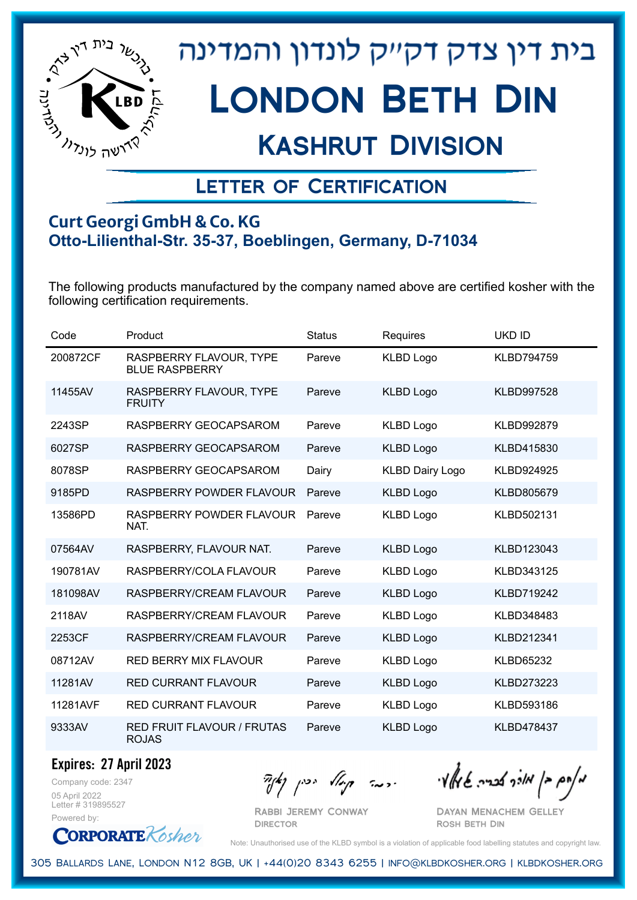# בית דין צדק דק"ק לונדון והמדינה

# London Beth Din

## Kashrut Division

### Letter of Certification

**Curt Georgi GmbH & Co. KG**
**Otto-Lilienthal-Str. 35-37, Boeblingen, Germany, D-71034**

The following products manufactured by the company named above are certified kosher with the following certification requirements.

| Code | Product | Status | Requires | UKD ID |
|---|---|---|---|---|
| 200872CF | RASPBERRY FLAVOUR, TYPE BLUE RASPBERRY | Pareve | KLBD Logo | KLBD794759 |
| 11455AV | RASPBERRY FLAVOUR, TYPE FRUITY | Pareve | KLBD Logo | KLBD997528 |
| 2243SP | RASPBERRY GEOCAPSAROM | Pareve | KLBD Logo | KLBD992879 |
| 6027SP | RASPBERRY GEOCAPSAROM | Pareve | KLBD Logo | KLBD415830 |
| 8078SP | RASPBERRY GEOCAPSAROM | Dairy | KLBD Dairy Logo | KLBD924925 |
| 9185PD | RASPBERRY POWDER FLAVOUR | Pareve | KLBD Logo | KLBD805679 |
| 13586PD | RASPBERRY POWDER FLAVOUR NAT. | Pareve | KLBD Logo | KLBD502131 |
| 07564AV | RASPBERRY, FLAVOUR NAT. | Pareve | KLBD Logo | KLBD123043 |
| 190781AV | RASPBERRY/COLA FLAVOUR | Pareve | KLBD Logo | KLBD343125 |
| 181098AV | RASPBERRY/CREAM FLAVOUR | Pareve | KLBD Logo | KLBD719242 |
| 2118AV | RASPBERRY/CREAM FLAVOUR | Pareve | KLBD Logo | KLBD348483 |
| 2253CF | RASPBERRY/CREAM FLAVOUR | Pareve | KLBD Logo | KLBD212341 |
| 08712AV | RED BERRY MIX FLAVOUR | Pareve | KLBD Logo | KLBD65232 |
| 11281AV | RED CURRANT FLAVOUR | Pareve | KLBD Logo | KLBD273223 |
| 11281AVF | RED CURRANT FLAVOUR | Pareve | KLBD Logo | KLBD593186 |
| 9333AV | RED FRUIT FLAVOUR / FRUTAS ROJAS | Pareve | KLBD Logo | KLBD478437 |

**Expires: 27 April 2023**

Company code: 2347
05 April 2022
Letter # 319895527
Powered by: CorporateKosher

Rabbi Jeremy Conway
Director

Dayan Menachem Gelley
Rosh Beth Din

Note: Unauthorised use of the KLBD symbol is a violation of applicable food labelling statutes and copyright law.

305 Ballards Lane, London N12 8GB, UK | +44(0)20 8343 6255 | info@klbdkosher.org | klbdkosher.org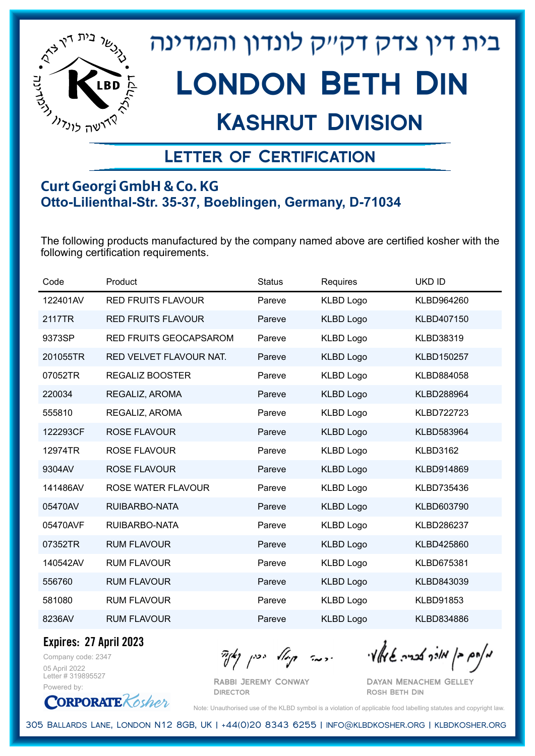# בית דין צדק דק״ק לונדון והמדינה

# London Beth Din

## Kashrut Division

### Letter of Certification

**Curt Georgi GmbH & Co. KG**
**Otto-Lilienthal-Str. 35-37, Boeblingen, Germany, D-71034**

The following products manufactured by the company named above are certified kosher with the following certification requirements.

| Code | Product | Status | Requires | UKD ID |
|---|---|---|---|---|
| 122401AV | RED FRUITS FLAVOUR | Pareve | KLBD Logo | KLBD964260 |
| 2117TR | RED FRUITS FLAVOUR | Pareve | KLBD Logo | KLBD407150 |
| 9373SP | RED FRUITS GEOCAPSAROM | Pareve | KLBD Logo | KLBD38319 |
| 201055TR | RED VELVET FLAVOUR NAT. | Pareve | KLBD Logo | KLBD150257 |
| 07052TR | REGALIZ BOOSTER | Pareve | KLBD Logo | KLBD884058 |
| 220034 | REGALIZ, AROMA | Pareve | KLBD Logo | KLBD288964 |
| 555810 | REGALIZ, AROMA | Pareve | KLBD Logo | KLBD722723 |
| 122293CF | ROSE FLAVOUR | Pareve | KLBD Logo | KLBD583964 |
| 12974TR | ROSE FLAVOUR | Pareve | KLBD Logo | KLBD3162 |
| 9304AV | ROSE FLAVOUR | Pareve | KLBD Logo | KLBD914869 |
| 141486AV | ROSE WATER FLAVOUR | Pareve | KLBD Logo | KLBD735436 |
| 05470AV | RUIBARBO-NATA | Pareve | KLBD Logo | KLBD603790 |
| 05470AVF | RUIBARBO-NATA | Pareve | KLBD Logo | KLBD286237 |
| 07352TR | RUM FLAVOUR | Pareve | KLBD Logo | KLBD425860 |
| 140542AV | RUM FLAVOUR | Pareve | KLBD Logo | KLBD675381 |
| 556760 | RUM FLAVOUR | Pareve | KLBD Logo | KLBD843039 |
| 581080 | RUM FLAVOUR | Pareve | KLBD Logo | KLBD91853 |
| 8236AV | RUM FLAVOUR | Pareve | KLBD Logo | KLBD834886 |

**Expires: 27 April 2023**

Company code: 2347
05 April 2022
Letter # 319895527
Powered by: CorporateKosher

Rabbi Jeremy Conway
Director

Dayan Menachem Gelley
Rosh Beth Din

Note: Unauthorised use of the KLBD symbol is a violation of applicable food labelling statutes and copyright law.

305 Ballards Lane, London N12 8GB, UK | +44(0)20 8343 6255 | info@klbdkosher.org | klbdkosher.org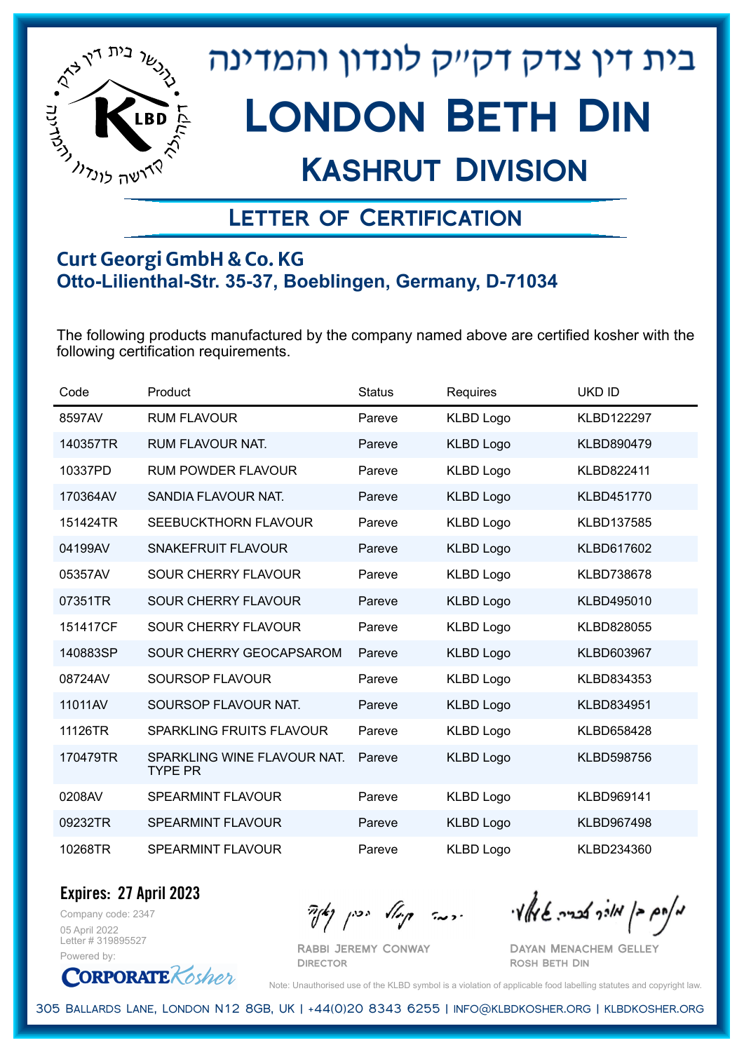# בית דין צדק דקי"ק לונדון והמדינה

# London Beth Din

## Kashrut Division

## Letter of Certification

### Curt Georgi GmbH & Co. KG
### Otto-Lilienthal-Str. 35-37, Boeblingen, Germany, D-71034

The following products manufactured by the company named above are certified kosher with the following certification requirements.

| Code | Product | Status | Requires | UKD ID |
|---|---|---|---|---|
| 8597AV | RUM FLAVOUR | Pareve | KLBD Logo | KLBD122297 |
| 140357TR | RUM FLAVOUR NAT. | Pareve | KLBD Logo | KLBD890479 |
| 10337PD | RUM POWDER FLAVOUR | Pareve | KLBD Logo | KLBD822411 |
| 170364AV | SANDIA FLAVOUR NAT. | Pareve | KLBD Logo | KLBD451770 |
| 151424TR | SEEBUCKTHORN FLAVOUR | Pareve | KLBD Logo | KLBD137585 |
| 04199AV | SNAKEFRUIT FLAVOUR | Pareve | KLBD Logo | KLBD617602 |
| 05357AV | SOUR CHERRY FLAVOUR | Pareve | KLBD Logo | KLBD738678 |
| 07351TR | SOUR CHERRY FLAVOUR | Pareve | KLBD Logo | KLBD495010 |
| 151417CF | SOUR CHERRY FLAVOUR | Pareve | KLBD Logo | KLBD828055 |
| 140883SP | SOUR CHERRY GEOCAPSAROM | Pareve | KLBD Logo | KLBD603967 |
| 08724AV | SOURSOP FLAVOUR | Pareve | KLBD Logo | KLBD834353 |
| 11011AV | SOURSOP FLAVOUR NAT. | Pareve | KLBD Logo | KLBD834951 |
| 11126TR | SPARKLING FRUITS FLAVOUR | Pareve | KLBD Logo | KLBD658428 |
| 170479TR | SPARKLING WINE FLAVOUR NAT. TYPE PR | Pareve | KLBD Logo | KLBD598756 |
| 0208AV | SPEARMINT FLAVOUR | Pareve | KLBD Logo | KLBD969141 |
| 09232TR | SPEARMINT FLAVOUR | Pareve | KLBD Logo | KLBD967498 |
| 10268TR | SPEARMINT FLAVOUR | Pareve | KLBD Logo | KLBD234360 |

**Expires: 27 April 2023**

Company code: 2347
05 April 2022
Letter # 319895527
Powered by: CorporateKosher

Rabbi Jeremy Conway
Director

Dayan Menachem Gelley
Rosh Beth Din

Note: Unauthorised use of the KLBD symbol is a violation of applicable food labelling statutes and copyright law.

305 Ballards Lane, London N12 8GB, UK | +44(0)20 8343 6255 | info@klbdkosher.org | klbdkosher.org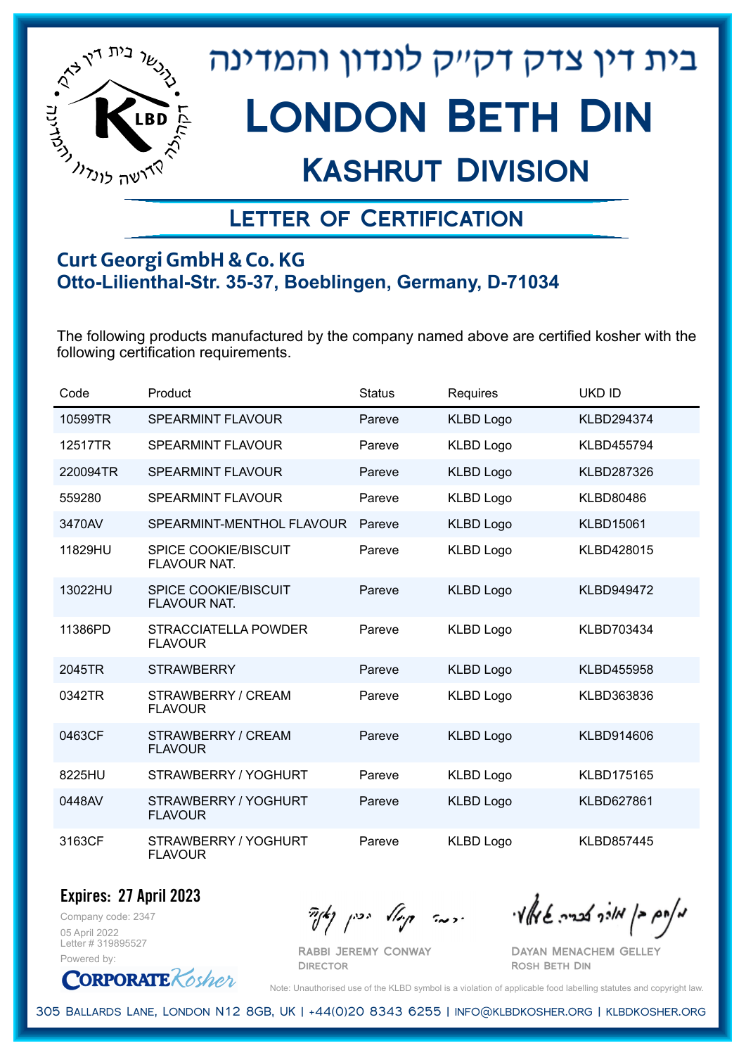# בית דין צדק דק״ק לונדון והמדינה

# London Beth Din

## Kashrut Division

### Letter of Certification

**Curt Georgi GmbH & Co. KG**
**Otto-Lilienthal-Str. 35-37, Boeblingen, Germany, D-71034**

The following products manufactured by the company named above are certified kosher with the following certification requirements.

| Code | Product | Status | Requires | UKD ID |
|---|---|---|---|---|
| 10599TR | SPEARMINT FLAVOUR | Pareve | KLBD Logo | KLBD294374 |
| 12517TR | SPEARMINT FLAVOUR | Pareve | KLBD Logo | KLBD455794 |
| 220094TR | SPEARMINT FLAVOUR | Pareve | KLBD Logo | KLBD287326 |
| 559280 | SPEARMINT FLAVOUR | Pareve | KLBD Logo | KLBD80486 |
| 3470AV | SPEARMINT-MENTHOL FLAVOUR | Pareve | KLBD Logo | KLBD15061 |
| 11829HU | SPICE COOKIE/BISCUIT FLAVOUR NAT. | Pareve | KLBD Logo | KLBD428015 |
| 13022HU | SPICE COOKIE/BISCUIT FLAVOUR NAT. | Pareve | KLBD Logo | KLBD949472 |
| 11386PD | STRACCIATELLA POWDER FLAVOUR | Pareve | KLBD Logo | KLBD703434 |
| 2045TR | STRAWBERRY | Pareve | KLBD Logo | KLBD455958 |
| 0342TR | STRAWBERRY / CREAM FLAVOUR | Pareve | KLBD Logo | KLBD363836 |
| 0463CF | STRAWBERRY / CREAM FLAVOUR | Pareve | KLBD Logo | KLBD914606 |
| 8225HU | STRAWBERRY / YOGHURT | Pareve | KLBD Logo | KLBD175165 |
| 0448AV | STRAWBERRY / YOGHURT FLAVOUR | Pareve | KLBD Logo | KLBD627861 |
| 3163CF | STRAWBERRY / YOGHURT FLAVOUR | Pareve | KLBD Logo | KLBD857445 |

**Expires: 27 April 2023**

Company code: 2347
05 April 2022
Letter # 319895527
Powered by: CorporateKosher

Rabbi Jeremy Conway
Director

Dayan Menachem Gelley
Rosh Beth Din

Note: Unauthorised use of the KLBD symbol is a violation of applicable food labelling statutes and copyright law.

305 Ballards Lane, London N12 8GB, UK | +44(0)20 8343 6255 | info@klbdkosher.org | klbdkosher.org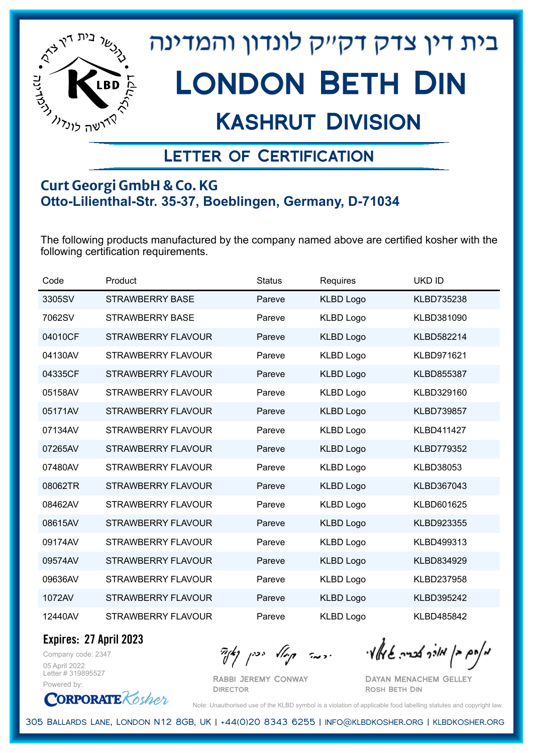# בית דין צדק דק״ק לונדון והמדינה

# London Beth Din

## Kashrut Division

### Letter of Certification

**Curt Georgi GmbH & Co. KG**
**Otto-Lilienthal-Str. 35-37, Boeblingen, Germany, D-71034**

The following products manufactured by the company named above are certified kosher with the following certification requirements.

| Code | Product | Status | Requires | UKD ID |
|---|---|---|---|---|
| 3305SV | STRAWBERRY BASE | Pareve | KLBD Logo | KLBD735238 |
| 7062SV | STRAWBERRY BASE | Pareve | KLBD Logo | KLBD381090 |
| 04010CF | STRAWBERRY FLAVOUR | Pareve | KLBD Logo | KLBD582214 |
| 04130AV | STRAWBERRY FLAVOUR | Pareve | KLBD Logo | KLBD971621 |
| 04335CF | STRAWBERRY FLAVOUR | Pareve | KLBD Logo | KLBD855387 |
| 05158AV | STRAWBERRY FLAVOUR | Pareve | KLBD Logo | KLBD329160 |
| 05171AV | STRAWBERRY FLAVOUR | Pareve | KLBD Logo | KLBD739857 |
| 07134AV | STRAWBERRY FLAVOUR | Pareve | KLBD Logo | KLBD411427 |
| 07265AV | STRAWBERRY FLAVOUR | Pareve | KLBD Logo | KLBD779352 |
| 07480AV | STRAWBERRY FLAVOUR | Pareve | KLBD Logo | KLBD38053 |
| 08062TR | STRAWBERRY FLAVOUR | Pareve | KLBD Logo | KLBD367043 |
| 08462AV | STRAWBERRY FLAVOUR | Pareve | KLBD Logo | KLBD601625 |
| 08615AV | STRAWBERRY FLAVOUR | Pareve | KLBD Logo | KLBD923355 |
| 09174AV | STRAWBERRY FLAVOUR | Pareve | KLBD Logo | KLBD499313 |
| 09574AV | STRAWBERRY FLAVOUR | Pareve | KLBD Logo | KLBD834929 |
| 09636AV | STRAWBERRY FLAVOUR | Pareve | KLBD Logo | KLBD237958 |
| 1072AV | STRAWBERRY FLAVOUR | Pareve | KLBD Logo | KLBD395242 |
| 12440AV | STRAWBERRY FLAVOUR | Pareve | KLBD Logo | KLBD485842 |

**Expires: 27 April 2023**

Company code: 2347
05 April 2022
Letter # 319895527
Powered by: CorporateKosher

Rabbi Jeremy Conway
Director

Dayan Menachem Gelley
Rosh Beth Din

Note: Unauthorised use of the KLBD symbol is a violation of applicable food labelling statutes and copyright law.

305 Ballards Lane, London N12 8GB, UK | +44(0)20 8343 6255 | info@klbdkosher.org | klbdkosher.org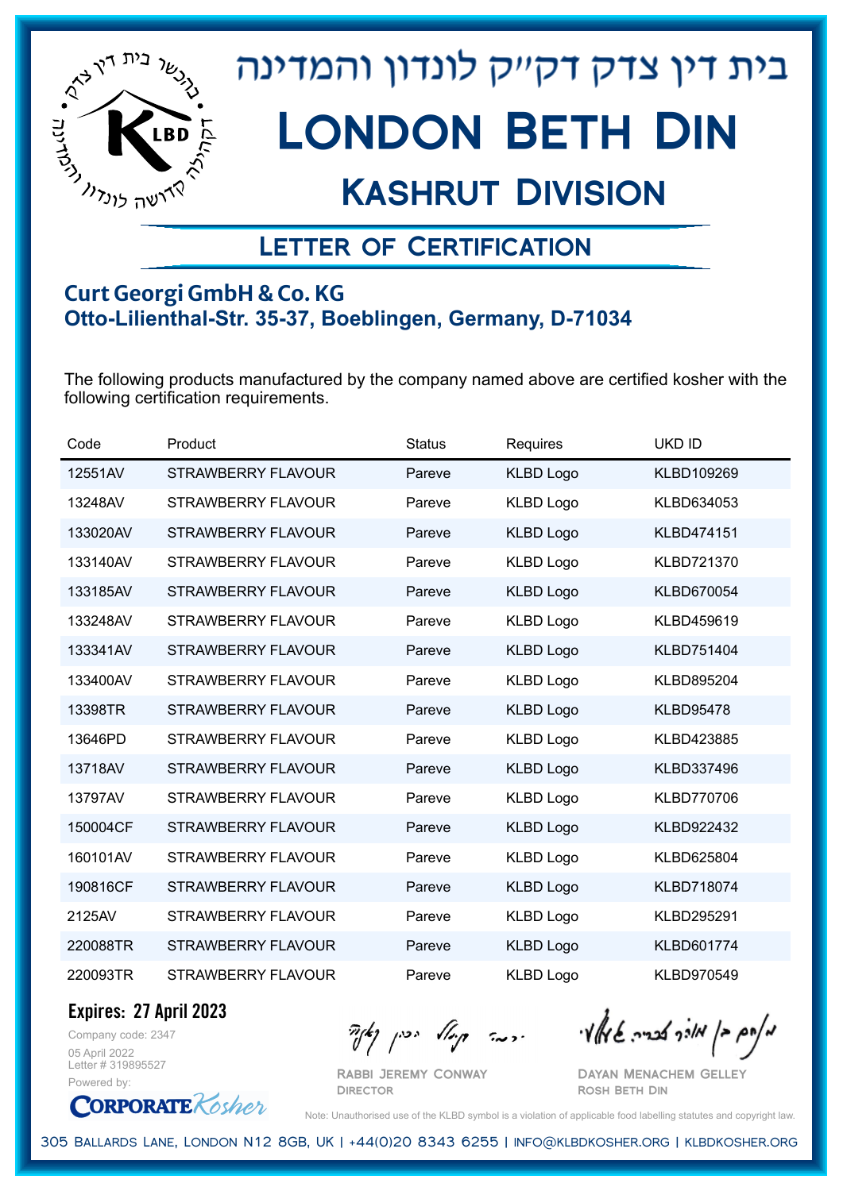# בית דין צדק דק״ק לונדון והמדינה

# London Beth Din

## Kashrut Division

### Letter of Certification

**Curt Georgi GmbH & Co. KG**
**Otto-Lilienthal-Str. 35-37, Boeblingen, Germany, D-71034**

The following products manufactured by the company named above are certified kosher with the following certification requirements.

| Code | Product | Status | Requires | UKD ID |
|---|---|---|---|---|
| 12551AV | STRAWBERRY FLAVOUR | Pareve | KLBD Logo | KLBD109269 |
| 13248AV | STRAWBERRY FLAVOUR | Pareve | KLBD Logo | KLBD634053 |
| 133020AV | STRAWBERRY FLAVOUR | Pareve | KLBD Logo | KLBD474151 |
| 133140AV | STRAWBERRY FLAVOUR | Pareve | KLBD Logo | KLBD721370 |
| 133185AV | STRAWBERRY FLAVOUR | Pareve | KLBD Logo | KLBD670054 |
| 133248AV | STRAWBERRY FLAVOUR | Pareve | KLBD Logo | KLBD459619 |
| 133341AV | STRAWBERRY FLAVOUR | Pareve | KLBD Logo | KLBD751404 |
| 133400AV | STRAWBERRY FLAVOUR | Pareve | KLBD Logo | KLBD895204 |
| 13398TR | STRAWBERRY FLAVOUR | Pareve | KLBD Logo | KLBD95478 |
| 13646PD | STRAWBERRY FLAVOUR | Pareve | KLBD Logo | KLBD423885 |
| 13718AV | STRAWBERRY FLAVOUR | Pareve | KLBD Logo | KLBD337496 |
| 13797AV | STRAWBERRY FLAVOUR | Pareve | KLBD Logo | KLBD770706 |
| 150004CF | STRAWBERRY FLAVOUR | Pareve | KLBD Logo | KLBD922432 |
| 160101AV | STRAWBERRY FLAVOUR | Pareve | KLBD Logo | KLBD625804 |
| 190816CF | STRAWBERRY FLAVOUR | Pareve | KLBD Logo | KLBD718074 |
| 2125AV | STRAWBERRY FLAVOUR | Pareve | KLBD Logo | KLBD295291 |
| 220088TR | STRAWBERRY FLAVOUR | Pareve | KLBD Logo | KLBD601774 |
| 220093TR | STRAWBERRY FLAVOUR | Pareve | KLBD Logo | KLBD970549 |

**Expires: 27 April 2023**

Company code: 2347
05 April 2022
Letter # 319895527
Powered by: CorporateKosher

Rabbi Jeremy Conway
Director

Dayan Menachem Gelley
Rosh Beth Din

Note: Unauthorised use of the KLBD symbol is a violation of applicable food labelling statutes and copyright law.

305 Ballards Lane, London N12 8GB, UK | +44(0)20 8343 6255 | info@klbdkosher.org | klbdkosher.org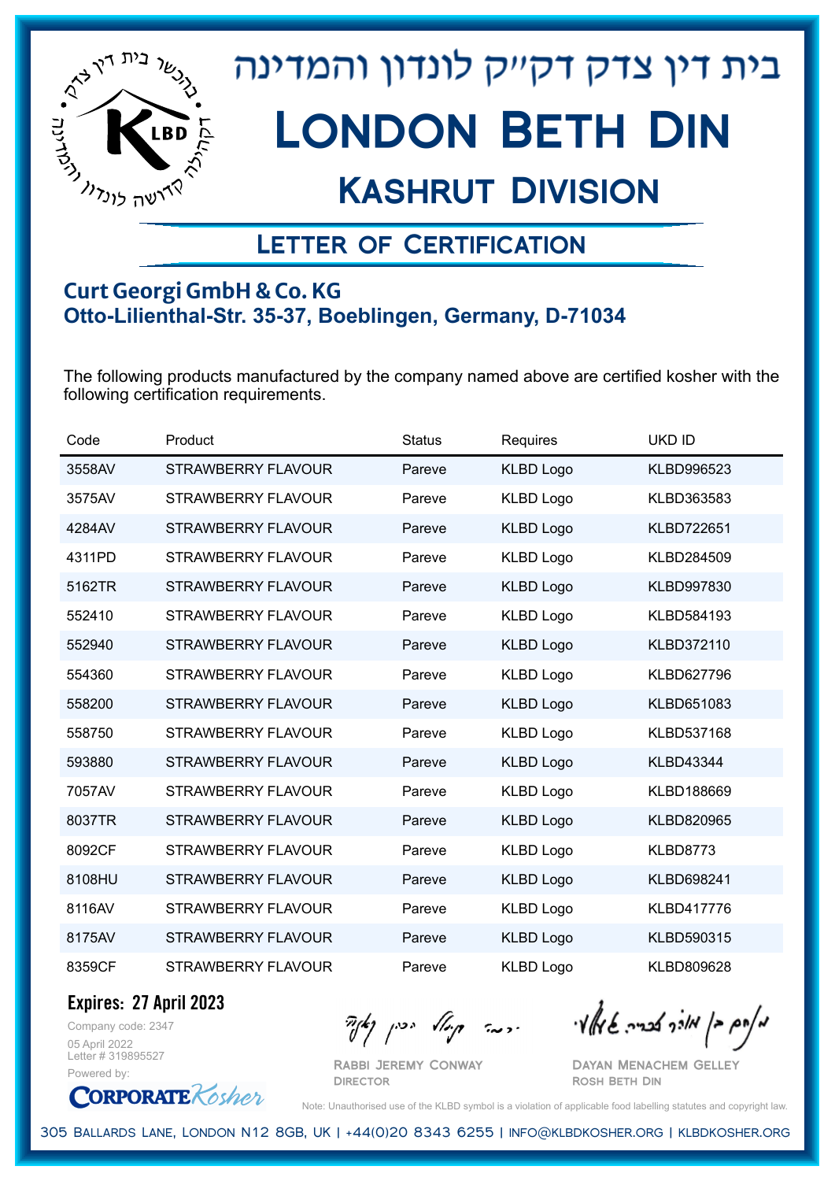# בית דין צדק דקײק לונדון והמדינה

# London Beth Din

## Kashrut Division

### Letter of Certification

**Curt Georgi GmbH & Co. KG**
**Otto-Lilienthal-Str. 35-37, Boeblingen, Germany, D-71034**

The following products manufactured by the company named above are certified kosher with the following certification requirements.

| Code | Product | Status | Requires | UKD ID |
|---|---|---|---|---|
| 3558AV | STRAWBERRY FLAVOUR | Pareve | KLBD Logo | KLBD996523 |
| 3575AV | STRAWBERRY FLAVOUR | Pareve | KLBD Logo | KLBD363583 |
| 4284AV | STRAWBERRY FLAVOUR | Pareve | KLBD Logo | KLBD722651 |
| 4311PD | STRAWBERRY FLAVOUR | Pareve | KLBD Logo | KLBD284509 |
| 5162TR | STRAWBERRY FLAVOUR | Pareve | KLBD Logo | KLBD997830 |
| 552410 | STRAWBERRY FLAVOUR | Pareve | KLBD Logo | KLBD584193 |
| 552940 | STRAWBERRY FLAVOUR | Pareve | KLBD Logo | KLBD372110 |
| 554360 | STRAWBERRY FLAVOUR | Pareve | KLBD Logo | KLBD627796 |
| 558200 | STRAWBERRY FLAVOUR | Pareve | KLBD Logo | KLBD651083 |
| 558750 | STRAWBERRY FLAVOUR | Pareve | KLBD Logo | KLBD537168 |
| 593880 | STRAWBERRY FLAVOUR | Pareve | KLBD Logo | KLBD43344 |
| 7057AV | STRAWBERRY FLAVOUR | Pareve | KLBD Logo | KLBD188669 |
| 8037TR | STRAWBERRY FLAVOUR | Pareve | KLBD Logo | KLBD820965 |
| 8092CF | STRAWBERRY FLAVOUR | Pareve | KLBD Logo | KLBD8773 |
| 8108HU | STRAWBERRY FLAVOUR | Pareve | KLBD Logo | KLBD698241 |
| 8116AV | STRAWBERRY FLAVOUR | Pareve | KLBD Logo | KLBD417776 |
| 8175AV | STRAWBERRY FLAVOUR | Pareve | KLBD Logo | KLBD590315 |
| 8359CF | STRAWBERRY FLAVOUR | Pareve | KLBD Logo | KLBD809628 |

**Expires: 27 April 2023**

Company code: 2347
05 April 2022
Letter # 319895527
Powered by: CorporateKosher

Rabbi Jeremy Conway
Director

Dayan Menachem Gelley
Rosh Beth Din

Note: Unauthorised use of the KLBD symbol is a violation of applicable food labelling statutes and copyright law.

305 Ballards Lane, London N12 8GB, UK | +44(0)20 8343 6255 | info@klbdkosher.org | klbdkosher.org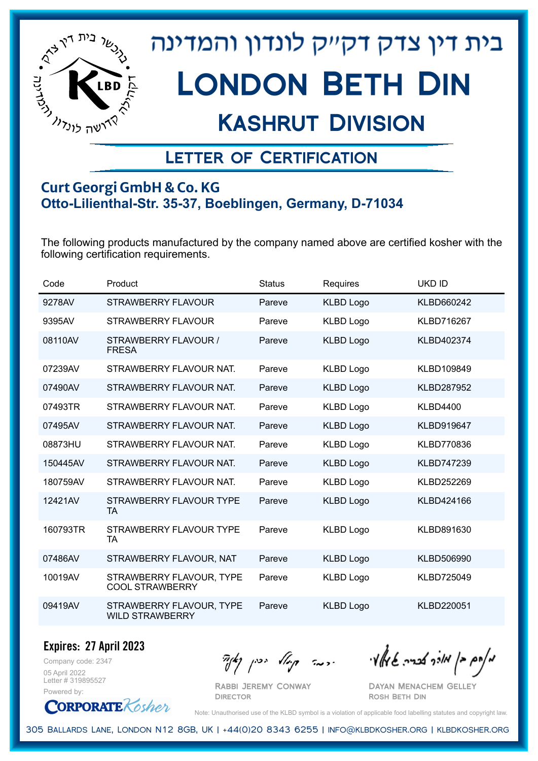# בית דין צדק דק"ק לונדון והמדינה

# London Beth Din

## Kashrut Division

### Letter of Certification

**Curt Georgi GmbH & Co. KG**
**Otto-Lilienthal-Str. 35-37, Boeblingen, Germany, D-71034**

The following products manufactured by the company named above are certified kosher with the following certification requirements.

| Code | Product | Status | Requires | UKD ID |
|---|---|---|---|---|
| 9278AV | STRAWBERRY FLAVOUR | Pareve | KLBD Logo | KLBD660242 |
| 9395AV | STRAWBERRY FLAVOUR | Pareve | KLBD Logo | KLBD716267 |
| 08110AV | STRAWBERRY FLAVOUR / FRESA | Pareve | KLBD Logo | KLBD402374 |
| 07239AV | STRAWBERRY FLAVOUR NAT. | Pareve | KLBD Logo | KLBD109849 |
| 07490AV | STRAWBERRY FLAVOUR NAT. | Pareve | KLBD Logo | KLBD287952 |
| 07493TR | STRAWBERRY FLAVOUR NAT. | Pareve | KLBD Logo | KLBD4400 |
| 07495AV | STRAWBERRY FLAVOUR NAT. | Pareve | KLBD Logo | KLBD919647 |
| 08873HU | STRAWBERRY FLAVOUR NAT. | Pareve | KLBD Logo | KLBD770836 |
| 150445AV | STRAWBERRY FLAVOUR NAT. | Pareve | KLBD Logo | KLBD747239 |
| 180759AV | STRAWBERRY FLAVOUR NAT. | Pareve | KLBD Logo | KLBD252269 |
| 12421AV | STRAWBERRY FLAVOUR TYPE TA | Pareve | KLBD Logo | KLBD424166 |
| 160793TR | STRAWBERRY FLAVOUR TYPE TA | Pareve | KLBD Logo | KLBD891630 |
| 07486AV | STRAWBERRY FLAVOUR, NAT | Pareve | KLBD Logo | KLBD506990 |
| 10019AV | STRAWBERRY FLAVOUR, TYPE COOL STRAWBERRY | Pareve | KLBD Logo | KLBD725049 |
| 09419AV | STRAWBERRY FLAVOUR, TYPE WILD STRAWBERRY | Pareve | KLBD Logo | KLBD220051 |

**Expires: 27 April 2023**

Company code: 2347
05 April 2022
Letter # 319895527
Powered by: CorporateKosher

Rabbi Jeremy Conway
Director

Dayan Menachem Gelley
Rosh Beth Din

Note: Unauthorised use of the KLBD symbol is a violation of applicable food labelling statutes and copyright law.

305 Ballards Lane, London N12 8GB, UK | +44(0)20 8343 6255 | info@klbdkosher.org | klbdkosher.org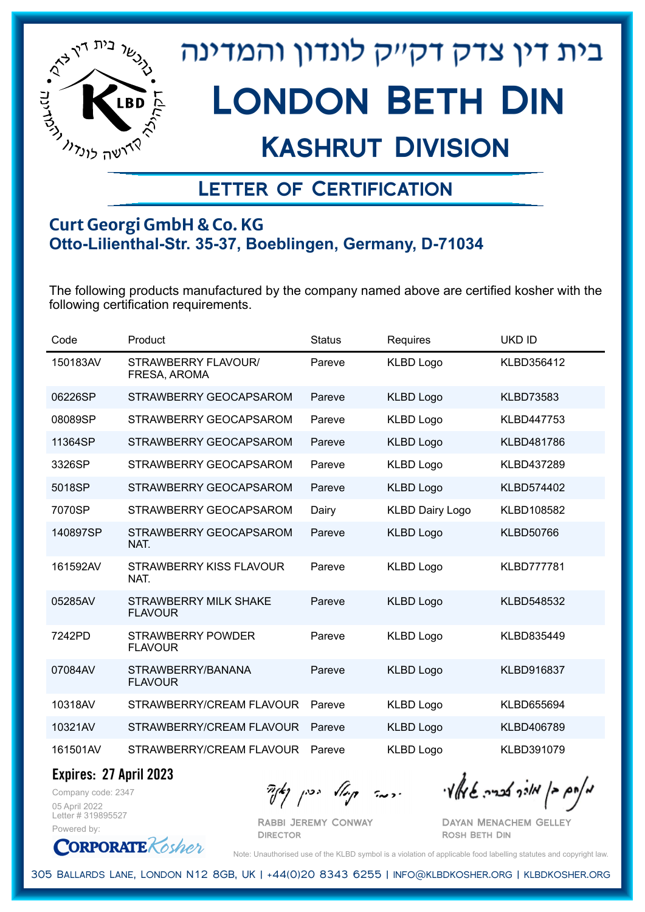בית דין צדק דקײק לונדון והמדינה

# London Beth Din

## Kashrut Division

### Letter of Certification

**Curt Georgi GmbH & Co. KG**
**Otto-Lilienthal-Str. 35-37, Boeblingen, Germany, D-71034**

The following products manufactured by the company named above are certified kosher with the following certification requirements.

| Code | Product | Status | Requires | UKD ID |
|---|---|---|---|---|
| 150183AV | STRAWBERRY FLAVOUR/ FRESA, AROMA | Pareve | KLBD Logo | KLBD356412 |
| 06226SP | STRAWBERRY GEOCAPSAROM | Pareve | KLBD Logo | KLBD73583 |
| 08089SP | STRAWBERRY GEOCAPSAROM | Pareve | KLBD Logo | KLBD447753 |
| 11364SP | STRAWBERRY GEOCAPSAROM | Pareve | KLBD Logo | KLBD481786 |
| 3326SP | STRAWBERRY GEOCAPSAROM | Pareve | KLBD Logo | KLBD437289 |
| 5018SP | STRAWBERRY GEOCAPSAROM | Pareve | KLBD Logo | KLBD574402 |
| 7070SP | STRAWBERRY GEOCAPSAROM | Dairy | KLBD Dairy Logo | KLBD108582 |
| 140897SP | STRAWBERRY GEOCAPSAROM NAT. | Pareve | KLBD Logo | KLBD50766 |
| 161592AV | STRAWBERRY KISS FLAVOUR NAT. | Pareve | KLBD Logo | KLBD777781 |
| 05285AV | STRAWBERRY MILK SHAKE FLAVOUR | Pareve | KLBD Logo | KLBD548532 |
| 7242PD | STRAWBERRY POWDER FLAVOUR | Pareve | KLBD Logo | KLBD835449 |
| 07084AV | STRAWBERRY/BANANA FLAVOUR | Pareve | KLBD Logo | KLBD916837 |
| 10318AV | STRAWBERRY/CREAM FLAVOUR | Pareve | KLBD Logo | KLBD655694 |
| 10321AV | STRAWBERRY/CREAM FLAVOUR | Pareve | KLBD Logo | KLBD406789 |
| 161501AV | STRAWBERRY/CREAM FLAVOUR | Pareve | KLBD Logo | KLBD391079 |

**Expires: 27 April 2023**

Company code: 2347
05 April 2022
Letter # 319895527
Powered by: CorporateKosher

Rabbi Jeremy Conway
Director

Dayan Menachem Gelley
Rosh Beth Din

Note: Unauthorised use of the KLBD symbol is a violation of applicable food labelling statutes and copyright law.

305 Ballards Lane, London N12 8GB, UK | +44(0)20 8343 6255 | info@klbdkosher.org | klbdkosher.org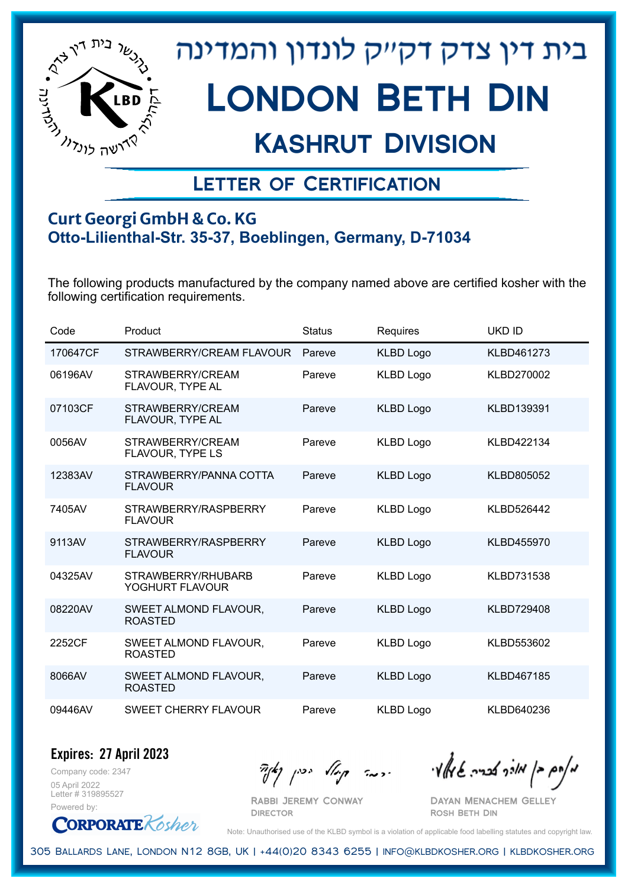# בית דין צדק דקייק לונדון והמדינה

# London Beth Din

## Kashrut Division

### Letter of Certification

**Curt Georgi GmbH & Co. KG**
**Otto-Lilienthal-Str. 35-37, Boeblingen, Germany, D-71034**

The following products manufactured by the company named above are certified kosher with the following certification requirements.

| Code | Product | Status | Requires | UKD ID |
|---|---|---|---|---|
| 170647CF | STRAWBERRY/CREAM FLAVOUR | Pareve | KLBD Logo | KLBD461273 |
| 06196AV | STRAWBERRY/CREAM FLAVOUR, TYPE AL | Pareve | KLBD Logo | KLBD270002 |
| 07103CF | STRAWBERRY/CREAM FLAVOUR, TYPE AL | Pareve | KLBD Logo | KLBD139391 |
| 0056AV | STRAWBERRY/CREAM FLAVOUR, TYPE LS | Pareve | KLBD Logo | KLBD422134 |
| 12383AV | STRAWBERRY/PANNA COTTA FLAVOUR | Pareve | KLBD Logo | KLBD805052 |
| 7405AV | STRAWBERRY/RASPBERRY FLAVOUR | Pareve | KLBD Logo | KLBD526442 |
| 9113AV | STRAWBERRY/RASPBERRY FLAVOUR | Pareve | KLBD Logo | KLBD455970 |
| 04325AV | STRAWBERRY/RHUBARB YOGHURT FLAVOUR | Pareve | KLBD Logo | KLBD731538 |
| 08220AV | SWEET ALMOND FLAVOUR, ROASTED | Pareve | KLBD Logo | KLBD729408 |
| 2252CF | SWEET ALMOND FLAVOUR, ROASTED | Pareve | KLBD Logo | KLBD553602 |
| 8066AV | SWEET ALMOND FLAVOUR, ROASTED | Pareve | KLBD Logo | KLBD467185 |
| 09446AV | SWEET CHERRY FLAVOUR | Pareve | KLBD Logo | KLBD640236 |

**Expires: 27 April 2023**

Company code: 2347
05 April 2022
Letter # 319895527
Powered by: CorporateKosher

Rabbi Jeremy Conway
Director

Dayan Menachem Gelley
Rosh Beth Din

Note: Unauthorised use of the KLBD symbol is a violation of applicable food labelling statutes and copyright law.

305 Ballards Lane, London N12 8GB, UK | +44(0)20 8343 6255 | info@klbdkosher.org | klbdkosher.org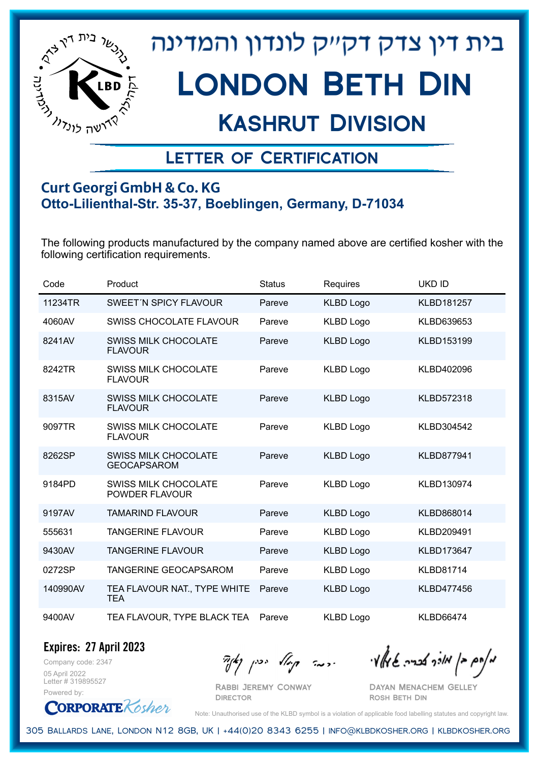# בית דין צדק דקי"ק לונדון והמדינה

# London Beth Din

## Kashrut Division

### Letter of Certification

**Curt Georgi GmbH & Co. KG**
**Otto-Lilienthal-Str. 35-37, Boeblingen, Germany, D-71034**

The following products manufactured by the company named above are certified kosher with the following certification requirements.

| Code | Product | Status | Requires | UKD ID |
|---|---|---|---|---|
| 11234TR | SWEET´N SPICY FLAVOUR | Pareve | KLBD Logo | KLBD181257 |
| 4060AV | SWISS CHOCOLATE FLAVOUR | Pareve | KLBD Logo | KLBD639653 |
| 8241AV | SWISS MILK CHOCOLATE FLAVOUR | Pareve | KLBD Logo | KLBD153199 |
| 8242TR | SWISS MILK CHOCOLATE FLAVOUR | Pareve | KLBD Logo | KLBD402096 |
| 8315AV | SWISS MILK CHOCOLATE FLAVOUR | Pareve | KLBD Logo | KLBD572318 |
| 9097TR | SWISS MILK CHOCOLATE FLAVOUR | Pareve | KLBD Logo | KLBD304542 |
| 8262SP | SWISS MILK CHOCOLATE GEOCAPSAROM | Pareve | KLBD Logo | KLBD877941 |
| 9184PD | SWISS MILK CHOCOLATE POWDER FLAVOUR | Pareve | KLBD Logo | KLBD130974 |
| 9197AV | TAMARIND FLAVOUR | Pareve | KLBD Logo | KLBD868014 |
| 555631 | TANGERINE FLAVOUR | Pareve | KLBD Logo | KLBD209491 |
| 9430AV | TANGERINE FLAVOUR | Pareve | KLBD Logo | KLBD173647 |
| 0272SP | TANGERINE GEOCAPSAROM | Pareve | KLBD Logo | KLBD81714 |
| 140990AV | TEA FLAVOUR NAT., TYPE WHITE TEA | Pareve | KLBD Logo | KLBD477456 |
| 9400AV | TEA FLAVOUR, TYPE BLACK TEA | Pareve | KLBD Logo | KLBD66474 |

**Expires: 27 April 2023**

Company code: 2347
05 April 2022
Letter # 319895527
Powered by: CorporateKosher

Rabbi Jeremy Conway
Director

Dayan Menachem Gelley
Rosh Beth Din

Note: Unauthorised use of the KLBD symbol is a violation of applicable food labelling statutes and copyright law.

305 Ballards Lane, London N12 8GB, UK | +44(0)20 8343 6255 | info@klbdkosher.org | klbdkosher.org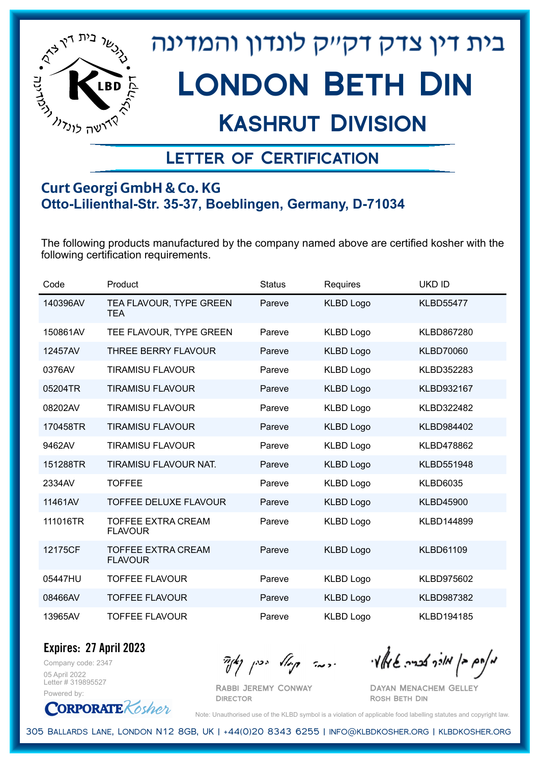# בית דין צדק דקייק לונדון והמדינה

# London Beth Din

## Kashrut Division

### Letter of Certification

**Curt Georgi GmbH & Co. KG**
**Otto-Lilienthal-Str. 35-37, Boeblingen, Germany, D-71034**

The following products manufactured by the company named above are certified kosher with the following certification requirements.

| Code | Product | Status | Requires | UKD ID |
|---|---|---|---|---|
| 140396AV | TEA FLAVOUR, TYPE GREEN TEA | Pareve | KLBD Logo | KLBD55477 |
| 150861AV | TEE FLAVOUR, TYPE GREEN | Pareve | KLBD Logo | KLBD867280 |
| 12457AV | THREE BERRY FLAVOUR | Pareve | KLBD Logo | KLBD70060 |
| 0376AV | TIRAMISU FLAVOUR | Pareve | KLBD Logo | KLBD352283 |
| 05204TR | TIRAMISU FLAVOUR | Pareve | KLBD Logo | KLBD932167 |
| 08202AV | TIRAMISU FLAVOUR | Pareve | KLBD Logo | KLBD322482 |
| 170458TR | TIRAMISU FLAVOUR | Pareve | KLBD Logo | KLBD984402 |
| 9462AV | TIRAMISU FLAVOUR | Pareve | KLBD Logo | KLBD478862 |
| 151288TR | TIRAMISU FLAVOUR NAT. | Pareve | KLBD Logo | KLBD551948 |
| 2334AV | TOFFEE | Pareve | KLBD Logo | KLBD6035 |
| 11461AV | TOFFEE DELUXE FLAVOUR | Pareve | KLBD Logo | KLBD45900 |
| 111016TR | TOFFEE EXTRA CREAM FLAVOUR | Pareve | KLBD Logo | KLBD144899 |
| 12175CF | TOFFEE EXTRA CREAM FLAVOUR | Pareve | KLBD Logo | KLBD61109 |
| 05447HU | TOFFEE FLAVOUR | Pareve | KLBD Logo | KLBD975602 |
| 08466AV | TOFFEE FLAVOUR | Pareve | KLBD Logo | KLBD987382 |
| 13965AV | TOFFEE FLAVOUR | Pareve | KLBD Logo | KLBD194185 |

**Expires: 27 April 2023**

Company code: 2347
05 April 2022
Letter # 319895527
Powered by: CorporateKosher

Rabbi Jeremy Conway
Director

Dayan Menachem Gelley
Rosh Beth Din

Note: Unauthorised use of the KLBD symbol is a violation of applicable food labelling statutes and copyright law.

305 Ballards Lane, London N12 8GB, UK | +44(0)20 8343 6255 | info@klbdkosher.org | klbdkosher.org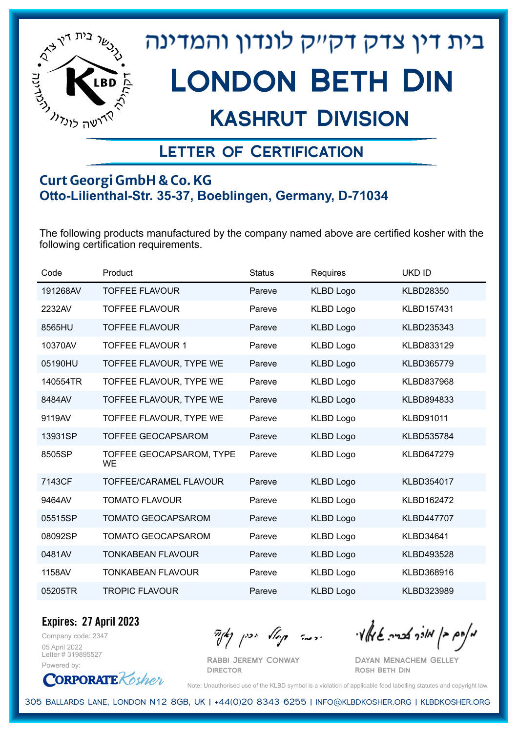# בית דין צדק דק״ק לונדון והמדינה

# London Beth Din

## Kashrut Division

### Letter of Certification

**Curt Georgi GmbH & Co. KG**
**Otto-Lilienthal-Str. 35-37, Boeblingen, Germany, D-71034**

The following products manufactured by the company named above are certified kosher with the following certification requirements.

| Code | Product | Status | Requires | UKD ID |
|---|---|---|---|---|
| 191268AV | TOFFEE FLAVOUR | Pareve | KLBD Logo | KLBD28350 |
| 2232AV | TOFFEE FLAVOUR | Pareve | KLBD Logo | KLBD157431 |
| 8565HU | TOFFEE FLAVOUR | Pareve | KLBD Logo | KLBD235343 |
| 10370AV | TOFFEE FLAVOUR 1 | Pareve | KLBD Logo | KLBD833129 |
| 05190HU | TOFFEE FLAVOUR, TYPE WE | Pareve | KLBD Logo | KLBD365779 |
| 140554TR | TOFFEE FLAVOUR, TYPE WE | Pareve | KLBD Logo | KLBD837968 |
| 8484AV | TOFFEE FLAVOUR, TYPE WE | Pareve | KLBD Logo | KLBD894833 |
| 9119AV | TOFFEE FLAVOUR, TYPE WE | Pareve | KLBD Logo | KLBD91011 |
| 13931SP | TOFFEE GEOCAPSAROM | Pareve | KLBD Logo | KLBD535784 |
| 8505SP | TOFFEE GEOCAPSAROM, TYPE WE | Pareve | KLBD Logo | KLBD647279 |
| 7143CF | TOFFEE/CARAMEL FLAVOUR | Pareve | KLBD Logo | KLBD354017 |
| 9464AV | TOMATO FLAVOUR | Pareve | KLBD Logo | KLBD162472 |
| 05515SP | TOMATO GEOCAPSAROM | Pareve | KLBD Logo | KLBD447707 |
| 08092SP | TOMATO GEOCAPSAROM | Pareve | KLBD Logo | KLBD34641 |
| 0481AV | TONKABEAN FLAVOUR | Pareve | KLBD Logo | KLBD493528 |
| 1158AV | TONKABEAN FLAVOUR | Pareve | KLBD Logo | KLBD368916 |
| 05205TR | TROPIC FLAVOUR | Pareve | KLBD Logo | KLBD323989 |

**Expires: 27 April 2023**

Company code: 2347
05 April 2022
Letter # 319895527
Powered by: CorporateKosher

Rabbi Jeremy Conway
Director

Dayan Menachem Gelley
Rosh Beth Din

Note: Unauthorised use of the KLBD symbol is a violation of applicable food labelling statutes and copyright law.

305 Ballards Lane, London N12 8GB, UK | +44(0)20 8343 6255 | info@klbdkosher.org | klbdkosher.org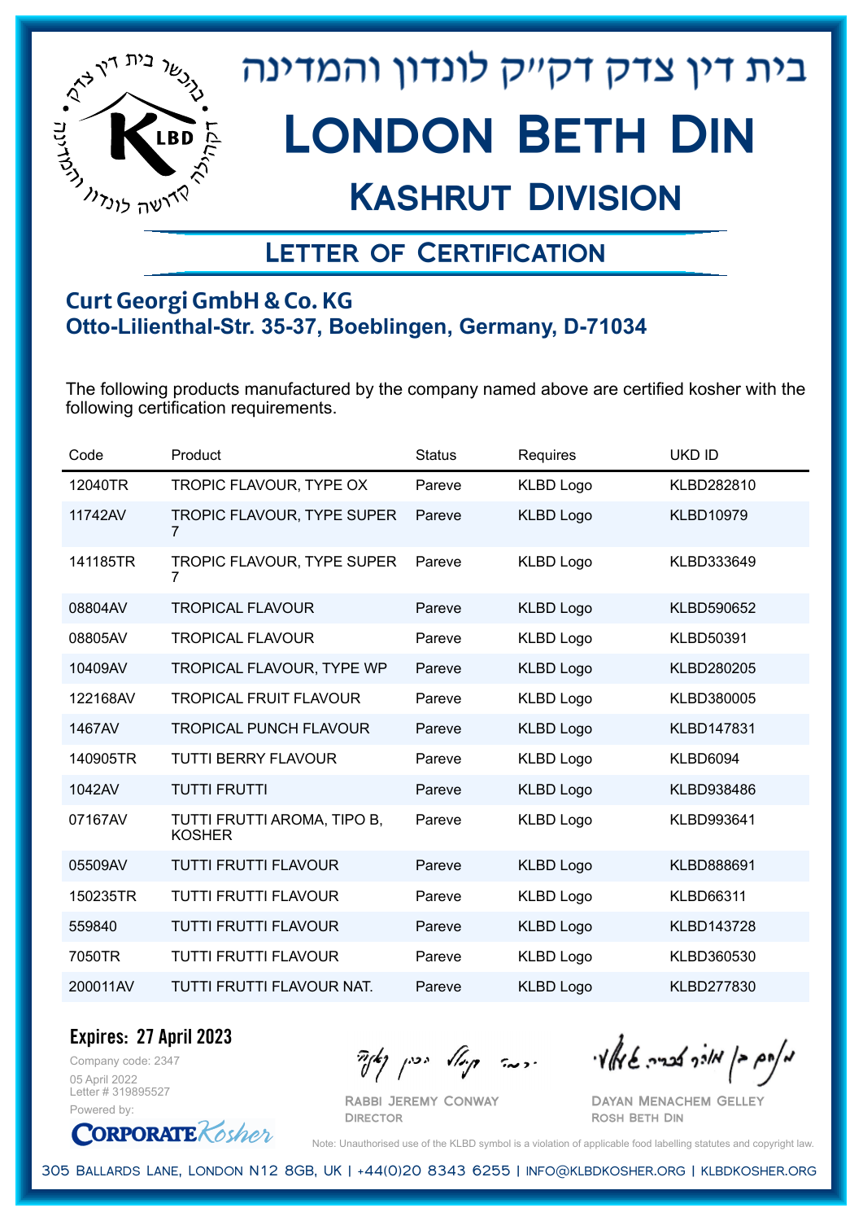# בית דין צדק דק"ק לונדון והמדינה

# London Beth Din

## Kashrut Division

### Letter of Certification

**Curt Georgi GmbH & Co. KG**
**Otto-Lilienthal-Str. 35-37, Boeblingen, Germany, D-71034**

The following products manufactured by the company named above are certified kosher with the following certification requirements.

| Code | Product | Status | Requires | UKD ID |
|---|---|---|---|---|
| 12040TR | TROPIC FLAVOUR, TYPE OX | Pareve | KLBD Logo | KLBD282810 |
| 11742AV | TROPIC FLAVOUR, TYPE SUPER 7 | Pareve | KLBD Logo | KLBD10979 |
| 141185TR | TROPIC FLAVOUR, TYPE SUPER 7 | Pareve | KLBD Logo | KLBD333649 |
| 08804AV | TROPICAL FLAVOUR | Pareve | KLBD Logo | KLBD590652 |
| 08805AV | TROPICAL FLAVOUR | Pareve | KLBD Logo | KLBD50391 |
| 10409AV | TROPICAL FLAVOUR, TYPE WP | Pareve | KLBD Logo | KLBD280205 |
| 122168AV | TROPICAL FRUIT FLAVOUR | Pareve | KLBD Logo | KLBD380005 |
| 1467AV | TROPICAL PUNCH FLAVOUR | Pareve | KLBD Logo | KLBD147831 |
| 140905TR | TUTTI BERRY FLAVOUR | Pareve | KLBD Logo | KLBD6094 |
| 1042AV | TUTTI FRUTTI | Pareve | KLBD Logo | KLBD938486 |
| 07167AV | TUTTI FRUTTI AROMA, TIPO B, KOSHER | Pareve | KLBD Logo | KLBD993641 |
| 05509AV | TUTTI FRUTTI FLAVOUR | Pareve | KLBD Logo | KLBD888691 |
| 150235TR | TUTTI FRUTTI FLAVOUR | Pareve | KLBD Logo | KLBD66311 |
| 559840 | TUTTI FRUTTI FLAVOUR | Pareve | KLBD Logo | KLBD143728 |
| 7050TR | TUTTI FRUTTI FLAVOUR | Pareve | KLBD Logo | KLBD360530 |
| 200011AV | TUTTI FRUTTI FLAVOUR NAT. | Pareve | KLBD Logo | KLBD277830 |

**Expires: 27 April 2023**

Company code: 2347
05 April 2022
Letter # 319895527
Powered by: CorporateKosher

Rabbi Jeremy Conway
Director

Dayan Menachem Gelley
Rosh Beth Din

Note: Unauthorised use of the KLBD symbol is a violation of applicable food labelling statutes and copyright law.

305 Ballards Lane, London N12 8GB, UK | +44(0)20 8343 6255 | info@klbdkosher.org | klbdkosher.org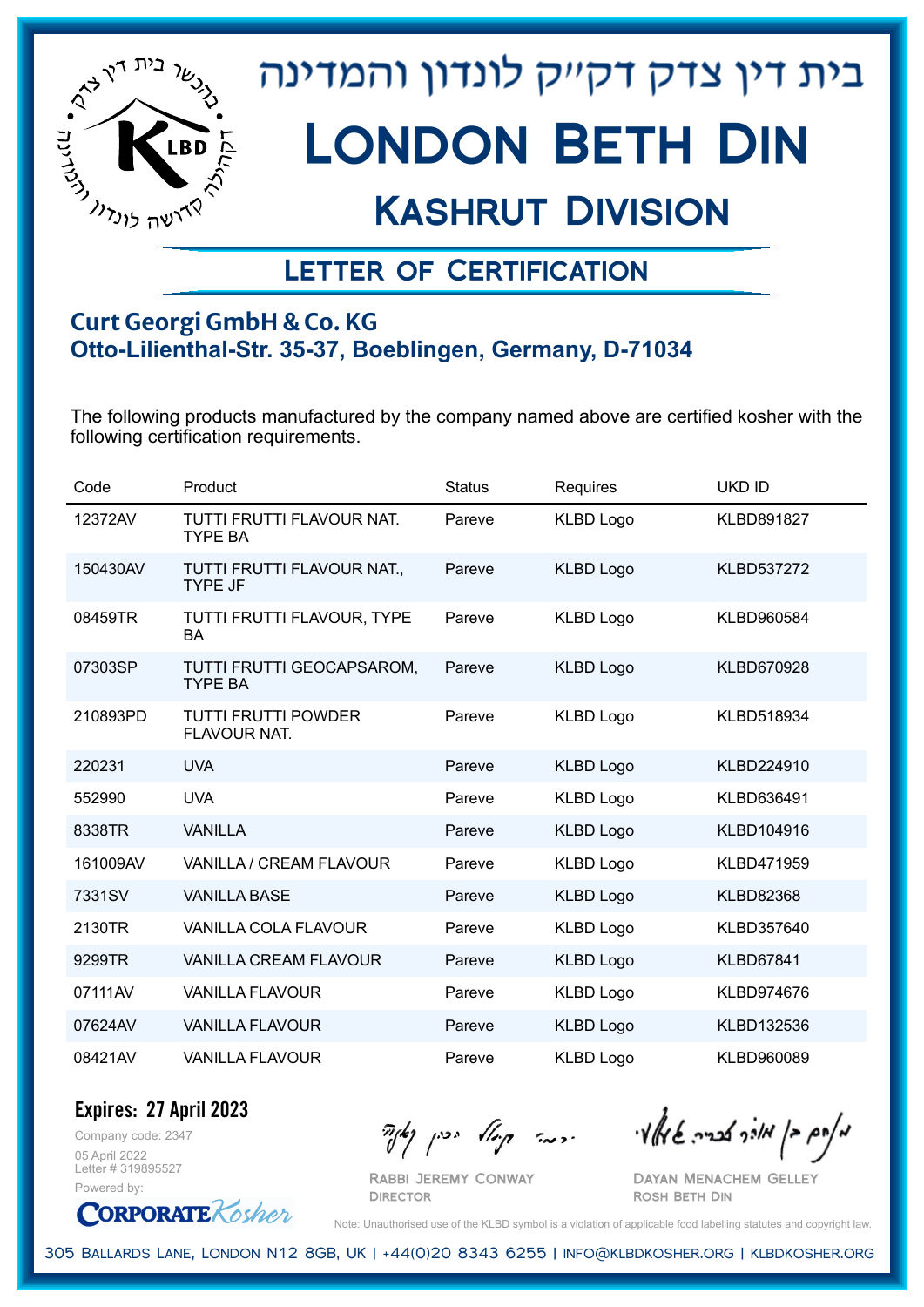# בית דין צדק דקי"ק לונדון והמדינה

# London Beth Din

## Kashrut Division

### Letter of Certification

**Curt Georgi GmbH & Co. KG**
**Otto-Lilienthal-Str. 35-37, Boeblingen, Germany, D-71034**

The following products manufactured by the company named above are certified kosher with the following certification requirements.

| Code | Product | Status | Requires | UKD ID |
|---|---|---|---|---|
| 12372AV | TUTTI FRUTTI FLAVOUR NAT. TYPE BA | Pareve | KLBD Logo | KLBD891827 |
| 150430AV | TUTTI FRUTTI FLAVOUR NAT., TYPE JF | Pareve | KLBD Logo | KLBD537272 |
| 08459TR | TUTTI FRUTTI FLAVOUR, TYPE BA | Pareve | KLBD Logo | KLBD960584 |
| 07303SP | TUTTI FRUTTI GEOCAPSAROM, TYPE BA | Pareve | KLBD Logo | KLBD670928 |
| 210893PD | TUTTI FRUTTI POWDER FLAVOUR NAT. | Pareve | KLBD Logo | KLBD518934 |
| 220231 | UVA | Pareve | KLBD Logo | KLBD224910 |
| 552990 | UVA | Pareve | KLBD Logo | KLBD636491 |
| 8338TR | VANILLA | Pareve | KLBD Logo | KLBD104916 |
| 161009AV | VANILLA / CREAM FLAVOUR | Pareve | KLBD Logo | KLBD471959 |
| 7331SV | VANILLA BASE | Pareve | KLBD Logo | KLBD82368 |
| 2130TR | VANILLA COLA FLAVOUR | Pareve | KLBD Logo | KLBD357640 |
| 9299TR | VANILLA CREAM FLAVOUR | Pareve | KLBD Logo | KLBD67841 |
| 07111AV | VANILLA FLAVOUR | Pareve | KLBD Logo | KLBD974676 |
| 07624AV | VANILLA FLAVOUR | Pareve | KLBD Logo | KLBD132536 |
| 08421AV | VANILLA FLAVOUR | Pareve | KLBD Logo | KLBD960089 |

**Expires: 27 April 2023**

Company code: 2347
05 April 2022
Letter # 319895527
Powered by: CorporateKosher

Rabbi Jeremy Conway
Director

Dayan Menachem Gelley
Rosh Beth Din

Note: Unauthorised use of the KLBD symbol is a violation of applicable food labelling statutes and copyright law.

305 Ballards Lane, London N12 8GB, UK | +44(0)20 8343 6255 | info@klbdkosher.org | klbdkosher.org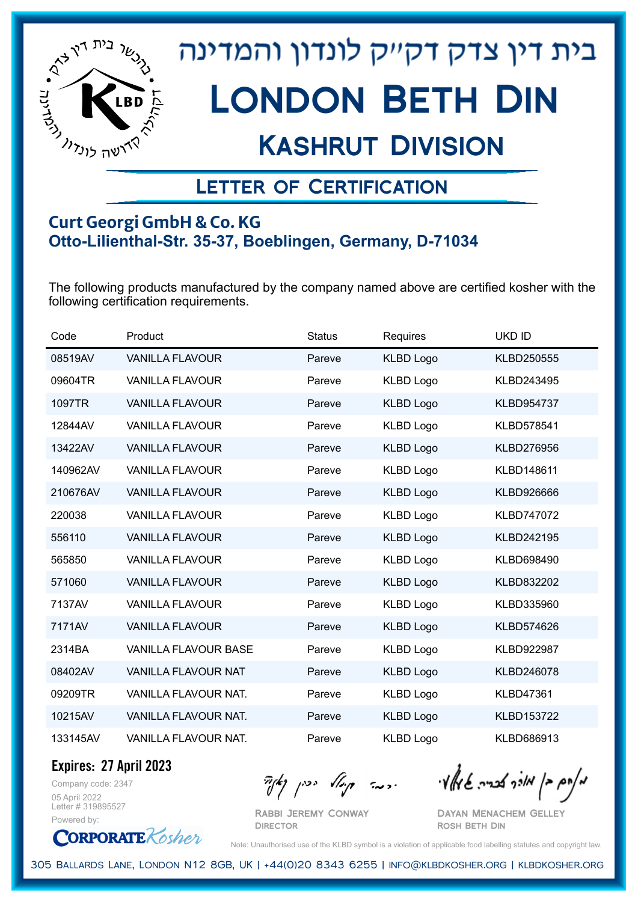# בית דין צדק דקי"ק לונדון והמדינה

# London Beth Din

## Kashrut Division

### Letter of Certification

**Curt Georgi GmbH & Co. KG**
**Otto-Lilienthal-Str. 35-37, Boeblingen, Germany, D-71034**

The following products manufactured by the company named above are certified kosher with the following certification requirements.

| Code | Product | Status | Requires | UKD ID |
|---|---|---|---|---|
| 08519AV | VANILLA FLAVOUR | Pareve | KLBD Logo | KLBD250555 |
| 09604TR | VANILLA FLAVOUR | Pareve | KLBD Logo | KLBD243495 |
| 1097TR | VANILLA FLAVOUR | Pareve | KLBD Logo | KLBD954737 |
| 12844AV | VANILLA FLAVOUR | Pareve | KLBD Logo | KLBD578541 |
| 13422AV | VANILLA FLAVOUR | Pareve | KLBD Logo | KLBD276956 |
| 140962AV | VANILLA FLAVOUR | Pareve | KLBD Logo | KLBD148611 |
| 210676AV | VANILLA FLAVOUR | Pareve | KLBD Logo | KLBD926666 |
| 220038 | VANILLA FLAVOUR | Pareve | KLBD Logo | KLBD747072 |
| 556110 | VANILLA FLAVOUR | Pareve | KLBD Logo | KLBD242195 |
| 565850 | VANILLA FLAVOUR | Pareve | KLBD Logo | KLBD698490 |
| 571060 | VANILLA FLAVOUR | Pareve | KLBD Logo | KLBD832202 |
| 7137AV | VANILLA FLAVOUR | Pareve | KLBD Logo | KLBD335960 |
| 7171AV | VANILLA FLAVOUR | Pareve | KLBD Logo | KLBD574626 |
| 2314BA | VANILLA FLAVOUR BASE | Pareve | KLBD Logo | KLBD922987 |
| 08402AV | VANILLA FLAVOUR NAT | Pareve | KLBD Logo | KLBD246078 |
| 09209TR | VANILLA FLAVOUR NAT. | Pareve | KLBD Logo | KLBD47361 |
| 10215AV | VANILLA FLAVOUR NAT. | Pareve | KLBD Logo | KLBD153722 |
| 133145AV | VANILLA FLAVOUR NAT. | Pareve | KLBD Logo | KLBD686913 |

**Expires: 27 April 2023**

Company code: 2347
05 April 2022
Letter # 319895527
Powered by: CorporateKosher

Rabbi Jeremy Conway
Director

Dayan Menachem Gelley
Rosh Beth Din

Note: Unauthorised use of the KLBD symbol is a violation of applicable food labelling statutes and copyright law.

305 Ballards Lane, London N12 8GB, UK | +44(0)20 8343 6255 | info@klbdkosher.org | klbdkosher.org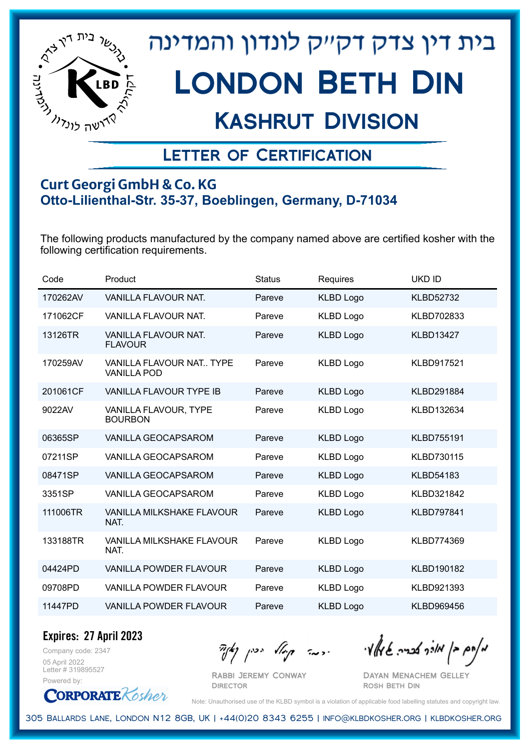# בית דין צדק דקהילה לונדון והמדינה

# London Beth Din

## Kashrut Division

### Letter of Certification

**Curt Georgi GmbH & Co. KG**
**Otto-Lilienthal-Str. 35-37, Boeblingen, Germany, D-71034**

The following products manufactured by the company named above are certified kosher with the following certification requirements.

| Code | Product | Status | Requires | UKD ID |
|---|---|---|---|---|
| 170262AV | VANILLA FLAVOUR NAT. | Pareve | KLBD Logo | KLBD52732 |
| 171062CF | VANILLA FLAVOUR NAT. | Pareve | KLBD Logo | KLBD702833 |
| 13126TR | VANILLA FLAVOUR NAT. FLAVOUR | Pareve | KLBD Logo | KLBD13427 |
| 170259AV | VANILLA FLAVOUR NAT.. TYPE VANILLA POD | Pareve | KLBD Logo | KLBD917521 |
| 201061CF | VANILLA FLAVOUR TYPE IB | Pareve | KLBD Logo | KLBD291884 |
| 9022AV | VANILLA FLAVOUR, TYPE BOURBON | Pareve | KLBD Logo | KLBD132634 |
| 06365SP | VANILLA GEOCAPSAROM | Pareve | KLBD Logo | KLBD755191 |
| 07211SP | VANILLA GEOCAPSAROM | Pareve | KLBD Logo | KLBD730115 |
| 08471SP | VANILLA GEOCAPSAROM | Pareve | KLBD Logo | KLBD54183 |
| 3351SP | VANILLA GEOCAPSAROM | Pareve | KLBD Logo | KLBD321842 |
| 111006TR | VANILLA MILKSHAKE FLAVOUR NAT. | Pareve | KLBD Logo | KLBD797841 |
| 133188TR | VANILLA MILKSHAKE FLAVOUR NAT. | Pareve | KLBD Logo | KLBD774369 |
| 04424PD | VANILLA POWDER FLAVOUR | Pareve | KLBD Logo | KLBD190182 |
| 09708PD | VANILLA POWDER FLAVOUR | Pareve | KLBD Logo | KLBD921393 |
| 11447PD | VANILLA POWDER FLAVOUR | Pareve | KLBD Logo | KLBD969456 |

**Expires: 27 April 2023**

Company code: 2347
05 April 2022
Letter # 319895527
Powered by: CorporateKosher

Rabbi Jeremy Conway
Director

Dayan Menachem Gelley
Rosh Beth Din

Note: Unauthorised use of the KLBD symbol is a violation of applicable food labelling statutes and copyright law.

305 Ballards Lane, London N12 8GB, UK | +44(0)20 8343 6255 | info@klbdkosher.org | klbdkosher.org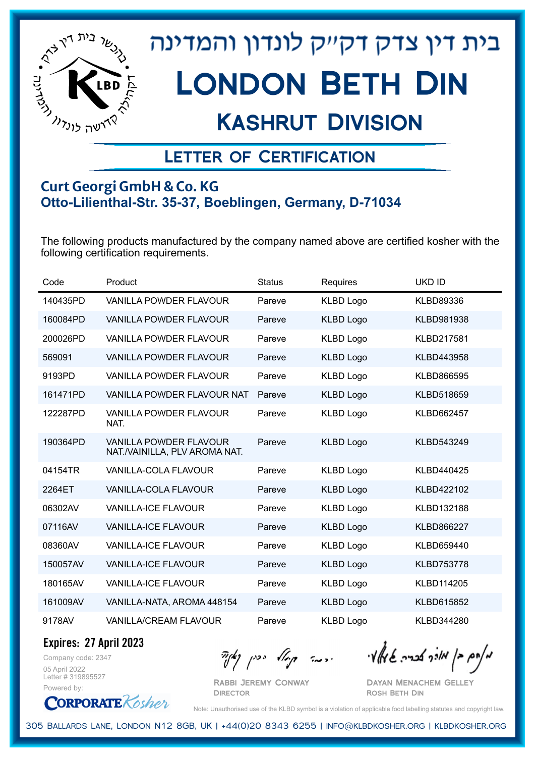# בית דין צדק דקייק לונדון והמדינה

# London Beth Din

## Kashrut Division

### Letter of Certification

**Curt Georgi GmbH & Co. KG**
**Otto-Lilienthal-Str. 35-37, Boeblingen, Germany, D-71034**

The following products manufactured by the company named above are certified kosher with the following certification requirements.

| Code | Product | Status | Requires | UKD ID |
|---|---|---|---|---|
| 140435PD | VANILLA POWDER FLAVOUR | Pareve | KLBD Logo | KLBD89336 |
| 160084PD | VANILLA POWDER FLAVOUR | Pareve | KLBD Logo | KLBD981938 |
| 200026PD | VANILLA POWDER FLAVOUR | Pareve | KLBD Logo | KLBD217581 |
| 569091 | VANILLA POWDER FLAVOUR | Pareve | KLBD Logo | KLBD443958 |
| 9193PD | VANILLA POWDER FLAVOUR | Pareve | KLBD Logo | KLBD866595 |
| 161471PD | VANILLA POWDER FLAVOUR NAT | Pareve | KLBD Logo | KLBD518659 |
| 122287PD | VANILLA POWDER FLAVOUR NAT. | Pareve | KLBD Logo | KLBD662457 |
| 190364PD | VANILLA POWDER FLAVOUR NAT./VAINILLA, PLV AROMA NAT. | Pareve | KLBD Logo | KLBD543249 |
| 04154TR | VANILLA-COLA FLAVOUR | Pareve | KLBD Logo | KLBD440425 |
| 2264ET | VANILLA-COLA FLAVOUR | Pareve | KLBD Logo | KLBD422102 |
| 06302AV | VANILLA-ICE FLAVOUR | Pareve | KLBD Logo | KLBD132188 |
| 07116AV | VANILLA-ICE FLAVOUR | Pareve | KLBD Logo | KLBD866227 |
| 08360AV | VANILLA-ICE FLAVOUR | Pareve | KLBD Logo | KLBD659440 |
| 150057AV | VANILLA-ICE FLAVOUR | Pareve | KLBD Logo | KLBD753778 |
| 180165AV | VANILLA-ICE FLAVOUR | Pareve | KLBD Logo | KLBD114205 |
| 161009AV | VANILLA-NATA, AROMA 448154 | Pareve | KLBD Logo | KLBD615852 |
| 9178AV | VANILLA/CREAM FLAVOUR | Pareve | KLBD Logo | KLBD344280 |

**Expires: 27 April 2023**

Company code: 2347
05 April 2022
Letter # 319895527
Powered by: CorporateKosher

Rabbi Jeremy Conway
Director

Dayan Menachem Gelley
Rosh Beth Din

Note: Unauthorised use of the KLBD symbol is a violation of applicable food labelling statutes and copyright law.

305 Ballards Lane, London N12 8GB, UK | +44(0)20 8343 6255 | info@klbdkosher.org | klbdkosher.org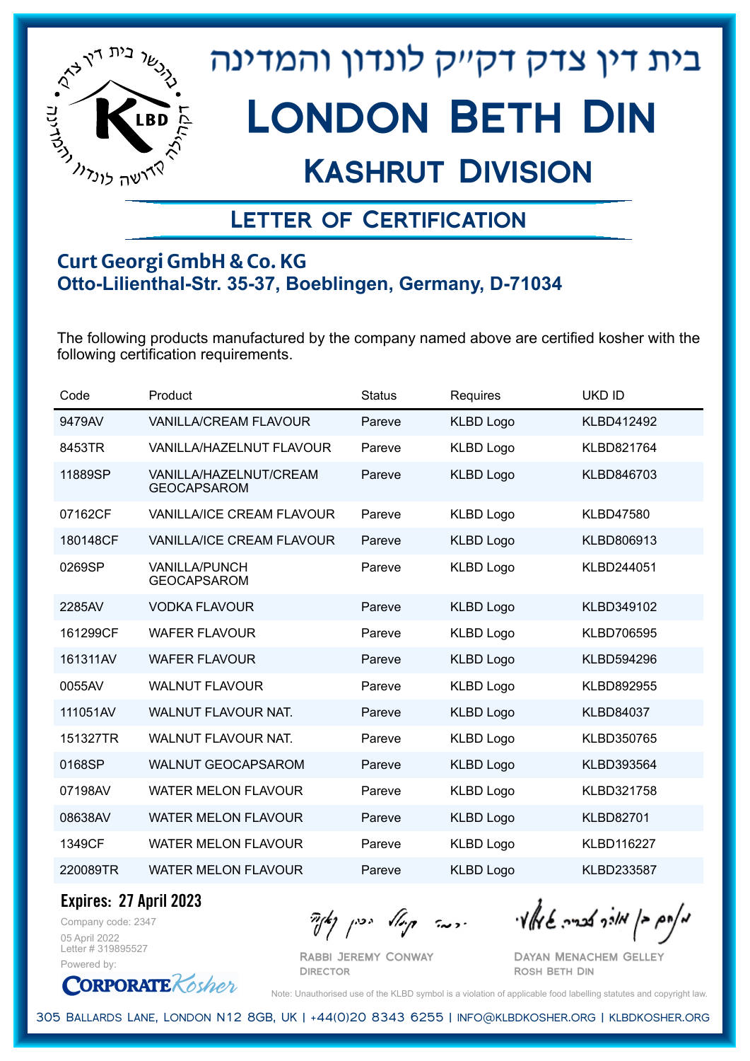בית דין צדק דקה״ק לונדון והמדינה

# London Beth Din

## Kashrut Division

### Letter of Certification

**Curt Georgi GmbH & Co. KG**
**Otto-Lilienthal-Str. 35-37, Boeblingen, Germany, D-71034**

The following products manufactured by the company named above are certified kosher with the following certification requirements.

| Code | Product | Status | Requires | UKD ID |
|---|---|---|---|---|
| 9479AV | VANILLA/CREAM FLAVOUR | Pareve | KLBD Logo | KLBD412492 |
| 8453TR | VANILLA/HAZELNUT FLAVOUR | Pareve | KLBD Logo | KLBD821764 |
| 11889SP | VANILLA/HAZELNUT/CREAM GEOCAPSAROM | Pareve | KLBD Logo | KLBD846703 |
| 07162CF | VANILLA/ICE CREAM FLAVOUR | Pareve | KLBD Logo | KLBD47580 |
| 180148CF | VANILLA/ICE CREAM FLAVOUR | Pareve | KLBD Logo | KLBD806913 |
| 0269SP | VANILLA/PUNCH GEOCAPSAROM | Pareve | KLBD Logo | KLBD244051 |
| 2285AV | VODKA FLAVOUR | Pareve | KLBD Logo | KLBD349102 |
| 161299CF | WAFER FLAVOUR | Pareve | KLBD Logo | KLBD706595 |
| 161311AV | WAFER FLAVOUR | Pareve | KLBD Logo | KLBD594296 |
| 0055AV | WALNUT FLAVOUR | Pareve | KLBD Logo | KLBD892955 |
| 111051AV | WALNUT FLAVOUR NAT. | Pareve | KLBD Logo | KLBD84037 |
| 151327TR | WALNUT FLAVOUR NAT. | Pareve | KLBD Logo | KLBD350765 |
| 0168SP | WALNUT GEOCAPSAROM | Pareve | KLBD Logo | KLBD393564 |
| 07198AV | WATER MELON FLAVOUR | Pareve | KLBD Logo | KLBD321758 |
| 08638AV | WATER MELON FLAVOUR | Pareve | KLBD Logo | KLBD82701 |
| 1349CF | WATER MELON FLAVOUR | Pareve | KLBD Logo | KLBD116227 |
| 220089TR | WATER MELON FLAVOUR | Pareve | KLBD Logo | KLBD233587 |

**Expires: 27 April 2023**

Company code: 2347
05 April 2022
Letter # 319895527
Powered by: CorporateKosher

Rabbi Jeremy Conway
Director

Dayan Menachem Gelley
Rosh Beth Din

Note: Unauthorised use of the KLBD symbol is a violation of applicable food labelling statutes and copyright law.

305 Ballards Lane, London N12 8GB, UK | +44(0)20 8343 6255 | info@klbdkosher.org | klbdkosher.org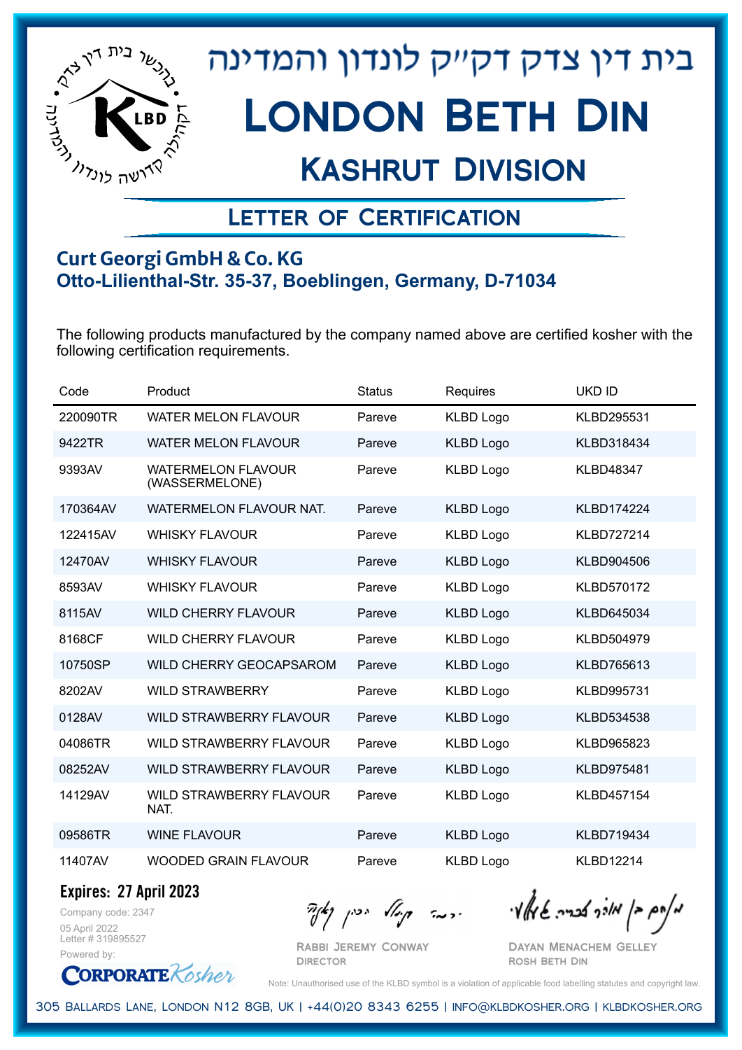# בית דין צדק דק"ק לונדון והמדינה

# London Beth Din

## Kashrut Division

### Letter of Certification

**Curt Georgi GmbH & Co. KG**
**Otto-Lilienthal-Str. 35-37, Boeblingen, Germany, D-71034**

The following products manufactured by the company named above are certified kosher with the following certification requirements.

| Code | Product | Status | Requires | UKD ID |
|---|---|---|---|---|
| 220090TR | WATER MELON FLAVOUR | Pareve | KLBD Logo | KLBD295531 |
| 9422TR | WATER MELON FLAVOUR | Pareve | KLBD Logo | KLBD318434 |
| 9393AV | WATERMELON FLAVOUR (WASSERMELONE) | Pareve | KLBD Logo | KLBD48347 |
| 170364AV | WATERMELON FLAVOUR NAT. | Pareve | KLBD Logo | KLBD174224 |
| 122415AV | WHISKY FLAVOUR | Pareve | KLBD Logo | KLBD727214 |
| 12470AV | WHISKY FLAVOUR | Pareve | KLBD Logo | KLBD904506 |
| 8593AV | WHISKY FLAVOUR | Pareve | KLBD Logo | KLBD570172 |
| 8115AV | WILD CHERRY FLAVOUR | Pareve | KLBD Logo | KLBD645034 |
| 8168CF | WILD CHERRY FLAVOUR | Pareve | KLBD Logo | KLBD504979 |
| 10750SP | WILD CHERRY GEOCAPSAROM | Pareve | KLBD Logo | KLBD765613 |
| 8202AV | WILD STRAWBERRY | Pareve | KLBD Logo | KLBD995731 |
| 0128AV | WILD STRAWBERRY FLAVOUR | Pareve | KLBD Logo | KLBD534538 |
| 04086TR | WILD STRAWBERRY FLAVOUR | Pareve | KLBD Logo | KLBD965823 |
| 08252AV | WILD STRAWBERRY FLAVOUR | Pareve | KLBD Logo | KLBD975481 |
| 14129AV | WILD STRAWBERRY FLAVOUR NAT. | Pareve | KLBD Logo | KLBD457154 |
| 09586TR | WINE FLAVOUR | Pareve | KLBD Logo | KLBD719434 |
| 11407AV | WOODED GRAIN FLAVOUR | Pareve | KLBD Logo | KLBD12214 |

**Expires: 27 April 2023**

Company code: 2347
05 April 2022
Letter # 319895527
Powered by: CorporateKosher

Rabbi Jeremy Conway
Director

Dayan Menachem Gelley
Rosh Beth Din

Note: Unauthorised use of the KLBD symbol is a violation of applicable food labelling statutes and copyright law.

305 Ballards Lane, London N12 8GB, UK | +44(0)20 8343 6255 | info@klbdkosher.org | klbdkosher.org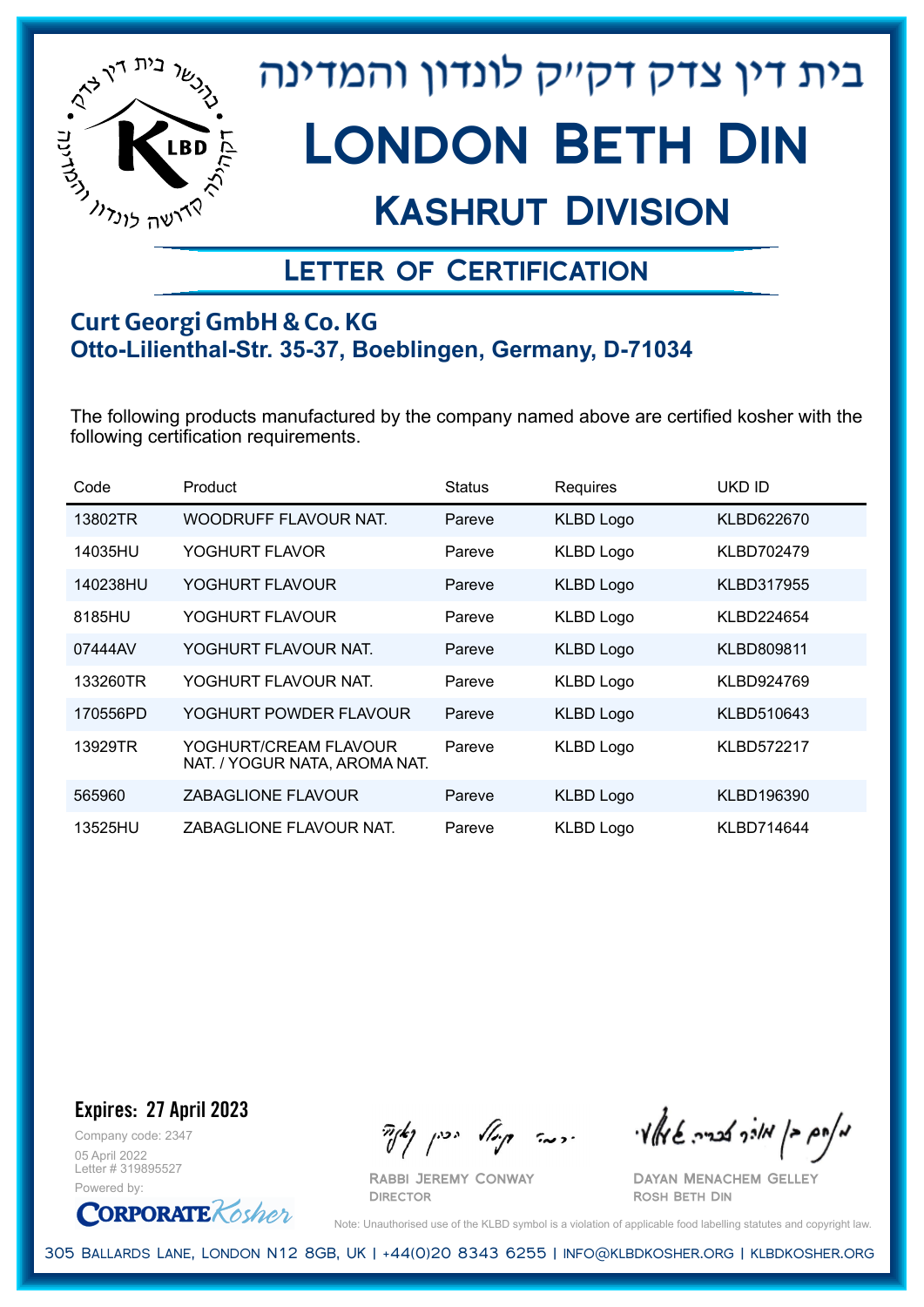# בית דין צדק דק״ק לונדון והמדינה

# London Beth Din

## Kashrut Division

### Letter of Certification

**Curt Georgi GmbH & Co. KG**
**Otto-Lilienthal-Str. 35-37, Boeblingen, Germany, D-71034**

The following products manufactured by the company named above are certified kosher with the following certification requirements.

| Code | Product | Status | Requires | UKD ID |
|---|---|---|---|---|
| 13802TR | WOODRUFF FLAVOUR NAT. | Pareve | KLBD Logo | KLBD622670 |
| 14035HU | YOGHURT FLAVOR | Pareve | KLBD Logo | KLBD702479 |
| 140238HU | YOGHURT FLAVOUR | Pareve | KLBD Logo | KLBD317955 |
| 8185HU | YOGHURT FLAVOUR | Pareve | KLBD Logo | KLBD224654 |
| 07444AV | YOGHURT FLAVOUR NAT. | Pareve | KLBD Logo | KLBD809811 |
| 133260TR | YOGHURT FLAVOUR NAT. | Pareve | KLBD Logo | KLBD924769 |
| 170556PD | YOGHURT POWDER FLAVOUR | Pareve | KLBD Logo | KLBD510643 |
| 13929TR | YOGHURT/CREAM FLAVOUR NAT. / YOGUR NATA, AROMA NAT. | Pareve | KLBD Logo | KLBD572217 |
| 565960 | ZABAGLIONE FLAVOUR | Pareve | KLBD Logo | KLBD196390 |
| 13525HU | ZABAGLIONE FLAVOUR NAT. | Pareve | KLBD Logo | KLBD714644 |

**Expires: 27 April 2023**

Company code: 2347
05 April 2022
Letter # 319895527
Powered by: CorporateKosher

Rabbi Jeremy Conway
Director

Dayan Menachem Gelley
Rosh Beth Din

Note: Unauthorised use of the KLBD symbol is a violation of applicable food labelling statutes and copyright law.

305 Ballards Lane, London N12 8GB, UK | +44(0)20 8343 6255 | info@klbdkosher.org | klbdkosher.org